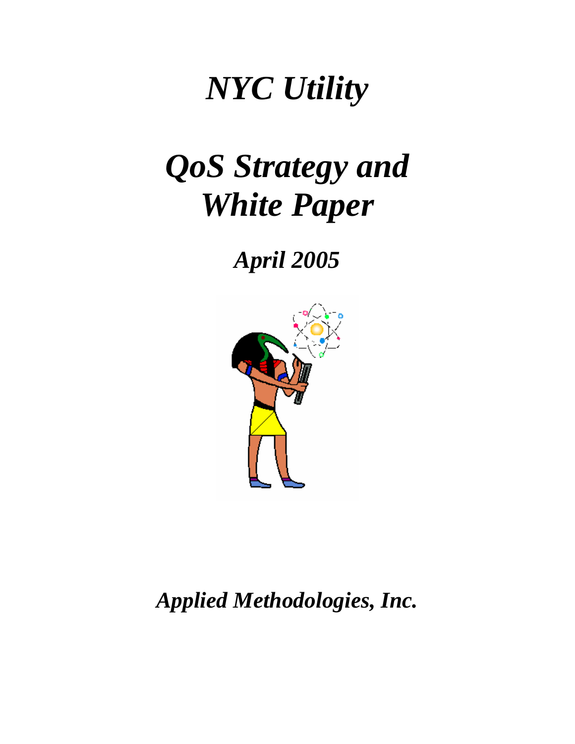# *NYC Utility*

# *QoS Strategy and White Paper*

## *April 2005*

## *Applied Methodologies, Inc.*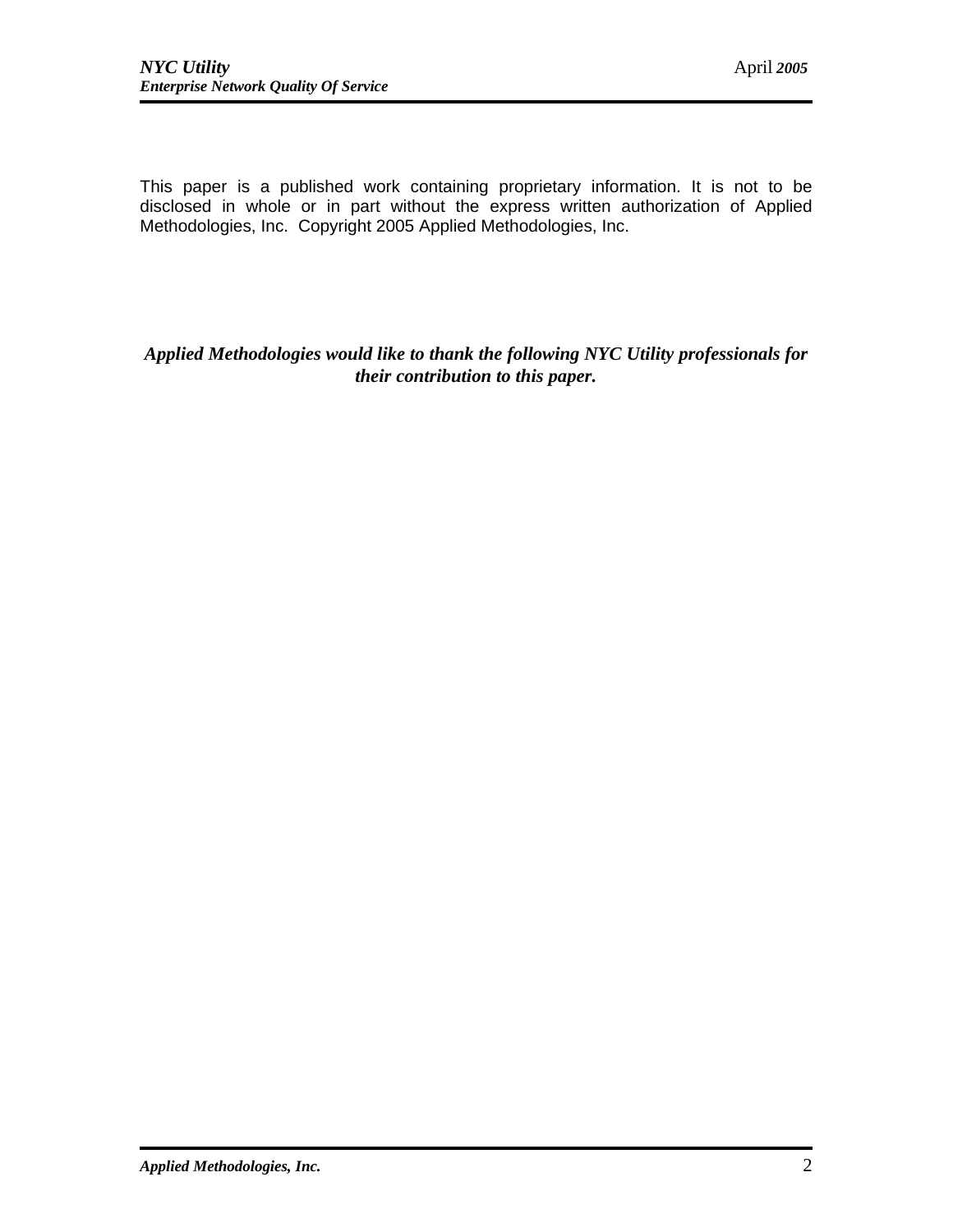This paper is a published work containing proprietary information. It is not to be disclosed in whole or in part without the express written authorization of Applied Methodologies, Inc. Copyright 2005 Applied Methodologies, Inc.

***Applied Methodologies would like to thank the following NYC Utility professionals for their contribution to this paper.***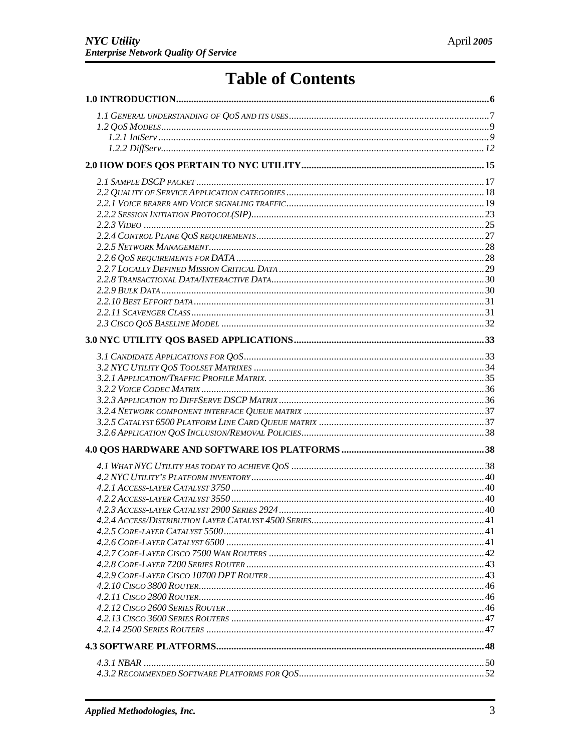# Table of Contents

**1.0 INTRODUCTION** ........ 6

- *1.1 General understanding of QoS and its uses* ........ 7
- *1.2 QoS Models* ........ 9
  - *1.2.1 IntServ* ........ 9
  - *1.2.2 DiffServ* ........ 12

**2.0 HOW DOES QOS PERTAIN TO NYC UTILITY** ........ 15

- *2.1 Sample DSCP packet* ........ 17
- *2.2 Quality of Service Application categories* ........ 18
- *2.2.1 Voice bearer and Voice signaling traffic* ........ 19
- *2.2.2 Session Initiation Protocol(SIP)* ........ 23
- *2.2.3 Video* ........ 25
- *2.2.4 Control Plane QoS requirements* ........ 27
- *2.2.5 Network Management* ........ 28
- *2.2.6 QoS requirements for DATA* ........ 28
- *2.2.7 Locally Defined Mission Critical Data* ........ 29
- *2.2.8 Transactional Data/Interactive Data* ........ 30
- *2.2.9 Bulk Data* ........ 30
- *2.2.10 Best Effort data* ........ 31
- *2.2.11 Scavenger Class* ........ 31
- *2.3 Cisco QoS Baseline Model* ........ 32

**3.0 NYC UTILITY QOS BASED APPLICATIONS** ........ 33

- *3.1 Candidate Applications for QoS* ........ 33
- *3.2 NYC Utility QoS Toolset Matrixes* ........ 34
- *3.2.1 Application/Traffic Profile Matrix.* ........ 35
- *3.2.2 Voice Codec Matrix* ........ 36
- *3.2.3 Application to DiffServe DSCP Matrix* ........ 36
- *3.2.4 Network component interface Queue matrix* ........ 37
- *3.2.5 Catalyst 6500 Platform Line Card Queue matrix* ........ 37
- *3.2.6 Application QoS Inclusion/Removal Policies* ........ 38

**4.0 QOS HARDWARE AND SOFTWARE IOS PLATFORMS** ........ 38

- *4.1 What NYC Utility has today to achieve QoS* ........ 38
- *4.2 NYC Utility's Platform inventory* ........ 40
- *4.2.1 Access-layer Catalyst 3750* ........ 40
- *4.2.2 Access-layer Catalyst 3550* ........ 40
- *4.2.3 Access-layer Catalyst 2900 Series 2924* ........ 40
- *4.2.4 Access/Distribution Layer Catalyst 4500 Series* ........ 41
- *4.2.5 Core-layer Catalyst 5500* ........ 41
- *4.2.6 Core-Layer Catalyst 6500* ........ 41
- *4.2.7 Core-Layer Cisco 7500 Wan Routers* ........ 42
- *4.2.8 Core-Layer 7200 Series Router* ........ 43
- *4.2.9 Core-Layer Cisco 10700 DPT Router* ........ 43
- *4.2.10 Cisco 3800 Router* ........ 46
- *4.2.11 Cisco 2800 Router* ........ 46
- *4.2.12 Cisco 2600 Series Router* ........ 46
- *4.2.13 Cisco 3600 Series Routers* ........ 47
- *4.2.14 2500 Series Routers* ........ 47

**4.3 SOFTWARE PLATFORMS** ........ 48

- *4.3.1 NBAR* ........ 50
- *4.3.2 Recommended Software Platforms for QoS* ........ 52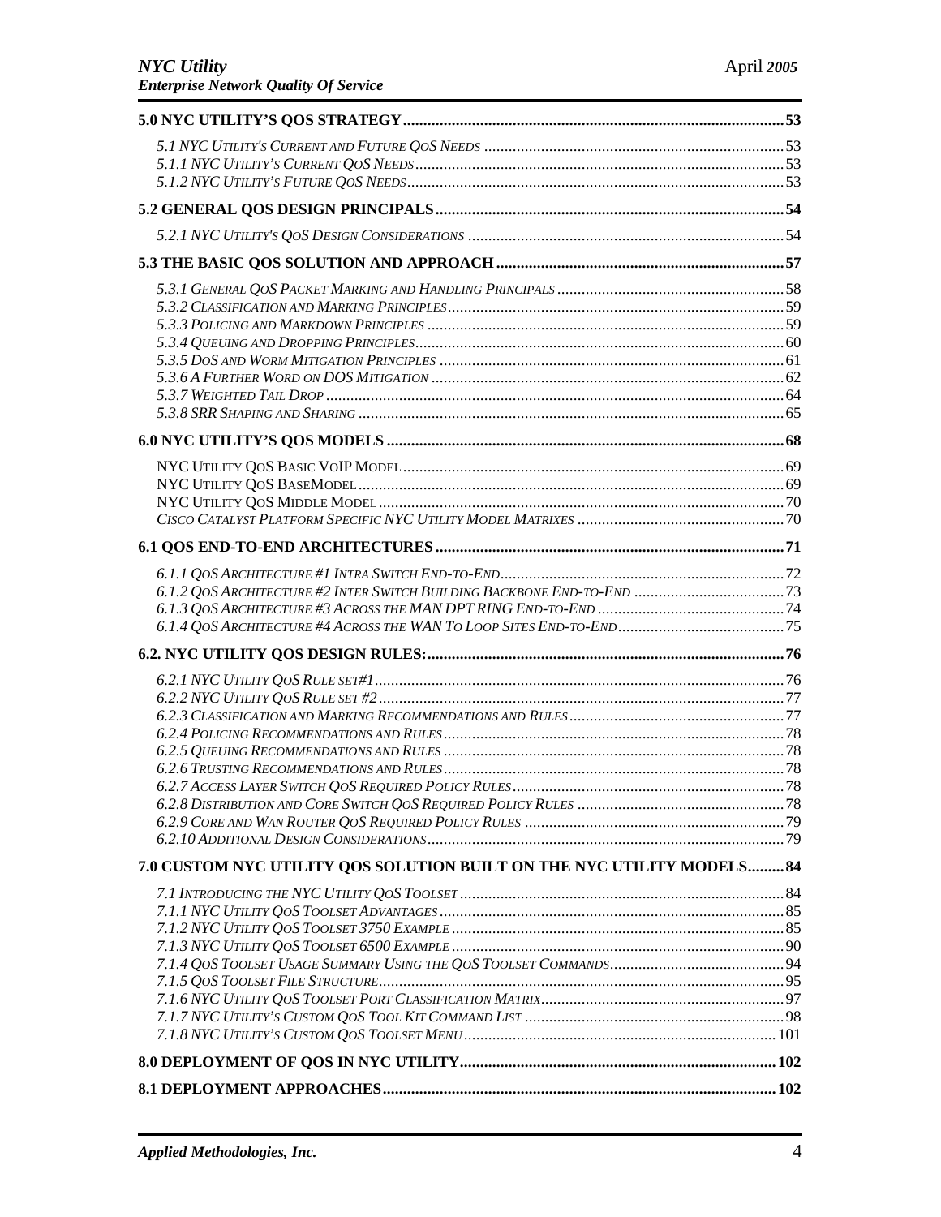**5.0 NYC UTILITY'S QOS STRATEGY** ........................................................................................ 53

*5.1 NYC UTILITY'S CURRENT AND FUTURE QOS NEEDS* ........................................................................ 53
*5.1.1 NYC UTILITY'S CURRENT QOS NEEDS* ........................................................................................ 53
*5.1.2 NYC UTILITY'S FUTURE QOS NEEDS* .......................................................................................... 53

**5.2 GENERAL QOS DESIGN PRINCIPALS** ................................................................................... 54

*5.2.1 NYC UTILITY'S QOS DESIGN CONSIDERATIONS* ........................................................................... 54

**5.3 THE BASIC QOS SOLUTION AND APPROACH** ...................................................................... 57

*5.3.1 GENERAL QOS PACKET MARKING AND HANDLING PRINCIPALS* ....................................................... 58
*5.3.2 CLASSIFICATION AND MARKING PRINCIPLES* ................................................................................ 59
*5.3.3 POLICING AND MARKDOWN PRINCIPLES* ...................................................................................... 59
*5.3.4 QUEUING AND DROPPING PRINCIPLES* .......................................................................................... 60
*5.3.5 DOS AND WORM MITIGATION PRINCIPLES* ................................................................................... 61
*5.3.6 A FURTHER WORD ON DOS MITIGATION* ..................................................................................... 62
*5.3.7 WEIGHTED TAIL DROP* ................................................................................................................ 64
*5.3.8 SRR SHAPING AND SHARING* ....................................................................................................... 65

**6.0 NYC UTILITY'S QOS MODELS** ................................................................................................ 68

NYC UTILITY QOS BASIC VOIP MODEL ............................................................................................. 69
NYC UTILITY QOS BASEMODEL ......................................................................................................... 69
NYC UTILITY QOS MIDDLE MODEL ................................................................................................... 70
*CISCO CATALYST PLATFORM SPECIFIC NYC UTILITY MODEL MATRIXES* ........................................... 70

**6.1 QOS END-TO-END ARCHITECTURES** .................................................................................... 71

*6.1.1 QOS ARCHITECTURE #1 INTRA SWITCH END-TO-END* .................................................................... 72
*6.1.2 QOS ARCHITECTURE #2 INTER SWITCH BUILDING BACKBONE END-TO-END* .................................... 73
*6.1.3 QOS ARCHITECTURE #3 ACROSS THE MAN DPT RING END-TO-END* ............................................. 74
*6.1.4 QOS ARCHITECTURE #4 ACROSS THE WAN TO LOOP SITES END-TO-END* ........................................ 75

**6.2. NYC UTILITY QOS DESIGN RULES:** ....................................................................................... 76

*6.2.1 NYC UTILITY QOS RULE SET#1* ................................................................................................... 76
*6.2.2 NYC UTILITY QOS RULE SET #2* .................................................................................................. 77
*6.2.3 CLASSIFICATION AND MARKING RECOMMENDATIONS AND RULES* .................................................... 77
*6.2.4 POLICING RECOMMENDATIONS AND RULES* .................................................................................. 78
*6.2.5 QUEUING RECOMMENDATIONS AND RULES* ................................................................................... 78
*6.2.6 TRUSTING RECOMMENDATIONS AND RULES* .................................................................................. 78
*6.2.7 ACCESS LAYER SWITCH QOS REQUIRED POLICY RULES* ................................................................. 78
*6.2.8 DISTRIBUTION AND CORE SWITCH QOS REQUIRED POLICY RULES* .................................................. 78
*6.2.9 CORE AND WAN ROUTER QOS REQUIRED POLICY RULES* ............................................................... 79
*6.2.10 ADDITIONAL DESIGN CONSIDERATIONS* ....................................................................................... 79

**7.0 CUSTOM NYC UTILITY QOS SOLUTION BUILT ON THE NYC UTILITY MODELS** ......... 84

*7.1 INTRODUCING THE NYC UTILITY QOS TOOLSET* .............................................................................. 84
*7.1.1 NYC UTILITY QOS TOOLSET ADVANTAGES* ................................................................................... 85
*7.1.2 NYC UTILITY QOS TOOLSET 3750 EXAMPLE* ................................................................................. 85
*7.1.3 NYC UTILITY QOS TOOLSET 6500 EXAMPLE* ................................................................................. 90
*7.1.4 QOS TOOLSET USAGE SUMMARY USING THE QOS TOOLSET COMMANDS* .......................................... 94
*7.1.5 QOS TOOLSET FILE STRUCTURE* .................................................................................................. 95
*7.1.6 NYC UTILITY QOS TOOLSET PORT CLASSIFICATION MATRIX* .......................................................... 97
*7.1.7 NYC UTILITY'S CUSTOM QOS TOOL KIT COMMAND LIST* ............................................................... 98
*7.1.8 NYC UTILITY'S CUSTOM QOS TOOLSET MENU* ............................................................................ 101

**8.0 DEPLOYMENT OF QOS IN NYC UTILITY** ............................................................................ 102

**8.1 DEPLOYMENT APPROACHES** ................................................................................................. 102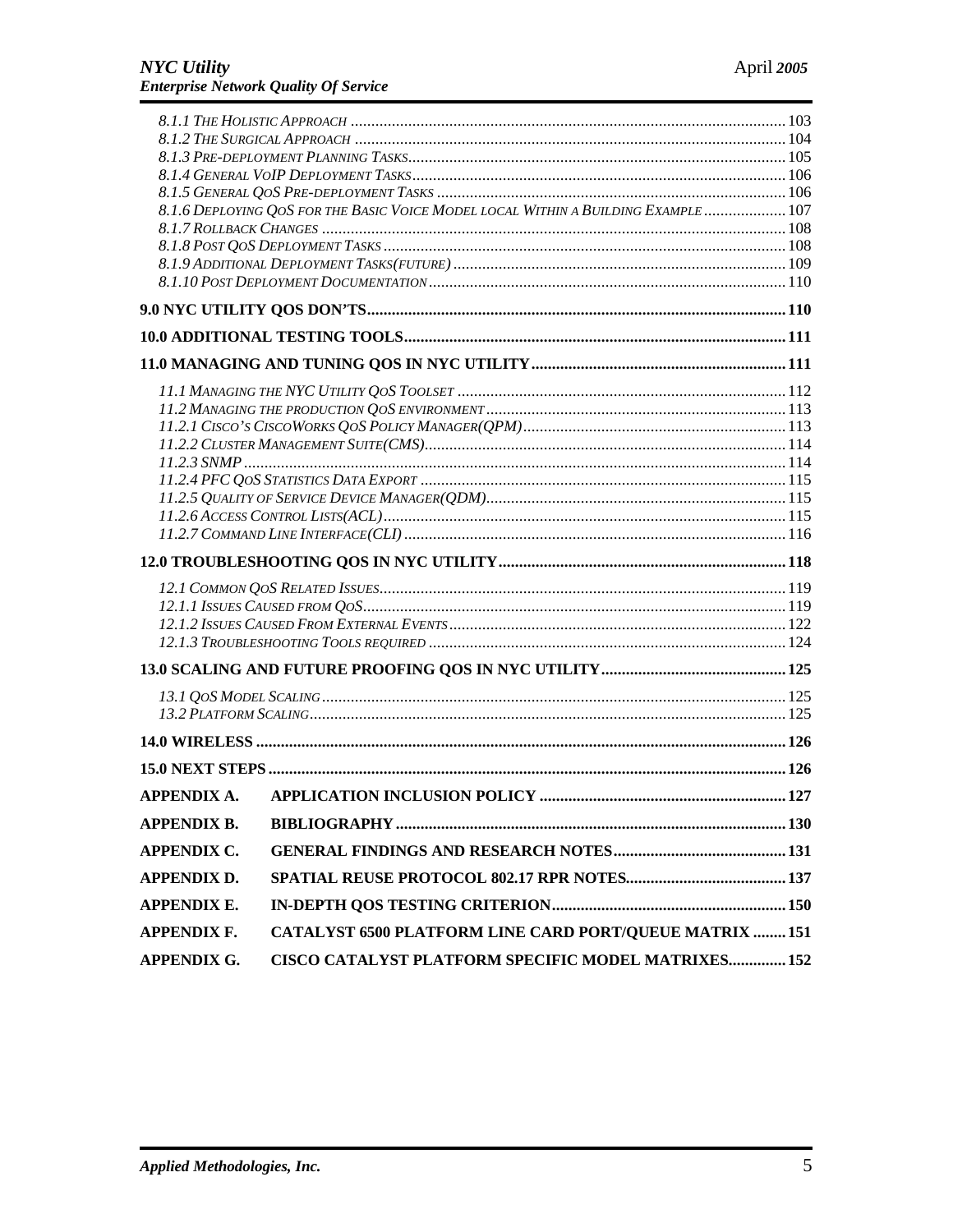*8.1.1 The Holistic Approach* ........ 103
*8.1.2 The Surgical Approach* ........ 104
*8.1.3 Pre-deployment Planning Tasks* ........ 105
*8.1.4 General VoIP Deployment Tasks* ........ 106
*8.1.5 General QoS Pre-deployment Tasks* ........ 106
*8.1.6 Deploying QoS for the Basic Voice Model local Within a Building Example* ........ 107
*8.1.7 Rollback Changes* ........ 108
*8.1.8 Post QoS Deployment Tasks* ........ 108
*8.1.9 Additional Deployment Tasks(future)* ........ 109
*8.1.10 Post Deployment Documentation* ........ 110

**9.0 NYC UTILITY QOS DON'TS** ........ 110

**10.0 ADDITIONAL TESTING TOOLS** ........ 111

**11.0 MANAGING AND TUNING QOS IN NYC UTILITY** ........ 111

*11.1 Managing the NYC Utility QoS Toolset* ........ 112
*11.2 Managing the production QoS environment* ........ 113
*11.2.1 Cisco's CiscoWorks QoS Policy Manager(QPM)* ........ 113
*11.2.2 Cluster Management Suite(CMS)* ........ 114
*11.2.3 SNMP* ........ 114
*11.2.4 PFC QoS Statistics Data Export* ........ 115
*11.2.5 Quality of Service Device Manager(QDM)* ........ 115
*11.2.6 Access Control Lists(ACL)* ........ 115
*11.2.7 Command Line Interface(CLI)* ........ 116

**12.0 TROUBLESHOOTING QOS IN NYC UTILITY** ........ 118

*12.1 Common QoS Related Issues* ........ 119
*12.1.1 Issues Caused from QoS* ........ 119
*12.1.2 Issues Caused From External Events* ........ 122
*12.1.3 Troubleshooting Tools required* ........ 124

**13.0 SCALING AND FUTURE PROOFING QOS IN NYC UTILITY** ........ 125

*13.1 QoS Model Scaling* ........ 125
*13.2 Platform Scaling* ........ 125

**14.0 WIRELESS** ........ 126

**15.0 NEXT STEPS** ........ 126

**APPENDIX A. APPLICATION INCLUSION POLICY** ........ 127

**APPENDIX B. BIBLIOGRAPHY** ........ 130

**APPENDIX C. GENERAL FINDINGS AND RESEARCH NOTES** ........ 131

**APPENDIX D. SPATIAL REUSE PROTOCOL 802.17 RPR NOTES** ........ 137

**APPENDIX E. IN-DEPTH QOS TESTING CRITERION** ........ 150

**APPENDIX F. CATALYST 6500 PLATFORM LINE CARD PORT/QUEUE MATRIX** ........ 151

**APPENDIX G. CISCO CATALYST PLATFORM SPECIFIC MODEL MATRIXES** ........ 152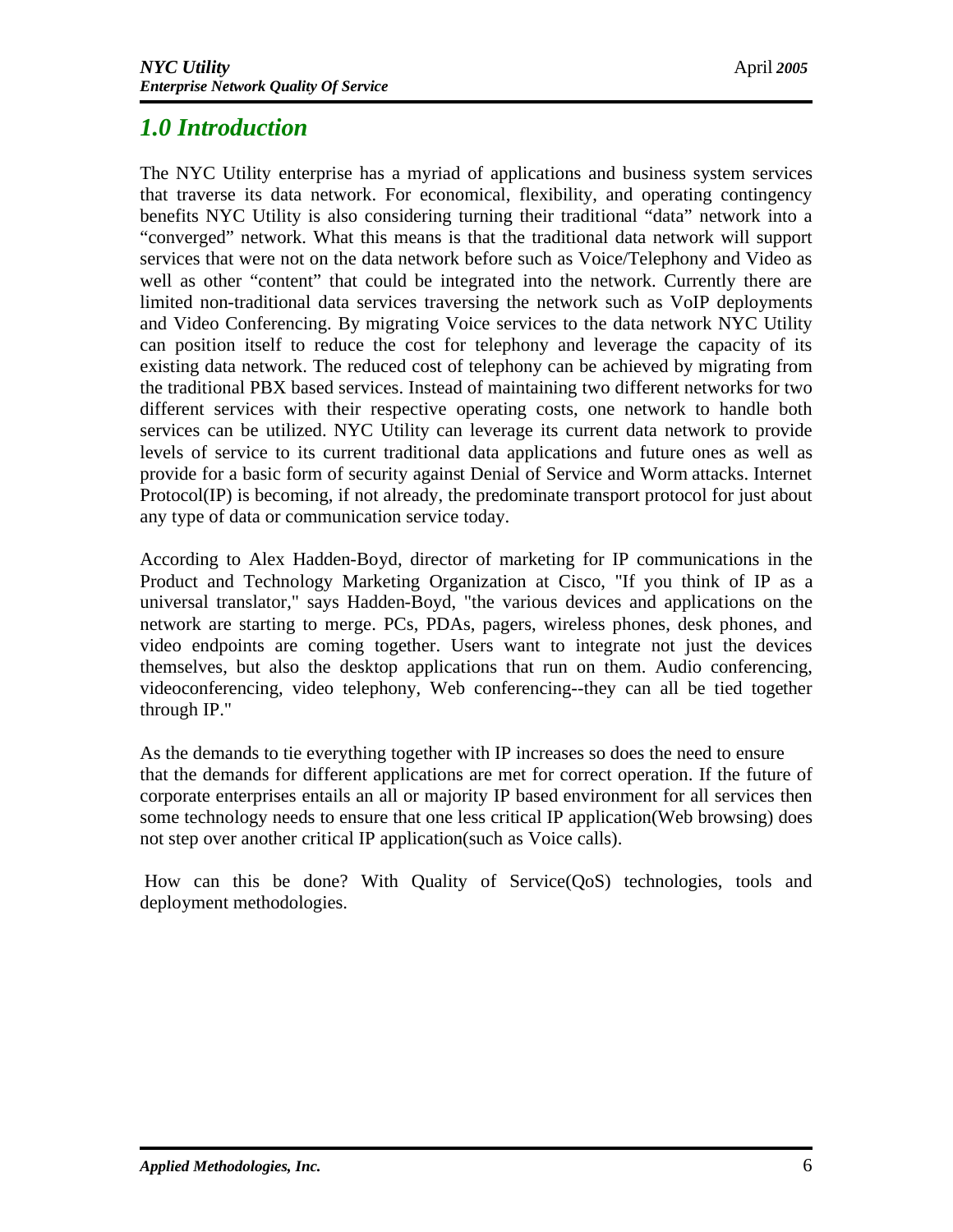## *1.0 Introduction*

The NYC Utility enterprise has a myriad of applications and business system services that traverse its data network. For economical, flexibility, and operating contingency benefits NYC Utility is also considering turning their traditional "data" network into a "converged" network. What this means is that the traditional data network will support services that were not on the data network before such as Voice/Telephony and Video as well as other "content" that could be integrated into the network. Currently there are limited non-traditional data services traversing the network such as VoIP deployments and Video Conferencing. By migrating Voice services to the data network NYC Utility can position itself to reduce the cost for telephony and leverage the capacity of its existing data network. The reduced cost of telephony can be achieved by migrating from the traditional PBX based services. Instead of maintaining two different networks for two different services with their respective operating costs, one network to handle both services can be utilized. NYC Utility can leverage its current data network to provide levels of service to its current traditional data applications and future ones as well as provide for a basic form of security against Denial of Service and Worm attacks. Internet Protocol(IP) is becoming, if not already, the predominate transport protocol for just about any type of data or communication service today.

According to Alex Hadden-Boyd, director of marketing for IP communications in the Product and Technology Marketing Organization at Cisco, "If you think of IP as a universal translator," says Hadden-Boyd, "the various devices and applications on the network are starting to merge. PCs, PDAs, pagers, wireless phones, desk phones, and video endpoints are coming together. Users want to integrate not just the devices themselves, but also the desktop applications that run on them. Audio conferencing, videoconferencing, video telephony, Web conferencing--they can all be tied together through IP."

As the demands to tie everything together with IP increases so does the need to ensure that the demands for different applications are met for correct operation. If the future of corporate enterprises entails an all or majority IP based environment for all services then some technology needs to ensure that one less critical IP application(Web browsing) does not step over another critical IP application(such as Voice calls).

How can this be done? With Quality of Service(QoS) technologies, tools and deployment methodologies.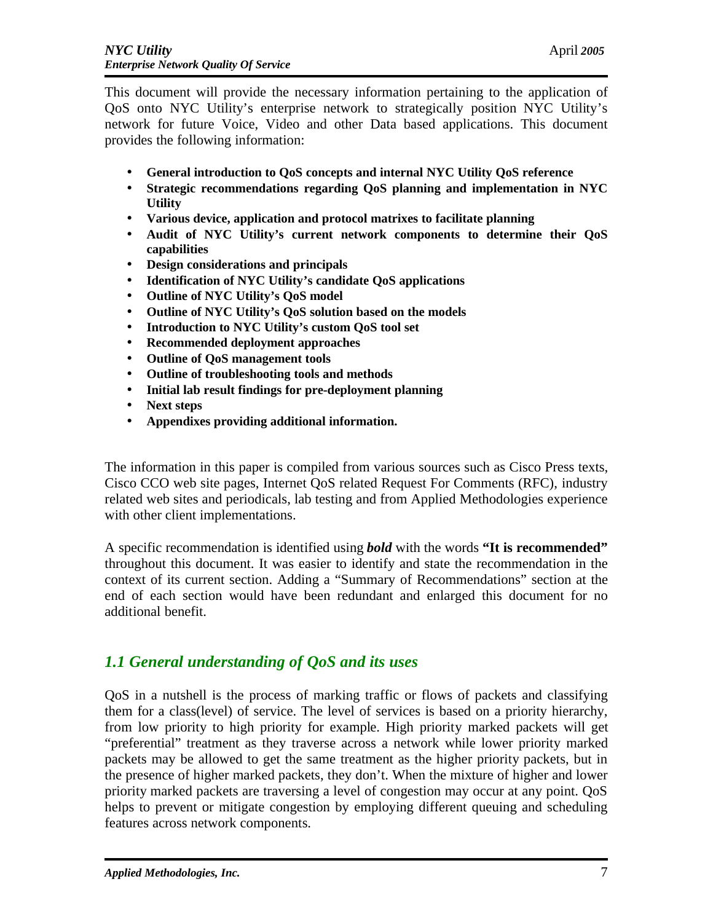This document will provide the necessary information pertaining to the application of QoS onto NYC Utility's enterprise network to strategically position NYC Utility's network for future Voice, Video and other Data based applications. This document provides the following information:

- **General introduction to QoS concepts and internal NYC Utility QoS reference**
- **Strategic recommendations regarding QoS planning and implementation in NYC Utility**
- **Various device, application and protocol matrixes to facilitate planning**
- **Audit of NYC Utility's current network components to determine their QoS capabilities**
- **Design considerations and principals**
- **Identification of NYC Utility's candidate QoS applications**
- **Outline of NYC Utility's QoS model**
- **Outline of NYC Utility's QoS solution based on the models**
- **Introduction to NYC Utility's custom QoS tool set**
- **Recommended deployment approaches**
- **Outline of QoS management tools**
- **Outline of troubleshooting tools and methods**
- **Initial lab result findings for pre-deployment planning**
- **Next steps**
- **Appendixes providing additional information.**

The information in this paper is compiled from various sources such as Cisco Press texts, Cisco CCO web site pages, Internet QoS related Request For Comments (RFC), industry related web sites and periodicals, lab testing and from Applied Methodologies experience with other client implementations.

A specific recommendation is identified using ***bold*** with the words **"It is recommended"** throughout this document. It was easier to identify and state the recommendation in the context of its current section. Adding a "Summary of Recommendations" section at the end of each section would have been redundant and enlarged this document for no additional benefit.

## *1.1 General understanding of QoS and its uses*

QoS in a nutshell is the process of marking traffic or flows of packets and classifying them for a class(level) of service. The level of services is based on a priority hierarchy, from low priority to high priority for example. High priority marked packets will get "preferential" treatment as they traverse across a network while lower priority marked packets may be allowed to get the same treatment as the higher priority packets, but in the presence of higher marked packets, they don't. When the mixture of higher and lower priority marked packets are traversing a level of congestion may occur at any point. QoS helps to prevent or mitigate congestion by employing different queuing and scheduling features across network components.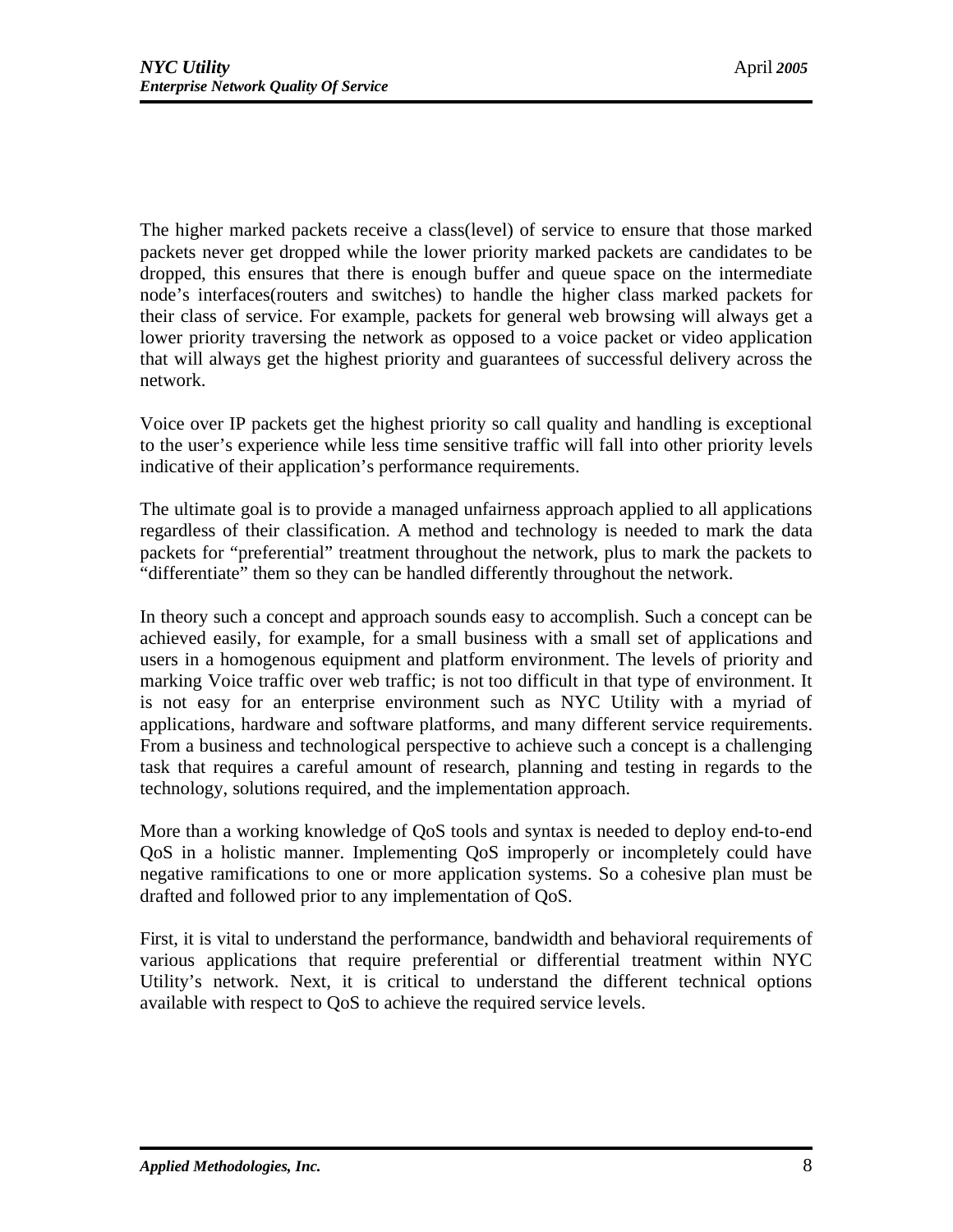The higher marked packets receive a class(level) of service to ensure that those marked packets never get dropped while the lower priority marked packets are candidates to be dropped, this ensures that there is enough buffer and queue space on the intermediate node's interfaces(routers and switches) to handle the higher class marked packets for their class of service. For example, packets for general web browsing will always get a lower priority traversing the network as opposed to a voice packet or video application that will always get the highest priority and guarantees of successful delivery across the network.

Voice over IP packets get the highest priority so call quality and handling is exceptional to the user's experience while less time sensitive traffic will fall into other priority levels indicative of their application's performance requirements.

The ultimate goal is to provide a managed unfairness approach applied to all applications regardless of their classification. A method and technology is needed to mark the data packets for "preferential" treatment throughout the network, plus to mark the packets to "differentiate" them so they can be handled differently throughout the network.

In theory such a concept and approach sounds easy to accomplish. Such a concept can be achieved easily, for example, for a small business with a small set of applications and users in a homogenous equipment and platform environment. The levels of priority and marking Voice traffic over web traffic; is not too difficult in that type of environment. It is not easy for an enterprise environment such as NYC Utility with a myriad of applications, hardware and software platforms, and many different service requirements. From a business and technological perspective to achieve such a concept is a challenging task that requires a careful amount of research, planning and testing in regards to the technology, solutions required, and the implementation approach.

More than a working knowledge of QoS tools and syntax is needed to deploy end-to-end QoS in a holistic manner. Implementing QoS improperly or incompletely could have negative ramifications to one or more application systems. So a cohesive plan must be drafted and followed prior to any implementation of QoS.

First, it is vital to understand the performance, bandwidth and behavioral requirements of various applications that require preferential or differential treatment within NYC Utility's network. Next, it is critical to understand the different technical options available with respect to QoS to achieve the required service levels.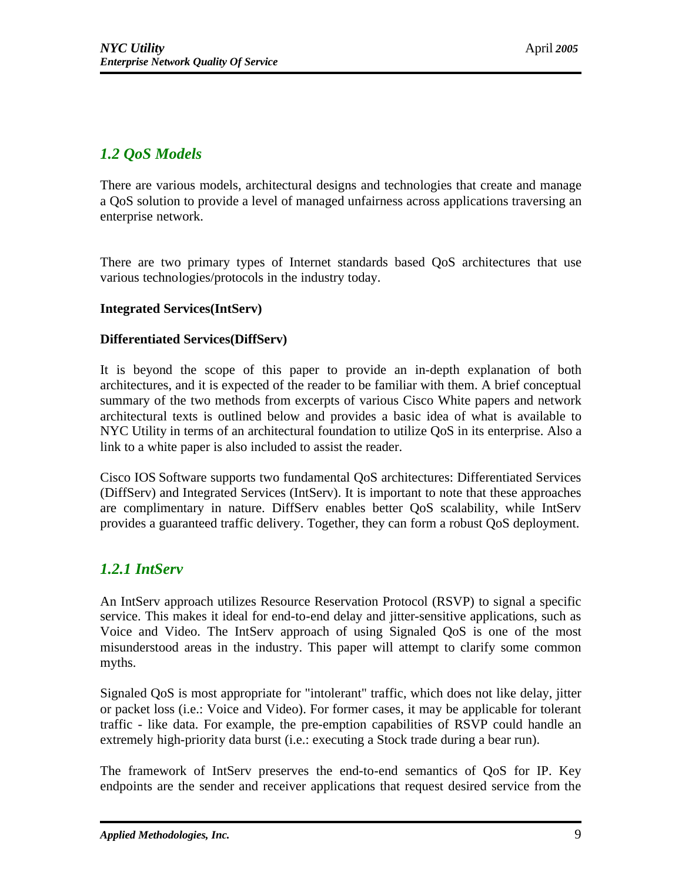## *1.2 QoS Models*

There are various models, architectural designs and technologies that create and manage a QoS solution to provide a level of managed unfairness across applications traversing an enterprise network.

There are two primary types of Internet standards based QoS architectures that use various technologies/protocols in the industry today.

**Integrated Services(IntServ)**

**Differentiated Services(DiffServ)**

It is beyond the scope of this paper to provide an in-depth explanation of both architectures, and it is expected of the reader to be familiar with them. A brief conceptual summary of the two methods from excerpts of various Cisco White papers and network architectural texts is outlined below and provides a basic idea of what is available to NYC Utility in terms of an architectural foundation to utilize QoS in its enterprise. Also a link to a white paper is also included to assist the reader.

Cisco IOS Software supports two fundamental QoS architectures: Differentiated Services (DiffServ) and Integrated Services (IntServ). It is important to note that these approaches are complimentary in nature. DiffServ enables better QoS scalability, while IntServ provides a guaranteed traffic delivery. Together, they can form a robust QoS deployment.

### *1.2.1 IntServ*

An IntServ approach utilizes Resource Reservation Protocol (RSVP) to signal a specific service. This makes it ideal for end-to-end delay and jitter-sensitive applications, such as Voice and Video. The IntServ approach of using Signaled QoS is one of the most misunderstood areas in the industry. This paper will attempt to clarify some common myths.

Signaled QoS is most appropriate for "intolerant" traffic, which does not like delay, jitter or packet loss (i.e.: Voice and Video). For former cases, it may be applicable for tolerant traffic - like data. For example, the pre-emption capabilities of RSVP could handle an extremely high-priority data burst (i.e.: executing a Stock trade during a bear run).

The framework of IntServ preserves the end-to-end semantics of QoS for IP. Key endpoints are the sender and receiver applications that request desired service from the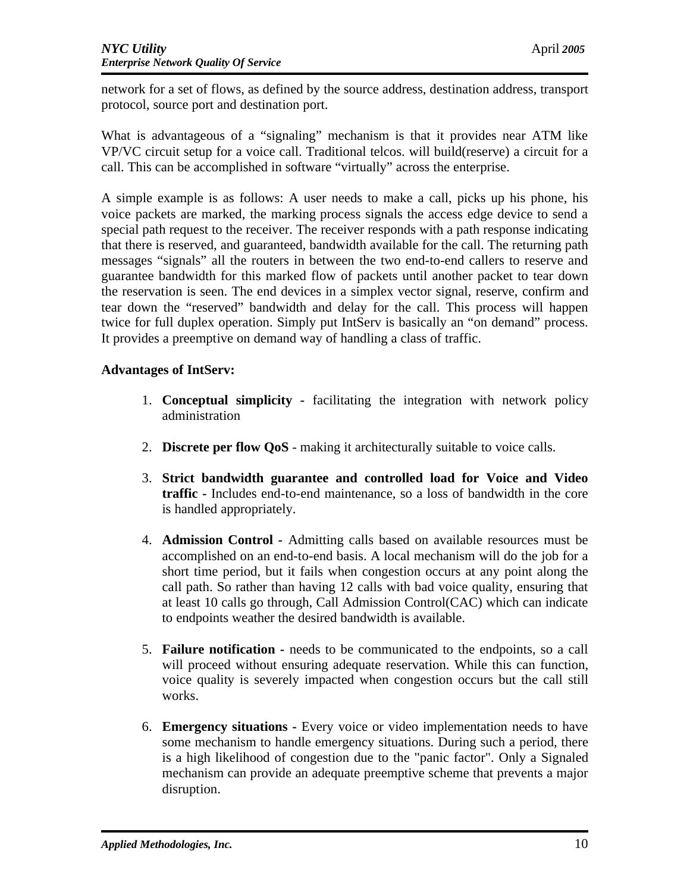network for a set of flows, as defined by the source address, destination address, transport protocol, source port and destination port.

What is advantageous of a "signaling" mechanism is that it provides near ATM like VP/VC circuit setup for a voice call. Traditional telcos. will build(reserve) a circuit for a call. This can be accomplished in software "virtually" across the enterprise.

A simple example is as follows: A user needs to make a call, picks up his phone, his voice packets are marked, the marking process signals the access edge device to send a special path request to the receiver. The receiver responds with a path response indicating that there is reserved, and guaranteed, bandwidth available for the call. The returning path messages "signals" all the routers in between the two end-to-end callers to reserve and guarantee bandwidth for this marked flow of packets until another packet to tear down the reservation is seen. The end devices in a simplex vector signal, reserve, confirm and tear down the "reserved" bandwidth and delay for the call. This process will happen twice for full duplex operation. Simply put IntServ is basically an "on demand" process. It provides a preemptive on demand way of handling a class of traffic.

**Advantages of IntServ:**

1. **Conceptual simplicity** - facilitating the integration with network policy administration
2. **Discrete per flow QoS** - making it architecturally suitable to voice calls.
3. **Strict bandwidth guarantee and controlled load for Voice and Video traffic** - Includes end-to-end maintenance, so a loss of bandwidth in the core is handled appropriately.
4. **Admission Control** - Admitting calls based on available resources must be accomplished on an end-to-end basis. A local mechanism will do the job for a short time period, but it fails when congestion occurs at any point along the call path. So rather than having 12 calls with bad voice quality, ensuring that at least 10 calls go through, Call Admission Control(CAC) which can indicate to endpoints weather the desired bandwidth is available.
5. **Failure notification** - needs to be communicated to the endpoints, so a call will proceed without ensuring adequate reservation. While this can function, voice quality is severely impacted when congestion occurs but the call still works.
6. **Emergency situations** - Every voice or video implementation needs to have some mechanism to handle emergency situations. During such a period, there is a high likelihood of congestion due to the "panic factor". Only a Signaled mechanism can provide an adequate preemptive scheme that prevents a major disruption.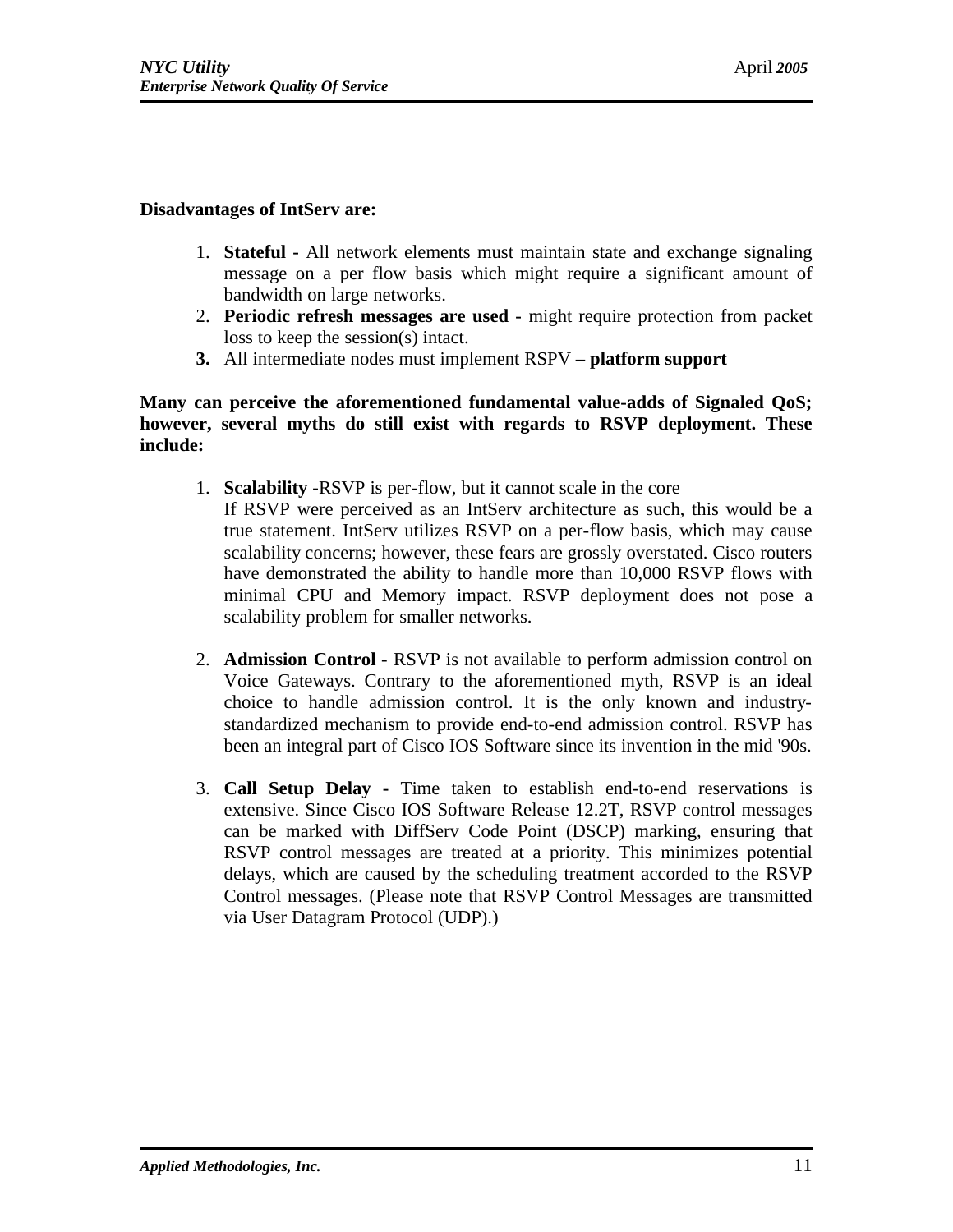**Disadvantages of IntServ are:**

1. **Stateful -** All network elements must maintain state and exchange signaling message on a per flow basis which might require a significant amount of bandwidth on large networks.
2. **Periodic refresh messages are used -** might require protection from packet loss to keep the session(s) intact.
3. All intermediate nodes must implement RSPV **– platform support**

**Many can perceive the aforementioned fundamental value-adds of Signaled QoS; however, several myths do still exist with regards to RSVP deployment. These include:**

1. **Scalability -**RSVP is per-flow, but it cannot scale in the core
   If RSVP were perceived as an IntServ architecture as such, this would be a true statement. IntServ utilizes RSVP on a per-flow basis, which may cause scalability concerns; however, these fears are grossly overstated. Cisco routers have demonstrated the ability to handle more than 10,000 RSVP flows with minimal CPU and Memory impact. RSVP deployment does not pose a scalability problem for smaller networks.

2. **Admission Control** - RSVP is not available to perform admission control on Voice Gateways. Contrary to the aforementioned myth, RSVP is an ideal choice to handle admission control. It is the only known and industry-standardized mechanism to provide end-to-end admission control. RSVP has been an integral part of Cisco IOS Software since its invention in the mid '90s.

3. **Call Setup Delay -** Time taken to establish end-to-end reservations is extensive. Since Cisco IOS Software Release 12.2T, RSVP control messages can be marked with DiffServ Code Point (DSCP) marking, ensuring that RSVP control messages are treated at a priority. This minimizes potential delays, which are caused by the scheduling treatment accorded to the RSVP Control messages. (Please note that RSVP Control Messages are transmitted via User Datagram Protocol (UDP).)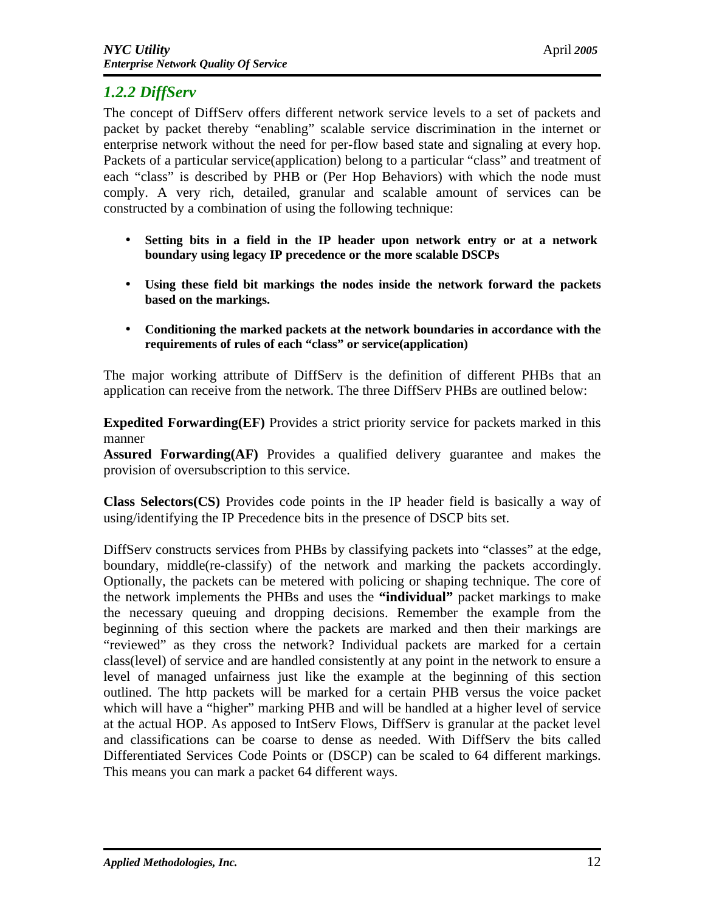### *1.2.2 DiffServ*

The concept of DiffServ offers different network service levels to a set of packets and packet by packet thereby "enabling" scalable service discrimination in the internet or enterprise network without the need for per-flow based state and signaling at every hop. Packets of a particular service(application) belong to a particular "class" and treatment of each "class" is described by PHB or (Per Hop Behaviors) with which the node must comply. A very rich, detailed, granular and scalable amount of services can be constructed by a combination of using the following technique:

- **Setting bits in a field in the IP header upon network entry or at a network boundary using legacy IP precedence or the more scalable DSCPs**
- **Using these field bit markings the nodes inside the network forward the packets based on the markings.**
- **Conditioning the marked packets at the network boundaries in accordance with the requirements of rules of each "class" or service(application)**

The major working attribute of DiffServ is the definition of different PHBs that an application can receive from the network. The three DiffServ PHBs are outlined below:

**Expedited Forwarding(EF)** Provides a strict priority service for packets marked in this manner
**Assured Forwarding(AF)** Provides a qualified delivery guarantee and makes the provision of oversubscription to this service.

**Class Selectors(CS)** Provides code points in the IP header field is basically a way of using/identifying the IP Precedence bits in the presence of DSCP bits set.

DiffServ constructs services from PHBs by classifying packets into "classes" at the edge, boundary, middle(re-classify) of the network and marking the packets accordingly. Optionally, the packets can be metered with policing or shaping technique. The core of the network implements the PHBs and uses the **"individual"** packet markings to make the necessary queuing and dropping decisions. Remember the example from the beginning of this section where the packets are marked and then their markings are "reviewed" as they cross the network? Individual packets are marked for a certain class(level) of service and are handled consistently at any point in the network to ensure a level of managed unfairness just like the example at the beginning of this section outlined. The http packets will be marked for a certain PHB versus the voice packet which will have a "higher" marking PHB and will be handled at a higher level of service at the actual HOP. As apposed to IntServ Flows, DiffServ is granular at the packet level and classifications can be coarse to dense as needed. With DiffServ the bits called Differentiated Services Code Points or (DSCP) can be scaled to 64 different markings. This means you can mark a packet 64 different ways.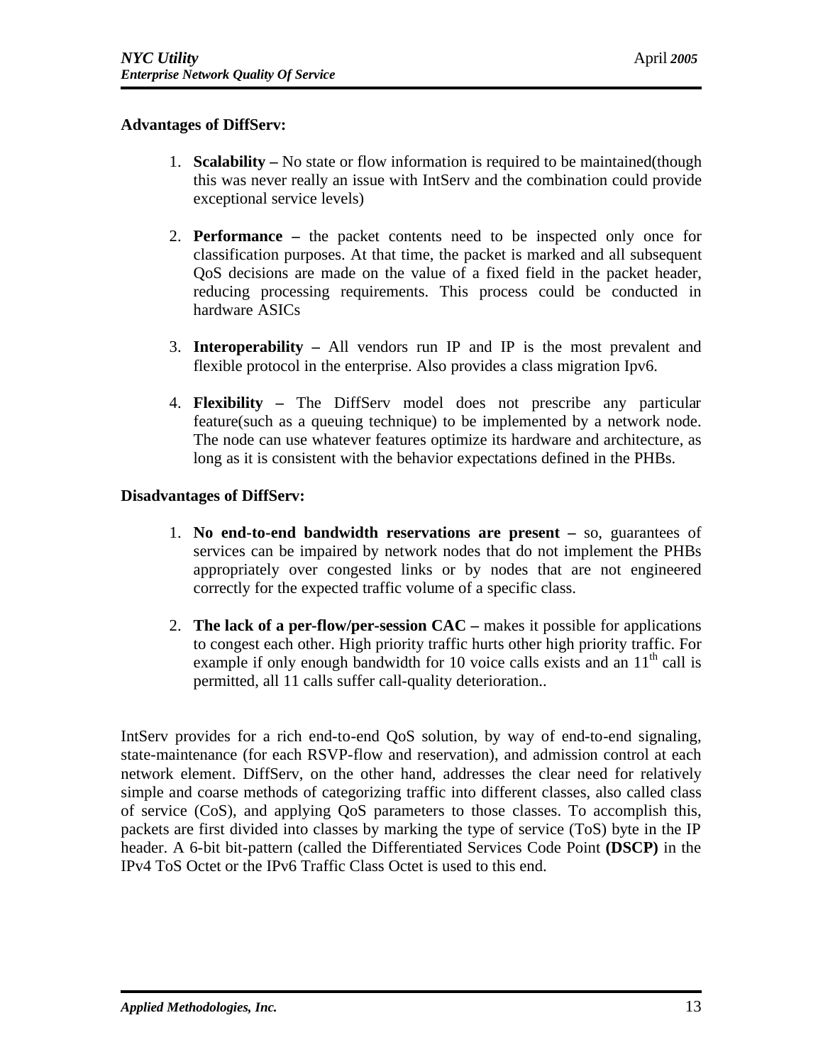**Advantages of DiffServ:**

1. **Scalability –** No state or flow information is required to be maintained(though this was never really an issue with IntServ and the combination could provide exceptional service levels)

2. **Performance –** the packet contents need to be inspected only once for classification purposes. At that time, the packet is marked and all subsequent QoS decisions are made on the value of a fixed field in the packet header, reducing processing requirements. This process could be conducted in hardware ASICs

3. **Interoperability –** All vendors run IP and IP is the most prevalent and flexible protocol in the enterprise. Also provides a class migration Ipv6.

4. **Flexibility –** The DiffServ model does not prescribe any particular feature(such as a queuing technique) to be implemented by a network node. The node can use whatever features optimize its hardware and architecture, as long as it is consistent with the behavior expectations defined in the PHBs.

**Disadvantages of DiffServ:**

1. **No end-to-end bandwidth reservations are present –** so, guarantees of services can be impaired by network nodes that do not implement the PHBs appropriately over congested links or by nodes that are not engineered correctly for the expected traffic volume of a specific class.

2. **The lack of a per-flow/per-session CAC –** makes it possible for applications to congest each other. High priority traffic hurts other high priority traffic. For example if only enough bandwidth for 10 voice calls exists and an 11th call is permitted, all 11 calls suffer call-quality deterioration..

IntServ provides for a rich end-to-end QoS solution, by way of end-to-end signaling, state-maintenance (for each RSVP-flow and reservation), and admission control at each network element. DiffServ, on the other hand, addresses the clear need for relatively simple and coarse methods of categorizing traffic into different classes, also called class of service (CoS), and applying QoS parameters to those classes. To accomplish this, packets are first divided into classes by marking the type of service (ToS) byte in the IP header. A 6-bit bit-pattern (called the Differentiated Services Code Point **(DSCP)** in the IPv4 ToS Octet or the IPv6 Traffic Class Octet is used to this end.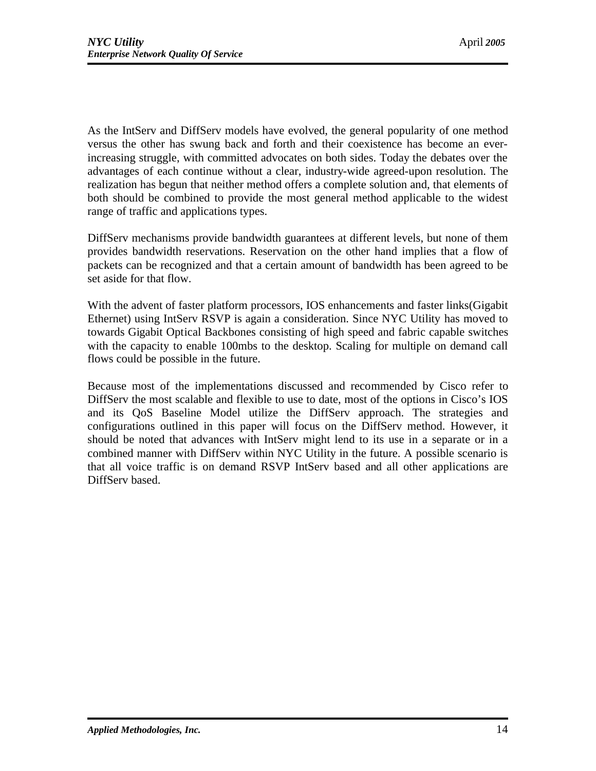As the IntServ and DiffServ models have evolved, the general popularity of one method versus the other has swung back and forth and their coexistence has become an ever-increasing struggle, with committed advocates on both sides. Today the debates over the advantages of each continue without a clear, industry-wide agreed-upon resolution. The realization has begun that neither method offers a complete solution and, that elements of both should be combined to provide the most general method applicable to the widest range of traffic and applications types.

DiffServ mechanisms provide bandwidth guarantees at different levels, but none of them provides bandwidth reservations. Reservation on the other hand implies that a flow of packets can be recognized and that a certain amount of bandwidth has been agreed to be set aside for that flow.

With the advent of faster platform processors, IOS enhancements and faster links(Gigabit Ethernet) using IntServ RSVP is again a consideration. Since NYC Utility has moved to towards Gigabit Optical Backbones consisting of high speed and fabric capable switches with the capacity to enable 100mbs to the desktop. Scaling for multiple on demand call flows could be possible in the future.

Because most of the implementations discussed and recommended by Cisco refer to DiffServ the most scalable and flexible to use to date, most of the options in Cisco's IOS and its QoS Baseline Model utilize the DiffServ approach. The strategies and configurations outlined in this paper will focus on the DiffServ method. However, it should be noted that advances with IntServ might lend to its use in a separate or in a combined manner with DiffServ within NYC Utility in the future. A possible scenario is that all voice traffic is on demand RSVP IntServ based and all other applications are DiffServ based.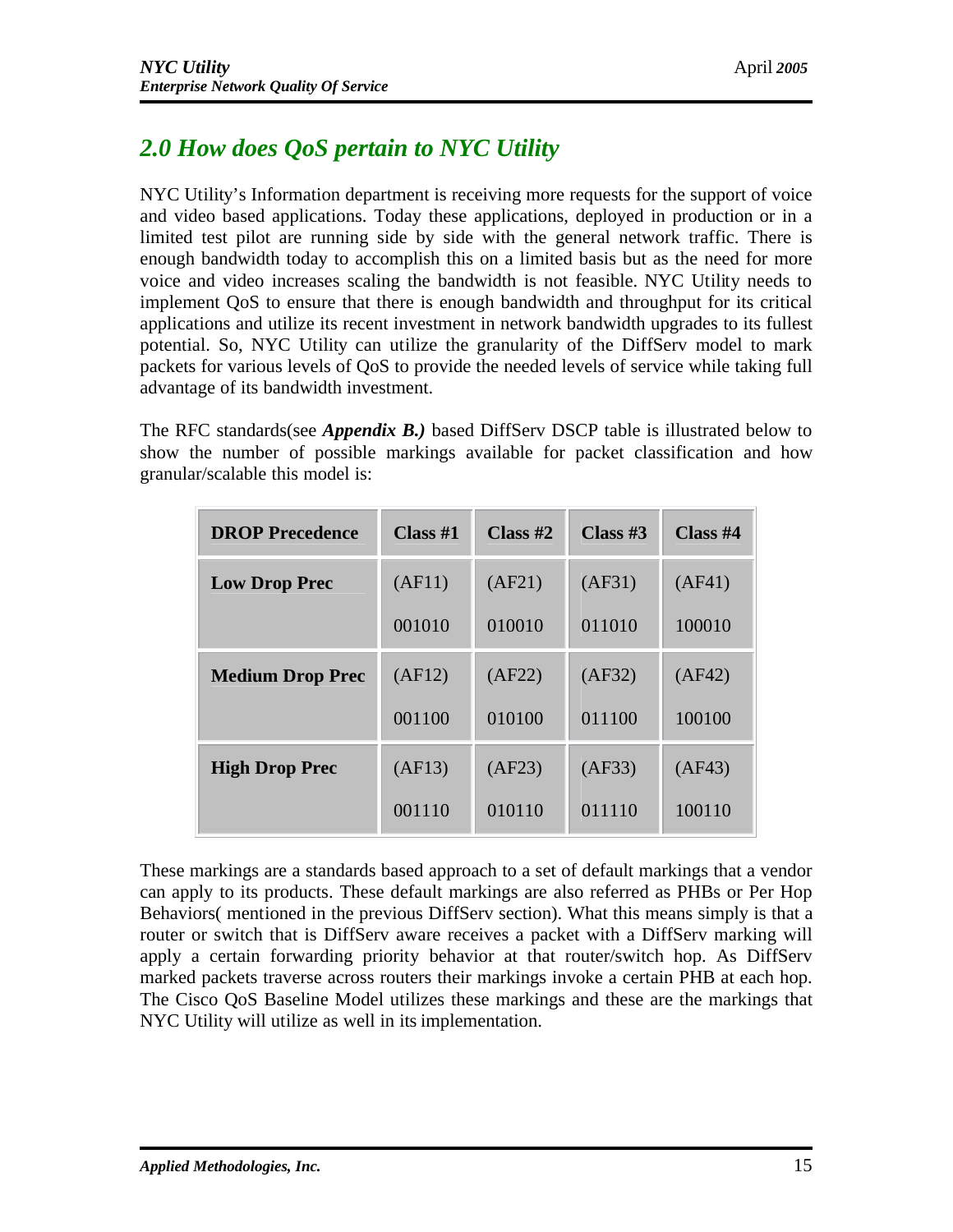## *2.0 How does QoS pertain to NYC Utility*

NYC Utility's Information department is receiving more requests for the support of voice and video based applications. Today these applications, deployed in production or in a limited test pilot are running side by side with the general network traffic. There is enough bandwidth today to accomplish this on a limited basis but as the need for more voice and video increases scaling the bandwidth is not feasible. NYC Utility needs to implement QoS to ensure that there is enough bandwidth and throughput for its critical applications and utilize its recent investment in network bandwidth upgrades to its fullest potential. So, NYC Utility can utilize the granularity of the DiffServ model to mark packets for various levels of QoS to provide the needed levels of service while taking full advantage of its bandwidth investment.

The RFC standards(see ***Appendix B.)*** based DiffServ DSCP table is illustrated below to show the number of possible markings available for packet classification and how granular/scalable this model is:

| DROP Precedence | Class #1 | Class #2 | Class #3 | Class #4 |
|---|---|---|---|---|
| **Low Drop Prec** | (AF11) 001010 | (AF21) 010010 | (AF31) 011010 | (AF41) 100010 |
| **Medium Drop Prec** | (AF12) 001100 | (AF22) 010100 | (AF32) 011100 | (AF42) 100100 |
| **High Drop Prec** | (AF13) 001110 | (AF23) 010110 | (AF33) 011110 | (AF43) 100110 |

These markings are a standards based approach to a set of default markings that a vendor can apply to its products. These default markings are also referred as PHBs or Per Hop Behaviors( mentioned in the previous DiffServ section). What this means simply is that a router or switch that is DiffServ aware receives a packet with a DiffServ marking will apply a certain forwarding priority behavior at that router/switch hop. As DiffServ marked packets traverse across routers their markings invoke a certain PHB at each hop. The Cisco QoS Baseline Model utilizes these markings and these are the markings that NYC Utility will utilize as well in its implementation.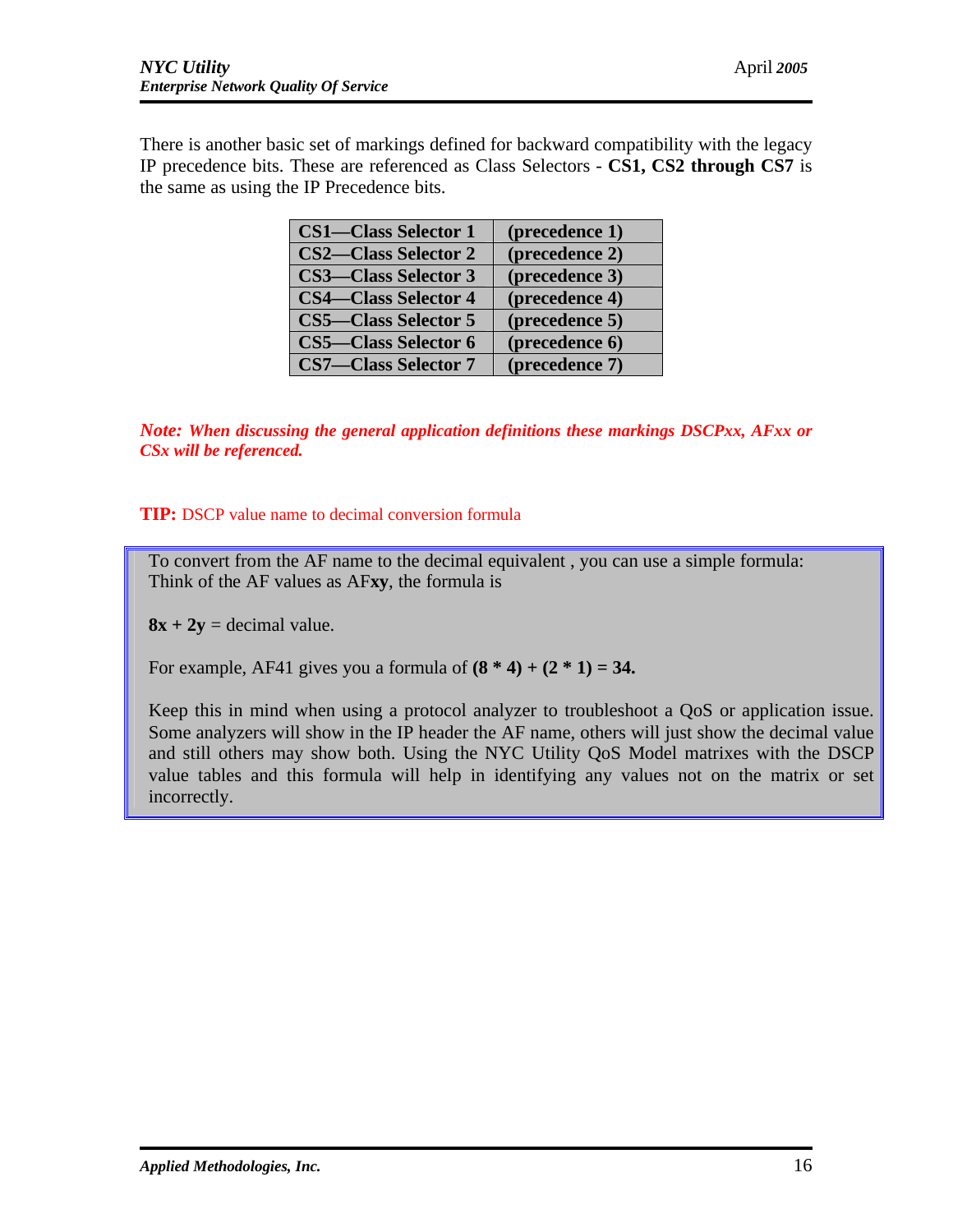There is another basic set of markings defined for backward compatibility with the legacy IP precedence bits. These are referenced as Class Selectors - **CS1, CS2 through CS7** is the same as using the IP Precedence bits.

| | |
|---|---|
| **CS1—Class Selector 1** | **(precedence 1)** |
| **CS2—Class Selector 2** | **(precedence 2)** |
| **CS3—Class Selector 3** | **(precedence 3)** |
| **CS4—Class Selector 4** | **(precedence 4)** |
| **CS5—Class Selector 5** | **(precedence 5)** |
| **CS5—Class Selector 6** | **(precedence 6)** |
| **CS7—Class Selector 7** | **(precedence 7)** |

***Note: When discussing the general application definitions these markings DSCPxx, AFxx or CSx will be referenced.***

**TIP:** DSCP value name to decimal conversion formula

> To convert from the AF name to the decimal equivalent , you can use a simple formula: Think of the AF values as AF**xy**, the formula is
>
> **8x + 2y** = decimal value.
>
> For example, AF41 gives you a formula of **(8 * 4) + (2 * 1) = 34.**
>
> Keep this in mind when using a protocol analyzer to troubleshoot a QoS or application issue. Some analyzers will show in the IP header the AF name, others will just show the decimal value and still others may show both. Using the NYC Utility QoS Model matrixes with the DSCP value tables and this formula will help in identifying any values not on the matrix or set incorrectly.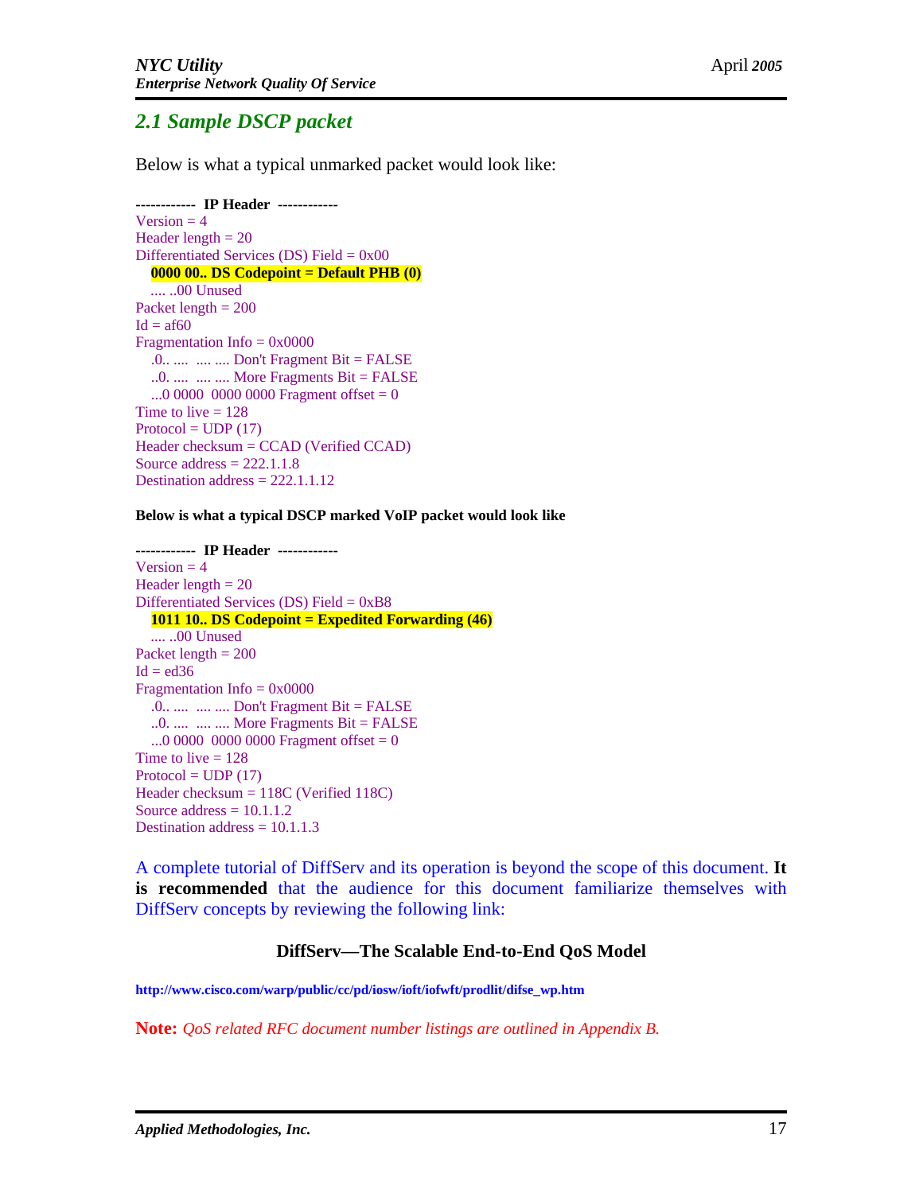## 2.1 Sample DSCP packet

Below is what a typical unmarked packet would look like:

```
------------ IP Header ------------
Version = 4
Header length = 20
Differentiated Services (DS) Field = 0x00
   0000 00.. DS Codepoint = Default PHB (0)
   .... ..00 Unused
Packet length = 200
Id = af60
Fragmentation Info = 0x0000
   .0.. ....  .... .... Don't Fragment Bit = FALSE
   ..0. ....  .... .... More Fragments Bit = FALSE
   ...0 0000  0000 0000 Fragment offset = 0
Time to live = 128
Protocol = UDP (17)
Header checksum = CCAD (Verified CCAD)
Source address = 222.1.1.8
Destination address = 222.1.1.12
```

**Below is what a typical DSCP marked VoIP packet would look like**

```
------------ IP Header ------------
Version = 4
Header length = 20
Differentiated Services (DS) Field = 0xB8
   1011 10.. DS Codepoint = Expedited Forwarding (46)
   .... ..00 Unused
Packet length = 200
Id = ed36
Fragmentation Info = 0x0000
   .0.. ....  .... .... Don't Fragment Bit = FALSE
   ..0. ....  .... .... More Fragments Bit = FALSE
   ...0 0000  0000 0000 Fragment offset = 0
Time to live = 128
Protocol = UDP (17)
Header checksum = 118C (Verified 118C)
Source address = 10.1.1.2
Destination address = 10.1.1.3
```

A complete tutorial of DiffServ and its operation is beyond the scope of this document. **It is recommended** that the audience for this document familiarize themselves with DiffServ concepts by reviewing the following link:

**DiffServ—The Scalable End-to-End QoS Model**

**http://www.cisco.com/warp/public/cc/pd/iosw/ioft/iofwft/prodlit/difse_wp.htm**

**Note:** *QoS related RFC document number listings are outlined in Appendix B.*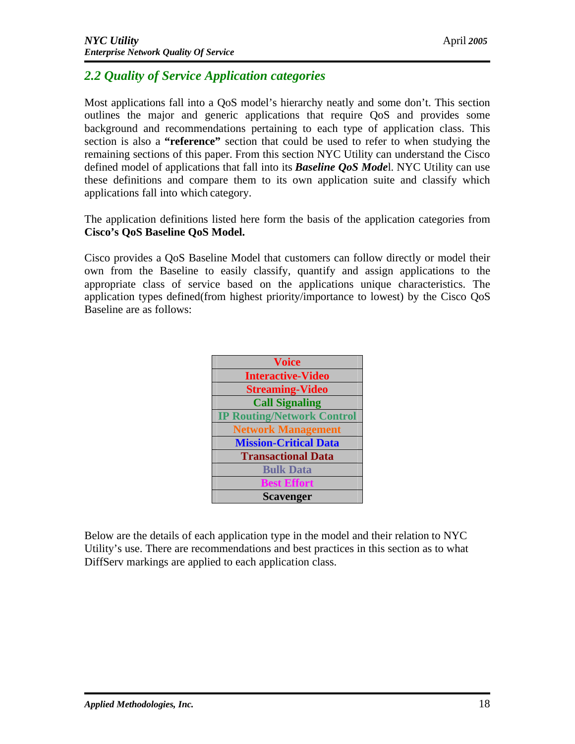## 2.2 Quality of Service Application categories

Most applications fall into a QoS model's hierarchy neatly and some don't. This section outlines the major and generic applications that require QoS and provides some background and recommendations pertaining to each type of application class. This section is also a **"reference"** section that could be used to refer to when studying the remaining sections of this paper. From this section NYC Utility can understand the Cisco defined model of applications that fall into its ***Baseline QoS Model***. NYC Utility can use these definitions and compare them to its own application suite and classify which applications fall into which category.

The application definitions listed here form the basis of the application categories from **Cisco's QoS Baseline QoS Model.**

Cisco provides a QoS Baseline Model that customers can follow directly or model their own from the Baseline to easily classify, quantify and assign applications to the appropriate class of service based on the applications unique characteristics. The application types defined(from highest priority/importance to lowest) by the Cisco QoS Baseline are as follows:

| **Voice** |
|---|
| **Interactive-Video** |
| **Streaming-Video** |
| **Call Signaling** |
| **IP Routing/Network Control** |
| **Network Management** |
| **Mission-Critical Data** |
| **Transactional Data** |
| **Bulk Data** |
| **Best Effort** |
| **Scavenger** |

Below are the details of each application type in the model and their relation to NYC Utility's use. There are recommendations and best practices in this section as to what DiffServ markings are applied to each application class.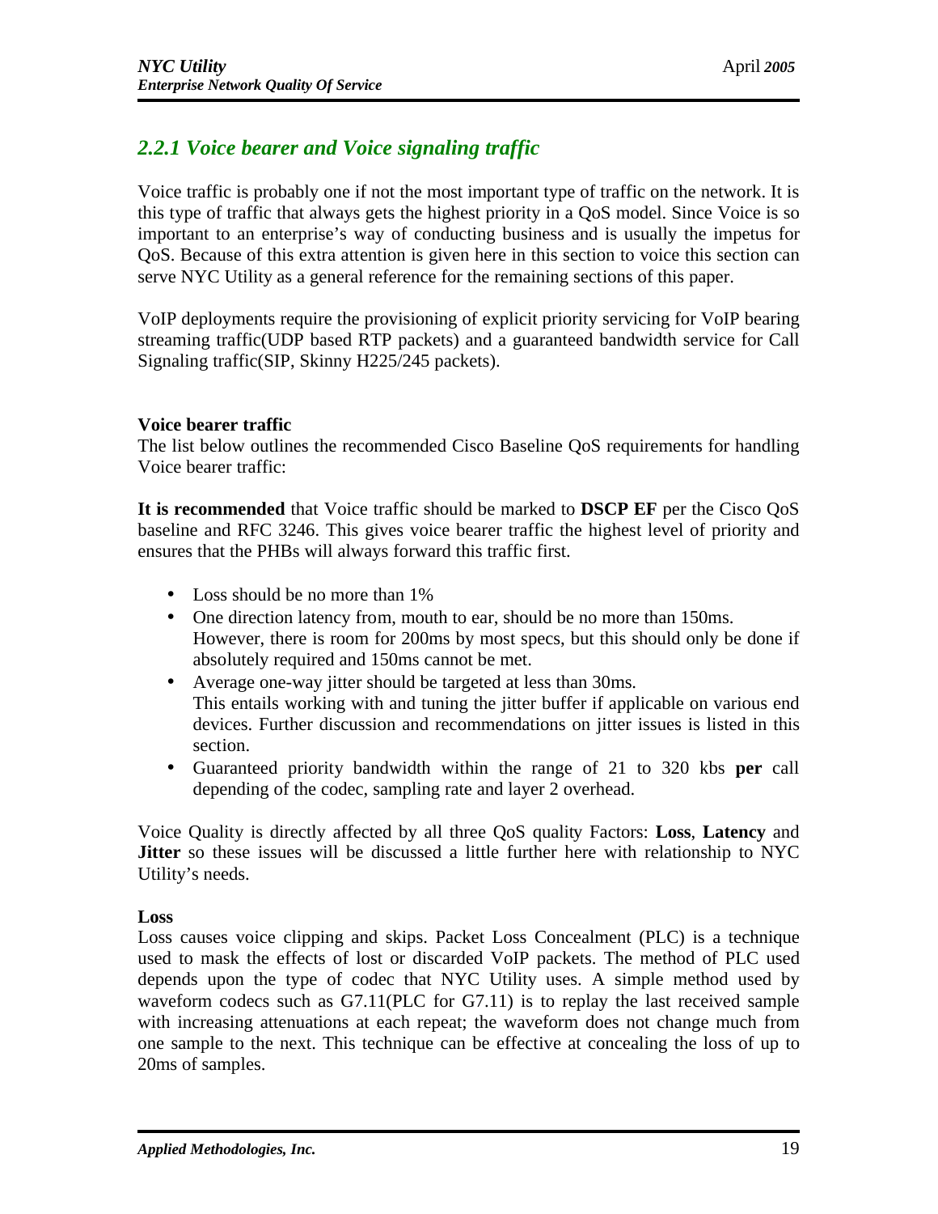## *2.2.1 Voice bearer and Voice signaling traffic*

Voice traffic is probably one if not the most important type of traffic on the network. It is this type of traffic that always gets the highest priority in a QoS model. Since Voice is so important to an enterprise's way of conducting business and is usually the impetus for QoS. Because of this extra attention is given here in this section to voice this section can serve NYC Utility as a general reference for the remaining sections of this paper.

VoIP deployments require the provisioning of explicit priority servicing for VoIP bearing streaming traffic(UDP based RTP packets) and a guaranteed bandwidth service for Call Signaling traffic(SIP, Skinny H225/245 packets).

**Voice bearer traffic**

The list below outlines the recommended Cisco Baseline QoS requirements for handling Voice bearer traffic:

**It is recommended** that Voice traffic should be marked to **DSCP EF** per the Cisco QoS baseline and RFC 3246. This gives voice bearer traffic the highest level of priority and ensures that the PHBs will always forward this traffic first.

- Loss should be no more than 1%
- One direction latency from, mouth to ear, should be no more than 150ms. However, there is room for 200ms by most specs, but this should only be done if absolutely required and 150ms cannot be met.
- Average one-way jitter should be targeted at less than 30ms. This entails working with and tuning the jitter buffer if applicable on various end devices. Further discussion and recommendations on jitter issues is listed in this section.
- Guaranteed priority bandwidth within the range of 21 to 320 kbs **per** call depending of the codec, sampling rate and layer 2 overhead.

Voice Quality is directly affected by all three QoS quality Factors: **Loss**, **Latency** and **Jitter** so these issues will be discussed a little further here with relationship to NYC Utility's needs.

**Loss**

Loss causes voice clipping and skips. Packet Loss Concealment (PLC) is a technique used to mask the effects of lost or discarded VoIP packets. The method of PLC used depends upon the type of codec that NYC Utility uses. A simple method used by waveform codecs such as G7.11(PLC for G7.11) is to replay the last received sample with increasing attenuations at each repeat; the waveform does not change much from one sample to the next. This technique can be effective at concealing the loss of up to 20ms of samples.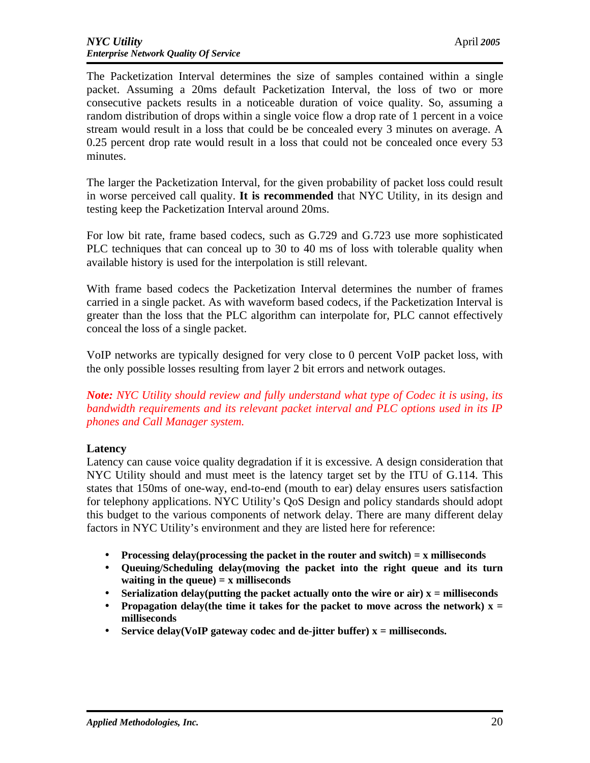The Packetization Interval determines the size of samples contained within a single packet. Assuming a 20ms default Packetization Interval, the loss of two or more consecutive packets results in a noticeable duration of voice quality. So, assuming a random distribution of drops within a single voice flow a drop rate of 1 percent in a voice stream would result in a loss that could be be concealed every 3 minutes on average. A 0.25 percent drop rate would result in a loss that could not be concealed once every 53 minutes.

The larger the Packetization Interval, for the given probability of packet loss could result in worse perceived call quality. **It is recommended** that NYC Utility, in its design and testing keep the Packetization Interval around 20ms.

For low bit rate, frame based codecs, such as G.729 and G.723 use more sophisticated PLC techniques that can conceal up to 30 to 40 ms of loss with tolerable quality when available history is used for the interpolation is still relevant.

With frame based codecs the Packetization Interval determines the number of frames carried in a single packet. As with waveform based codecs, if the Packetization Interval is greater than the loss that the PLC algorithm can interpolate for, PLC cannot effectively conceal the loss of a single packet.

VoIP networks are typically designed for very close to 0 percent VoIP packet loss, with the only possible losses resulting from layer 2 bit errors and network outages.

***Note:*** *NYC Utility should review and fully understand what type of Codec it is using, its bandwidth requirements and its relevant packet interval and PLC options used in its IP phones and Call Manager system.*

**Latency**

Latency can cause voice quality degradation if it is excessive. A design consideration that NYC Utility should and must meet is the latency target set by the ITU of G.114. This states that 150ms of one-way, end-to-end (mouth to ear) delay ensures users satisfaction for telephony applications. NYC Utility's QoS Design and policy standards should adopt this budget to the various components of network delay. There are many different delay factors in NYC Utility's environment and they are listed here for reference:

- **Processing delay(processing the packet in the router and switch) = x milliseconds**
- **Queuing/Scheduling delay(moving the packet into the right queue and its turn waiting in the queue) = x milliseconds**
- **Serialization delay(putting the packet actually onto the wire or air) x = milliseconds**
- **Propagation delay(the time it takes for the packet to move across the network) x = milliseconds**
- **Service delay(VoIP gateway codec and de-jitter buffer) x = milliseconds.**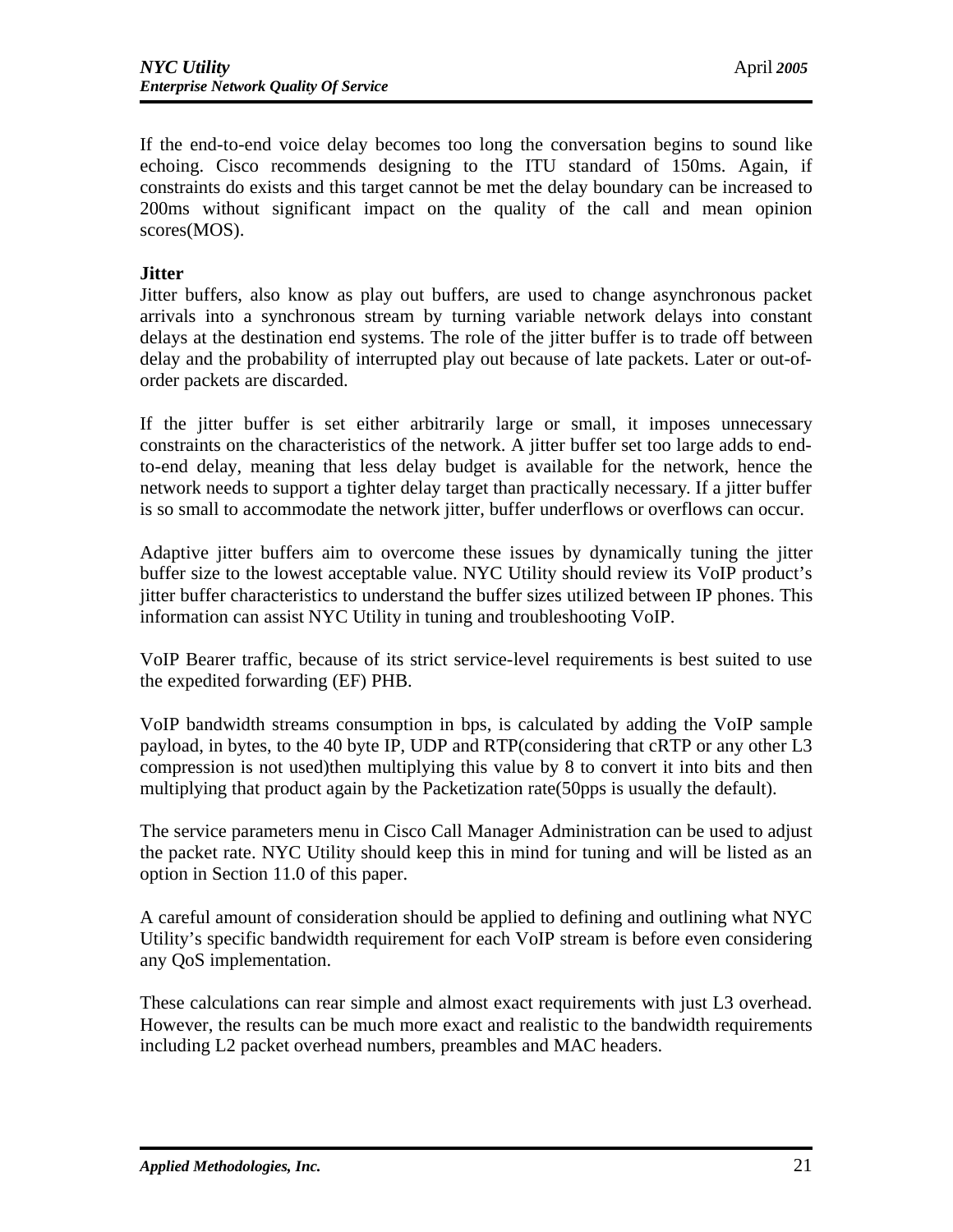If the end-to-end voice delay becomes too long the conversation begins to sound like echoing. Cisco recommends designing to the ITU standard of 150ms. Again, if constraints do exists and this target cannot be met the delay boundary can be increased to 200ms without significant impact on the quality of the call and mean opinion scores(MOS).

**Jitter**

Jitter buffers, also know as play out buffers, are used to change asynchronous packet arrivals into a synchronous stream by turning variable network delays into constant delays at the destination end systems. The role of the jitter buffer is to trade off between delay and the probability of interrupted play out because of late packets. Later or out-of-order packets are discarded.

If the jitter buffer is set either arbitrarily large or small, it imposes unnecessary constraints on the characteristics of the network. A jitter buffer set too large adds to end-to-end delay, meaning that less delay budget is available for the network, hence the network needs to support a tighter delay target than practically necessary. If a jitter buffer is so small to accommodate the network jitter, buffer underflows or overflows can occur.

Adaptive jitter buffers aim to overcome these issues by dynamically tuning the jitter buffer size to the lowest acceptable value. NYC Utility should review its VoIP product's jitter buffer characteristics to understand the buffer sizes utilized between IP phones. This information can assist NYC Utility in tuning and troubleshooting VoIP.

VoIP Bearer traffic, because of its strict service-level requirements is best suited to use the expedited forwarding (EF) PHB.

VoIP bandwidth streams consumption in bps, is calculated by adding the VoIP sample payload, in bytes, to the 40 byte IP, UDP and RTP(considering that cRTP or any other L3 compression is not used)then multiplying this value by 8 to convert it into bits and then multiplying that product again by the Packetization rate(50pps is usually the default).

The service parameters menu in Cisco Call Manager Administration can be used to adjust the packet rate. NYC Utility should keep this in mind for tuning and will be listed as an option in Section 11.0 of this paper.

A careful amount of consideration should be applied to defining and outlining what NYC Utility's specific bandwidth requirement for each VoIP stream is before even considering any QoS implementation.

These calculations can rear simple and almost exact requirements with just L3 overhead. However, the results can be much more exact and realistic to the bandwidth requirements including L2 packet overhead numbers, preambles and MAC headers.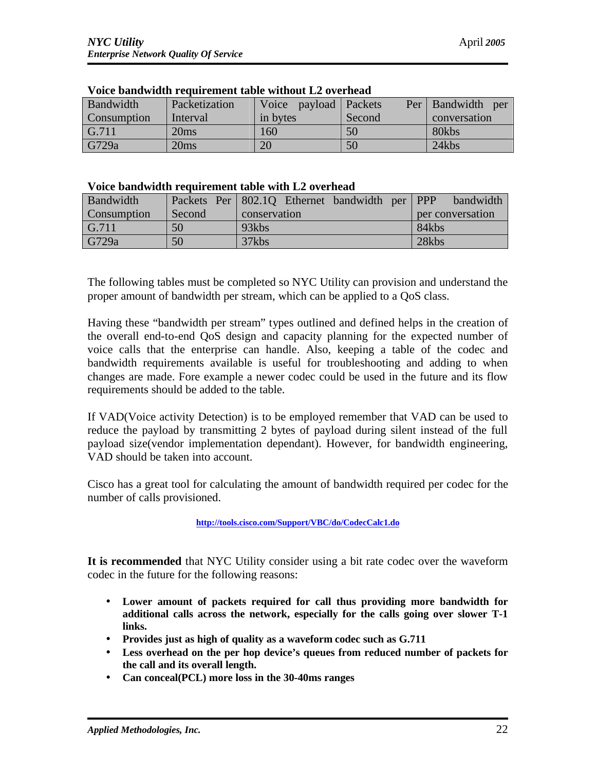**Voice bandwidth requirement table without L2 overhead**

| Bandwidth Consumption | Packetization Interval | Voice payload in bytes | Packets Per Second | Bandwidth per conversation |
|---|---|---|---|---|
| G.711 | 20ms | 160 | 50 | 80kbs |
| G729a | 20ms | 20 | 50 | 24kbs |

**Voice bandwidth requirement table with L2 overhead**

| Bandwidth Consumption | Packets Per Second | 802.1Q Ethernet bandwidth per conservation | PPP bandwidth per conversation |
|---|---|---|---|
| G.711 | 50 | 93kbs | 84kbs |
| G729a | 50 | 37kbs | 28kbs |

The following tables must be completed so NYC Utility can provision and understand the proper amount of bandwidth per stream, which can be applied to a QoS class.

Having these "bandwidth per stream" types outlined and defined helps in the creation of the overall end-to-end QoS design and capacity planning for the expected number of voice calls that the enterprise can handle. Also, keeping a table of the codec and bandwidth requirements available is useful for troubleshooting and adding to when changes are made. Fore example a newer codec could be used in the future and its flow requirements should be added to the table.

If VAD(Voice activity Detection) is to be employed remember that VAD can be used to reduce the payload by transmitting 2 bytes of payload during silent instead of the full payload size(vendor implementation dependant). However, for bandwidth engineering, VAD should be taken into account.

Cisco has a great tool for calculating the amount of bandwidth required per codec for the number of calls provisioned.

**http://tools.cisco.com/Support/VBC/do/CodecCalc1.do**

**It is recommended** that NYC Utility consider using a bit rate codec over the waveform codec in the future for the following reasons:

- **Lower amount of packets required for call thus providing more bandwidth for additional calls across the network, especially for the calls going over slower T-1 links.**
- **Provides just as high of quality as a waveform codec such as G.711**
- **Less overhead on the per hop device's queues from reduced number of packets for the call and its overall length.**
- **Can conceal(PCL) more loss in the 30-40ms ranges**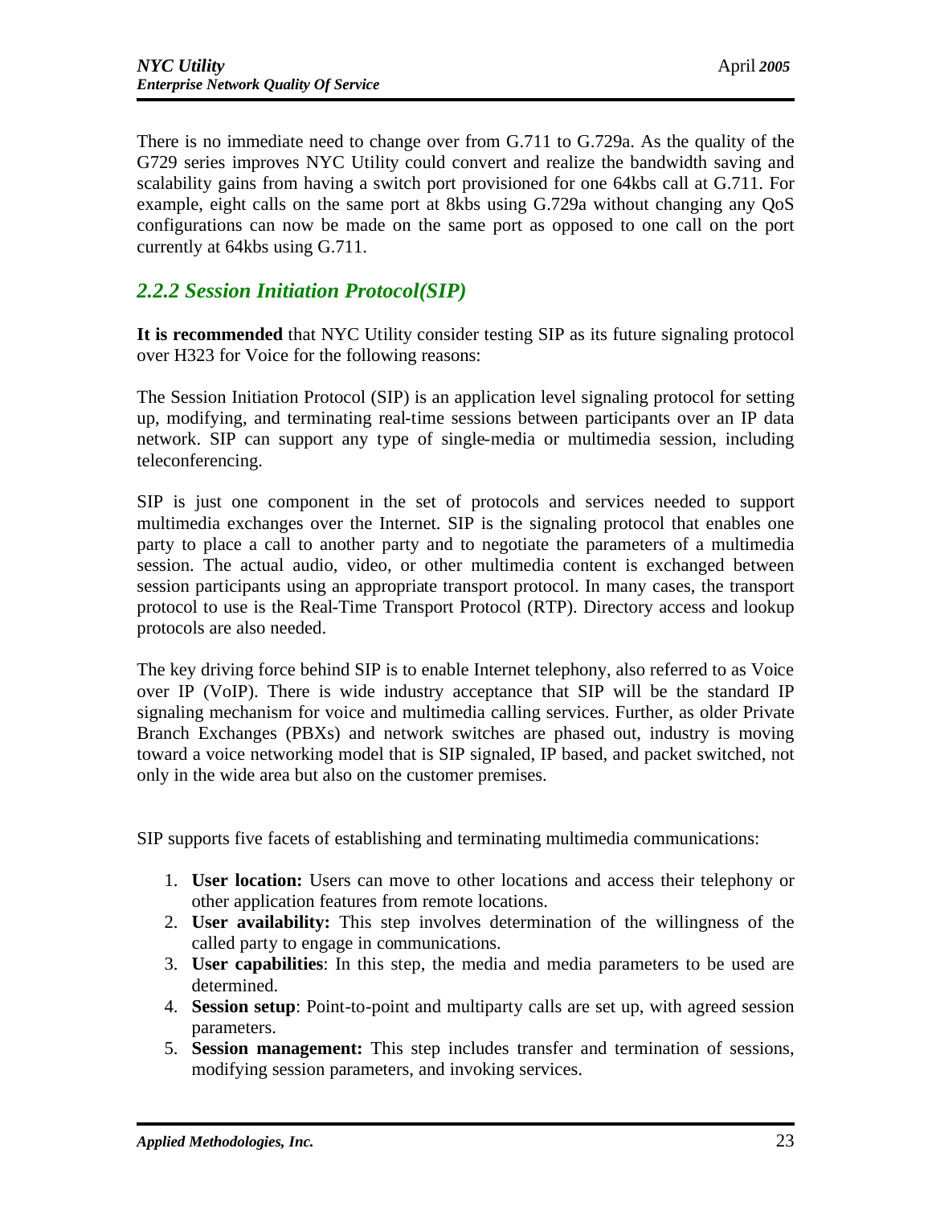There is no immediate need to change over from G.711 to G.729a. As the quality of the G729 series improves NYC Utility could convert and realize the bandwidth saving and scalability gains from having a switch port provisioned for one 64kbs call at G.711. For example, eight calls on the same port at 8kbs using G.729a without changing any QoS configurations can now be made on the same port as opposed to one call on the port currently at 64kbs using G.711.

### *2.2.2 Session Initiation Protocol(SIP)*

**It is recommended** that NYC Utility consider testing SIP as its future signaling protocol over H323 for Voice for the following reasons:

The Session Initiation Protocol (SIP) is an application level signaling protocol for setting up, modifying, and terminating real-time sessions between participants over an IP data network. SIP can support any type of single-media or multimedia session, including teleconferencing.

SIP is just one component in the set of protocols and services needed to support multimedia exchanges over the Internet. SIP is the signaling protocol that enables one party to place a call to another party and to negotiate the parameters of a multimedia session. The actual audio, video, or other multimedia content is exchanged between session participants using an appropriate transport protocol. In many cases, the transport protocol to use is the Real-Time Transport Protocol (RTP). Directory access and lookup protocols are also needed.

The key driving force behind SIP is to enable Internet telephony, also referred to as Voice over IP (VoIP). There is wide industry acceptance that SIP will be the standard IP signaling mechanism for voice and multimedia calling services. Further, as older Private Branch Exchanges (PBXs) and network switches are phased out, industry is moving toward a voice networking model that is SIP signaled, IP based, and packet switched, not only in the wide area but also on the customer premises.

SIP supports five facets of establishing and terminating multimedia communications:

1. **User location:** Users can move to other locations and access their telephony or other application features from remote locations.
2. **User availability:** This step involves determination of the willingness of the called party to engage in communications.
3. **User capabilities**: In this step, the media and media parameters to be used are determined.
4. **Session setup**: Point-to-point and multiparty calls are set up, with agreed session parameters.
5. **Session management:** This step includes transfer and termination of sessions, modifying session parameters, and invoking services.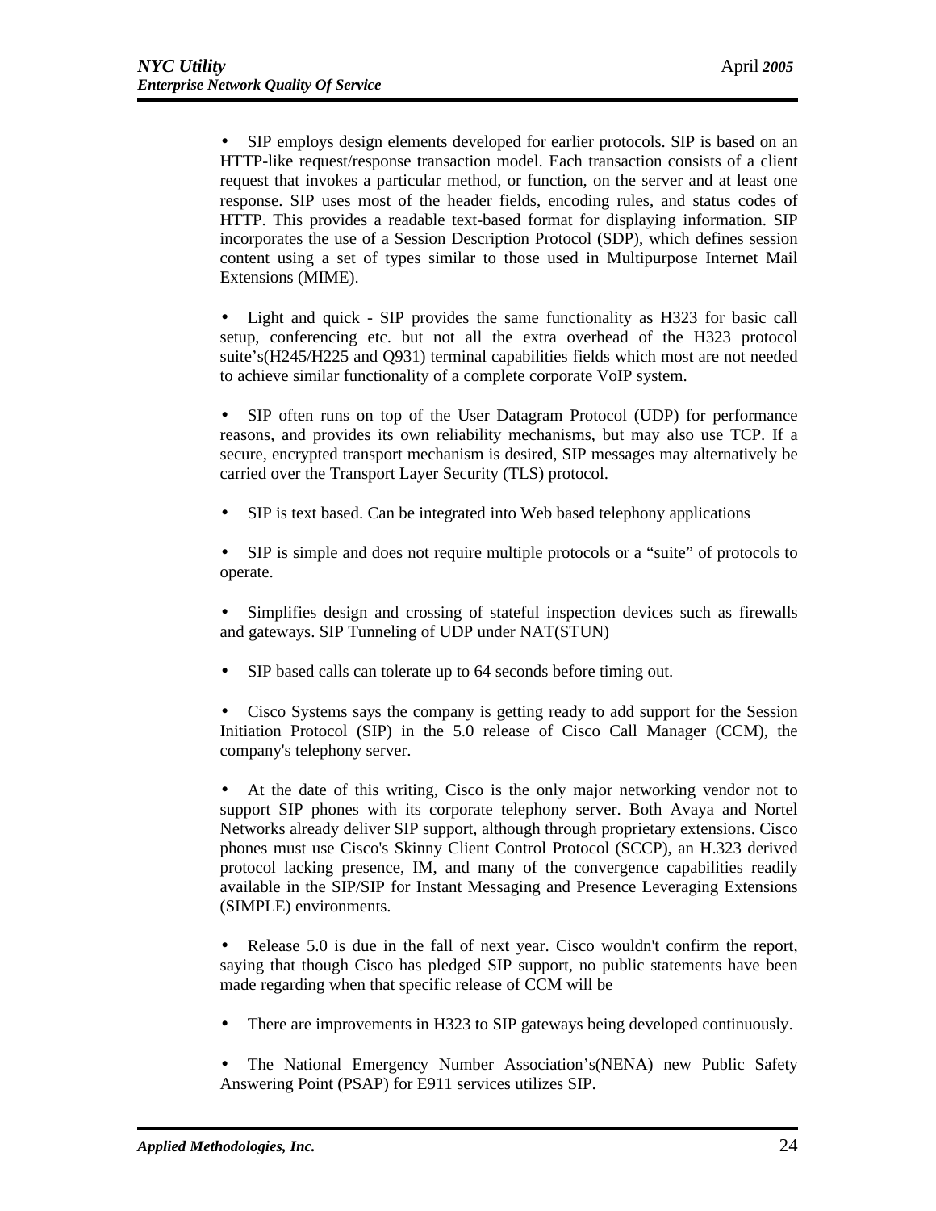- SIP employs design elements developed for earlier protocols. SIP is based on an HTTP-like request/response transaction model. Each transaction consists of a client request that invokes a particular method, or function, on the server and at least one response. SIP uses most of the header fields, encoding rules, and status codes of HTTP. This provides a readable text-based format for displaying information. SIP incorporates the use of a Session Description Protocol (SDP), which defines session content using a set of types similar to those used in Multipurpose Internet Mail Extensions (MIME).

- Light and quick - SIP provides the same functionality as H323 for basic call setup, conferencing etc. but not all the extra overhead of the H323 protocol suite's(H245/H225 and Q931) terminal capabilities fields which most are not needed to achieve similar functionality of a complete corporate VoIP system.

- SIP often runs on top of the User Datagram Protocol (UDP) for performance reasons, and provides its own reliability mechanisms, but may also use TCP. If a secure, encrypted transport mechanism is desired, SIP messages may alternatively be carried over the Transport Layer Security (TLS) protocol.

- SIP is text based. Can be integrated into Web based telephony applications

- SIP is simple and does not require multiple protocols or a "suite" of protocols to operate.

- Simplifies design and crossing of stateful inspection devices such as firewalls and gateways. SIP Tunneling of UDP under NAT(STUN)

- SIP based calls can tolerate up to 64 seconds before timing out.

- Cisco Systems says the company is getting ready to add support for the Session Initiation Protocol (SIP) in the 5.0 release of Cisco Call Manager (CCM), the company's telephony server.

- At the date of this writing, Cisco is the only major networking vendor not to support SIP phones with its corporate telephony server. Both Avaya and Nortel Networks already deliver SIP support, although through proprietary extensions. Cisco phones must use Cisco's Skinny Client Control Protocol (SCCP), an H.323 derived protocol lacking presence, IM, and many of the convergence capabilities readily available in the SIP/SIP for Instant Messaging and Presence Leveraging Extensions (SIMPLE) environments.

- Release 5.0 is due in the fall of next year. Cisco wouldn't confirm the report, saying that though Cisco has pledged SIP support, no public statements have been made regarding when that specific release of CCM will be

- There are improvements in H323 to SIP gateways being developed continuously.

- The National Emergency Number Association's(NENA) new Public Safety Answering Point (PSAP) for E911 services utilizes SIP.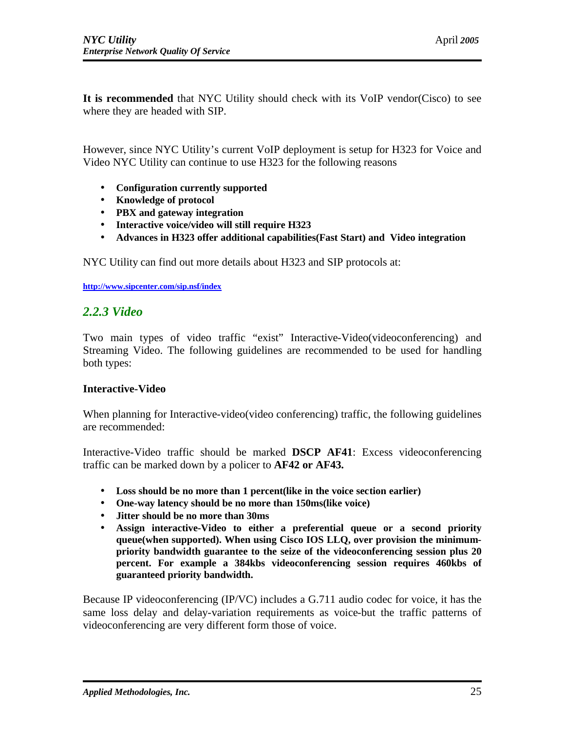**It is recommended** that NYC Utility should check with its VoIP vendor(Cisco) to see where they are headed with SIP.

However, since NYC Utility's current VoIP deployment is setup for H323 for Voice and Video NYC Utility can continue to use H323 for the following reasons

- **Configuration currently supported**
- **Knowledge of protocol**
- **PBX and gateway integration**
- **Interactive voice/video will still require H323**
- **Advances in H323 offer additional capabilities(Fast Start) and Video integration**

NYC Utility can find out more details about H323 and SIP protocols at:

**http://www.sipcenter.com/sip.nsf/index**

### *2.2.3 Video*

Two main types of video traffic "exist" Interactive-Video(videoconferencing) and Streaming Video. The following guidelines are recommended to be used for handling both types:

**Interactive-Video**

When planning for Interactive-video(video conferencing) traffic, the following guidelines are recommended:

Interactive-Video traffic should be marked **DSCP AF41**: Excess videoconferencing traffic can be marked down by a policer to **AF42 or AF43.**

- **Loss should be no more than 1 percent(like in the voice section earlier)**
- **One-way latency should be no more than 150ms(like voice)**
- **Jitter should be no more than 30ms**
- **Assign interactive-Video to either a preferential queue or a second priority queue(when supported). When using Cisco IOS LLQ, over provision the minimum-priority bandwidth guarantee to the seize of the videoconferencing session plus 20 percent. For example a 384kbs videoconferencing session requires 460kbs of guaranteed priority bandwidth.**

Because IP videoconferencing (IP/VC) includes a G.711 audio codec for voice, it has the same loss delay and delay-variation requirements as voice-but the traffic patterns of videoconferencing are very different form those of voice.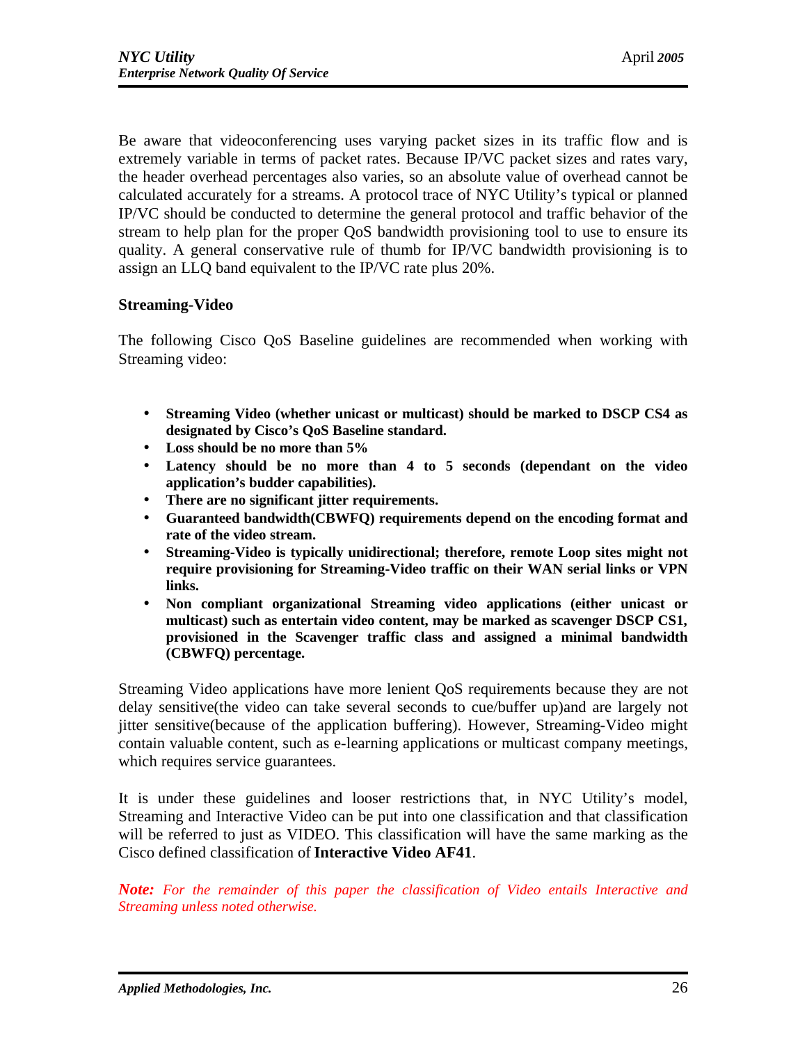Be aware that videoconferencing uses varying packet sizes in its traffic flow and is extremely variable in terms of packet rates. Because IP/VC packet sizes and rates vary, the header overhead percentages also varies, so an absolute value of overhead cannot be calculated accurately for a streams. A protocol trace of NYC Utility's typical or planned IP/VC should be conducted to determine the general protocol and traffic behavior of the stream to help plan for the proper QoS bandwidth provisioning tool to use to ensure its quality. A general conservative rule of thumb for IP/VC bandwidth provisioning is to assign an LLQ band equivalent to the IP/VC rate plus 20%.

### Streaming-Video

The following Cisco QoS Baseline guidelines are recommended when working with Streaming video:

- **Streaming Video (whether unicast or multicast) should be marked to DSCP CS4 as designated by Cisco's QoS Baseline standard.**
- **Loss should be no more than 5%**
- **Latency should be no more than 4 to 5 seconds (dependant on the video application's budder capabilities).**
- **There are no significant jitter requirements.**
- **Guaranteed bandwidth(CBWFQ) requirements depend on the encoding format and rate of the video stream.**
- **Streaming-Video is typically unidirectional; therefore, remote Loop sites might not require provisioning for Streaming-Video traffic on their WAN serial links or VPN links.**
- **Non compliant organizational Streaming video applications (either unicast or multicast) such as entertain video content, may be marked as scavenger DSCP CS1, provisioned in the Scavenger traffic class and assigned a minimal bandwidth (CBWFQ) percentage.**

Streaming Video applications have more lenient QoS requirements because they are not delay sensitive(the video can take several seconds to cue/buffer up)and are largely not jitter sensitive(because of the application buffering). However, Streaming-Video might contain valuable content, such as e-learning applications or multicast company meetings, which requires service guarantees.

It is under these guidelines and looser restrictions that, in NYC Utility's model, Streaming and Interactive Video can be put into one classification and that classification will be referred to just as VIDEO. This classification will have the same marking as the Cisco defined classification of **Interactive Video AF41**.

***Note:*** *For the remainder of this paper the classification of Video entails Interactive and Streaming unless noted otherwise.*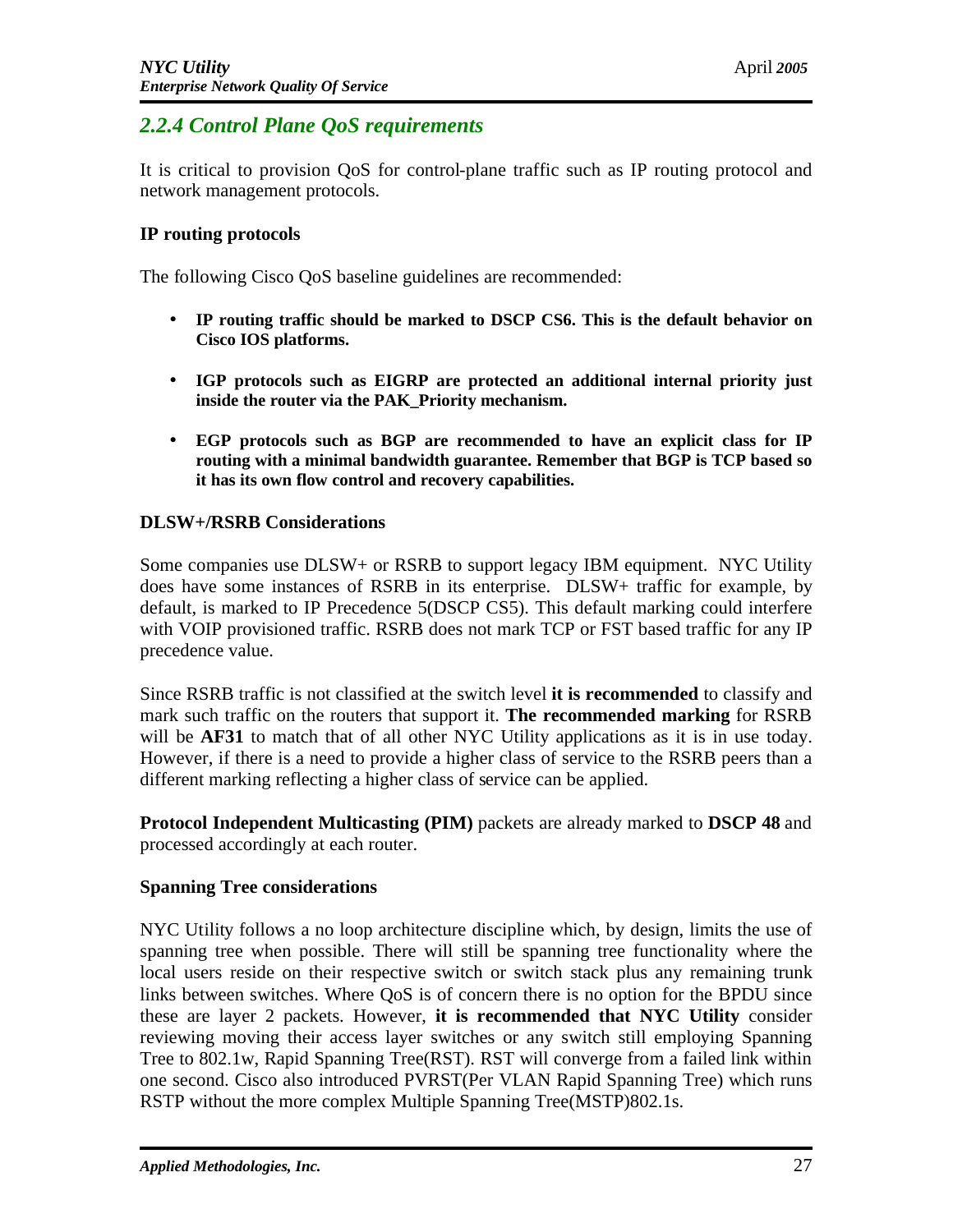## *2.2.4 Control Plane QoS requirements*

It is critical to provision QoS for control-plane traffic such as IP routing protocol and network management protocols.

**IP routing protocols**

The following Cisco QoS baseline guidelines are recommended:

- **IP routing traffic should be marked to DSCP CS6. This is the default behavior on Cisco IOS platforms.**
- **IGP protocols such as EIGRP are protected an additional internal priority just inside the router via the PAK_Priority mechanism.**
- **EGP protocols such as BGP are recommended to have an explicit class for IP routing with a minimal bandwidth guarantee. Remember that BGP is TCP based so it has its own flow control and recovery capabilities.**

**DLSW+/RSRB Considerations**

Some companies use DLSW+ or RSRB to support legacy IBM equipment. NYC Utility does have some instances of RSRB in its enterprise. DLSW+ traffic for example, by default, is marked to IP Precedence 5(DSCP CS5). This default marking could interfere with VOIP provisioned traffic. RSRB does not mark TCP or FST based traffic for any IP precedence value.

Since RSRB traffic is not classified at the switch level **it is recommended** to classify and mark such traffic on the routers that support it. **The recommended marking** for RSRB will be **AF31** to match that of all other NYC Utility applications as it is in use today. However, if there is a need to provide a higher class of service to the RSRB peers than a different marking reflecting a higher class of service can be applied.

**Protocol Independent Multicasting (PIM)** packets are already marked to **DSCP 48** and processed accordingly at each router.

**Spanning Tree considerations**

NYC Utility follows a no loop architecture discipline which, by design, limits the use of spanning tree when possible. There will still be spanning tree functionality where the local users reside on their respective switch or switch stack plus any remaining trunk links between switches. Where QoS is of concern there is no option for the BPDU since these are layer 2 packets. However, **it is recommended that NYC Utility** consider reviewing moving their access layer switches or any switch still employing Spanning Tree to 802.1w, Rapid Spanning Tree(RST). RST will converge from a failed link within one second. Cisco also introduced PVRST(Per VLAN Rapid Spanning Tree) which runs RSTP without the more complex Multiple Spanning Tree(MSTP)802.1s.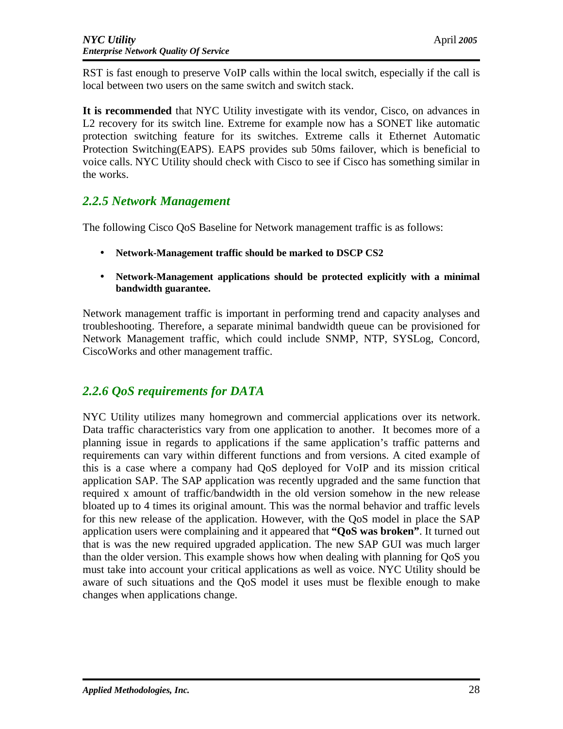RST is fast enough to preserve VoIP calls within the local switch, especially if the call is local between two users on the same switch and switch stack.

**It is recommended** that NYC Utility investigate with its vendor, Cisco, on advances in L2 recovery for its switch line. Extreme for example now has a SONET like automatic protection switching feature for its switches. Extreme calls it Ethernet Automatic Protection Switching(EAPS). EAPS provides sub 50ms failover, which is beneficial to voice calls. NYC Utility should check with Cisco to see if Cisco has something similar in the works.

### *2.2.5 Network Management*

The following Cisco QoS Baseline for Network management traffic is as follows:

- **Network-Management traffic should be marked to DSCP CS2**
- **Network-Management applications should be protected explicitly with a minimal bandwidth guarantee.**

Network management traffic is important in performing trend and capacity analyses and troubleshooting. Therefore, a separate minimal bandwidth queue can be provisioned for Network Management traffic, which could include SNMP, NTP, SYSLog, Concord, CiscoWorks and other management traffic.

### *2.2.6 QoS requirements for DATA*

NYC Utility utilizes many homegrown and commercial applications over its network. Data traffic characteristics vary from one application to another. It becomes more of a planning issue in regards to applications if the same application's traffic patterns and requirements can vary within different functions and from versions. A cited example of this is a case where a company had QoS deployed for VoIP and its mission critical application SAP. The SAP application was recently upgraded and the same function that required x amount of traffic/bandwidth in the old version somehow in the new release bloated up to 4 times its original amount. This was the normal behavior and traffic levels for this new release of the application. However, with the QoS model in place the SAP application users were complaining and it appeared that **"QoS was broken"**. It turned out that is was the new required upgraded application. The new SAP GUI was much larger than the older version. This example shows how when dealing with planning for QoS you must take into account your critical applications as well as voice. NYC Utility should be aware of such situations and the QoS model it uses must be flexible enough to make changes when applications change.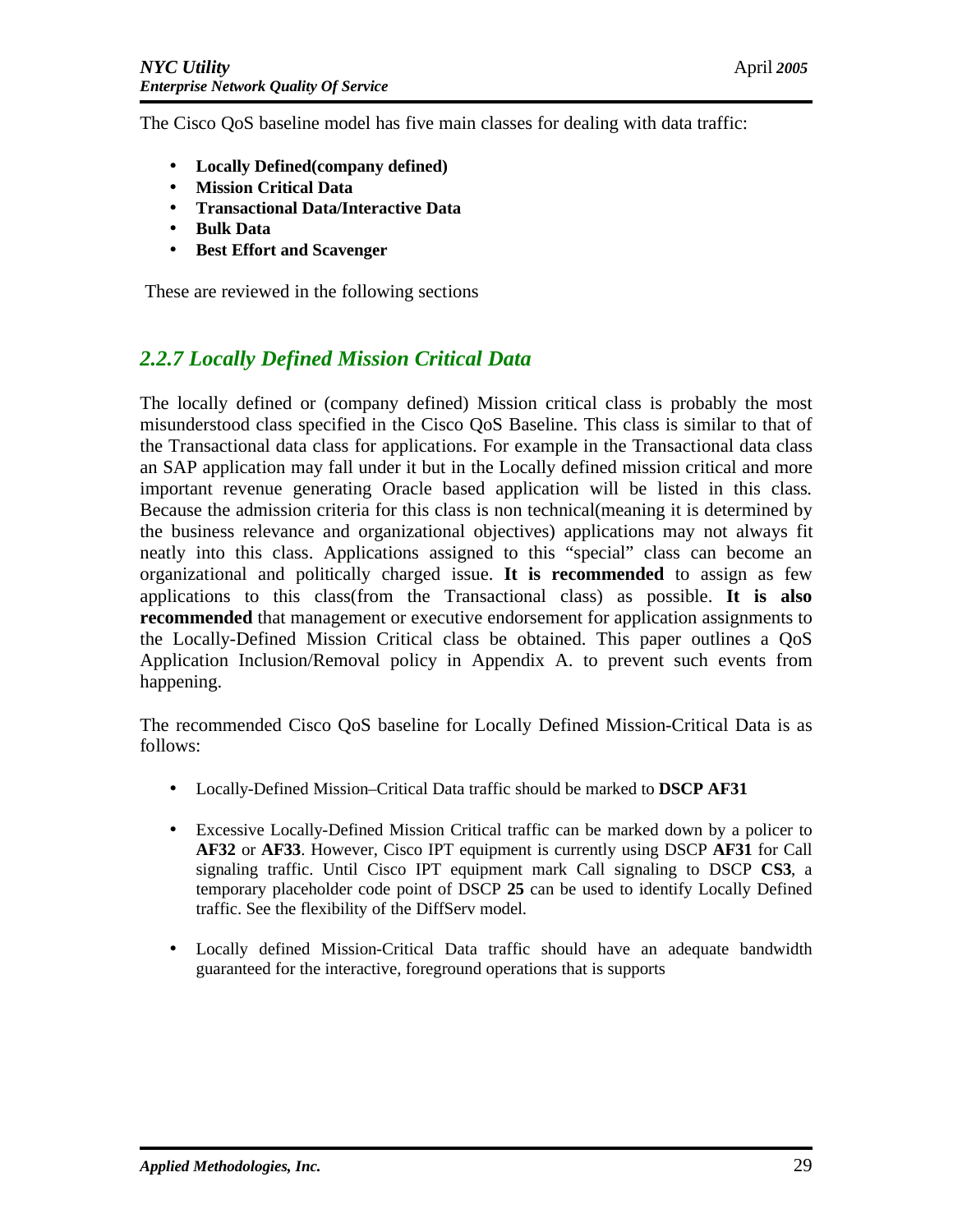The Cisco QoS baseline model has five main classes for dealing with data traffic:

- **Locally Defined(company defined)**
- **Mission Critical Data**
- **Transactional Data/Interactive Data**
- **Bulk Data**
- **Best Effort and Scavenger**

These are reviewed in the following sections

### *2.2.7 Locally Defined Mission Critical Data*

The locally defined or (company defined) Mission critical class is probably the most misunderstood class specified in the Cisco QoS Baseline. This class is similar to that of the Transactional data class for applications. For example in the Transactional data class an SAP application may fall under it but in the Locally defined mission critical and more important revenue generating Oracle based application will be listed in this class. Because the admission criteria for this class is non technical(meaning it is determined by the business relevance and organizational objectives) applications may not always fit neatly into this class. Applications assigned to this "special" class can become an organizational and politically charged issue. **It is recommended** to assign as few applications to this class(from the Transactional class) as possible. **It is also recommended** that management or executive endorsement for application assignments to the Locally-Defined Mission Critical class be obtained. This paper outlines a QoS Application Inclusion/Removal policy in Appendix A. to prevent such events from happening.

The recommended Cisco QoS baseline for Locally Defined Mission-Critical Data is as follows:

- Locally-Defined Mission–Critical Data traffic should be marked to **DSCP AF31**

- Excessive Locally-Defined Mission Critical traffic can be marked down by a policer to **AF32** or **AF33**. However, Cisco IPT equipment is currently using DSCP **AF31** for Call signaling traffic. Until Cisco IPT equipment mark Call signaling to DSCP **CS3**, a temporary placeholder code point of DSCP **25** can be used to identify Locally Defined traffic. See the flexibility of the DiffServ model.

- Locally defined Mission-Critical Data traffic should have an adequate bandwidth guaranteed for the interactive, foreground operations that is supports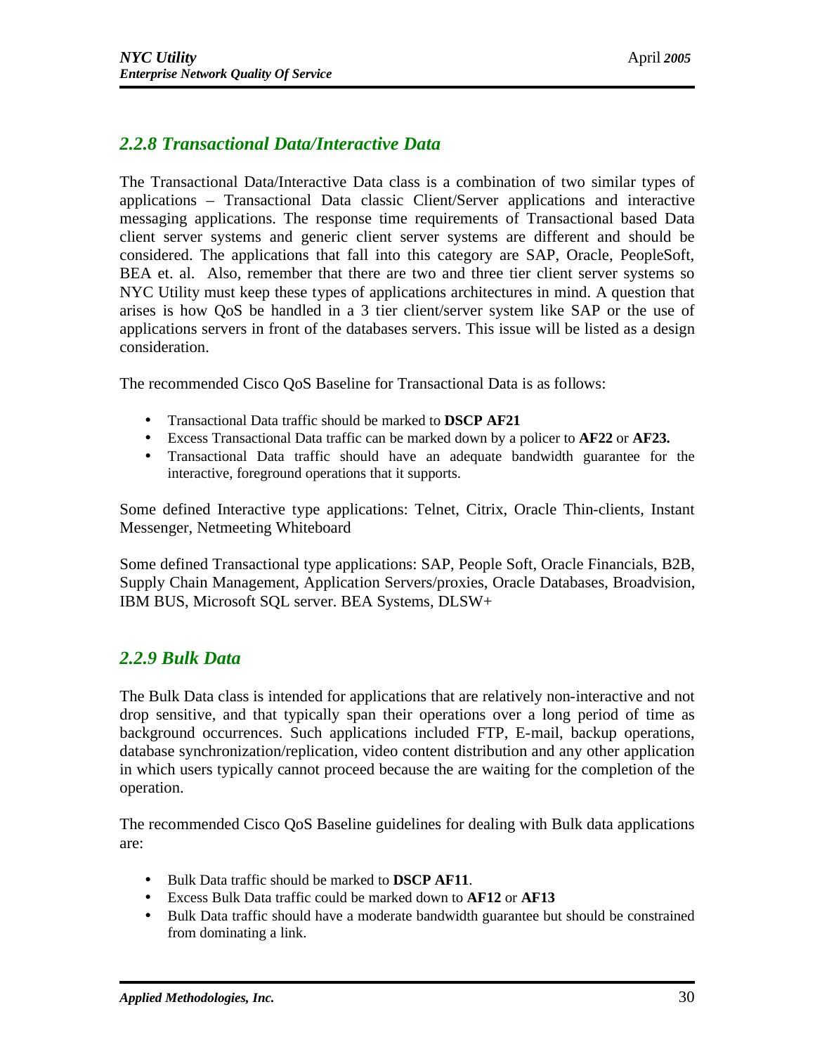### *2.2.8 Transactional Data/Interactive Data*

The Transactional Data/Interactive Data class is a combination of two similar types of applications – Transactional Data classic Client/Server applications and interactive messaging applications. The response time requirements of Transactional based Data client server systems and generic client server systems are different and should be considered. The applications that fall into this category are SAP, Oracle, PeopleSoft, BEA et. al. Also, remember that there are two and three tier client server systems so NYC Utility must keep these types of applications architectures in mind. A question that arises is how QoS be handled in a 3 tier client/server system like SAP or the use of applications servers in front of the databases servers. This issue will be listed as a design consideration.

The recommended Cisco QoS Baseline for Transactional Data is as follows:

- Transactional Data traffic should be marked to **DSCP AF21**
- Excess Transactional Data traffic can be marked down by a policer to **AF22** or **AF23.**
- Transactional Data traffic should have an adequate bandwidth guarantee for the interactive, foreground operations that it supports.

Some defined Interactive type applications: Telnet, Citrix, Oracle Thin-clients, Instant Messenger, Netmeeting Whiteboard

Some defined Transactional type applications: SAP, People Soft, Oracle Financials, B2B, Supply Chain Management, Application Servers/proxies, Oracle Databases, Broadvision, IBM BUS, Microsoft SQL server. BEA Systems, DLSW+

### *2.2.9 Bulk Data*

The Bulk Data class is intended for applications that are relatively non-interactive and not drop sensitive, and that typically span their operations over a long period of time as background occurrences. Such applications included FTP, E-mail, backup operations, database synchronization/replication, video content distribution and any other application in which users typically cannot proceed because the are waiting for the completion of the operation.

The recommended Cisco QoS Baseline guidelines for dealing with Bulk data applications are:

- Bulk Data traffic should be marked to **DSCP AF11**.
- Excess Bulk Data traffic could be marked down to **AF12** or **AF13**
- Bulk Data traffic should have a moderate bandwidth guarantee but should be constrained from dominating a link.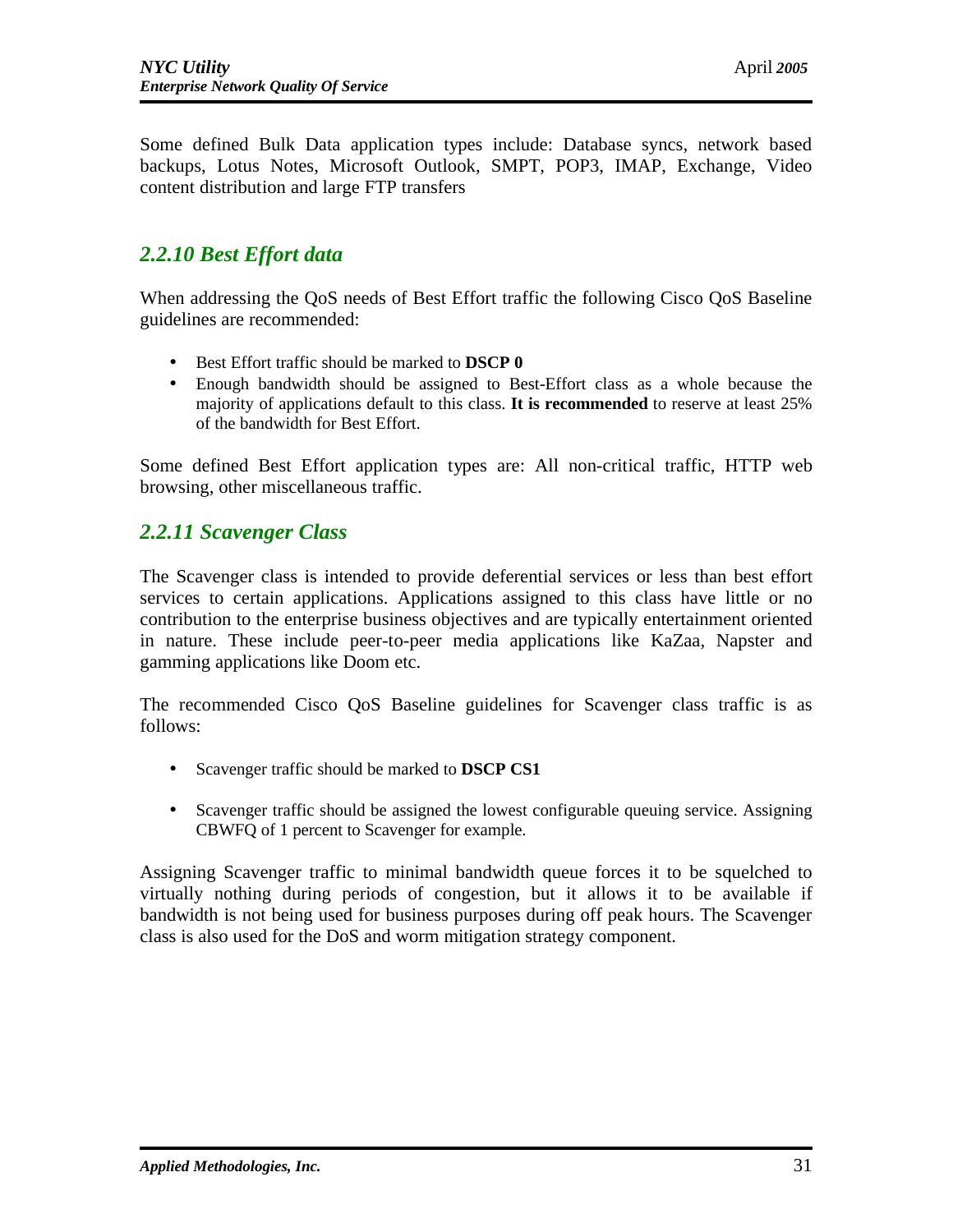Some defined Bulk Data application types include: Database syncs, network based backups, Lotus Notes, Microsoft Outlook, SMPT, POP3, IMAP, Exchange, Video content distribution and large FTP transfers

### *2.2.10 Best Effort data*

When addressing the QoS needs of Best Effort traffic the following Cisco QoS Baseline guidelines are recommended:

- Best Effort traffic should be marked to **DSCP 0**
- Enough bandwidth should be assigned to Best-Effort class as a whole because the majority of applications default to this class. **It is recommended** to reserve at least 25% of the bandwidth for Best Effort.

Some defined Best Effort application types are: All non-critical traffic, HTTP web browsing, other miscellaneous traffic.

### *2.2.11 Scavenger Class*

The Scavenger class is intended to provide deferential services or less than best effort services to certain applications. Applications assigned to this class have little or no contribution to the enterprise business objectives and are typically entertainment oriented in nature. These include peer-to-peer media applications like KaZaa, Napster and gamming applications like Doom etc.

The recommended Cisco QoS Baseline guidelines for Scavenger class traffic is as follows:

- Scavenger traffic should be marked to **DSCP CS1**
- Scavenger traffic should be assigned the lowest configurable queuing service. Assigning CBWFQ of 1 percent to Scavenger for example.

Assigning Scavenger traffic to minimal bandwidth queue forces it to be squelched to virtually nothing during periods of congestion, but it allows it to be available if bandwidth is not being used for business purposes during off peak hours. The Scavenger class is also used for the DoS and worm mitigation strategy component.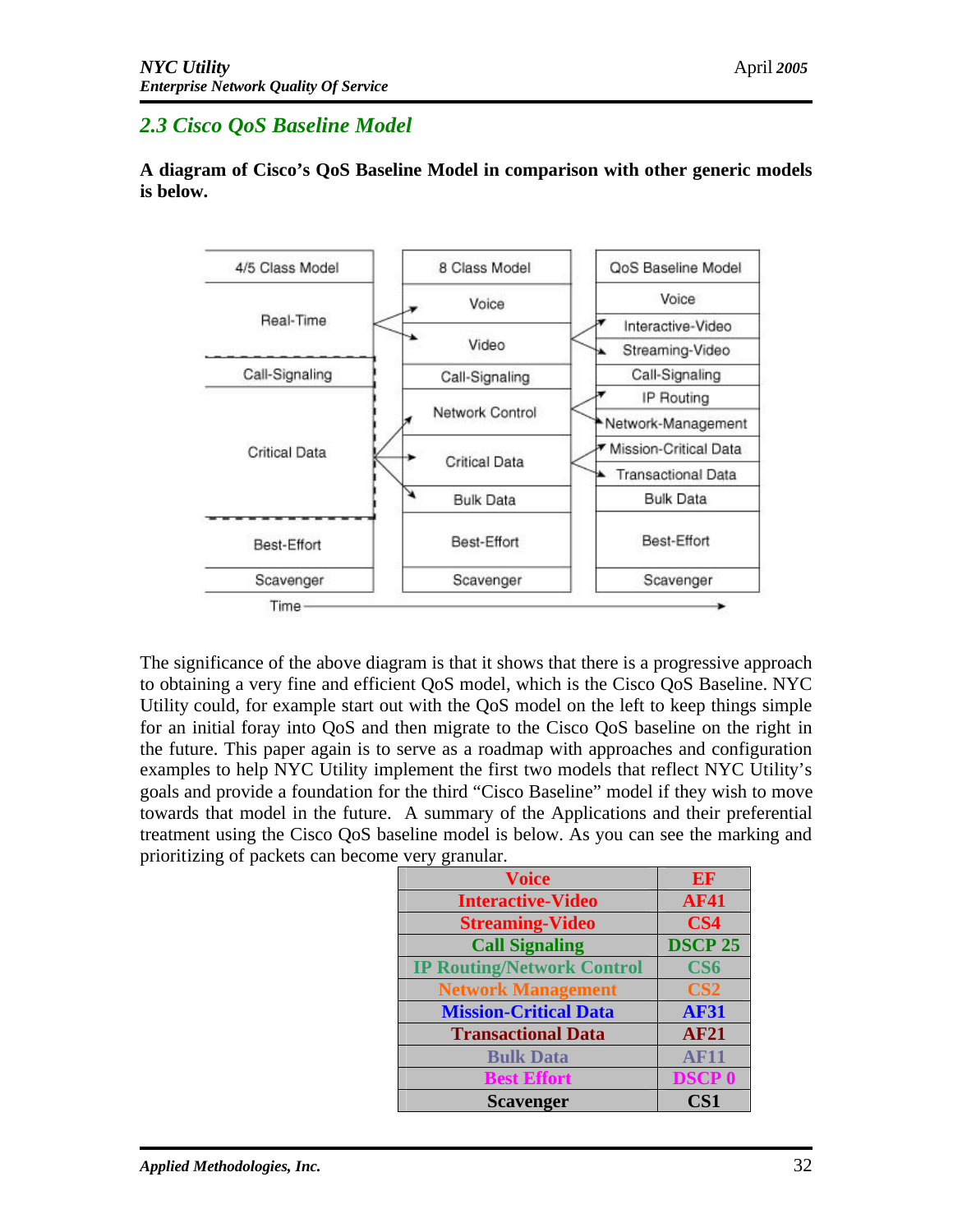## 2.3 Cisco QoS Baseline Model

**A diagram of Cisco's QoS Baseline Model in comparison with other generic models is below.**

| 4/5 Class Model | 8 Class Model | QoS Baseline Model |
|---|---|---|
| Real-Time | Voice | Voice |
| | Video | Interactive-Video |
| | | Streaming-Video |
| Call-Signaling | Call-Signaling | Call-Signaling |
| Critical Data | Network Control | IP Routing |
| | | Network-Management |
| | Critical Data | Mission-Critical Data |
| | | Transactional Data |
| | Bulk Data | Bulk Data |
| Best-Effort | Best-Effort | Best-Effort |
| Scavenger | Scavenger | Scavenger |

Time →

The significance of the above diagram is that it shows that there is a progressive approach to obtaining a very fine and efficient QoS model, which is the Cisco QoS Baseline. NYC Utility could, for example start out with the QoS model on the left to keep things simple for an initial foray into QoS and then migrate to the Cisco QoS baseline on the right in the future. This paper again is to serve as a roadmap with approaches and configuration examples to help NYC Utility implement the first two models that reflect NYC Utility's goals and provide a foundation for the third "Cisco Baseline" model if they wish to move towards that model in the future. A summary of the Applications and their preferential treatment using the Cisco QoS baseline model is below. As you can see the marking and prioritizing of packets can become very granular.

| Application | Marking |
|---|---|
| **Voice** | **EF** |
| **Interactive-Video** | **AF41** |
| **Streaming-Video** | **CS4** |
| **Call Signaling** | **DSCP 25** |
| **IP Routing/Network Control** | **CS6** |
| **Network Management** | **CS2** |
| **Mission-Critical Data** | **AF31** |
| **Transactional Data** | **AF21** |
| **Bulk Data** | **AF11** |
| **Best Effort** | **DSCP 0** |
| **Scavenger** | **CS1** |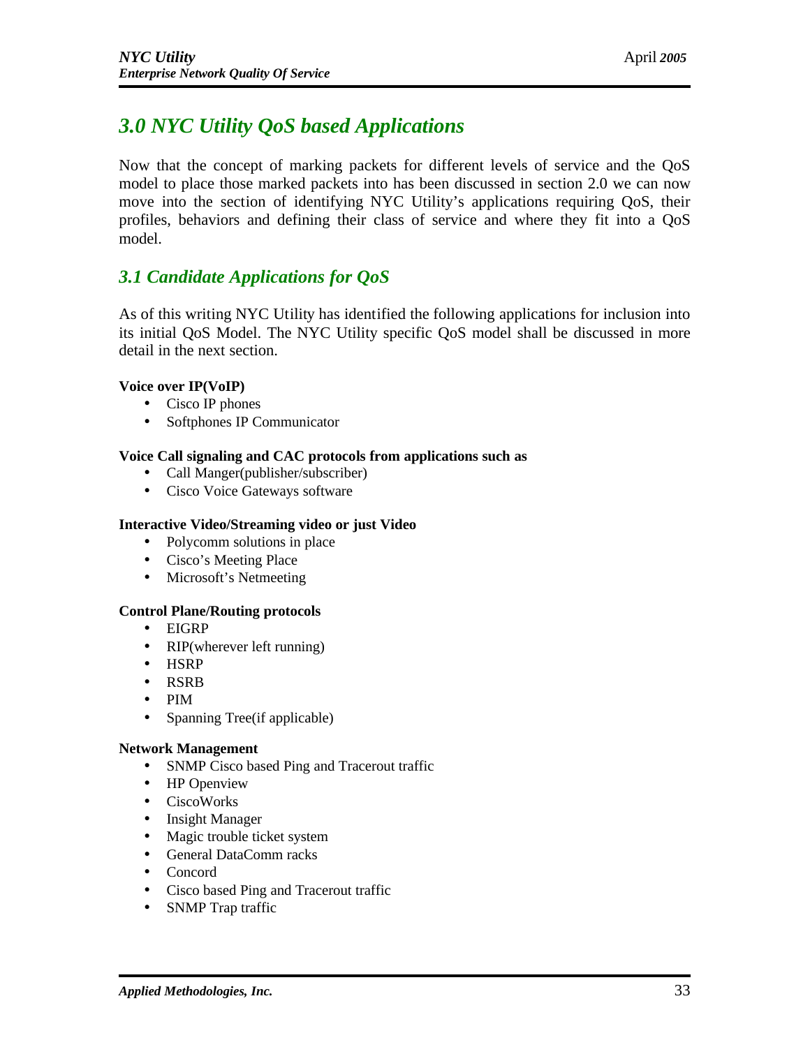## *3.0 NYC Utility QoS based Applications*

Now that the concept of marking packets for different levels of service and the QoS model to place those marked packets into has been discussed in section 2.0 we can now move into the section of identifying NYC Utility's applications requiring QoS, their profiles, behaviors and defining their class of service and where they fit into a QoS model.

### *3.1 Candidate Applications for QoS*

As of this writing NYC Utility has identified the following applications for inclusion into its initial QoS Model. The NYC Utility specific QoS model shall be discussed in more detail in the next section.

**Voice over IP(VoIP)**

- Cisco IP phones
- Softphones IP Communicator

**Voice Call signaling and CAC protocols from applications such as**

- Call Manger(publisher/subscriber)
- Cisco Voice Gateways software

**Interactive Video/Streaming video or just Video**

- Polycomm solutions in place
- Cisco's Meeting Place
- Microsoft's Netmeeting

**Control Plane/Routing protocols**

- EIGRP
- RIP(wherever left running)
- HSRP
- RSRB
- PIM
- Spanning Tree(if applicable)

**Network Management**

- SNMP Cisco based Ping and Tracerout traffic
- HP Openview
- CiscoWorks
- Insight Manager
- Magic trouble ticket system
- General DataComm racks
- Concord
- Cisco based Ping and Tracerout traffic
- SNMP Trap traffic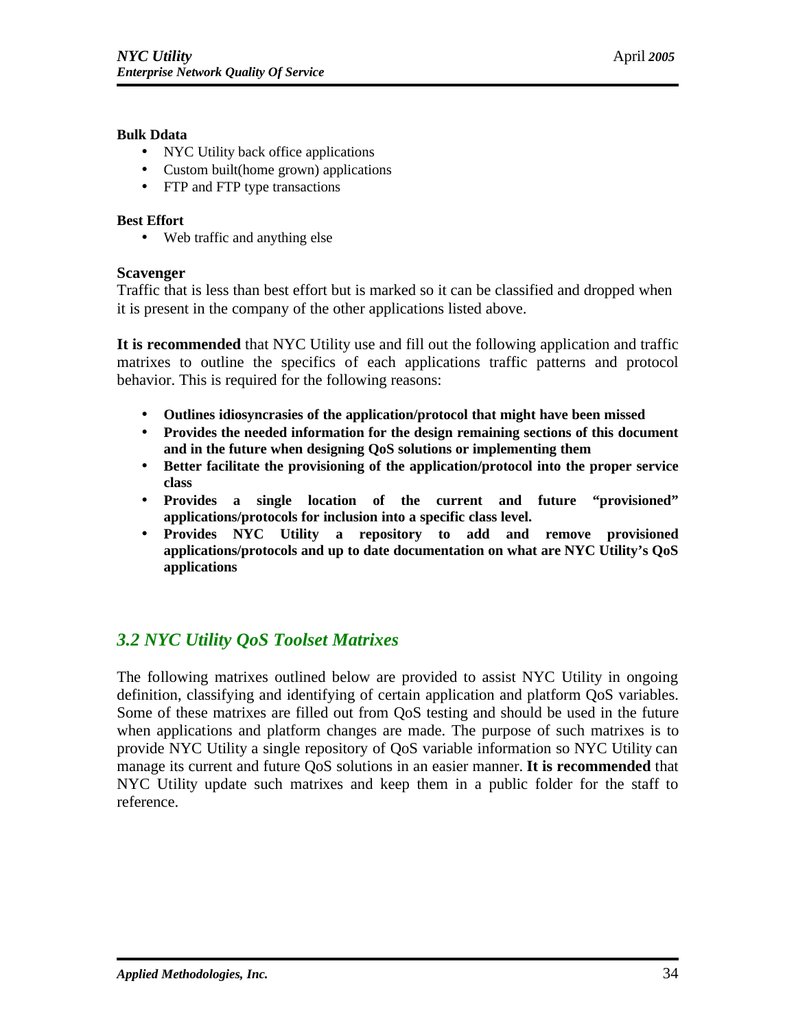**Bulk Ddata**

- NYC Utility back office applications
- Custom built(home grown) applications
- FTP and FTP type transactions

**Best Effort**

- Web traffic and anything else

**Scavenger**

Traffic that is less than best effort but is marked so it can be classified and dropped when it is present in the company of the other applications listed above.

**It is recommended** that NYC Utility use and fill out the following application and traffic matrixes to outline the specifics of each applications traffic patterns and protocol behavior. This is required for the following reasons:

- **Outlines idiosyncrasies of the application/protocol that might have been missed**
- **Provides the needed information for the design remaining sections of this document and in the future when designing QoS solutions or implementing them**
- **Better facilitate the provisioning of the application/protocol into the proper service class**
- **Provides a single location of the current and future "provisioned" applications/protocols for inclusion into a specific class level.**
- **Provides NYC Utility a repository to add and remove provisioned applications/protocols and up to date documentation on what are NYC Utility's QoS applications**

## *3.2 NYC Utility QoS Toolset Matrixes*

The following matrixes outlined below are provided to assist NYC Utility in ongoing definition, classifying and identifying of certain application and platform QoS variables. Some of these matrixes are filled out from QoS testing and should be used in the future when applications and platform changes are made. The purpose of such matrixes is to provide NYC Utility a single repository of QoS variable information so NYC Utility can manage its current and future QoS solutions in an easier manner. **It is recommended** that NYC Utility update such matrixes and keep them in a public folder for the staff to reference.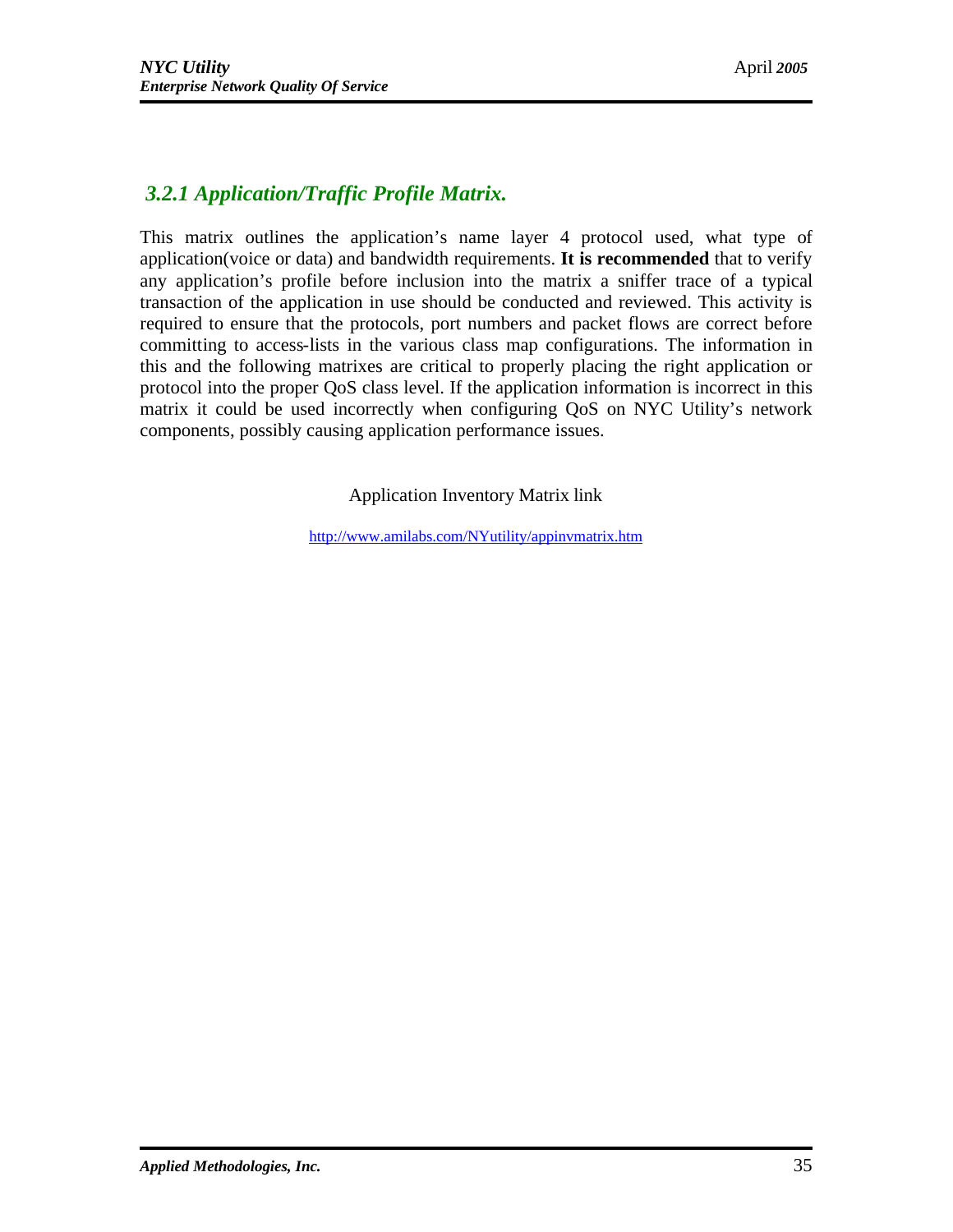### *3.2.1 Application/Traffic Profile Matrix.*

This matrix outlines the application's name layer 4 protocol used, what type of application(voice or data) and bandwidth requirements. **It is recommended** that to verify any application's profile before inclusion into the matrix a sniffer trace of a typical transaction of the application in use should be conducted and reviewed. This activity is required to ensure that the protocols, port numbers and packet flows are correct before committing to access-lists in the various class map configurations. The information in this and the following matrixes are critical to properly placing the right application or protocol into the proper QoS class level. If the application information is incorrect in this matrix it could be used incorrectly when configuring QoS on NYC Utility's network components, possibly causing application performance issues.

Application Inventory Matrix link

http://www.amilabs.com/NYutility/appinvmatrix.htm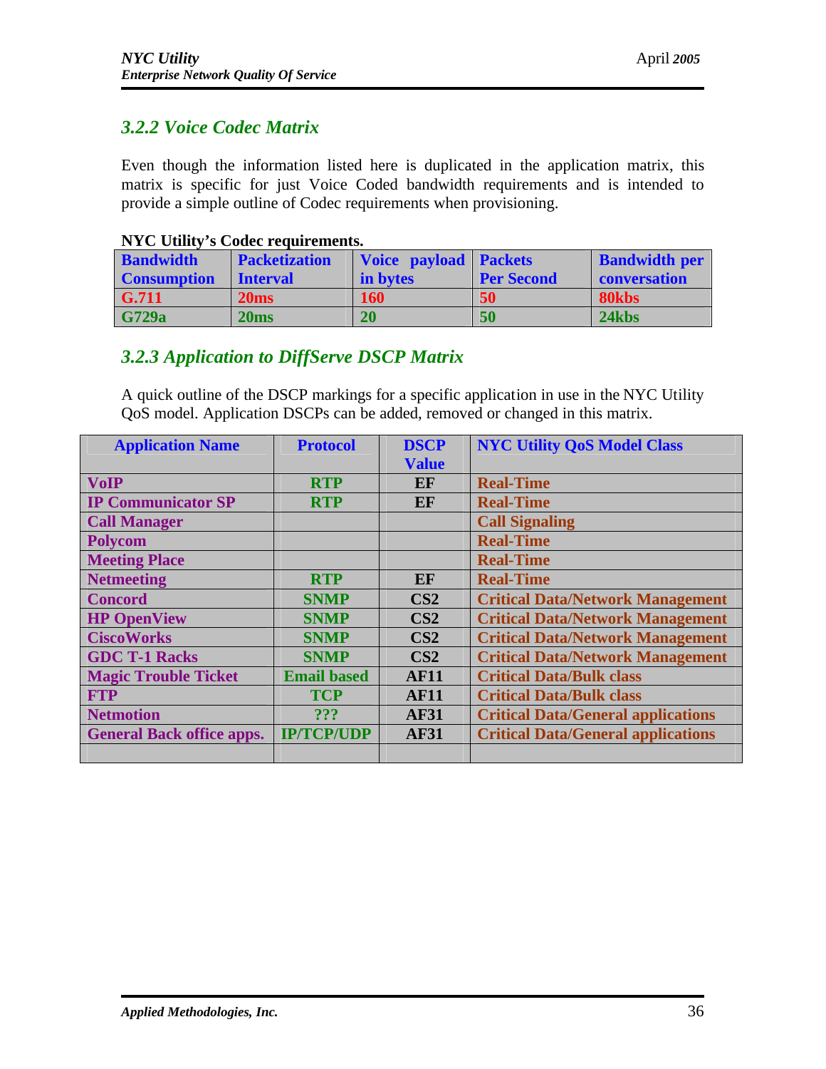### *3.2.2 Voice Codec Matrix*

Even though the information listed here is duplicated in the application matrix, this matrix is specific for just Voice Coded bandwidth requirements and is intended to provide a simple outline of Codec requirements when provisioning.

**NYC Utility's Codec requirements.**

| Bandwidth Consumption | Packetization Interval | Voice payload in bytes | Packets Per Second | Bandwidth per conversation |
|---|---|---|---|---|
| **G.711** | **20ms** | **160** | **50** | **80kbs** |
| **G729a** | **20ms** | **20** | **50** | **24kbs** |

### *3.2.3 Application to DiffServe DSCP Matrix*

A quick outline of the DSCP markings for a specific application in use in the NYC Utility QoS model. Application DSCPs can be added, removed or changed in this matrix.

| Application Name | Protocol | DSCP Value | NYC Utility QoS Model Class |
|---|---|---|---|
| **VoIP** | **RTP** | **EF** | **Real-Time** |
| **IP Communicator SP** | **RTP** | **EF** | **Real-Time** |
| **Call Manager** | | | **Call Signaling** |
| **Polycom** | | | **Real-Time** |
| **Meeting Place** | | | **Real-Time** |
| **Netmeeting** | **RTP** | **EF** | **Real-Time** |
| **Concord** | **SNMP** | **CS2** | **Critical Data/Network Management** |
| **HP OpenView** | **SNMP** | **CS2** | **Critical Data/Network Management** |
| **CiscoWorks** | **SNMP** | **CS2** | **Critical Data/Network Management** |
| **GDC T-1 Racks** | **SNMP** | **CS2** | **Critical Data/Network Management** |
| **Magic Trouble Ticket** | **Email based** | **AF11** | **Critical Data/Bulk class** |
| **FTP** | **TCP** | **AF11** | **Critical Data/Bulk class** |
| **Netmotion** | **???** | **AF31** | **Critical Data/General applications** |
| **General Back office apps.** | **IP/TCP/UDP** | **AF31** | **Critical Data/General applications** |
| | | | |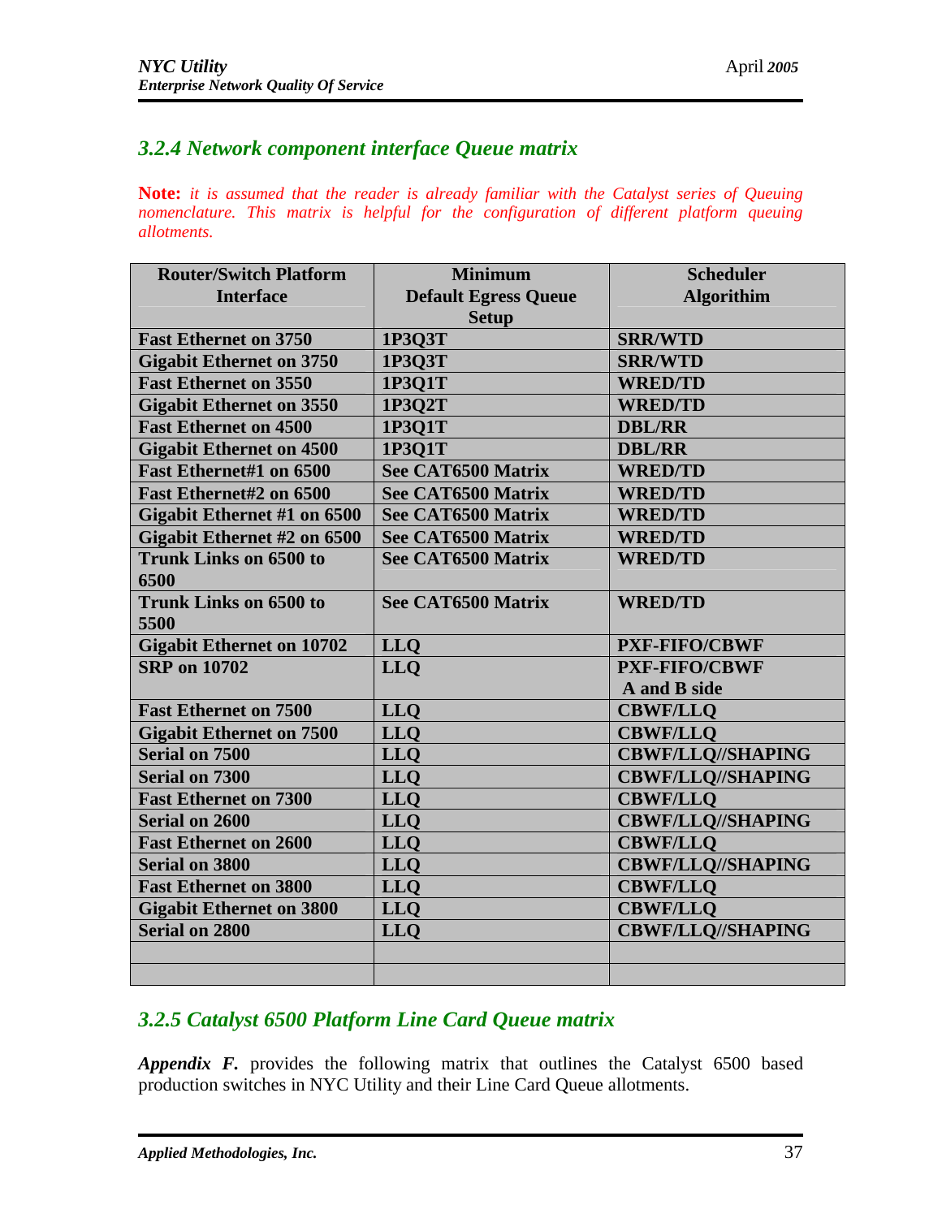### *3.2.4 Network component interface Queue matrix*

**Note:** *it is assumed that the reader is already familiar with the Catalyst series of Queuing nomenclature. This matrix is helpful for the configuration of different platform queuing allotments.*

| Router/Switch Platform Interface | Minimum Default Egress Queue Setup | Scheduler Algorithim |
|---|---|---|
| **Fast Ethernet on 3750** | **1P3Q3T** | **SRR/WTD** |
| **Gigabit Ethernet on 3750** | **1P3Q3T** | **SRR/WTD** |
| **Fast Ethernet on 3550** | **1P3Q1T** | **WRED/TD** |
| **Gigabit Ethernet on 3550** | **1P3Q2T** | **WRED/TD** |
| **Fast Ethernet on 4500** | **1P3Q1T** | **DBL/RR** |
| **Gigabit Ethernet on 4500** | **1P3Q1T** | **DBL/RR** |
| **Fast Ethernet#1 on 6500** | **See CAT6500 Matrix** | **WRED/TD** |
| **Fast Ethernet#2 on 6500** | **See CAT6500 Matrix** | **WRED/TD** |
| **Gigabit Ethernet #1 on 6500** | **See CAT6500 Matrix** | **WRED/TD** |
| **Gigabit Ethernet #2 on 6500** | **See CAT6500 Matrix** | **WRED/TD** |
| **Trunk Links on 6500 to 6500** | **See CAT6500 Matrix** | **WRED/TD** |
| **Trunk Links on 6500 to 5500** | **See CAT6500 Matrix** | **WRED/TD** |
| **Gigabit Ethernet on 10702** | **LLQ** | **PXF-FIFO/CBWF** |
| **SRP on 10702** | **LLQ** | **PXF-FIFO/CBWF A and B side** |
| **Fast Ethernet on 7500** | **LLQ** | **CBWF/LLQ** |
| **Gigabit Ethernet on 7500** | **LLQ** | **CBWF/LLQ** |
| **Serial on 7500** | **LLQ** | **CBWF/LLQ//SHAPING** |
| **Serial on 7300** | **LLQ** | **CBWF/LLQ//SHAPING** |
| **Fast Ethernet on 7300** | **LLQ** | **CBWF/LLQ** |
| **Serial on 2600** | **LLQ** | **CBWF/LLQ//SHAPING** |
| **Fast Ethernet on 2600** | **LLQ** | **CBWF/LLQ** |
| **Serial on 3800** | **LLQ** | **CBWF/LLQ//SHAPING** |
| **Fast Ethernet on 3800** | **LLQ** | **CBWF/LLQ** |
| **Gigabit Ethernet on 3800** | **LLQ** | **CBWF/LLQ** |
| **Serial on 2800** | **LLQ** | **CBWF/LLQ//SHAPING** |
| | | |
| | | |

### *3.2.5 Catalyst 6500 Platform Line Card Queue matrix*

***Appendix F.*** provides the following matrix that outlines the Catalyst 6500 based production switches in NYC Utility and their Line Card Queue allotments.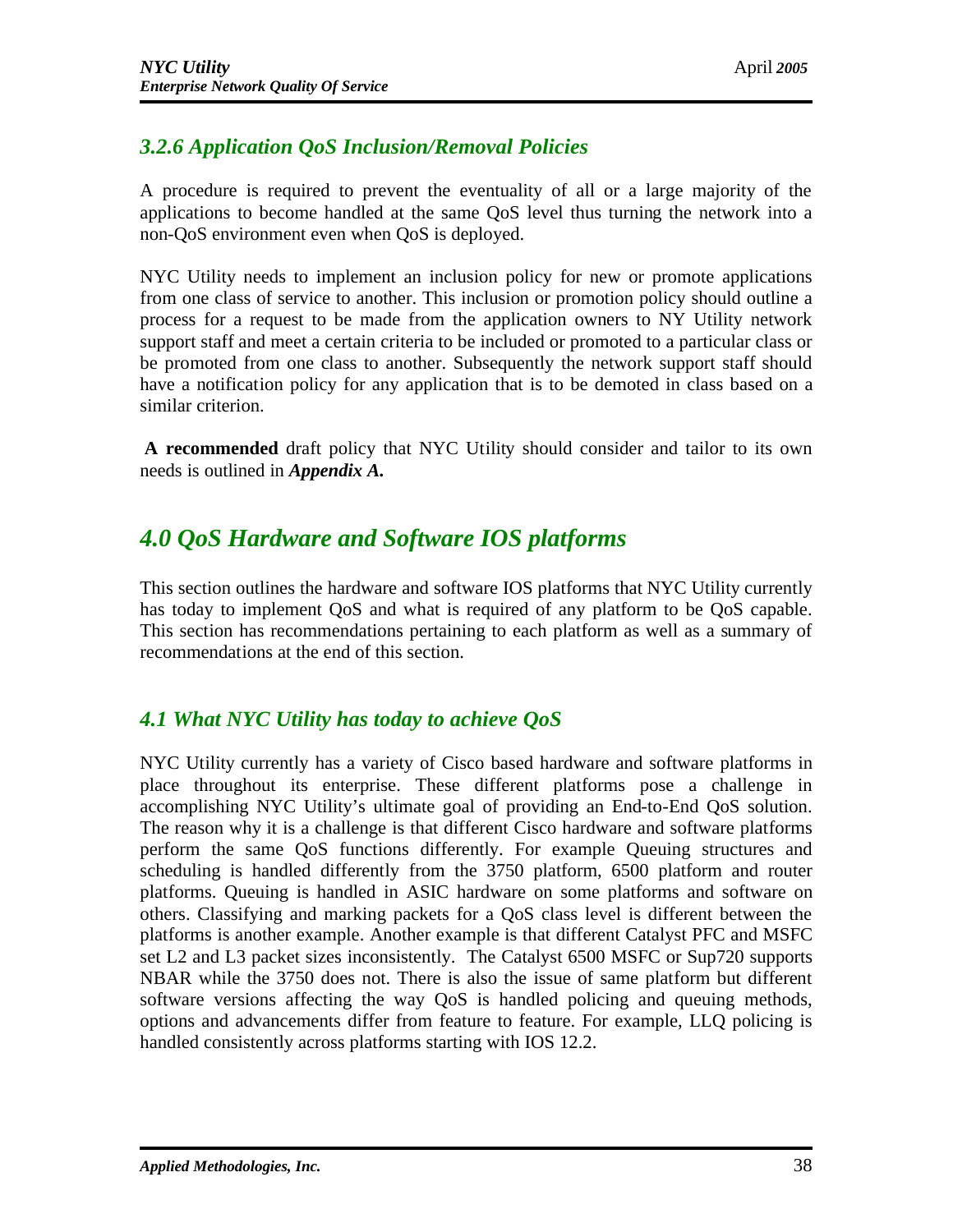### *3.2.6 Application QoS Inclusion/Removal Policies*

A procedure is required to prevent the eventuality of all or a large majority of the applications to become handled at the same QoS level thus turning the network into a non-QoS environment even when QoS is deployed.

NYC Utility needs to implement an inclusion policy for new or promote applications from one class of service to another. This inclusion or promotion policy should outline a process for a request to be made from the application owners to NY Utility network support staff and meet a certain criteria to be included or promoted to a particular class or be promoted from one class to another. Subsequently the network support staff should have a notification policy for any application that is to be demoted in class based on a similar criterion.

**A recommended** draft policy that NYC Utility should consider and tailor to its own needs is outlined in ***Appendix A.***

## *4.0 QoS Hardware and Software IOS platforms*

This section outlines the hardware and software IOS platforms that NYC Utility currently has today to implement QoS and what is required of any platform to be QoS capable. This section has recommendations pertaining to each platform as well as a summary of recommendations at the end of this section.

### *4.1 What NYC Utility has today to achieve QoS*

NYC Utility currently has a variety of Cisco based hardware and software platforms in place throughout its enterprise. These different platforms pose a challenge in accomplishing NYC Utility's ultimate goal of providing an End-to-End QoS solution. The reason why it is a challenge is that different Cisco hardware and software platforms perform the same QoS functions differently. For example Queuing structures and scheduling is handled differently from the 3750 platform, 6500 platform and router platforms. Queuing is handled in ASIC hardware on some platforms and software on others. Classifying and marking packets for a QoS class level is different between the platforms is another example. Another example is that different Catalyst PFC and MSFC set L2 and L3 packet sizes inconsistently. The Catalyst 6500 MSFC or Sup720 supports NBAR while the 3750 does not. There is also the issue of same platform but different software versions affecting the way QoS is handled policing and queuing methods, options and advancements differ from feature to feature. For example, LLQ policing is handled consistently across platforms starting with IOS 12.2.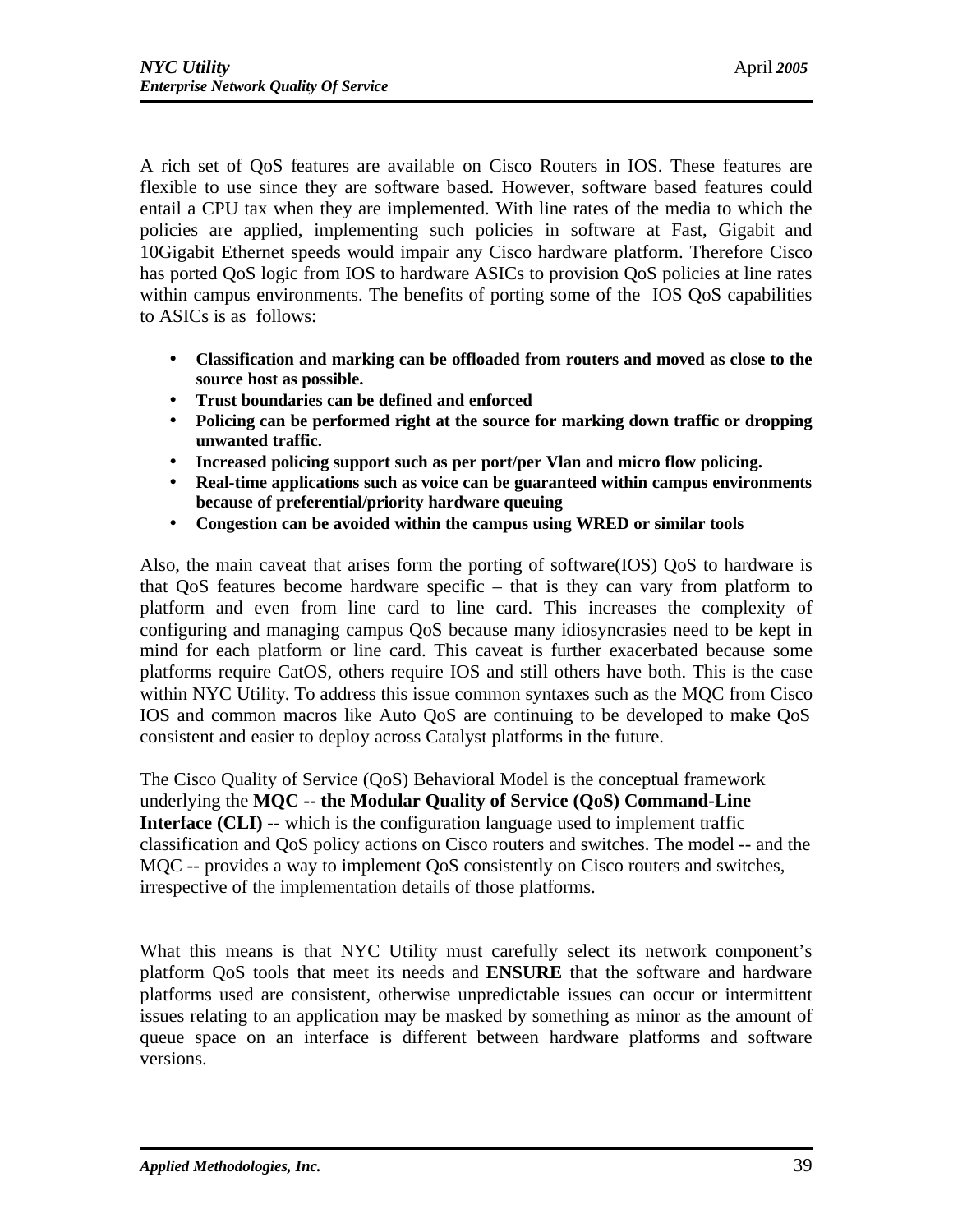A rich set of QoS features are available on Cisco Routers in IOS. These features are flexible to use since they are software based. However, software based features could entail a CPU tax when they are implemented. With line rates of the media to which the policies are applied, implementing such policies in software at Fast, Gigabit and 10Gigabit Ethernet speeds would impair any Cisco hardware platform. Therefore Cisco has ported QoS logic from IOS to hardware ASICs to provision QoS policies at line rates within campus environments. The benefits of porting some of the IOS QoS capabilities to ASICs is as follows:

- **Classification and marking can be offloaded from routers and moved as close to the source host as possible.**
- **Trust boundaries can be defined and enforced**
- **Policing can be performed right at the source for marking down traffic or dropping unwanted traffic.**
- **Increased policing support such as per port/per Vlan and micro flow policing.**
- **Real-time applications such as voice can be guaranteed within campus environments because of preferential/priority hardware queuing**
- **Congestion can be avoided within the campus using WRED or similar tools**

Also, the main caveat that arises form the porting of software(IOS) QoS to hardware is that QoS features become hardware specific – that is they can vary from platform to platform and even from line card to line card. This increases the complexity of configuring and managing campus QoS because many idiosyncrasies need to be kept in mind for each platform or line card. This caveat is further exacerbated because some platforms require CatOS, others require IOS and still others have both. This is the case within NYC Utility. To address this issue common syntaxes such as the MQC from Cisco IOS and common macros like Auto QoS are continuing to be developed to make QoS consistent and easier to deploy across Catalyst platforms in the future.

The Cisco Quality of Service (QoS) Behavioral Model is the conceptual framework underlying the **MQC -- the Modular Quality of Service (QoS) Command-Line Interface (CLI)** -- which is the configuration language used to implement traffic classification and QoS policy actions on Cisco routers and switches. The model -- and the MQC -- provides a way to implement QoS consistently on Cisco routers and switches, irrespective of the implementation details of those platforms.

What this means is that NYC Utility must carefully select its network component's platform QoS tools that meet its needs and **ENSURE** that the software and hardware platforms used are consistent, otherwise unpredictable issues can occur or intermittent issues relating to an application may be masked by something as minor as the amount of queue space on an interface is different between hardware platforms and software versions.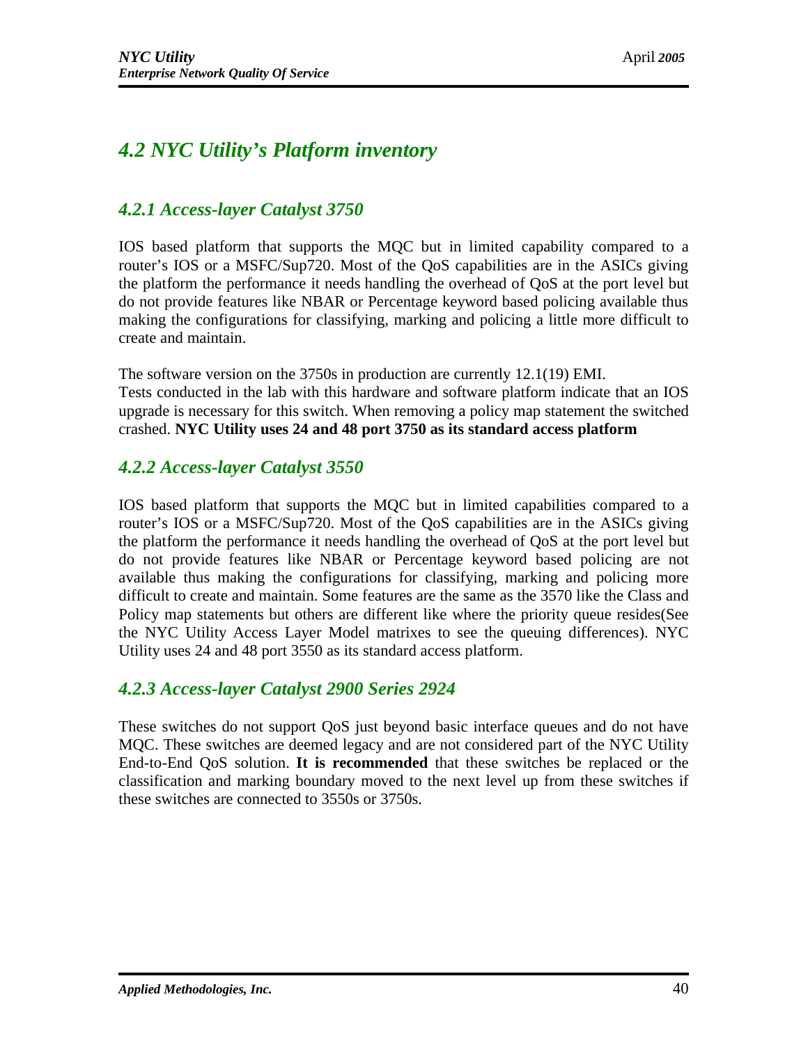## *4.2 NYC Utility's Platform inventory*

### *4.2.1 Access-layer Catalyst 3750*

IOS based platform that supports the MQC but in limited capability compared to a router's IOS or a MSFC/Sup720. Most of the QoS capabilities are in the ASICs giving the platform the performance it needs handling the overhead of QoS at the port level but do not provide features like NBAR or Percentage keyword based policing available thus making the configurations for classifying, marking and policing a little more difficult to create and maintain.

The software version on the 3750s in production are currently 12.1(19) EMI.
Tests conducted in the lab with this hardware and software platform indicate that an IOS upgrade is necessary for this switch. When removing a policy map statement the switched crashed. **NYC Utility uses 24 and 48 port 3750 as its standard access platform**

### *4.2.2 Access-layer Catalyst 3550*

IOS based platform that supports the MQC but in limited capabilities compared to a router's IOS or a MSFC/Sup720. Most of the QoS capabilities are in the ASICs giving the platform the performance it needs handling the overhead of QoS at the port level but do not provide features like NBAR or Percentage keyword based policing are not available thus making the configurations for classifying, marking and policing more difficult to create and maintain. Some features are the same as the 3570 like the Class and Policy map statements but others are different like where the priority queue resides(See the NYC Utility Access Layer Model matrixes to see the queuing differences). NYC Utility uses 24 and 48 port 3550 as its standard access platform.

### *4.2.3 Access-layer Catalyst 2900 Series 2924*

These switches do not support QoS just beyond basic interface queues and do not have MQC. These switches are deemed legacy and are not considered part of the NYC Utility End-to-End QoS solution. **It is recommended** that these switches be replaced or the classification and marking boundary moved to the next level up from these switches if these switches are connected to 3550s or 3750s.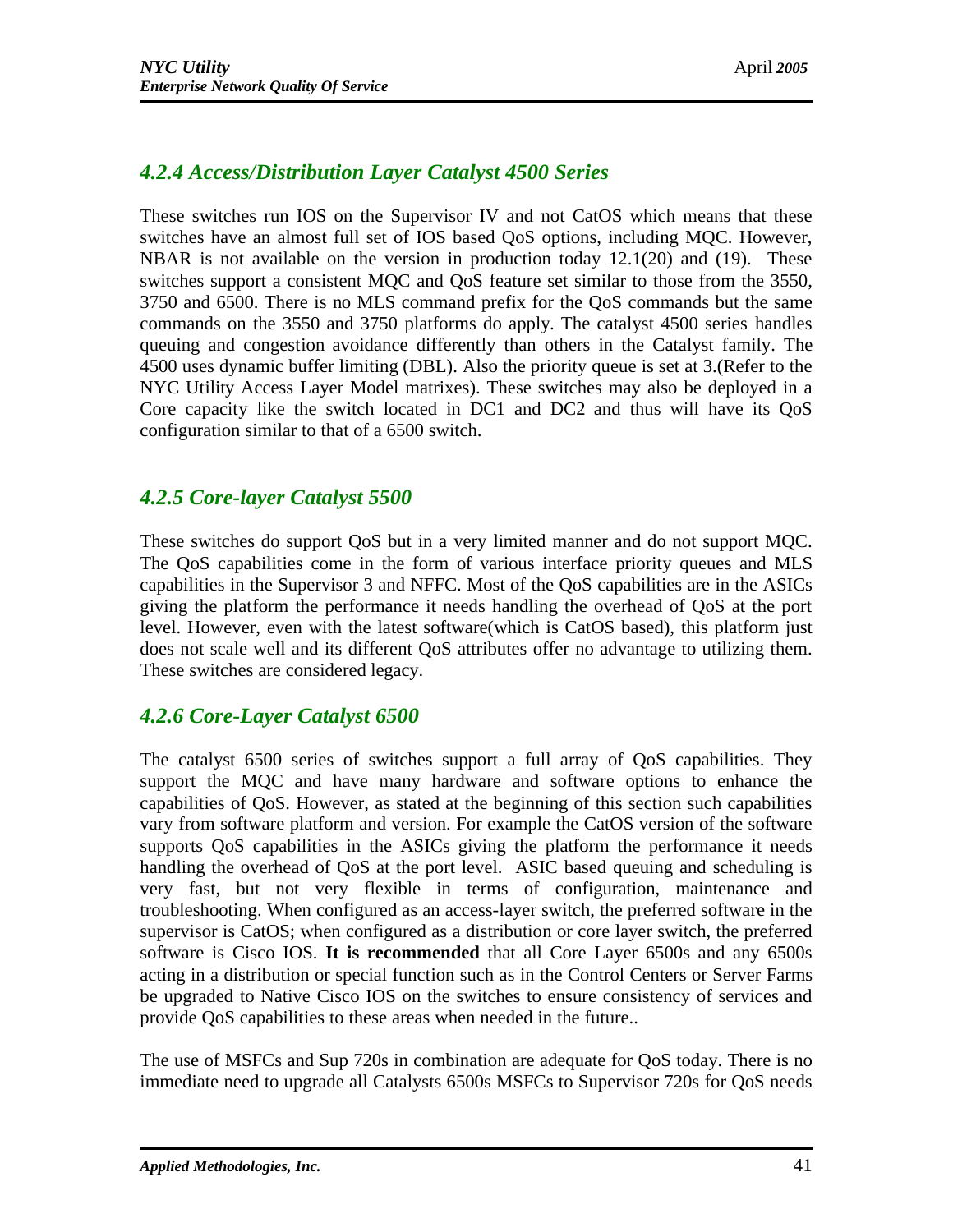### *4.2.4 Access/Distribution Layer Catalyst 4500 Series*

These switches run IOS on the Supervisor IV and not CatOS which means that these switches have an almost full set of IOS based QoS options, including MQC. However, NBAR is not available on the version in production today 12.1(20) and (19). These switches support a consistent MQC and QoS feature set similar to those from the 3550, 3750 and 6500. There is no MLS command prefix for the QoS commands but the same commands on the 3550 and 3750 platforms do apply. The catalyst 4500 series handles queuing and congestion avoidance differently than others in the Catalyst family. The 4500 uses dynamic buffer limiting (DBL). Also the priority queue is set at 3.(Refer to the NYC Utility Access Layer Model matrixes). These switches may also be deployed in a Core capacity like the switch located in DC1 and DC2 and thus will have its QoS configuration similar to that of a 6500 switch.

### *4.2.5 Core-layer Catalyst 5500*

These switches do support QoS but in a very limited manner and do not support MQC. The QoS capabilities come in the form of various interface priority queues and MLS capabilities in the Supervisor 3 and NFFC. Most of the QoS capabilities are in the ASICs giving the platform the performance it needs handling the overhead of QoS at the port level. However, even with the latest software(which is CatOS based), this platform just does not scale well and its different QoS attributes offer no advantage to utilizing them. These switches are considered legacy.

### *4.2.6 Core-Layer Catalyst 6500*

The catalyst 6500 series of switches support a full array of QoS capabilities. They support the MQC and have many hardware and software options to enhance the capabilities of QoS. However, as stated at the beginning of this section such capabilities vary from software platform and version. For example the CatOS version of the software supports QoS capabilities in the ASICs giving the platform the performance it needs handling the overhead of QoS at the port level. ASIC based queuing and scheduling is very fast, but not very flexible in terms of configuration, maintenance and troubleshooting. When configured as an access-layer switch, the preferred software in the supervisor is CatOS; when configured as a distribution or core layer switch, the preferred software is Cisco IOS. **It is recommended** that all Core Layer 6500s and any 6500s acting in a distribution or special function such as in the Control Centers or Server Farms be upgraded to Native Cisco IOS on the switches to ensure consistency of services and provide QoS capabilities to these areas when needed in the future..

The use of MSFCs and Sup 720s in combination are adequate for QoS today. There is no immediate need to upgrade all Catalysts 6500s MSFCs to Supervisor 720s for QoS needs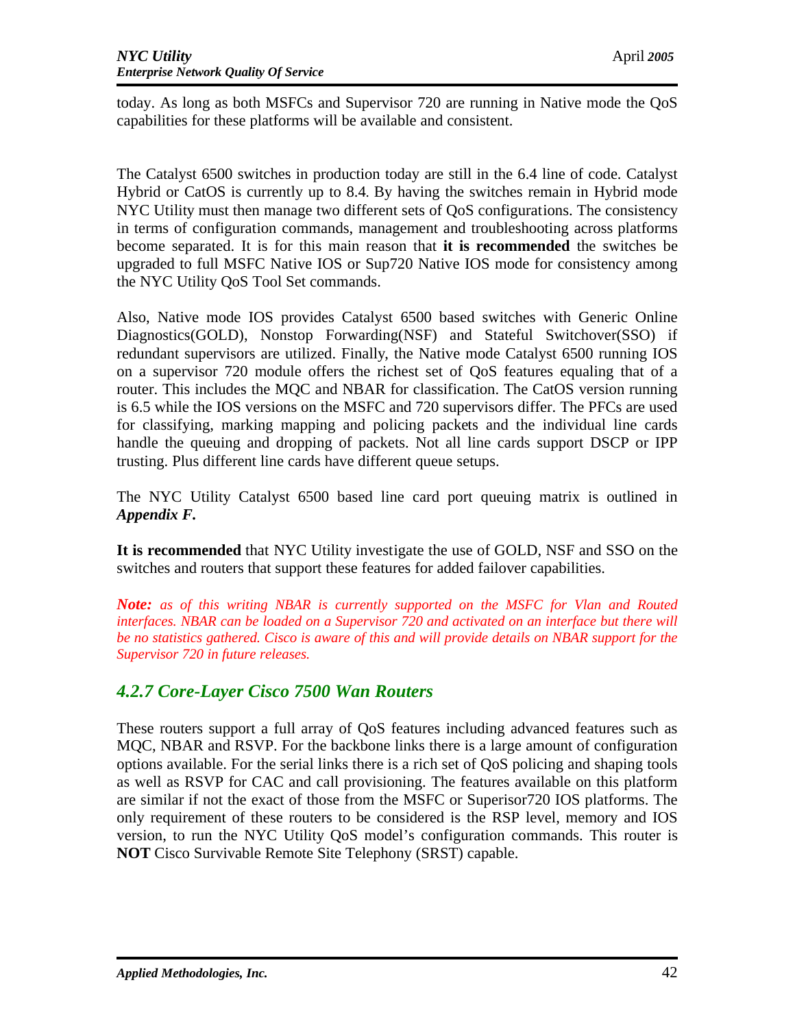today. As long as both MSFCs and Supervisor 720 are running in Native mode the QoS capabilities for these platforms will be available and consistent.

The Catalyst 6500 switches in production today are still in the 6.4 line of code. Catalyst Hybrid or CatOS is currently up to 8.4. By having the switches remain in Hybrid mode NYC Utility must then manage two different sets of QoS configurations. The consistency in terms of configuration commands, management and troubleshooting across platforms become separated. It is for this main reason that **it is recommended** the switches be upgraded to full MSFC Native IOS or Sup720 Native IOS mode for consistency among the NYC Utility QoS Tool Set commands.

Also, Native mode IOS provides Catalyst 6500 based switches with Generic Online Diagnostics(GOLD), Nonstop Forwarding(NSF) and Stateful Switchover(SSO) if redundant supervisors are utilized. Finally, the Native mode Catalyst 6500 running IOS on a supervisor 720 module offers the richest set of QoS features equaling that of a router. This includes the MQC and NBAR for classification. The CatOS version running is 6.5 while the IOS versions on the MSFC and 720 supervisors differ. The PFCs are used for classifying, marking mapping and policing packets and the individual line cards handle the queuing and dropping of packets. Not all line cards support DSCP or IPP trusting. Plus different line cards have different queue setups.

The NYC Utility Catalyst 6500 based line card port queuing matrix is outlined in ***Appendix F.***

**It is recommended** that NYC Utility investigate the use of GOLD, NSF and SSO on the switches and routers that support these features for added failover capabilities.

***Note:*** *as of this writing NBAR is currently supported on the MSFC for Vlan and Routed interfaces. NBAR can be loaded on a Supervisor 720 and activated on an interface but there will be no statistics gathered. Cisco is aware of this and will provide details on NBAR support for the Supervisor 720 in future releases.*

### *4.2.7 Core-Layer Cisco 7500 Wan Routers*

These routers support a full array of QoS features including advanced features such as MQC, NBAR and RSVP. For the backbone links there is a large amount of configuration options available. For the serial links there is a rich set of QoS policing and shaping tools as well as RSVP for CAC and call provisioning. The features available on this platform are similar if not the exact of those from the MSFC or Superisor720 IOS platforms. The only requirement of these routers to be considered is the RSP level, memory and IOS version, to run the NYC Utility QoS model's configuration commands. This router is **NOT** Cisco Survivable Remote Site Telephony (SRST) capable.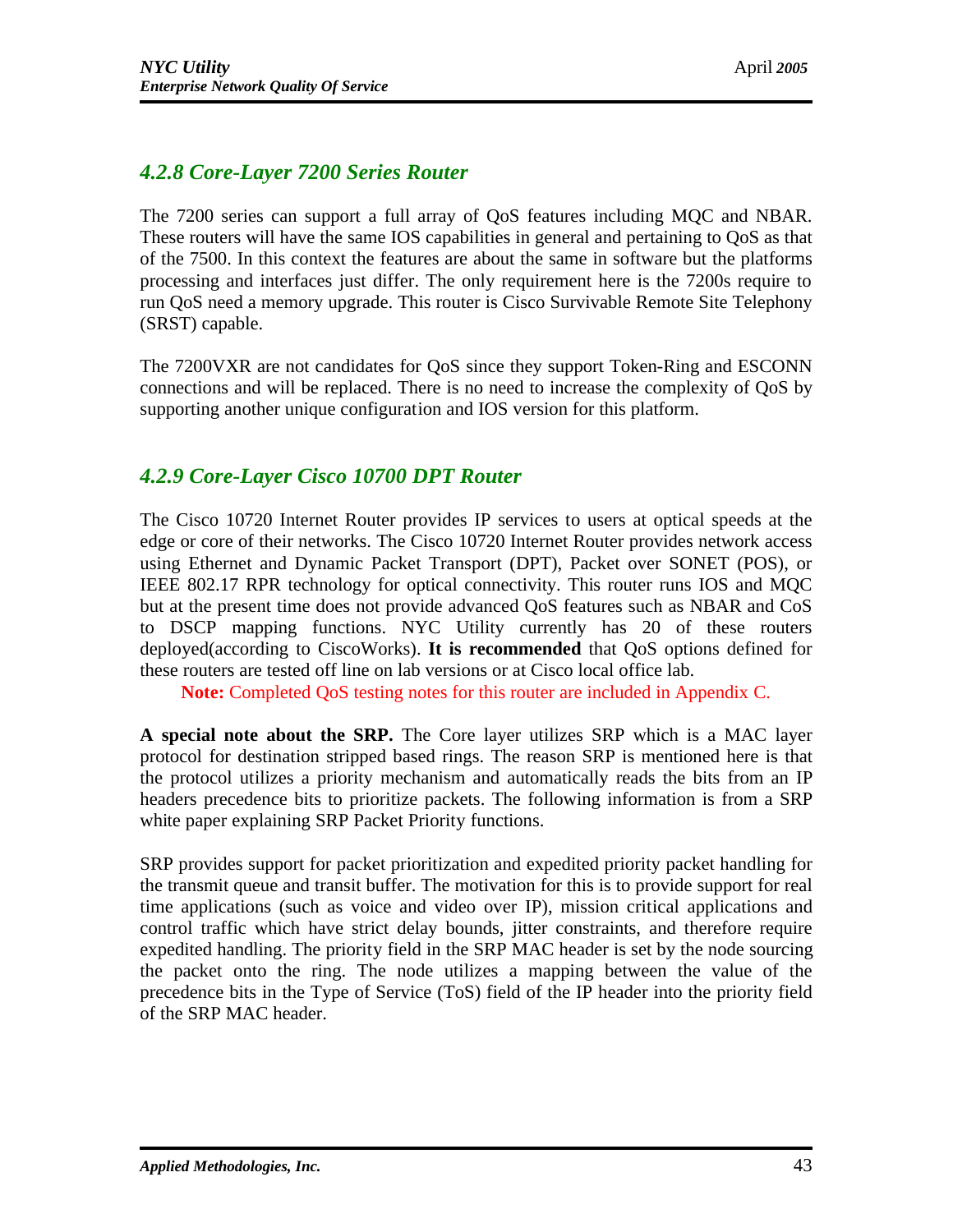### *4.2.8 Core-Layer 7200 Series Router*

The 7200 series can support a full array of QoS features including MQC and NBAR. These routers will have the same IOS capabilities in general and pertaining to QoS as that of the 7500. In this context the features are about the same in software but the platforms processing and interfaces just differ. The only requirement here is the 7200s require to run QoS need a memory upgrade. This router is Cisco Survivable Remote Site Telephony (SRST) capable.

The 7200VXR are not candidates for QoS since they support Token-Ring and ESCONN connections and will be replaced. There is no need to increase the complexity of QoS by supporting another unique configuration and IOS version for this platform.

### *4.2.9 Core-Layer Cisco 10700 DPT Router*

The Cisco 10720 Internet Router provides IP services to users at optical speeds at the edge or core of their networks. The Cisco 10720 Internet Router provides network access using Ethernet and Dynamic Packet Transport (DPT), Packet over SONET (POS), or IEEE 802.17 RPR technology for optical connectivity. This router runs IOS and MQC but at the present time does not provide advanced QoS features such as NBAR and CoS to DSCP mapping functions. NYC Utility currently has 20 of these routers deployed(according to CiscoWorks). **It is recommended** that QoS options defined for these routers are tested off line on lab versions or at Cisco local office lab.

**Note:** Completed QoS testing notes for this router are included in Appendix C.

**A special note about the SRP.** The Core layer utilizes SRP which is a MAC layer protocol for destination stripped based rings. The reason SRP is mentioned here is that the protocol utilizes a priority mechanism and automatically reads the bits from an IP headers precedence bits to prioritize packets. The following information is from a SRP white paper explaining SRP Packet Priority functions.

SRP provides support for packet prioritization and expedited priority packet handling for the transmit queue and transit buffer. The motivation for this is to provide support for real time applications (such as voice and video over IP), mission critical applications and control traffic which have strict delay bounds, jitter constraints, and therefore require expedited handling. The priority field in the SRP MAC header is set by the node sourcing the packet onto the ring. The node utilizes a mapping between the value of the precedence bits in the Type of Service (ToS) field of the IP header into the priority field of the SRP MAC header.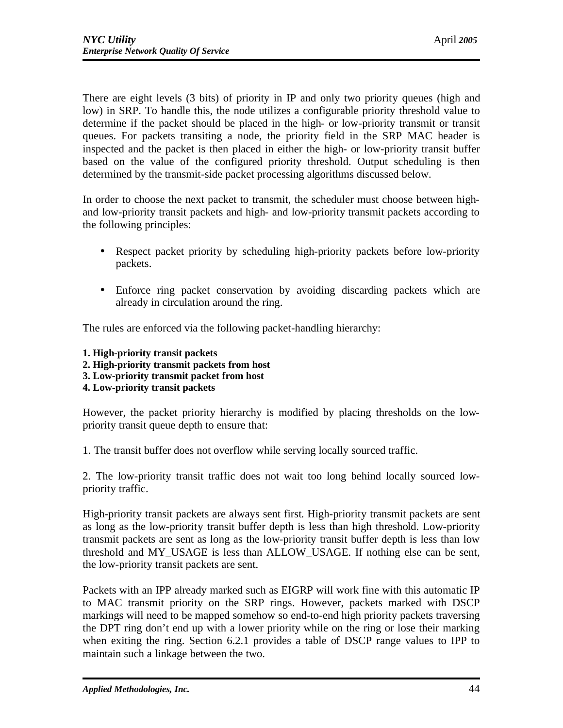There are eight levels (3 bits) of priority in IP and only two priority queues (high and low) in SRP. To handle this, the node utilizes a configurable priority threshold value to determine if the packet should be placed in the high- or low-priority transmit or transit queues. For packets transiting a node, the priority field in the SRP MAC header is inspected and the packet is then placed in either the high- or low-priority transit buffer based on the value of the configured priority threshold. Output scheduling is then determined by the transmit-side packet processing algorithms discussed below.

In order to choose the next packet to transmit, the scheduler must choose between high- and low-priority transit packets and high- and low-priority transmit packets according to the following principles:

- Respect packet priority by scheduling high-priority packets before low-priority packets.
- Enforce ring packet conservation by avoiding discarding packets which are already in circulation around the ring.

The rules are enforced via the following packet-handling hierarchy:

**1. High-priority transit packets**
**2. High-priority transmit packets from host**
**3. Low-priority transmit packet from host**
**4. Low-priority transit packets**

However, the packet priority hierarchy is modified by placing thresholds on the low-priority transit queue depth to ensure that:

1. The transit buffer does not overflow while serving locally sourced traffic.

2. The low-priority transit traffic does not wait too long behind locally sourced low-priority traffic.

High-priority transit packets are always sent first. High-priority transmit packets are sent as long as the low-priority transit buffer depth is less than high threshold. Low-priority transmit packets are sent as long as the low-priority transit buffer depth is less than low threshold and MY_USAGE is less than ALLOW_USAGE. If nothing else can be sent, the low-priority transit packets are sent.

Packets with an IPP already marked such as EIGRP will work fine with this automatic IP to MAC transmit priority on the SRP rings. However, packets marked with DSCP markings will need to be mapped somehow so end-to-end high priority packets traversing the DPT ring don't end up with a lower priority while on the ring or lose their marking when exiting the ring. Section 6.2.1 provides a table of DSCP range values to IPP to maintain such a linkage between the two.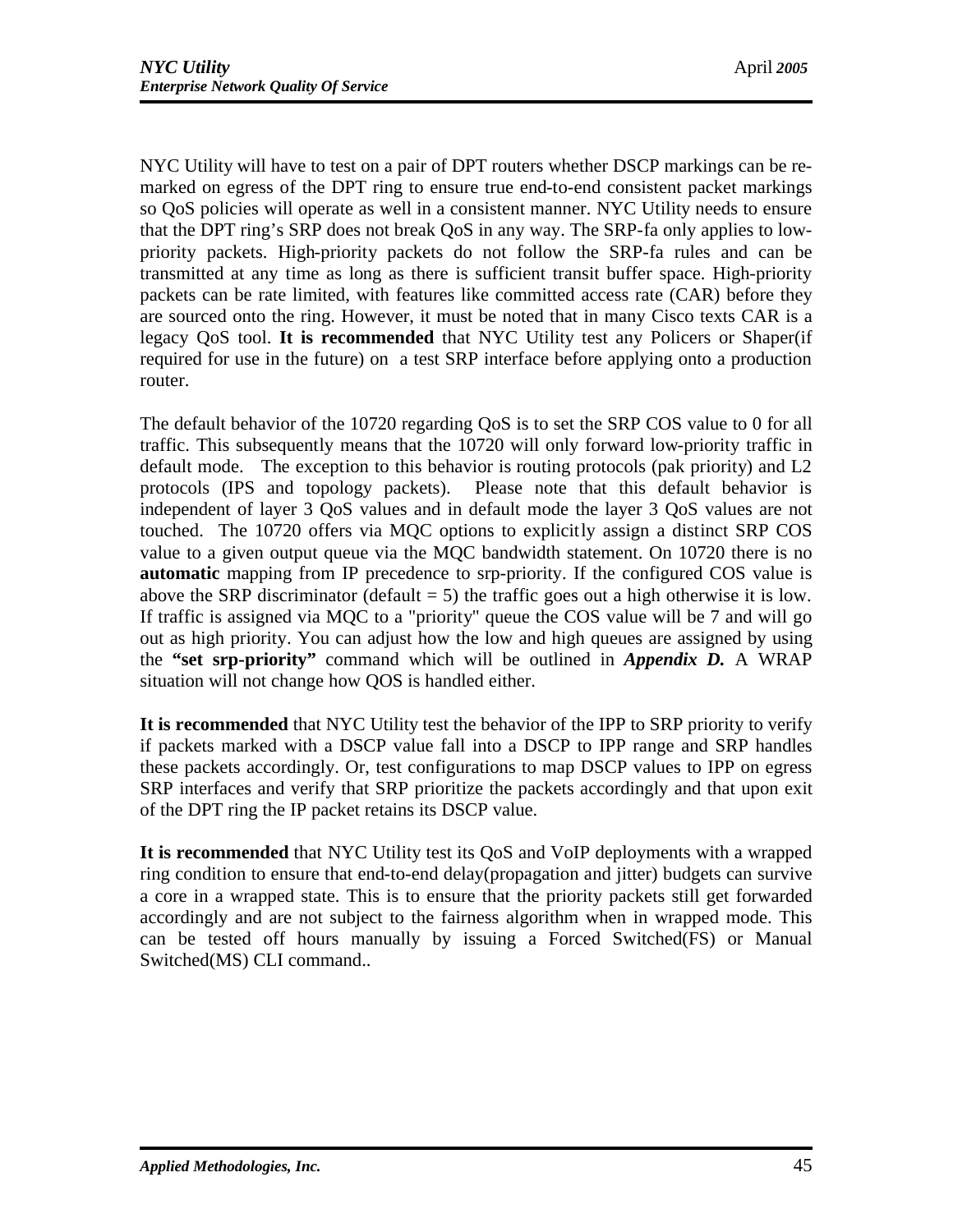NYC Utility will have to test on a pair of DPT routers whether DSCP markings can be re-marked on egress of the DPT ring to ensure true end-to-end consistent packet markings so QoS policies will operate as well in a consistent manner. NYC Utility needs to ensure that the DPT ring's SRP does not break QoS in any way. The SRP-fa only applies to low-priority packets. High-priority packets do not follow the SRP-fa rules and can be transmitted at any time as long as there is sufficient transit buffer space. High-priority packets can be rate limited, with features like committed access rate (CAR) before they are sourced onto the ring. However, it must be noted that in many Cisco texts CAR is a legacy QoS tool. **It is recommended** that NYC Utility test any Policers or Shaper(if required for use in the future) on a test SRP interface before applying onto a production router.

The default behavior of the 10720 regarding QoS is to set the SRP COS value to 0 for all traffic. This subsequently means that the 10720 will only forward low-priority traffic in default mode. The exception to this behavior is routing protocols (pak priority) and L2 protocols (IPS and topology packets). Please note that this default behavior is independent of layer 3 QoS values and in default mode the layer 3 QoS values are not touched. The 10720 offers via MQC options to explicitly assign a distinct SRP COS value to a given output queue via the MQC bandwidth statement. On 10720 there is no **automatic** mapping from IP precedence to srp-priority. If the configured COS value is above the SRP discriminator (default = 5) the traffic goes out a high otherwise it is low. If traffic is assigned via MQC to a "priority" queue the COS value will be 7 and will go out as high priority. You can adjust how the low and high queues are assigned by using the **"set srp-priority"** command which will be outlined in ***Appendix D.*** A WRAP situation will not change how QOS is handled either.

**It is recommended** that NYC Utility test the behavior of the IPP to SRP priority to verify if packets marked with a DSCP value fall into a DSCP to IPP range and SRP handles these packets accordingly. Or, test configurations to map DSCP values to IPP on egress SRP interfaces and verify that SRP prioritize the packets accordingly and that upon exit of the DPT ring the IP packet retains its DSCP value.

**It is recommended** that NYC Utility test its QoS and VoIP deployments with a wrapped ring condition to ensure that end-to-end delay(propagation and jitter) budgets can survive a core in a wrapped state. This is to ensure that the priority packets still get forwarded accordingly and are not subject to the fairness algorithm when in wrapped mode. This can be tested off hours manually by issuing a Forced Switched(FS) or Manual Switched(MS) CLI command..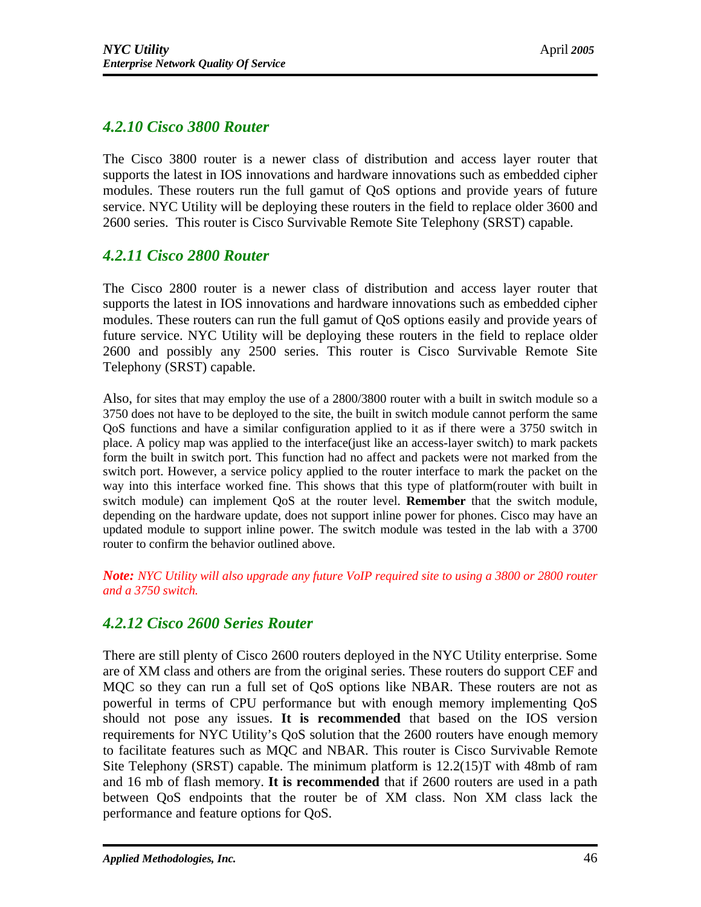### 4.2.10 Cisco 3800 Router

The Cisco 3800 router is a newer class of distribution and access layer router that supports the latest in IOS innovations and hardware innovations such as embedded cipher modules. These routers run the full gamut of QoS options and provide years of future service. NYC Utility will be deploying these routers in the field to replace older 3600 and 2600 series. This router is Cisco Survivable Remote Site Telephony (SRST) capable.

### 4.2.11 Cisco 2800 Router

The Cisco 2800 router is a newer class of distribution and access layer router that supports the latest in IOS innovations and hardware innovations such as embedded cipher modules. These routers can run the full gamut of QoS options easily and provide years of future service. NYC Utility will be deploying these routers in the field to replace older 2600 and possibly any 2500 series. This router is Cisco Survivable Remote Site Telephony (SRST) capable.

Also, for sites that may employ the use of a 2800/3800 router with a built in switch module so a 3750 does not have to be deployed to the site, the built in switch module cannot perform the same QoS functions and have a similar configuration applied to it as if there were a 3750 switch in place. A policy map was applied to the interface(just like an access-layer switch) to mark packets form the built in switch port. This function had no affect and packets were not marked from the switch port. However, a service policy applied to the router interface to mark the packet on the way into this interface worked fine. This shows that this type of platform(router with built in switch module) can implement QoS at the router level. **Remember** that the switch module, depending on the hardware update, does not support inline power for phones. Cisco may have an updated module to support inline power. The switch module was tested in the lab with a 3700 router to confirm the behavior outlined above.

***Note:*** *NYC Utility will also upgrade any future VoIP required site to using a 3800 or 2800 router and a 3750 switch.*

### 4.2.12 Cisco 2600 Series Router

There are still plenty of Cisco 2600 routers deployed in the NYC Utility enterprise. Some are of XM class and others are from the original series. These routers do support CEF and MQC so they can run a full set of QoS options like NBAR. These routers are not as powerful in terms of CPU performance but with enough memory implementing QoS should not pose any issues. **It is recommended** that based on the IOS version requirements for NYC Utility's QoS solution that the 2600 routers have enough memory to facilitate features such as MQC and NBAR. This router is Cisco Survivable Remote Site Telephony (SRST) capable. The minimum platform is 12.2(15)T with 48mb of ram and 16 mb of flash memory. **It is recommended** that if 2600 routers are used in a path between QoS endpoints that the router be of XM class. Non XM class lack the performance and feature options for QoS.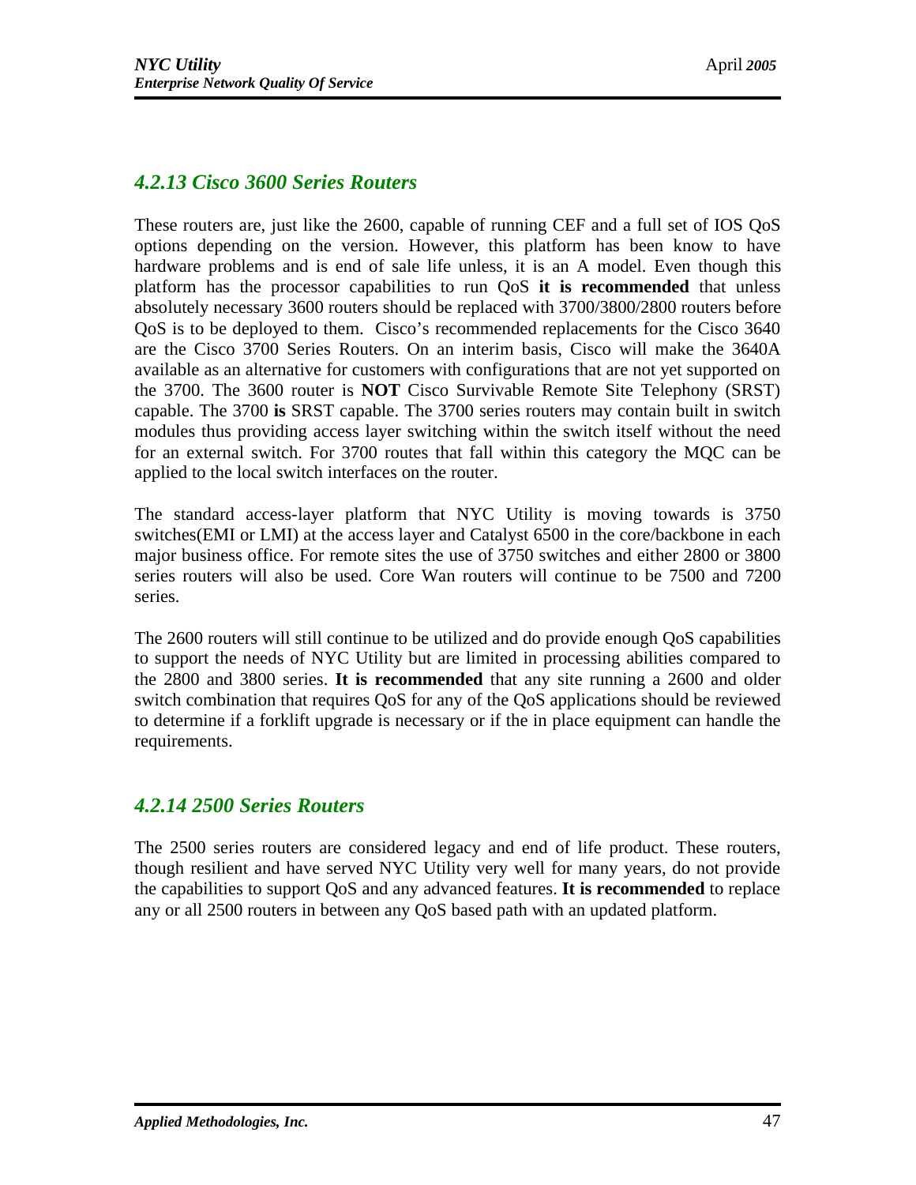### *4.2.13 Cisco 3600 Series Routers*

These routers are, just like the 2600, capable of running CEF and a full set of IOS QoS options depending on the version. However, this platform has been know to have hardware problems and is end of sale life unless, it is an A model. Even though this platform has the processor capabilities to run QoS **it is recommended** that unless absolutely necessary 3600 routers should be replaced with 3700/3800/2800 routers before QoS is to be deployed to them. Cisco's recommended replacements for the Cisco 3640 are the Cisco 3700 Series Routers. On an interim basis, Cisco will make the 3640A available as an alternative for customers with configurations that are not yet supported on the 3700. The 3600 router is **NOT** Cisco Survivable Remote Site Telephony (SRST) capable. The 3700 **is** SRST capable. The 3700 series routers may contain built in switch modules thus providing access layer switching within the switch itself without the need for an external switch. For 3700 routes that fall within this category the MQC can be applied to the local switch interfaces on the router.

The standard access-layer platform that NYC Utility is moving towards is 3750 switches(EMI or LMI) at the access layer and Catalyst 6500 in the core/backbone in each major business office. For remote sites the use of 3750 switches and either 2800 or 3800 series routers will also be used. Core Wan routers will continue to be 7500 and 7200 series.

The 2600 routers will still continue to be utilized and do provide enough QoS capabilities to support the needs of NYC Utility but are limited in processing abilities compared to the 2800 and 3800 series. **It is recommended** that any site running a 2600 and older switch combination that requires QoS for any of the QoS applications should be reviewed to determine if a forklift upgrade is necessary or if the in place equipment can handle the requirements.

### *4.2.14 2500 Series Routers*

The 2500 series routers are considered legacy and end of life product. These routers, though resilient and have served NYC Utility very well for many years, do not provide the capabilities to support QoS and any advanced features. **It is recommended** to replace any or all 2500 routers in between any QoS based path with an updated platform.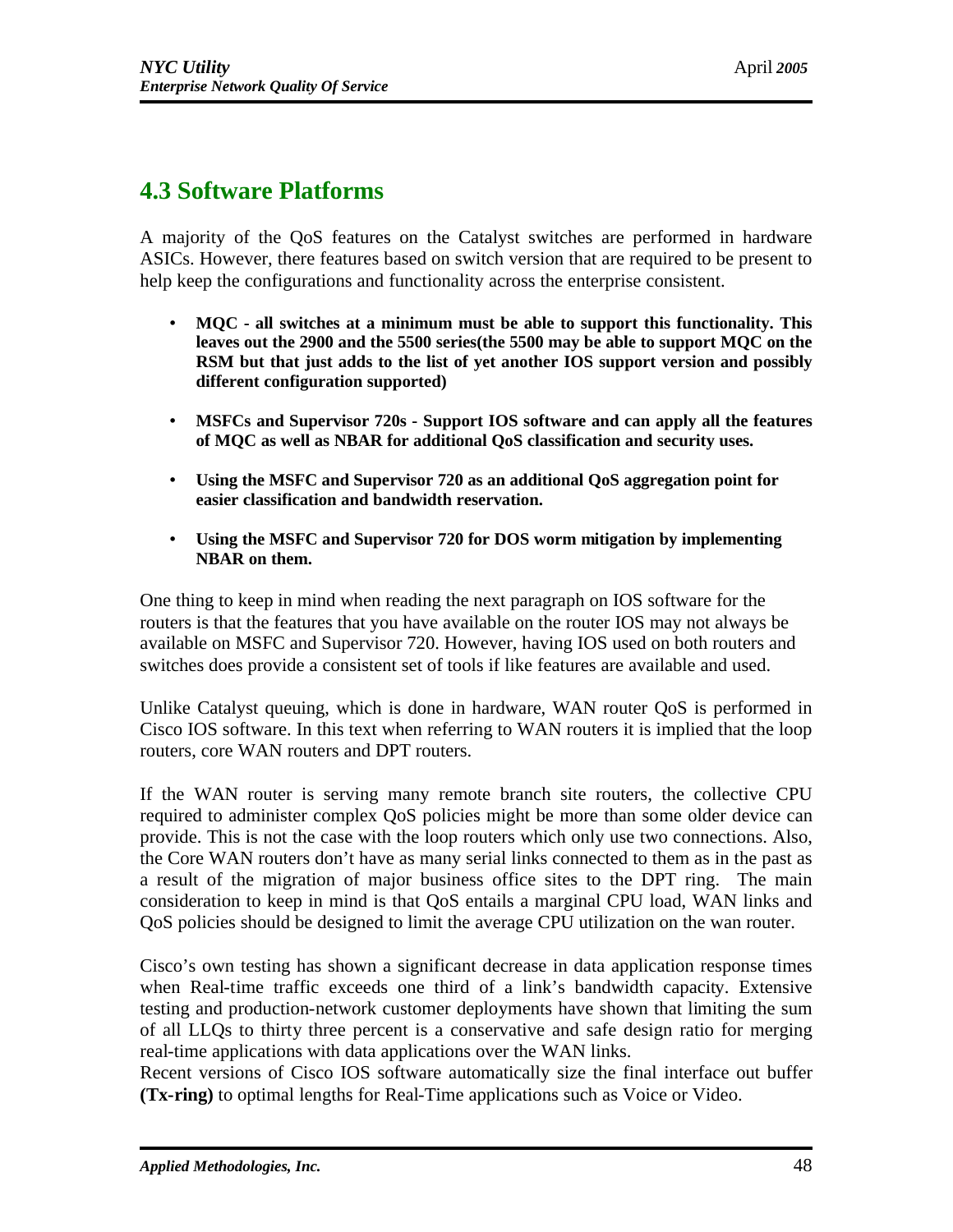## 4.3 Software Platforms

A majority of the QoS features on the Catalyst switches are performed in hardware ASICs. However, there features based on switch version that are required to be present to help keep the configurations and functionality across the enterprise consistent.

- **MQC - all switches at a minimum must be able to support this functionality. This leaves out the 2900 and the 5500 series(the 5500 may be able to support MQC on the RSM but that just adds to the list of yet another IOS support version and possibly different configuration supported)**
- **MSFCs and Supervisor 720s - Support IOS software and can apply all the features of MQC as well as NBAR for additional QoS classification and security uses.**
- **Using the MSFC and Supervisor 720 as an additional QoS aggregation point for easier classification and bandwidth reservation.**
- **Using the MSFC and Supervisor 720 for DOS worm mitigation by implementing NBAR on them.**

One thing to keep in mind when reading the next paragraph on IOS software for the routers is that the features that you have available on the router IOS may not always be available on MSFC and Supervisor 720. However, having IOS used on both routers and switches does provide a consistent set of tools if like features are available and used.

Unlike Catalyst queuing, which is done in hardware, WAN router QoS is performed in Cisco IOS software. In this text when referring to WAN routers it is implied that the loop routers, core WAN routers and DPT routers.

If the WAN router is serving many remote branch site routers, the collective CPU required to administer complex QoS policies might be more than some older device can provide. This is not the case with the loop routers which only use two connections. Also, the Core WAN routers don't have as many serial links connected to them as in the past as a result of the migration of major business office sites to the DPT ring. The main consideration to keep in mind is that QoS entails a marginal CPU load, WAN links and QoS policies should be designed to limit the average CPU utilization on the wan router.

Cisco's own testing has shown a significant decrease in data application response times when Real-time traffic exceeds one third of a link's bandwidth capacity. Extensive testing and production-network customer deployments have shown that limiting the sum of all LLQs to thirty three percent is a conservative and safe design ratio for merging real-time applications with data applications over the WAN links.
Recent versions of Cisco IOS software automatically size the final interface out buffer **(Tx-ring)** to optimal lengths for Real-Time applications such as Voice or Video.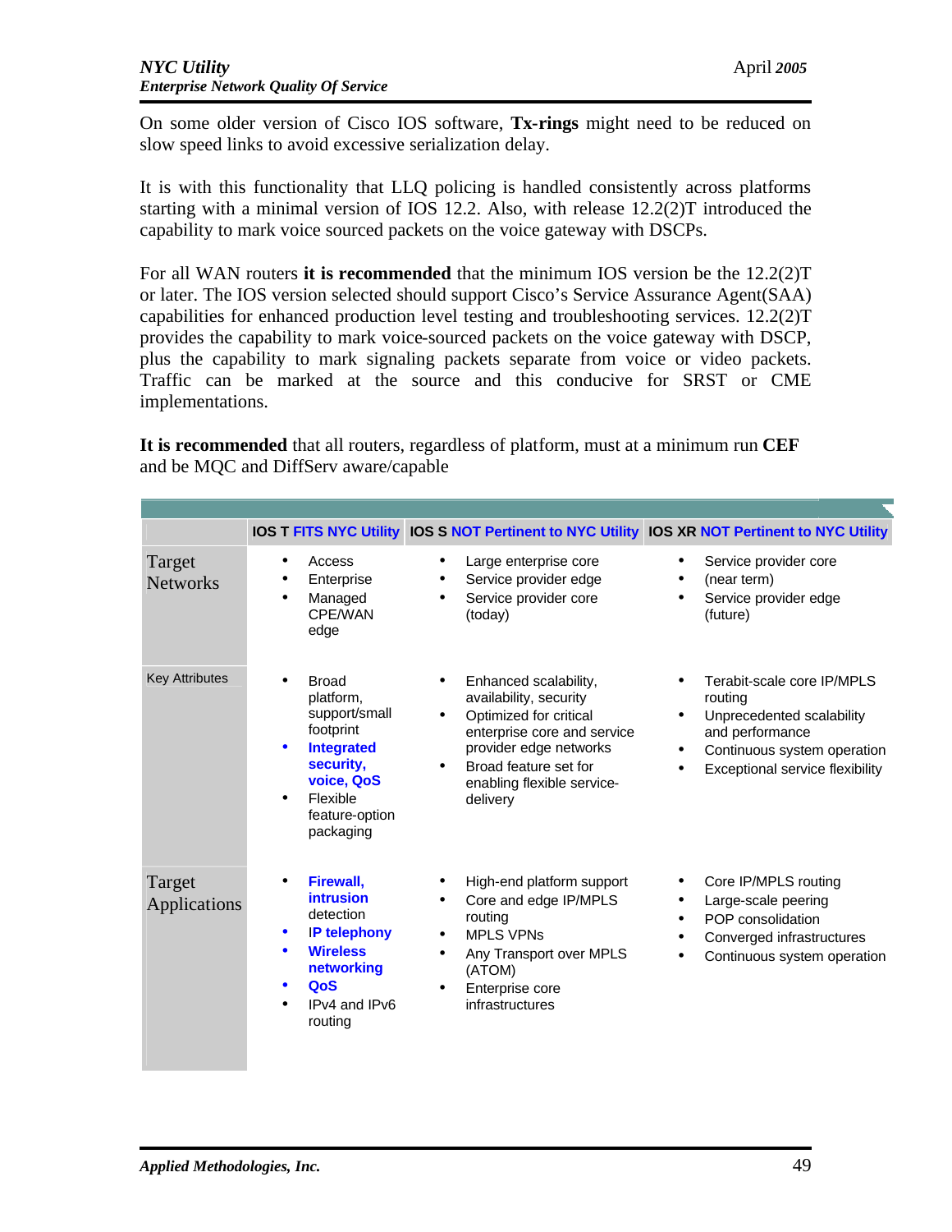On some older version of Cisco IOS software, **Tx-rings** might need to be reduced on slow speed links to avoid excessive serialization delay.

It is with this functionality that LLQ policing is handled consistently across platforms starting with a minimal version of IOS 12.2. Also, with release 12.2(2)T introduced the capability to mark voice sourced packets on the voice gateway with DSCPs.

For all WAN routers **it is recommended** that the minimum IOS version be the 12.2(2)T or later. The IOS version selected should support Cisco's Service Assurance Agent(SAA) capabilities for enhanced production level testing and troubleshooting services. 12.2(2)T provides the capability to mark voice-sourced packets on the voice gateway with DSCP, plus the capability to mark signaling packets separate from voice or video packets. Traffic can be marked at the source and this conducive for SRST or CME implementations.

**It is recommended** that all routers, regardless of platform, must at a minimum run **CEF** and be MQC and DiffServ aware/capable

| | IOS T FITS NYC Utility | IOS S NOT Pertinent to NYC Utility | IOS XR NOT Pertinent to NYC Utility |
|---|---|---|---|
| Target Networks | • Access<br>• Enterprise<br>• Managed CPE/WAN edge | • Large enterprise core<br>• Service provider edge<br>• Service provider core (today) | • Service provider core<br>• (near term)<br>• Service provider edge (future) |
| Key Attributes | • Broad platform, support/small footprint<br>• **Integrated security, voice, QoS**<br>• Flexible feature-option packaging | • Enhanced scalability, availability, security<br>• Optimized for critical enterprise core and service provider edge networks<br>• Broad feature set for enabling flexible service-delivery | • Terabit-scale core IP/MPLS routing<br>• Unprecedented scalability and performance<br>• Continuous system operation<br>• Exceptional service flexibility |
| Target Applications | • **Firewall, intrusion** detection<br>• **IP telephony**<br>• **Wireless networking**<br>• **QoS**<br>• IPv4 and IPv6 routing | • High-end platform support<br>• Core and edge IP/MPLS routing<br>• MPLS VPNs<br>• Any Transport over MPLS (ATOM)<br>• Enterprise core infrastructures | • Core IP/MPLS routing<br>• Large-scale peering<br>• POP consolidation<br>• Converged infrastructures<br>• Continuous system operation |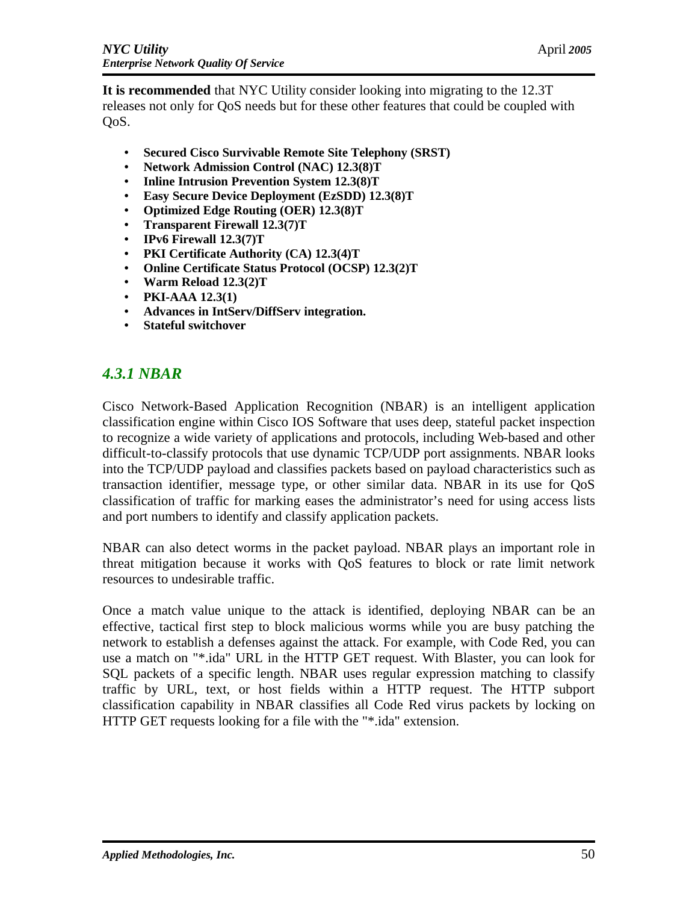**It is recommended** that NYC Utility consider looking into migrating to the 12.3T releases not only for QoS needs but for these other features that could be coupled with QoS.

- **Secured Cisco Survivable Remote Site Telephony (SRST)**
- **Network Admission Control (NAC) 12.3(8)T**
- **Inline Intrusion Prevention System 12.3(8)T**
- **Easy Secure Device Deployment (EzSDD) 12.3(8)T**
- **Optimized Edge Routing (OER) 12.3(8)T**
- **Transparent Firewall 12.3(7)T**
- **IPv6 Firewall 12.3(7)T**
- **PKI Certificate Authority (CA) 12.3(4)T**
- **Online Certificate Status Protocol (OCSP) 12.3(2)T**
- **Warm Reload 12.3(2)T**
- **PKI-AAA 12.3(1)**
- **Advances in IntServ/DiffServ integration.**
- **Stateful switchover**

### *4.3.1 NBAR*

Cisco Network-Based Application Recognition (NBAR) is an intelligent application classification engine within Cisco IOS Software that uses deep, stateful packet inspection to recognize a wide variety of applications and protocols, including Web-based and other difficult-to-classify protocols that use dynamic TCP/UDP port assignments. NBAR looks into the TCP/UDP payload and classifies packets based on payload characteristics such as transaction identifier, message type, or other similar data. NBAR in its use for QoS classification of traffic for marking eases the administrator's need for using access lists and port numbers to identify and classify application packets.

NBAR can also detect worms in the packet payload. NBAR plays an important role in threat mitigation because it works with QoS features to block or rate limit network resources to undesirable traffic.

Once a match value unique to the attack is identified, deploying NBAR can be an effective, tactical first step to block malicious worms while you are busy patching the network to establish a defenses against the attack. For example, with Code Red, you can use a match on "*.ida" URL in the HTTP GET request. With Blaster, you can look for SQL packets of a specific length. NBAR uses regular expression matching to classify traffic by URL, text, or host fields within a HTTP request. The HTTP subport classification capability in NBAR classifies all Code Red virus packets by locking on HTTP GET requests looking for a file with the "*.ida" extension.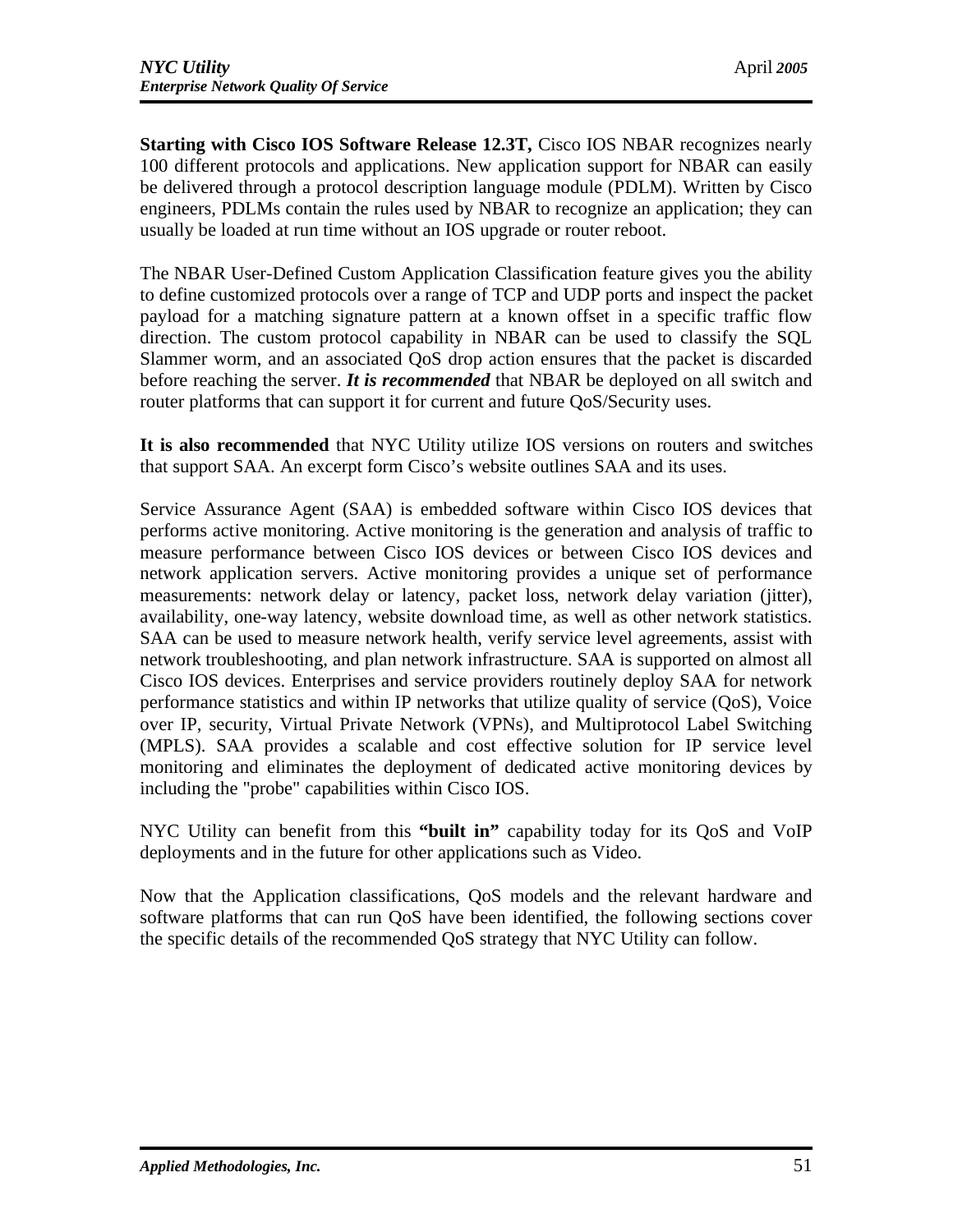**Starting with Cisco IOS Software Release 12.3T,** Cisco IOS NBAR recognizes nearly 100 different protocols and applications. New application support for NBAR can easily be delivered through a protocol description language module (PDLM). Written by Cisco engineers, PDLMs contain the rules used by NBAR to recognize an application; they can usually be loaded at run time without an IOS upgrade or router reboot.

The NBAR User-Defined Custom Application Classification feature gives you the ability to define customized protocols over a range of TCP and UDP ports and inspect the packet payload for a matching signature pattern at a known offset in a specific traffic flow direction. The custom protocol capability in NBAR can be used to classify the SQL Slammer worm, and an associated QoS drop action ensures that the packet is discarded before reaching the server. ***It is recommended*** that NBAR be deployed on all switch and router platforms that can support it for current and future QoS/Security uses.

**It is also recommended** that NYC Utility utilize IOS versions on routers and switches that support SAA. An excerpt form Cisco's website outlines SAA and its uses.

Service Assurance Agent (SAA) is embedded software within Cisco IOS devices that performs active monitoring. Active monitoring is the generation and analysis of traffic to measure performance between Cisco IOS devices or between Cisco IOS devices and network application servers. Active monitoring provides a unique set of performance measurements: network delay or latency, packet loss, network delay variation (jitter), availability, one-way latency, website download time, as well as other network statistics. SAA can be used to measure network health, verify service level agreements, assist with network troubleshooting, and plan network infrastructure. SAA is supported on almost all Cisco IOS devices. Enterprises and service providers routinely deploy SAA for network performance statistics and within IP networks that utilize quality of service (QoS), Voice over IP, security, Virtual Private Network (VPNs), and Multiprotocol Label Switching (MPLS). SAA provides a scalable and cost effective solution for IP service level monitoring and eliminates the deployment of dedicated active monitoring devices by including the "probe" capabilities within Cisco IOS.

NYC Utility can benefit from this **"built in"** capability today for its QoS and VoIP deployments and in the future for other applications such as Video.

Now that the Application classifications, QoS models and the relevant hardware and software platforms that can run QoS have been identified, the following sections cover the specific details of the recommended QoS strategy that NYC Utility can follow.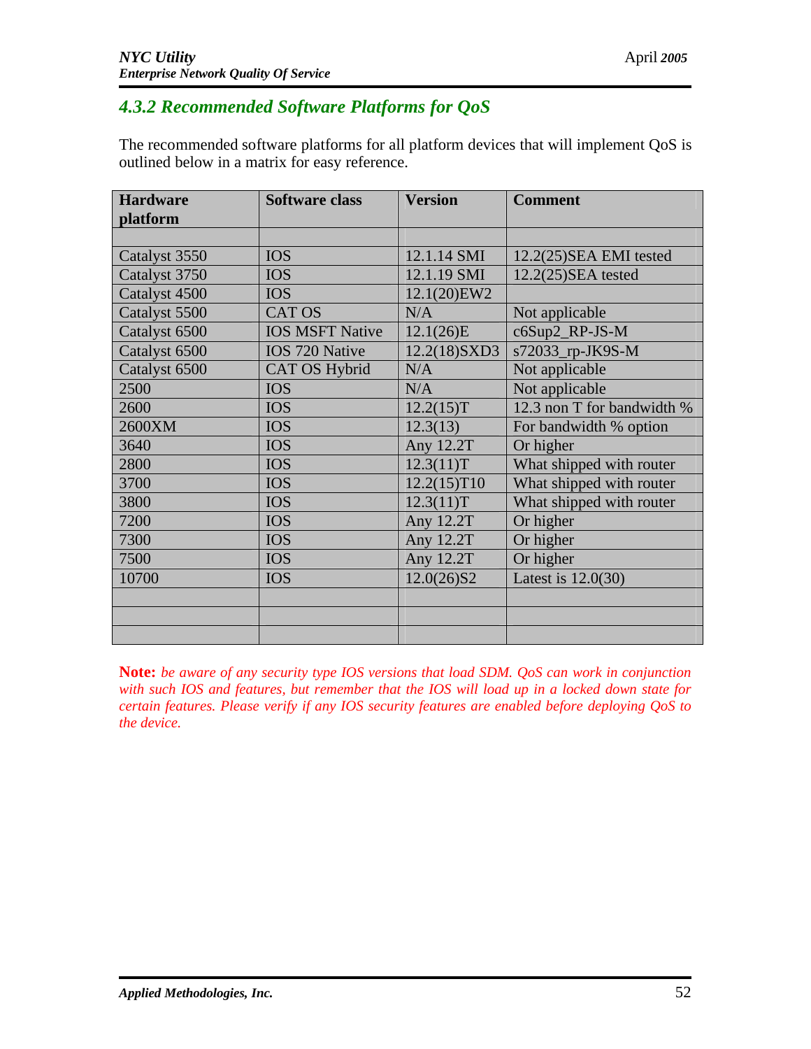### 4.3.2 Recommended Software Platforms for QoS

The recommended software platforms for all platform devices that will implement QoS is outlined below in a matrix for easy reference.

| Hardware platform | Software class | Version | Comment |
|---|---|---|---|
| | | | |
| Catalyst 3550 | IOS | 12.1.14 SMI | 12.2(25)SEA EMI tested |
| Catalyst 3750 | IOS | 12.1.19 SMI | 12.2(25)SEA tested |
| Catalyst 4500 | IOS | 12.1(20)EW2 | |
| Catalyst 5500 | CAT OS | N/A | Not applicable |
| Catalyst 6500 | IOS MSFT Native | 12.1(26)E | c6Sup2_RP-JS-M |
| Catalyst 6500 | IOS 720 Native | 12.2(18)SXD3 | s72033_rp-JK9S-M |
| Catalyst 6500 | CAT OS Hybrid | N/A | Not applicable |
| 2500 | IOS | N/A | Not applicable |
| 2600 | IOS | 12.2(15)T | 12.3 non T for bandwidth % |
| 2600XM | IOS | 12.3(13) | For bandwidth % option |
| 3640 | IOS | Any 12.2T | Or higher |
| 2800 | IOS | 12.3(11)T | What shipped with router |
| 3700 | IOS | 12.2(15)T10 | What shipped with router |
| 3800 | IOS | 12.3(11)T | What shipped with router |
| 7200 | IOS | Any 12.2T | Or higher |
| 7300 | IOS | Any 12.2T | Or higher |
| 7500 | IOS | Any 12.2T | Or higher |
| 10700 | IOS | 12.0(26)S2 | Latest is 12.0(30) |
| | | | |
| | | | |
| | | | |

**Note:** *be aware of any security type IOS versions that load SDM. QoS can work in conjunction with such IOS and features, but remember that the IOS will load up in a locked down state for certain features. Please verify if any IOS security features are enabled before deploying QoS to the device.*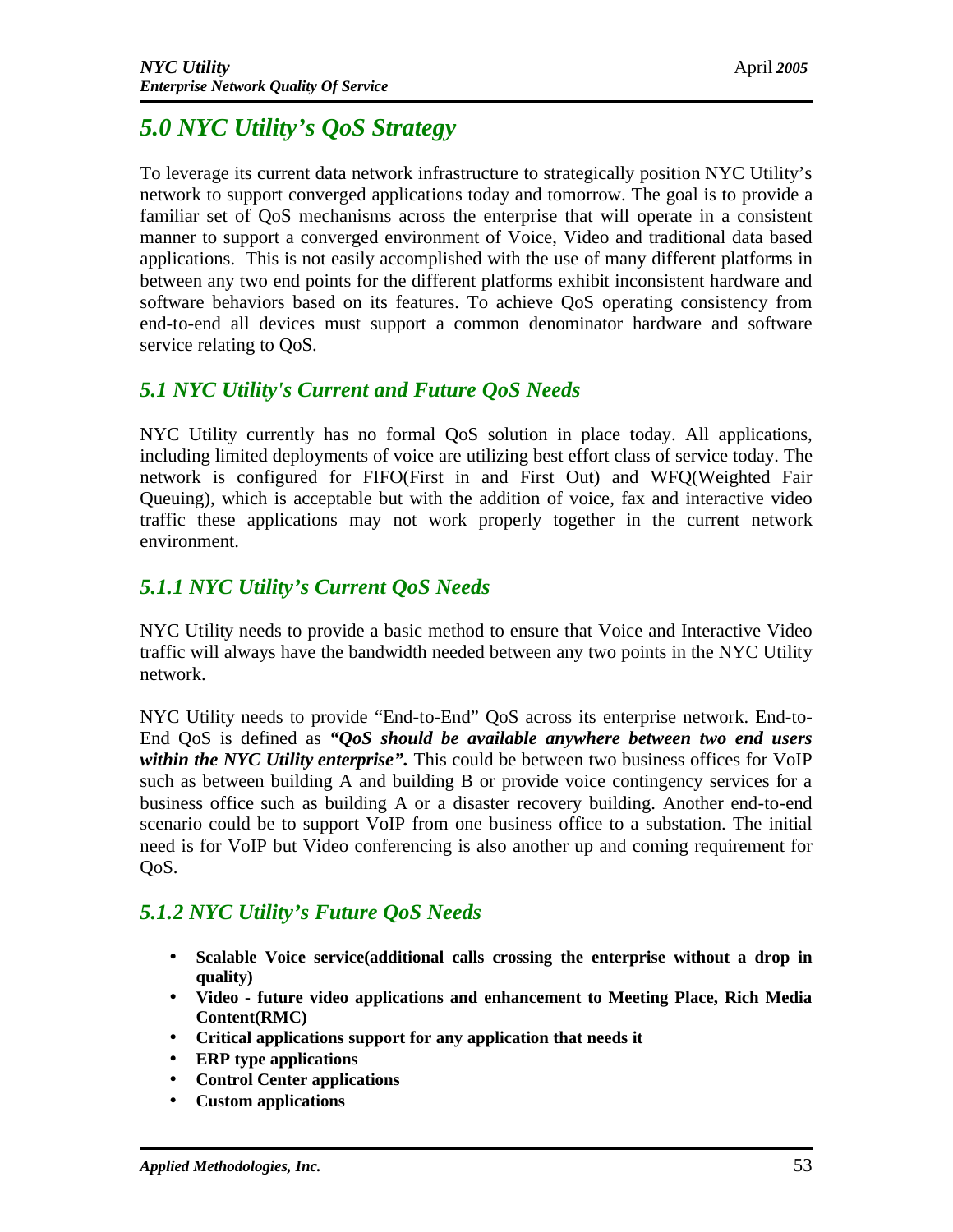# 5.0 NYC Utility's QoS Strategy

To leverage its current data network infrastructure to strategically position NYC Utility's network to support converged applications today and tomorrow. The goal is to provide a familiar set of QoS mechanisms across the enterprise that will operate in a consistent manner to support a converged environment of Voice, Video and traditional data based applications. This is not easily accomplished with the use of many different platforms in between any two end points for the different platforms exhibit inconsistent hardware and software behaviors based on its features. To achieve QoS operating consistency from end-to-end all devices must support a common denominator hardware and software service relating to QoS.

## 5.1 NYC Utility's Current and Future QoS Needs

NYC Utility currently has no formal QoS solution in place today. All applications, including limited deployments of voice are utilizing best effort class of service today. The network is configured for FIFO(First in and First Out) and WFQ(Weighted Fair Queuing), which is acceptable but with the addition of voice, fax and interactive video traffic these applications may not work properly together in the current network environment.

### 5.1.1 NYC Utility's Current QoS Needs

NYC Utility needs to provide a basic method to ensure that Voice and Interactive Video traffic will always have the bandwidth needed between any two points in the NYC Utility network.

NYC Utility needs to provide "End-to-End" QoS across its enterprise network. End-to-End QoS is defined as ***"QoS should be available anywhere between two end users within the NYC Utility enterprise".*** This could be between two business offices for VoIP such as between building A and building B or provide voice contingency services for a business office such as building A or a disaster recovery building. Another end-to-end scenario could be to support VoIP from one business office to a substation. The initial need is for VoIP but Video conferencing is also another up and coming requirement for QoS.

### 5.1.2 NYC Utility's Future QoS Needs

- **Scalable Voice service(additional calls crossing the enterprise without a drop in quality)**
- **Video - future video applications and enhancement to Meeting Place, Rich Media Content(RMC)**
- **Critical applications support for any application that needs it**
- **ERP type applications**
- **Control Center applications**
- **Custom applications**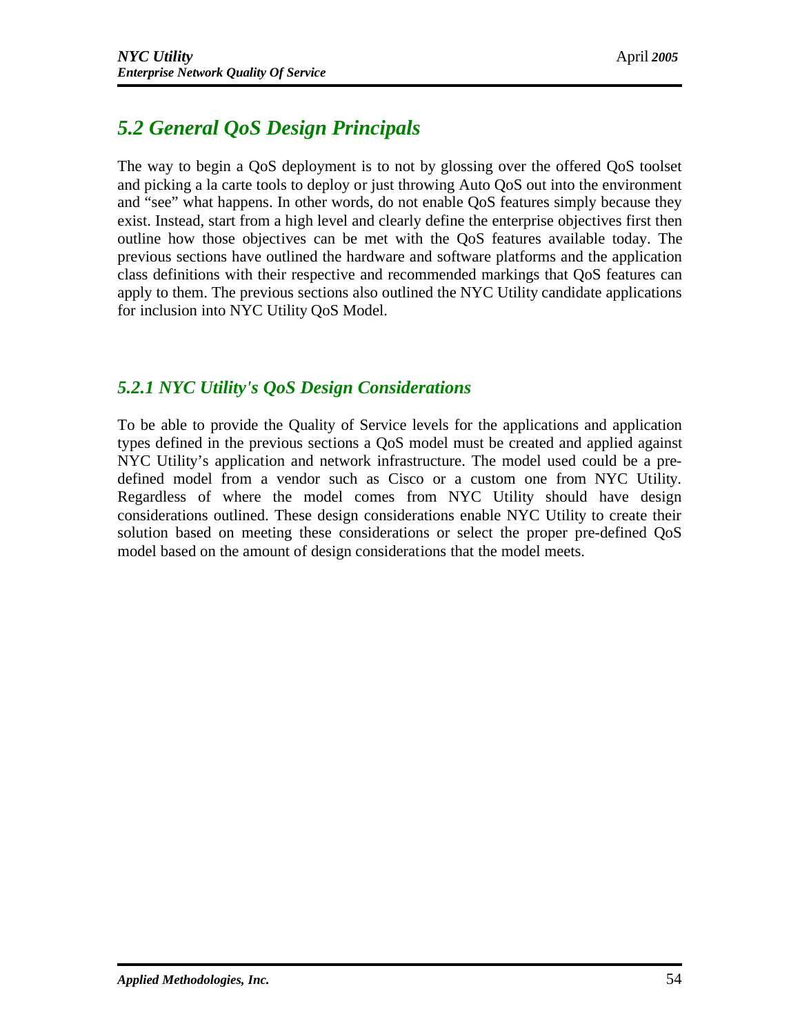## *5.2 General QoS Design Principals*

The way to begin a QoS deployment is to not by glossing over the offered QoS toolset and picking a la carte tools to deploy or just throwing Auto QoS out into the environment and "see" what happens. In other words, do not enable QoS features simply because they exist. Instead, start from a high level and clearly define the enterprise objectives first then outline how those objectives can be met with the QoS features available today. The previous sections have outlined the hardware and software platforms and the application class definitions with their respective and recommended markings that QoS features can apply to them. The previous sections also outlined the NYC Utility candidate applications for inclusion into NYC Utility QoS Model.

### *5.2.1 NYC Utility's QoS Design Considerations*

To be able to provide the Quality of Service levels for the applications and application types defined in the previous sections a QoS model must be created and applied against NYC Utility's application and network infrastructure. The model used could be a pre-defined model from a vendor such as Cisco or a custom one from NYC Utility. Regardless of where the model comes from NYC Utility should have design considerations outlined. These design considerations enable NYC Utility to create their solution based on meeting these considerations or select the proper pre-defined QoS model based on the amount of design considerations that the model meets.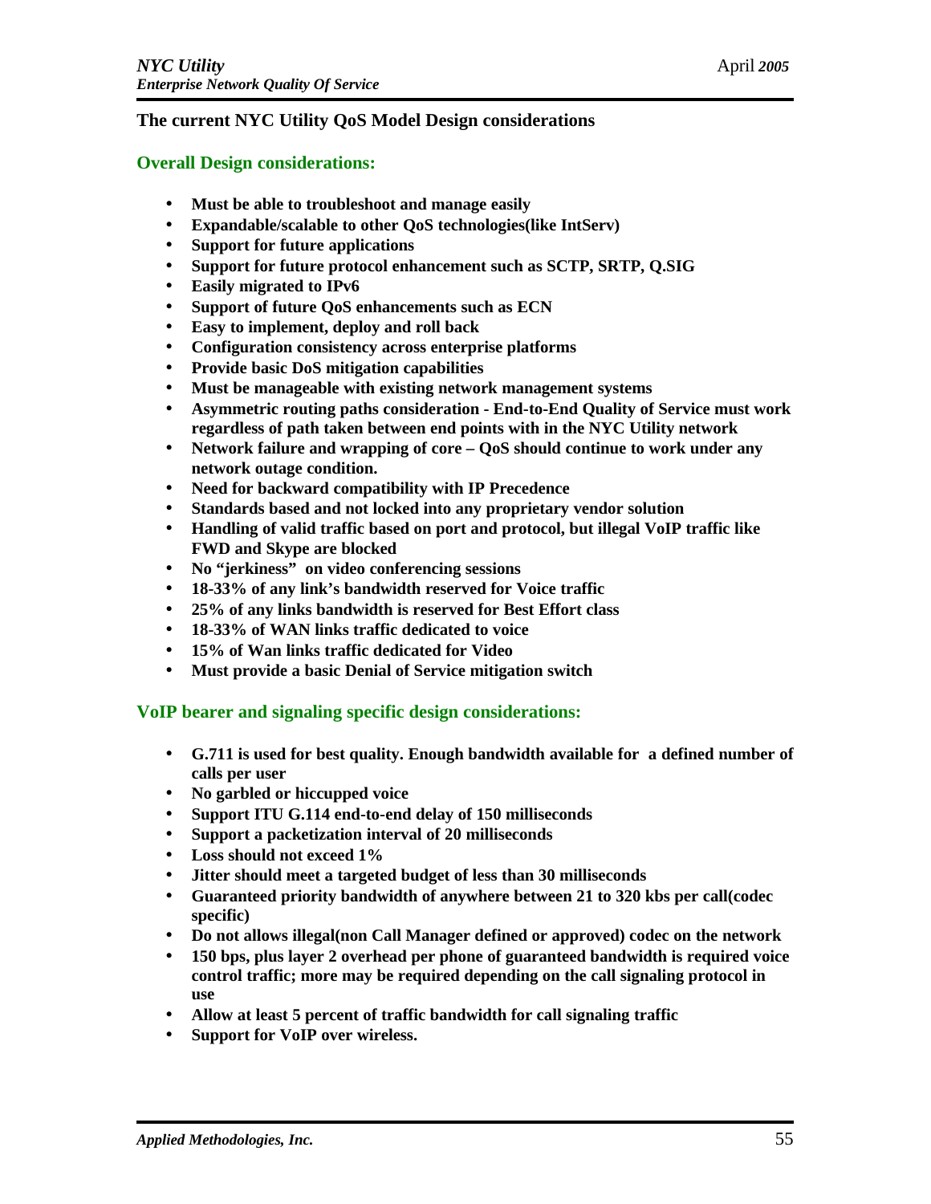## The current NYC Utility QoS Model Design considerations

### Overall Design considerations:

- **Must be able to troubleshoot and manage easily**
- **Expandable/scalable to other QoS technologies(like IntServ)**
- **Support for future applications**
- **Support for future protocol enhancement such as SCTP, SRTP, Q.SIG**
- **Easily migrated to IPv6**
- **Support of future QoS enhancements such as ECN**
- **Easy to implement, deploy and roll back**
- **Configuration consistency across enterprise platforms**
- **Provide basic DoS mitigation capabilities**
- **Must be manageable with existing network management systems**
- **Asymmetric routing paths consideration - End-to-End Quality of Service must work regardless of path taken between end points with in the NYC Utility network**
- **Network failure and wrapping of core – QoS should continue to work under any network outage condition.**
- **Need for backward compatibility with IP Precedence**
- **Standards based and not locked into any proprietary vendor solution**
- **Handling of valid traffic based on port and protocol, but illegal VoIP traffic like FWD and Skype are blocked**
- **No "jerkiness" on video conferencing sessions**
- **18-33% of any link's bandwidth reserved for Voice traffic**
- **25% of any links bandwidth is reserved for Best Effort class**
- **18-33% of WAN links traffic dedicated to voice**
- **15% of Wan links traffic dedicated for Video**
- **Must provide a basic Denial of Service mitigation switch**

### VoIP bearer and signaling specific design considerations:

- **G.711 is used for best quality. Enough bandwidth available for a defined number of calls per user**
- **No garbled or hiccupped voice**
- **Support ITU G.114 end-to-end delay of 150 milliseconds**
- **Support a packetization interval of 20 milliseconds**
- **Loss should not exceed 1%**
- **Jitter should meet a targeted budget of less than 30 milliseconds**
- **Guaranteed priority bandwidth of anywhere between 21 to 320 kbs per call(codec specific)**
- **Do not allows illegal(non Call Manager defined or approved) codec on the network**
- **150 bps, plus layer 2 overhead per phone of guaranteed bandwidth is required voice control traffic; more may be required depending on the call signaling protocol in use**
- **Allow at least 5 percent of traffic bandwidth for call signaling traffic**
- **Support for VoIP over wireless.**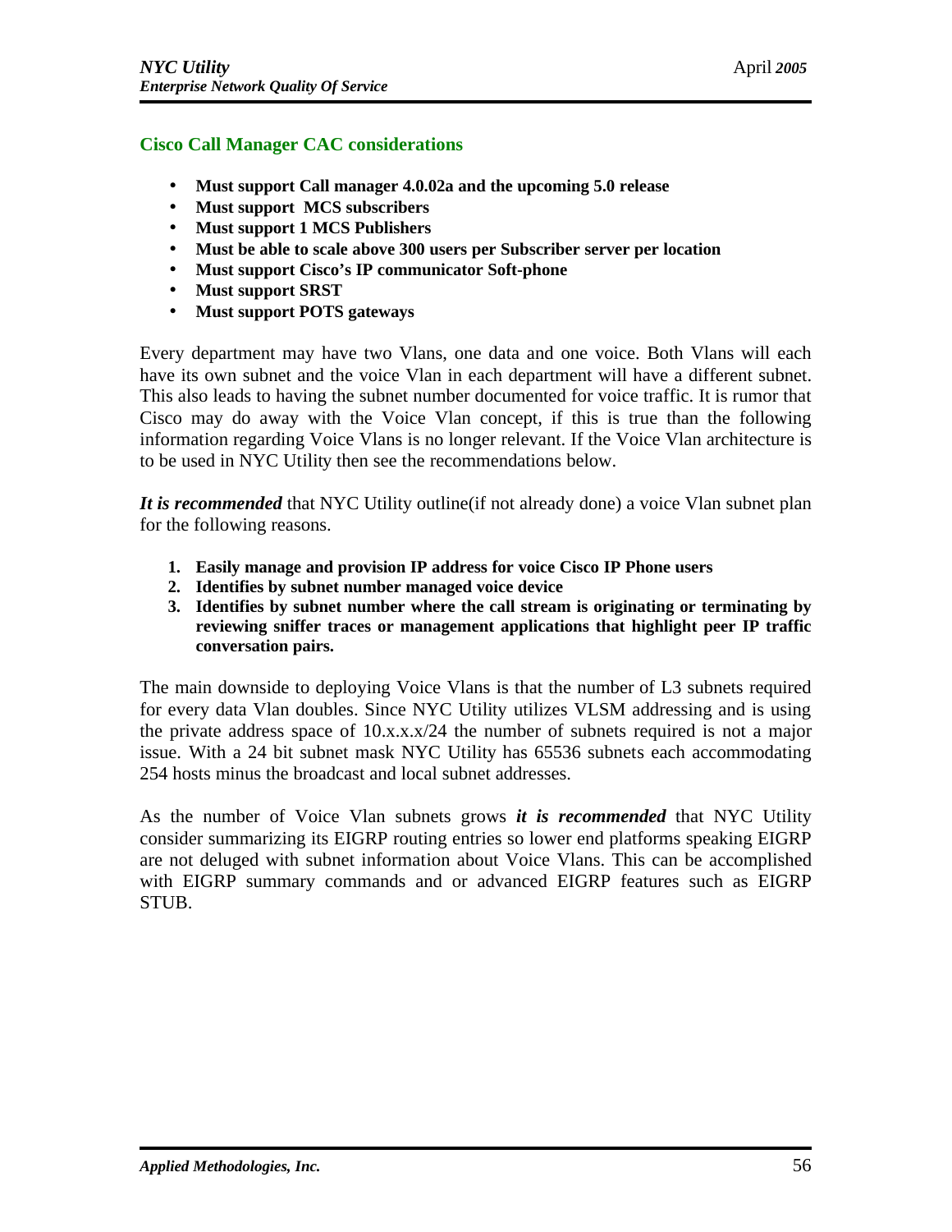## Cisco Call Manager CAC considerations

- **Must support Call manager 4.0.02a and the upcoming 5.0 release**
- **Must support MCS subscribers**
- **Must support 1 MCS Publishers**
- **Must be able to scale above 300 users per Subscriber server per location**
- **Must support Cisco's IP communicator Soft-phone**
- **Must support SRST**
- **Must support POTS gateways**

Every department may have two Vlans, one data and one voice. Both Vlans will each have its own subnet and the voice Vlan in each department will have a different subnet. This also leads to having the subnet number documented for voice traffic. It is rumor that Cisco may do away with the Voice Vlan concept, if this is true than the following information regarding Voice Vlans is no longer relevant. If the Voice Vlan architecture is to be used in NYC Utility then see the recommendations below.

***It is recommended*** that NYC Utility outline(if not already done) a voice Vlan subnet plan for the following reasons.

1. **Easily manage and provision IP address for voice Cisco IP Phone users**
2. **Identifies by subnet number managed voice device**
3. **Identifies by subnet number where the call stream is originating or terminating by reviewing sniffer traces or management applications that highlight peer IP traffic conversation pairs.**

The main downside to deploying Voice Vlans is that the number of L3 subnets required for every data Vlan doubles. Since NYC Utility utilizes VLSM addressing and is using the private address space of 10.x.x.x/24 the number of subnets required is not a major issue. With a 24 bit subnet mask NYC Utility has 65536 subnets each accommodating 254 hosts minus the broadcast and local subnet addresses.

As the number of Voice Vlan subnets grows ***it is recommended*** that NYC Utility consider summarizing its EIGRP routing entries so lower end platforms speaking EIGRP are not deluged with subnet information about Voice Vlans. This can be accomplished with EIGRP summary commands and or advanced EIGRP features such as EIGRP STUB.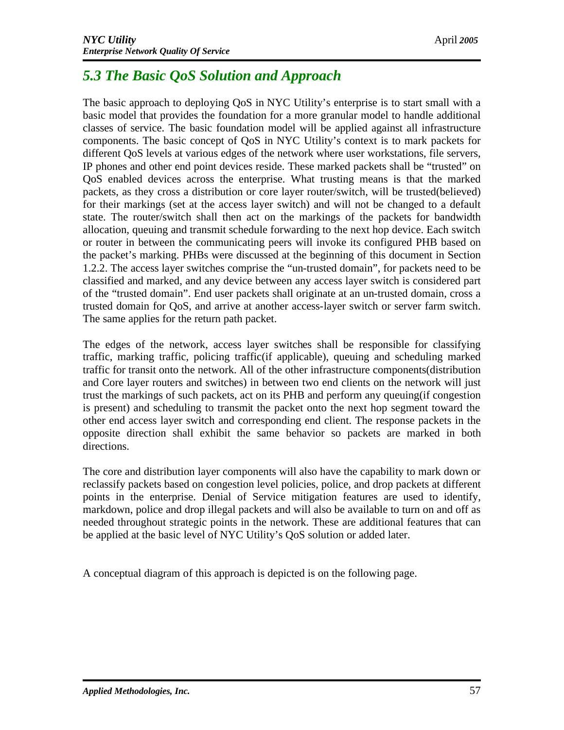## *5.3 The Basic QoS Solution and Approach*

The basic approach to deploying QoS in NYC Utility's enterprise is to start small with a basic model that provides the foundation for a more granular model to handle additional classes of service. The basic foundation model will be applied against all infrastructure components. The basic concept of QoS in NYC Utility's context is to mark packets for different QoS levels at various edges of the network where user workstations, file servers, IP phones and other end point devices reside. These marked packets shall be "trusted" on QoS enabled devices across the enterprise. What trusting means is that the marked packets, as they cross a distribution or core layer router/switch, will be trusted(believed) for their markings (set at the access layer switch) and will not be changed to a default state. The router/switch shall then act on the markings of the packets for bandwidth allocation, queuing and transmit schedule forwarding to the next hop device. Each switch or router in between the communicating peers will invoke its configured PHB based on the packet's marking. PHBs were discussed at the beginning of this document in Section 1.2.2. The access layer switches comprise the "un-trusted domain", for packets need to be classified and marked, and any device between any access layer switch is considered part of the "trusted domain". End user packets shall originate at an un-trusted domain, cross a trusted domain for QoS, and arrive at another access-layer switch or server farm switch. The same applies for the return path packet.

The edges of the network, access layer switches shall be responsible for classifying traffic, marking traffic, policing traffic(if applicable), queuing and scheduling marked traffic for transit onto the network. All of the other infrastructure components(distribution and Core layer routers and switches) in between two end clients on the network will just trust the markings of such packets, act on its PHB and perform any queuing(if congestion is present) and scheduling to transmit the packet onto the next hop segment toward the other end access layer switch and corresponding end client. The response packets in the opposite direction shall exhibit the same behavior so packets are marked in both directions.

The core and distribution layer components will also have the capability to mark down or reclassify packets based on congestion level policies, police, and drop packets at different points in the enterprise. Denial of Service mitigation features are used to identify, markdown, police and drop illegal packets and will also be available to turn on and off as needed throughout strategic points in the network. These are additional features that can be applied at the basic level of NYC Utility's QoS solution or added later.

A conceptual diagram of this approach is depicted is on the following page.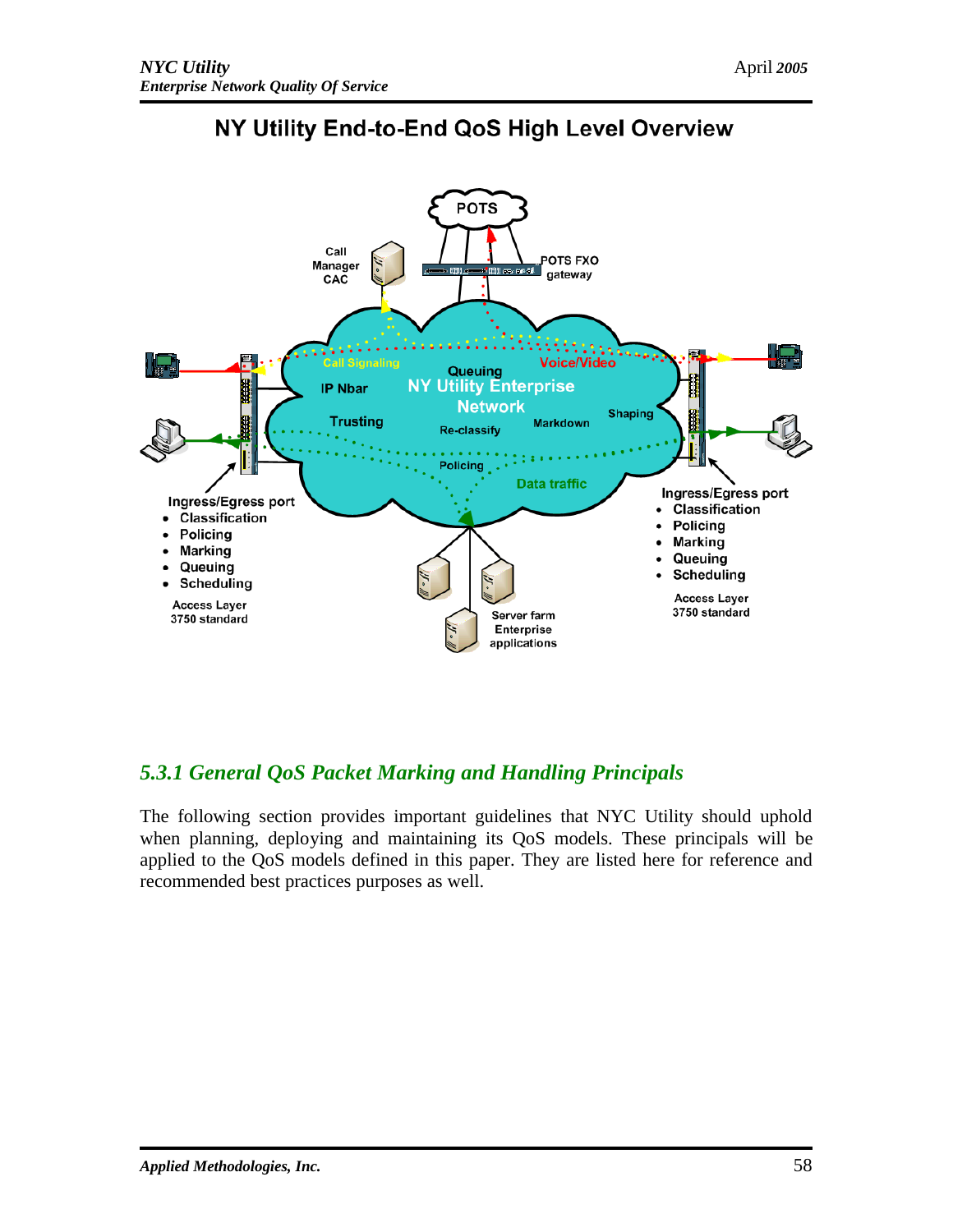## NY Utility End-to-End QoS High Level Overview

### *5.3.1 General QoS Packet Marking and Handling Principals*

The following section provides important guidelines that NYC Utility should uphold when planning, deploying and maintaining its QoS models. These principals will be applied to the QoS models defined in this paper. They are listed here for reference and recommended best practices purposes as well.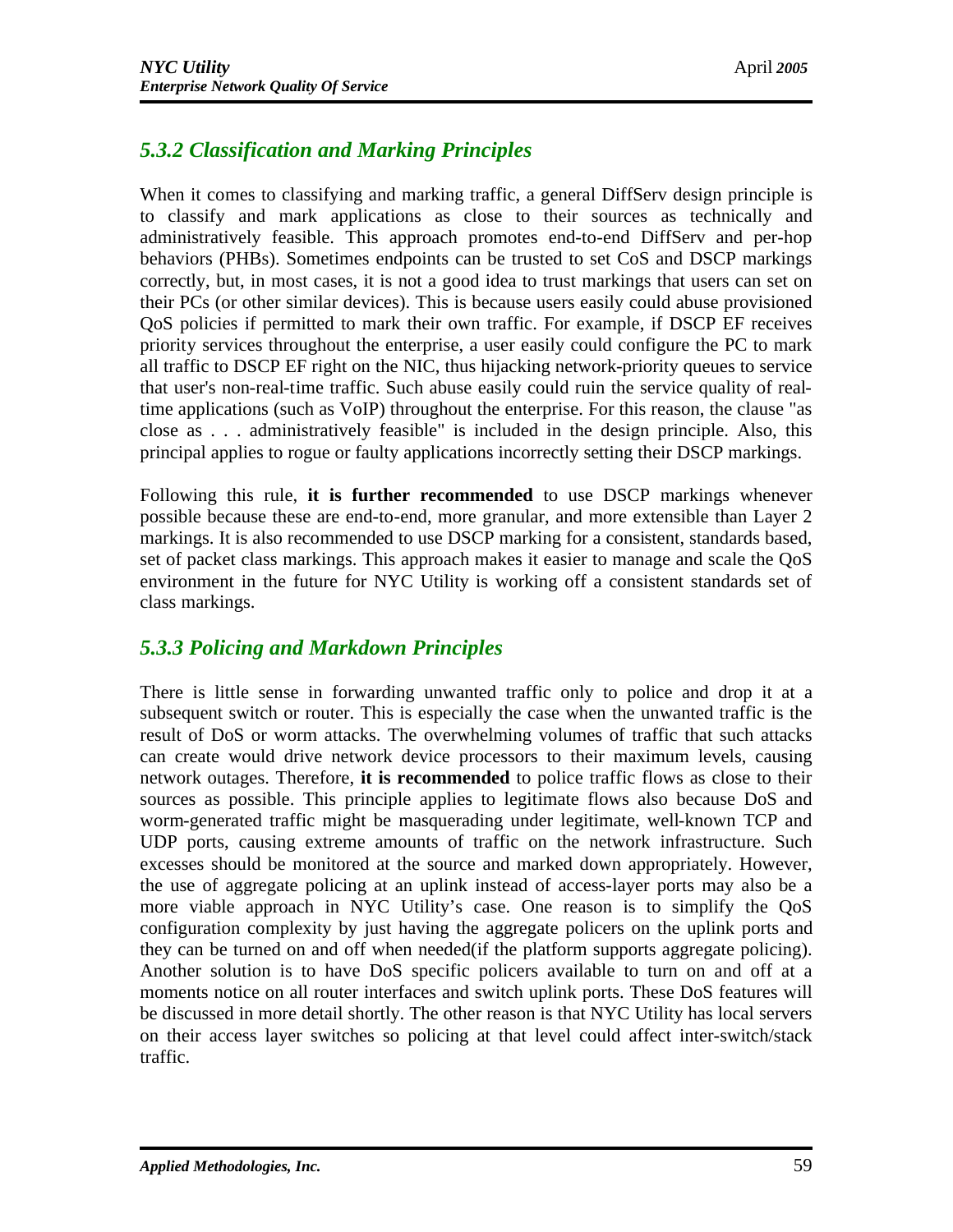### *5.3.2 Classification and Marking Principles*

When it comes to classifying and marking traffic, a general DiffServ design principle is to classify and mark applications as close to their sources as technically and administratively feasible. This approach promotes end-to-end DiffServ and per-hop behaviors (PHBs). Sometimes endpoints can be trusted to set CoS and DSCP markings correctly, but, in most cases, it is not a good idea to trust markings that users can set on their PCs (or other similar devices). This is because users easily could abuse provisioned QoS policies if permitted to mark their own traffic. For example, if DSCP EF receives priority services throughout the enterprise, a user easily could configure the PC to mark all traffic to DSCP EF right on the NIC, thus hijacking network-priority queues to service that user's non-real-time traffic. Such abuse easily could ruin the service quality of real-time applications (such as VoIP) throughout the enterprise. For this reason, the clause "as close as . . . administratively feasible" is included in the design principle. Also, this principal applies to rogue or faulty applications incorrectly setting their DSCP markings.

Following this rule, **it is further recommended** to use DSCP markings whenever possible because these are end-to-end, more granular, and more extensible than Layer 2 markings. It is also recommended to use DSCP marking for a consistent, standards based, set of packet class markings. This approach makes it easier to manage and scale the QoS environment in the future for NYC Utility is working off a consistent standards set of class markings.

### *5.3.3 Policing and Markdown Principles*

There is little sense in forwarding unwanted traffic only to police and drop it at a subsequent switch or router. This is especially the case when the unwanted traffic is the result of DoS or worm attacks. The overwhelming volumes of traffic that such attacks can create would drive network device processors to their maximum levels, causing network outages. Therefore, **it is recommended** to police traffic flows as close to their sources as possible. This principle applies to legitimate flows also because DoS and worm-generated traffic might be masquerading under legitimate, well-known TCP and UDP ports, causing extreme amounts of traffic on the network infrastructure. Such excesses should be monitored at the source and marked down appropriately. However, the use of aggregate policing at an uplink instead of access-layer ports may also be a more viable approach in NYC Utility's case. One reason is to simplify the QoS configuration complexity by just having the aggregate policers on the uplink ports and they can be turned on and off when needed(if the platform supports aggregate policing). Another solution is to have DoS specific policers available to turn on and off at a moments notice on all router interfaces and switch uplink ports. These DoS features will be discussed in more detail shortly. The other reason is that NYC Utility has local servers on their access layer switches so policing at that level could affect inter-switch/stack traffic.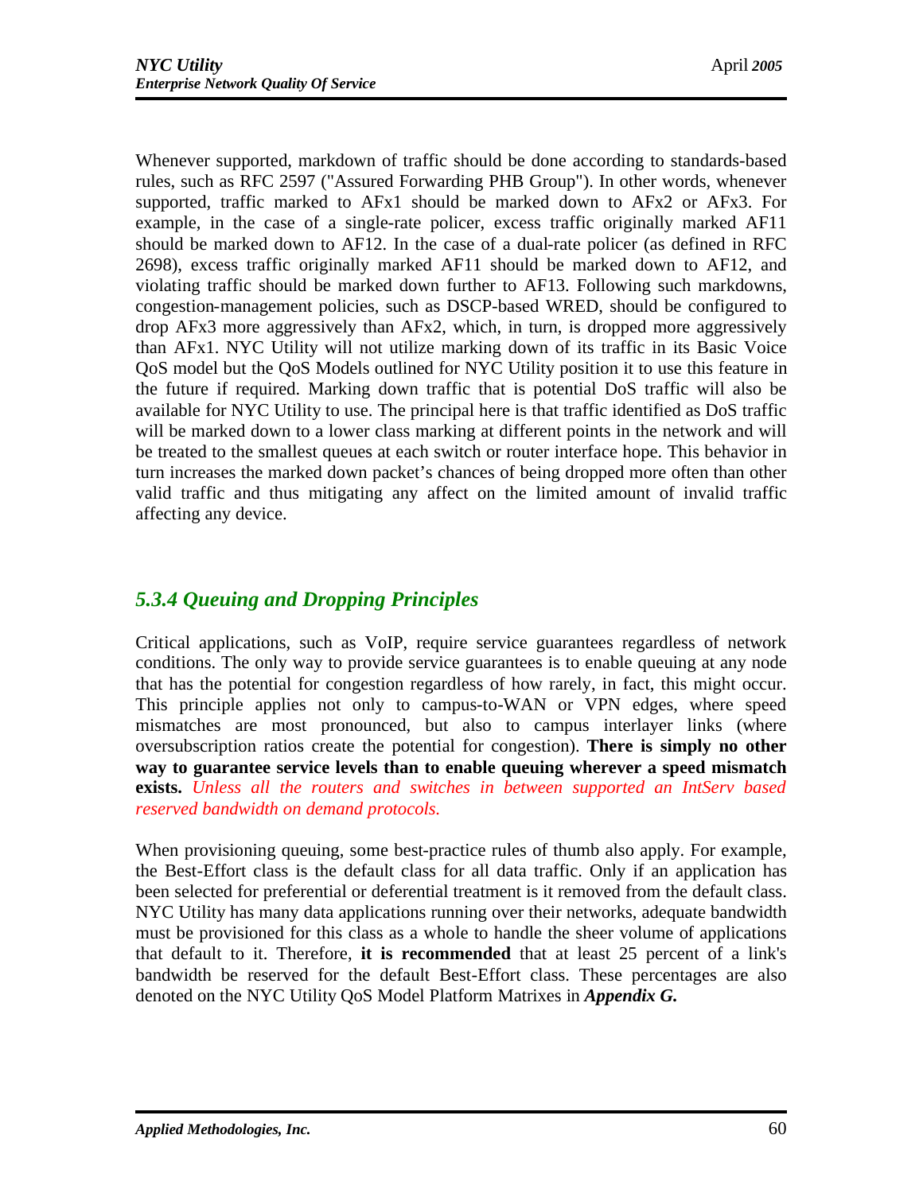Whenever supported, markdown of traffic should be done according to standards-based rules, such as RFC 2597 ("Assured Forwarding PHB Group"). In other words, whenever supported, traffic marked to AFx1 should be marked down to AFx2 or AFx3. For example, in the case of a single-rate policer, excess traffic originally marked AF11 should be marked down to AF12. In the case of a dual-rate policer (as defined in RFC 2698), excess traffic originally marked AF11 should be marked down to AF12, and violating traffic should be marked down further to AF13. Following such markdowns, congestion-management policies, such as DSCP-based WRED, should be configured to drop AFx3 more aggressively than AFx2, which, in turn, is dropped more aggressively than AFx1. NYC Utility will not utilize marking down of its traffic in its Basic Voice QoS model but the QoS Models outlined for NYC Utility position it to use this feature in the future if required. Marking down traffic that is potential DoS traffic will also be available for NYC Utility to use. The principal here is that traffic identified as DoS traffic will be marked down to a lower class marking at different points in the network and will be treated to the smallest queues at each switch or router interface hope. This behavior in turn increases the marked down packet's chances of being dropped more often than other valid traffic and thus mitigating any affect on the limited amount of invalid traffic affecting any device.

### *5.3.4 Queuing and Dropping Principles*

Critical applications, such as VoIP, require service guarantees regardless of network conditions. The only way to provide service guarantees is to enable queuing at any node that has the potential for congestion regardless of how rarely, in fact, this might occur. This principle applies not only to campus-to-WAN or VPN edges, where speed mismatches are most pronounced, but also to campus interlayer links (where oversubscription ratios create the potential for congestion). **There is simply no other way to guarantee service levels than to enable queuing wherever a speed mismatch exists.** *Unless all the routers and switches in between supported an IntServ based reserved bandwidth on demand protocols.*

When provisioning queuing, some best-practice rules of thumb also apply. For example, the Best-Effort class is the default class for all data traffic. Only if an application has been selected for preferential or deferential treatment is it removed from the default class. NYC Utility has many data applications running over their networks, adequate bandwidth must be provisioned for this class as a whole to handle the sheer volume of applications that default to it. Therefore, **it is recommended** that at least 25 percent of a link's bandwidth be reserved for the default Best-Effort class. These percentages are also denoted on the NYC Utility QoS Model Platform Matrixes in ***Appendix G.***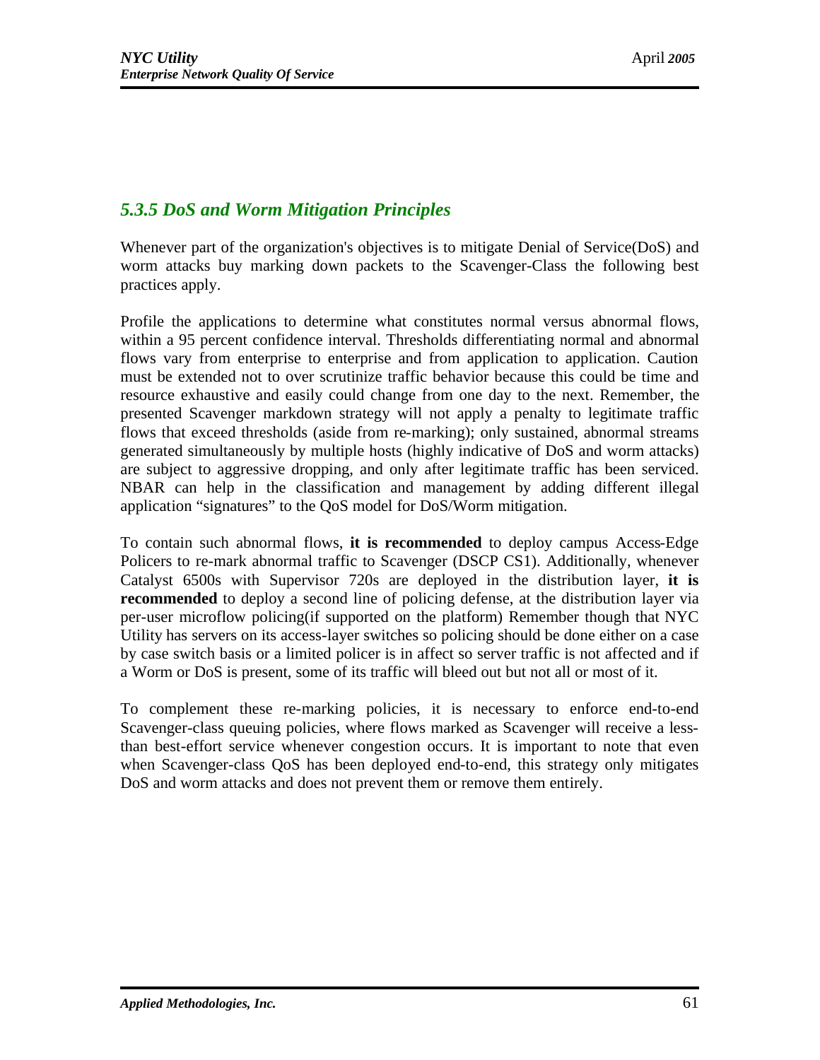### *5.3.5 DoS and Worm Mitigation Principles*

Whenever part of the organization's objectives is to mitigate Denial of Service(DoS) and worm attacks buy marking down packets to the Scavenger-Class the following best practices apply.

Profile the applications to determine what constitutes normal versus abnormal flows, within a 95 percent confidence interval. Thresholds differentiating normal and abnormal flows vary from enterprise to enterprise and from application to application. Caution must be extended not to over scrutinize traffic behavior because this could be time and resource exhaustive and easily could change from one day to the next. Remember, the presented Scavenger markdown strategy will not apply a penalty to legitimate traffic flows that exceed thresholds (aside from re-marking); only sustained, abnormal streams generated simultaneously by multiple hosts (highly indicative of DoS and worm attacks) are subject to aggressive dropping, and only after legitimate traffic has been serviced. NBAR can help in the classification and management by adding different illegal application "signatures" to the QoS model for DoS/Worm mitigation.

To contain such abnormal flows, **it is recommended** to deploy campus Access-Edge Policers to re-mark abnormal traffic to Scavenger (DSCP CS1). Additionally, whenever Catalyst 6500s with Supervisor 720s are deployed in the distribution layer, **it is recommended** to deploy a second line of policing defense, at the distribution layer via per-user microflow policing(if supported on the platform) Remember though that NYC Utility has servers on its access-layer switches so policing should be done either on a case by case switch basis or a limited policer is in affect so server traffic is not affected and if a Worm or DoS is present, some of its traffic will bleed out but not all or most of it.

To complement these re-marking policies, it is necessary to enforce end-to-end Scavenger-class queuing policies, where flows marked as Scavenger will receive a less-than best-effort service whenever congestion occurs. It is important to note that even when Scavenger-class QoS has been deployed end-to-end, this strategy only mitigates DoS and worm attacks and does not prevent them or remove them entirely.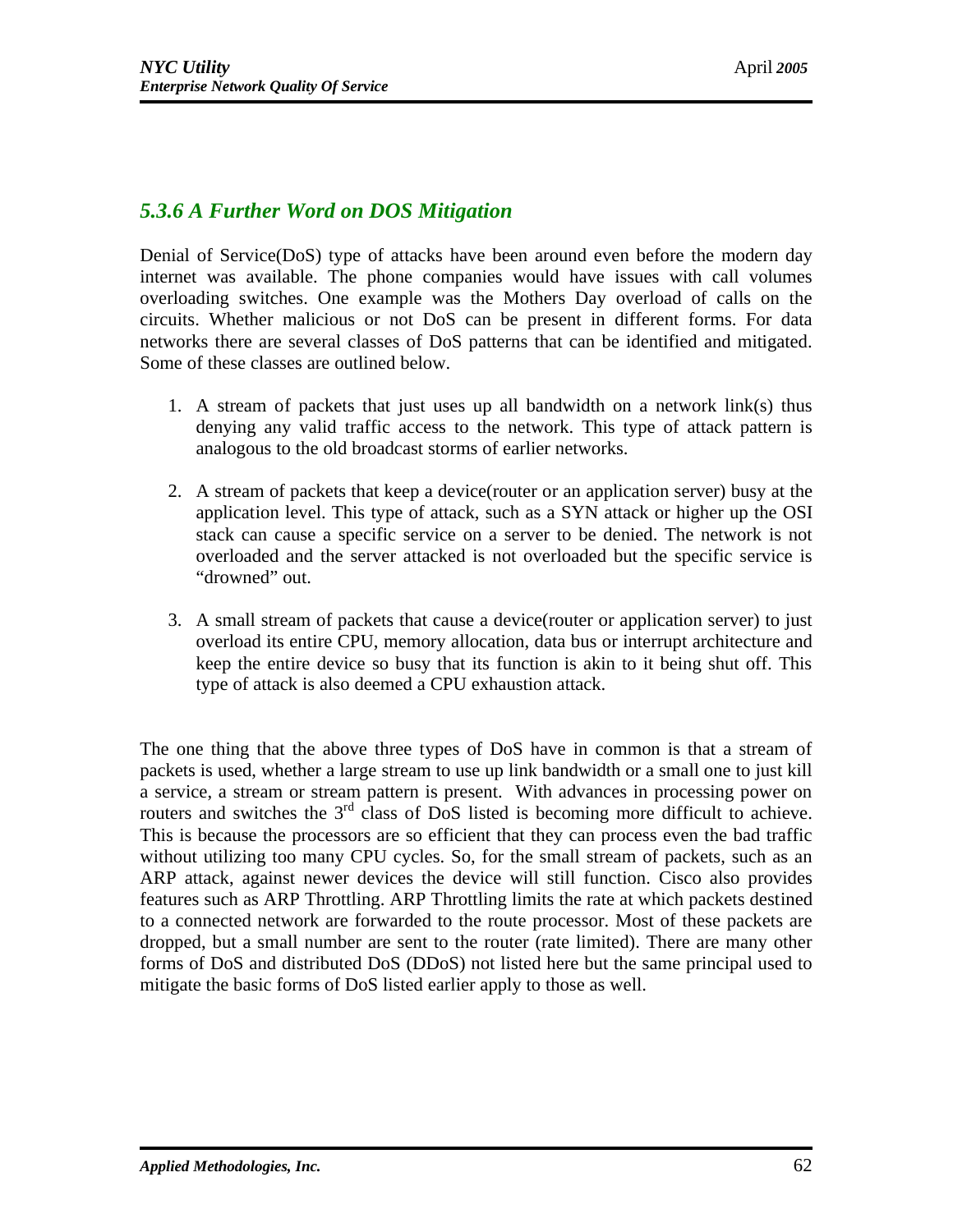### *5.3.6 A Further Word on DOS Mitigation*

Denial of Service(DoS) type of attacks have been around even before the modern day internet was available. The phone companies would have issues with call volumes overloading switches. One example was the Mothers Day overload of calls on the circuits. Whether malicious or not DoS can be present in different forms. For data networks there are several classes of DoS patterns that can be identified and mitigated. Some of these classes are outlined below.

1. A stream of packets that just uses up all bandwidth on a network link(s) thus denying any valid traffic access to the network. This type of attack pattern is analogous to the old broadcast storms of earlier networks.

2. A stream of packets that keep a device(router or an application server) busy at the application level. This type of attack, such as a SYN attack or higher up the OSI stack can cause a specific service on a server to be denied. The network is not overloaded and the server attacked is not overloaded but the specific service is "drowned" out.

3. A small stream of packets that cause a device(router or application server) to just overload its entire CPU, memory allocation, data bus or interrupt architecture and keep the entire device so busy that its function is akin to it being shut off. This type of attack is also deemed a CPU exhaustion attack.

The one thing that the above three types of DoS have in common is that a stream of packets is used, whether a large stream to use up link bandwidth or a small one to just kill a service, a stream or stream pattern is present. With advances in processing power on routers and switches the 3rd class of DoS listed is becoming more difficult to achieve. This is because the processors are so efficient that they can process even the bad traffic without utilizing too many CPU cycles. So, for the small stream of packets, such as an ARP attack, against newer devices the device will still function. Cisco also provides features such as ARP Throttling. ARP Throttling limits the rate at which packets destined to a connected network are forwarded to the route processor. Most of these packets are dropped, but a small number are sent to the router (rate limited). There are many other forms of DoS and distributed DoS (DDoS) not listed here but the same principal used to mitigate the basic forms of DoS listed earlier apply to those as well.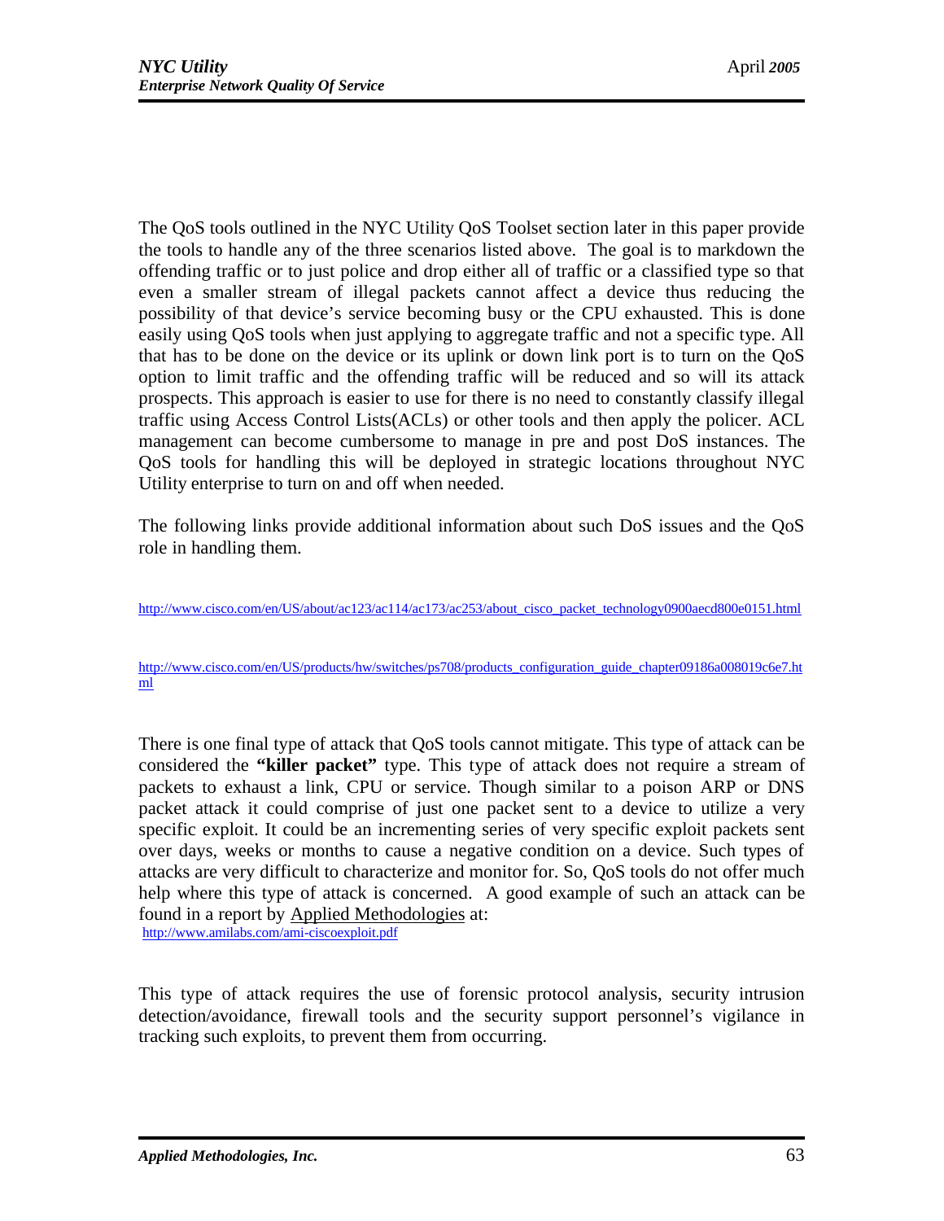The QoS tools outlined in the NYC Utility QoS Toolset section later in this paper provide the tools to handle any of the three scenarios listed above. The goal is to markdown the offending traffic or to just police and drop either all of traffic or a classified type so that even a smaller stream of illegal packets cannot affect a device thus reducing the possibility of that device's service becoming busy or the CPU exhausted. This is done easily using QoS tools when just applying to aggregate traffic and not a specific type. All that has to be done on the device or its uplink or down link port is to turn on the QoS option to limit traffic and the offending traffic will be reduced and so will its attack prospects. This approach is easier to use for there is no need to constantly classify illegal traffic using Access Control Lists(ACLs) or other tools and then apply the policer. ACL management can become cumbersome to manage in pre and post DoS instances. The QoS tools for handling this will be deployed in strategic locations throughout NYC Utility enterprise to turn on and off when needed.

The following links provide additional information about such DoS issues and the QoS role in handling them.

http://www.cisco.com/en/US/about/ac123/ac114/ac173/ac253/about_cisco_packet_technology0900aecd800e0151.html

http://www.cisco.com/en/US/products/hw/switches/ps708/products_configuration_guide_chapter09186a008019c6e7.html

There is one final type of attack that QoS tools cannot mitigate. This type of attack can be considered the **"killer packet"** type. This type of attack does not require a stream of packets to exhaust a link, CPU or service. Though similar to a poison ARP or DNS packet attack it could comprise of just one packet sent to a device to utilize a very specific exploit. It could be an incrementing series of very specific exploit packets sent over days, weeks or months to cause a negative condition on a device. Such types of attacks are very difficult to characterize and monitor for. So, QoS tools do not offer much help where this type of attack is concerned. A good example of such an attack can be found in a report by Applied Methodologies at:
http://www.amilabs.com/ami-ciscoexploit.pdf

This type of attack requires the use of forensic protocol analysis, security intrusion detection/avoidance, firewall tools and the security support personnel's vigilance in tracking such exploits, to prevent them from occurring.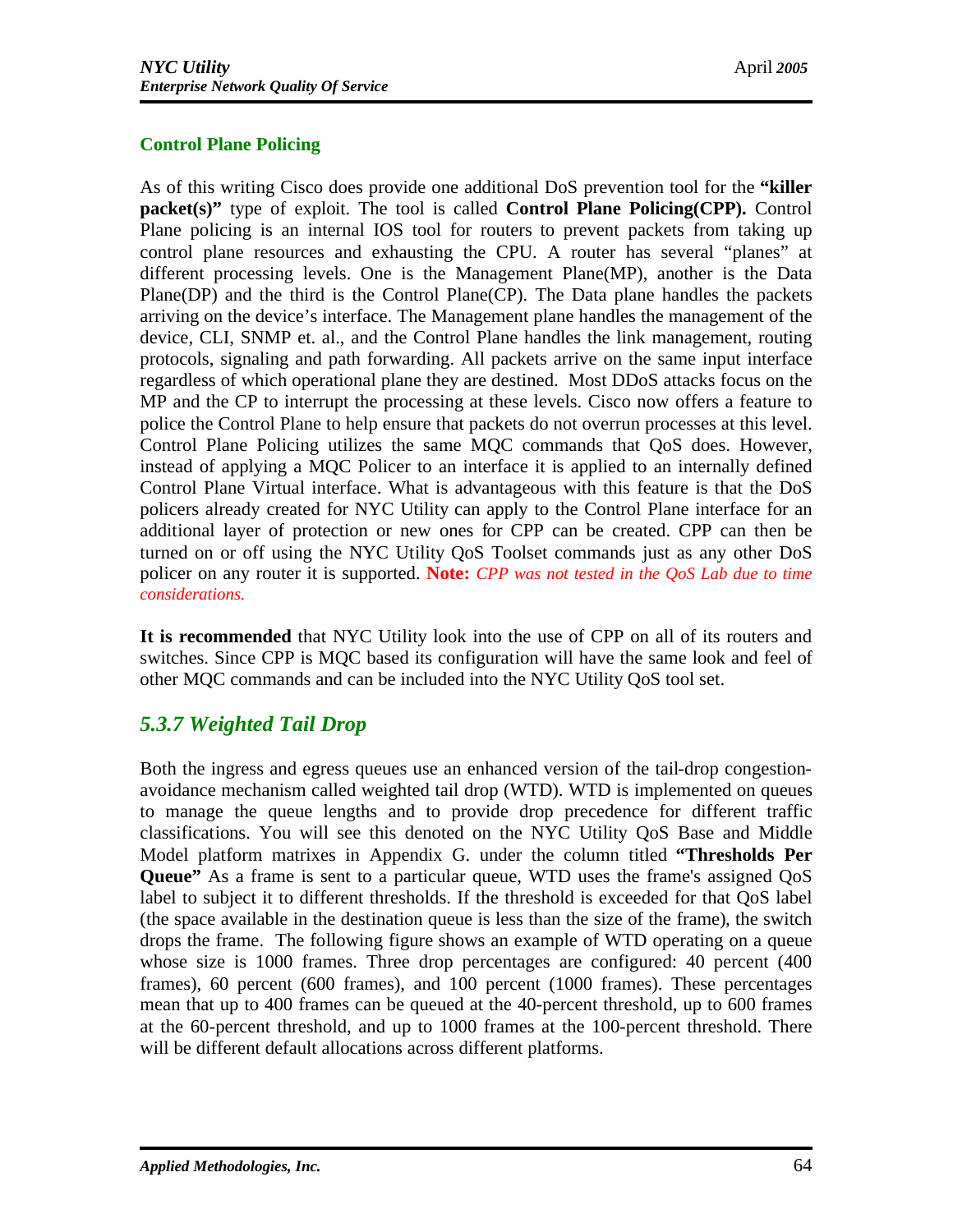## Control Plane Policing

As of this writing Cisco does provide one additional DoS prevention tool for the **"killer packet(s)"** type of exploit. The tool is called **Control Plane Policing(CPP).** Control Plane policing is an internal IOS tool for routers to prevent packets from taking up control plane resources and exhausting the CPU. A router has several "planes" at different processing levels. One is the Management Plane(MP), another is the Data Plane(DP) and the third is the Control Plane(CP). The Data plane handles the packets arriving on the device's interface. The Management plane handles the management of the device, CLI, SNMP et. al., and the Control Plane handles the link management, routing protocols, signaling and path forwarding. All packets arrive on the same input interface regardless of which operational plane they are destined. Most DDoS attacks focus on the MP and the CP to interrupt the processing at these levels. Cisco now offers a feature to police the Control Plane to help ensure that packets do not overrun processes at this level. Control Plane Policing utilizes the same MQC commands that QoS does. However, instead of applying a MQC Policer to an interface it is applied to an internally defined Control Plane Virtual interface. What is advantageous with this feature is that the DoS policers already created for NYC Utility can apply to the Control Plane interface for an additional layer of protection or new ones for CPP can be created. CPP can then be turned on or off using the NYC Utility QoS Toolset commands just as any other DoS policer on any router it is supported. **Note:** *CPP was not tested in the QoS Lab due to time considerations.*

**It is recommended** that NYC Utility look into the use of CPP on all of its routers and switches. Since CPP is MQC based its configuration will have the same look and feel of other MQC commands and can be included into the NYC Utility QoS tool set.

### *5.3.7 Weighted Tail Drop*

Both the ingress and egress queues use an enhanced version of the tail-drop congestion-avoidance mechanism called weighted tail drop (WTD). WTD is implemented on queues to manage the queue lengths and to provide drop precedence for different traffic classifications. You will see this denoted on the NYC Utility QoS Base and Middle Model platform matrixes in Appendix G. under the column titled **"Thresholds Per Queue"** As a frame is sent to a particular queue, WTD uses the frame's assigned QoS label to subject it to different thresholds. If the threshold is exceeded for that QoS label (the space available in the destination queue is less than the size of the frame), the switch drops the frame. The following figure shows an example of WTD operating on a queue whose size is 1000 frames. Three drop percentages are configured: 40 percent (400 frames), 60 percent (600 frames), and 100 percent (1000 frames). These percentages mean that up to 400 frames can be queued at the 40-percent threshold, up to 600 frames at the 60-percent threshold, and up to 1000 frames at the 100-percent threshold. There will be different default allocations across different platforms.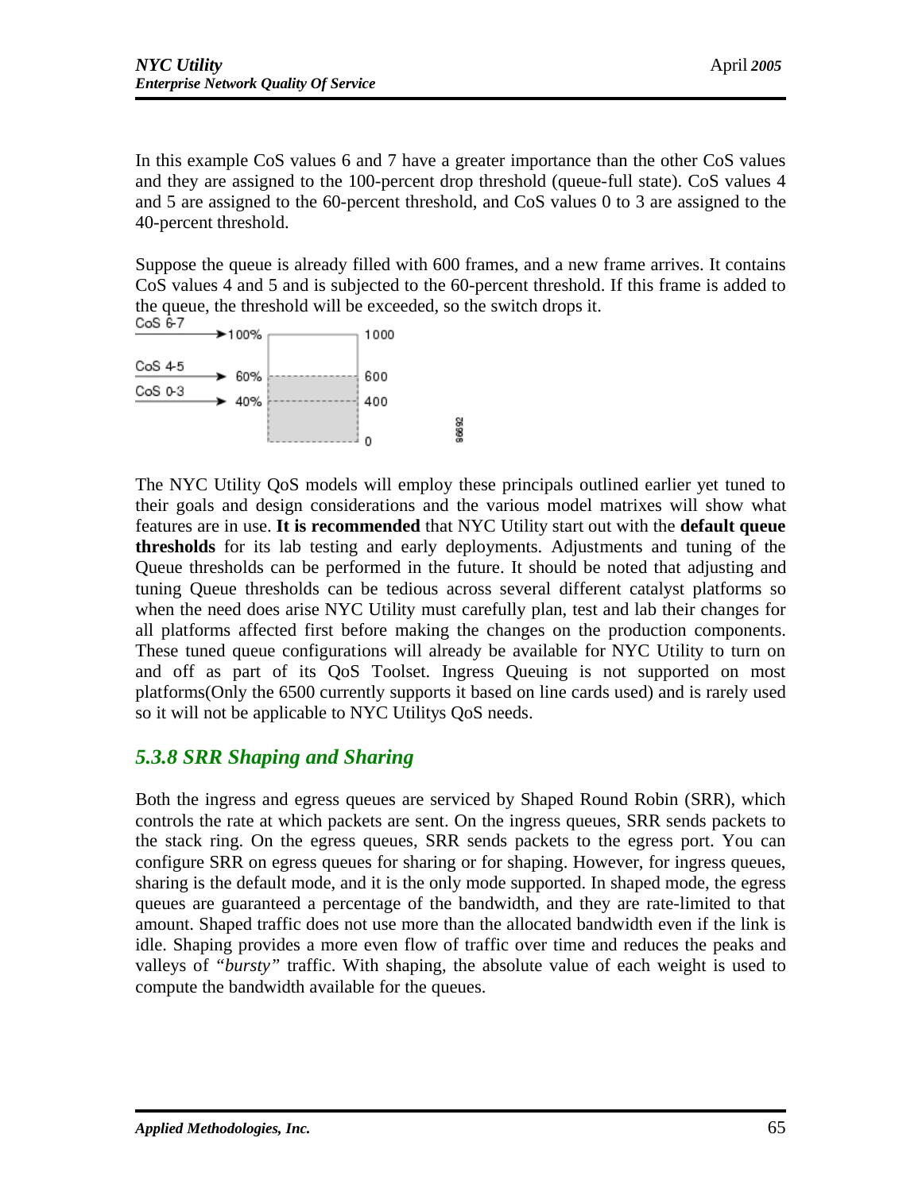In this example CoS values 6 and 7 have a greater importance than the other CoS values and they are assigned to the 100-percent drop threshold (queue-full state). CoS values 4 and 5 are assigned to the 60-percent threshold, and CoS values 0 to 3 are assigned to the 40-percent threshold.

Suppose the queue is already filled with 600 frames, and a new frame arrives. It contains CoS values 4 and 5 and is subjected to the 60-percent threshold. If this frame is added to the queue, the threshold will be exceeded, so the switch drops it.

CoS 6-7 → 100% — 1000

CoS 4-5 → 60% — 600

CoS 0-3 → 40% — 400

0

86692

The NYC Utility QoS models will employ these principals outlined earlier yet tuned to their goals and design considerations and the various model matrixes will show what features are in use. **It is recommended** that NYC Utility start out with the **default queue thresholds** for its lab testing and early deployments. Adjustments and tuning of the Queue thresholds can be performed in the future. It should be noted that adjusting and tuning Queue thresholds can be tedious across several different catalyst platforms so when the need does arise NYC Utility must carefully plan, test and lab their changes for all platforms affected first before making the changes on the production components. These tuned queue configurations will already be available for NYC Utility to turn on and off as part of its QoS Toolset. Ingress Queuing is not supported on most platforms(Only the 6500 currently supports it based on line cards used) and is rarely used so it will not be applicable to NYC Utilitys QoS needs.

### *5.3.8 SRR Shaping and Sharing*

Both the ingress and egress queues are serviced by Shaped Round Robin (SRR), which controls the rate at which packets are sent. On the ingress queues, SRR sends packets to the stack ring. On the egress queues, SRR sends packets to the egress port. You can configure SRR on egress queues for sharing or for shaping. However, for ingress queues, sharing is the default mode, and it is the only mode supported. In shaped mode, the egress queues are guaranteed a percentage of the bandwidth, and they are rate-limited to that amount. Shaped traffic does not use more than the allocated bandwidth even if the link is idle. Shaping provides a more even flow of traffic over time and reduces the peaks and valleys of "*bursty*" traffic. With shaping, the absolute value of each weight is used to compute the bandwidth available for the queues.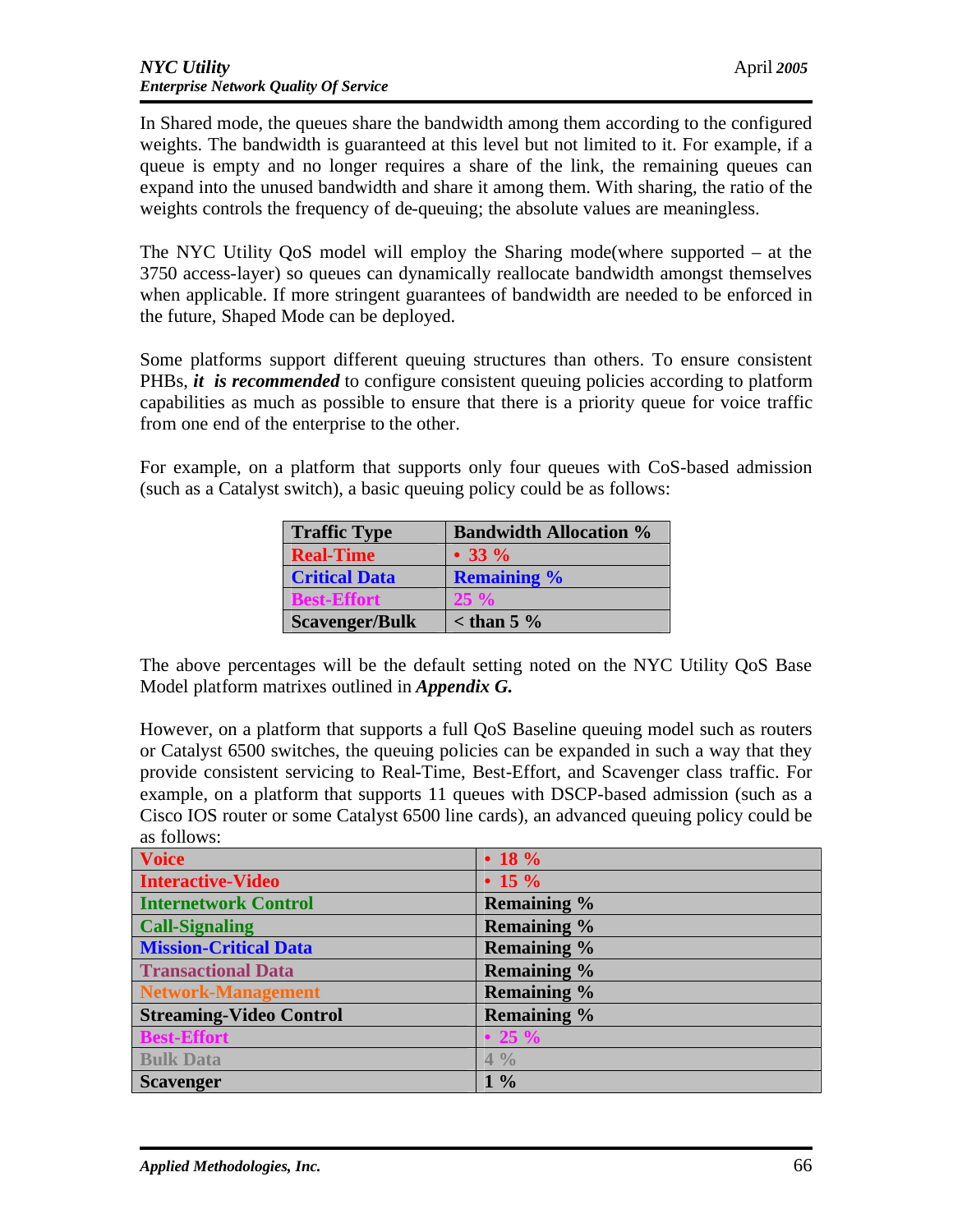In Shared mode, the queues share the bandwidth among them according to the configured weights. The bandwidth is guaranteed at this level but not limited to it. For example, if a queue is empty and no longer requires a share of the link, the remaining queues can expand into the unused bandwidth and share it among them. With sharing, the ratio of the weights controls the frequency of de-queuing; the absolute values are meaningless.

The NYC Utility QoS model will employ the Sharing mode(where supported – at the 3750 access-layer) so queues can dynamically reallocate bandwidth amongst themselves when applicable. If more stringent guarantees of bandwidth are needed to be enforced in the future, Shaped Mode can be deployed.

Some platforms support different queuing structures than others. To ensure consistent PHBs, ***it is recommended*** to configure consistent queuing policies according to platform capabilities as much as possible to ensure that there is a priority queue for voice traffic from one end of the enterprise to the other.

For example, on a platform that supports only four queues with CoS-based admission (such as a Catalyst switch), a basic queuing policy could be as follows:

| **Traffic Type** | **Bandwidth Allocation %** |
|---|---|
| **Real-Time** | **• 33 %** |
| **Critical Data** | **Remaining %** |
| **Best-Effort** | **25 %** |
| **Scavenger/Bulk** | **< than 5 %** |

The above percentages will be the default setting noted on the NYC Utility QoS Base Model platform matrixes outlined in ***Appendix G.***

However, on a platform that supports a full QoS Baseline queuing model such as routers or Catalyst 6500 switches, the queuing policies can be expanded in such a way that they provide consistent servicing to Real-Time, Best-Effort, and Scavenger class traffic. For example, on a platform that supports 11 queues with DSCP-based admission (such as a Cisco IOS router or some Catalyst 6500 line cards), an advanced queuing policy could be as follows:

| | |
|---|---|
| **Voice** | **• 18 %** |
| **Interactive-Video** | **• 15 %** |
| **Internetwork Control** | **Remaining %** |
| **Call-Signaling** | **Remaining %** |
| **Mission-Critical Data** | **Remaining %** |
| **Transactional Data** | **Remaining %** |
| **Network-Management** | **Remaining %** |
| **Streaming-Video Control** | **Remaining %** |
| **Best-Effort** | **• 25 %** |
| **Bulk Data** | **4 %** |
| **Scavenger** | **1 %** |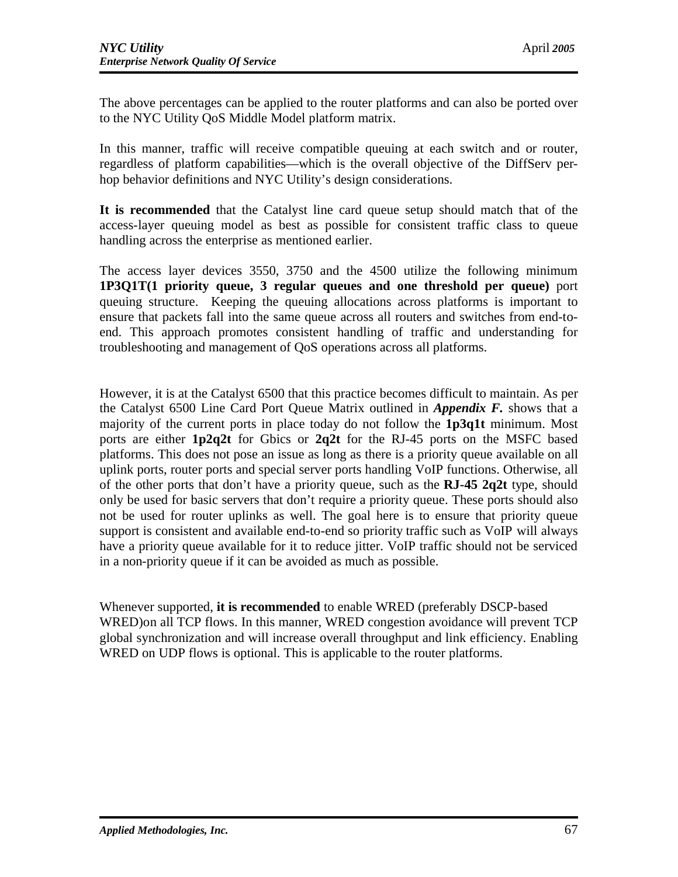The above percentages can be applied to the router platforms and can also be ported over to the NYC Utility QoS Middle Model platform matrix.

In this manner, traffic will receive compatible queuing at each switch and or router, regardless of platform capabilities—which is the overall objective of the DiffServ per-hop behavior definitions and NYC Utility's design considerations.

**It is recommended** that the Catalyst line card queue setup should match that of the access-layer queuing model as best as possible for consistent traffic class to queue handling across the enterprise as mentioned earlier.

The access layer devices 3550, 3750 and the 4500 utilize the following minimum **1P3Q1T(1 priority queue, 3 regular queues and one threshold per queue)** port queuing structure. Keeping the queuing allocations across platforms is important to ensure that packets fall into the same queue across all routers and switches from end-to-end. This approach promotes consistent handling of traffic and understanding for troubleshooting and management of QoS operations across all platforms.

However, it is at the Catalyst 6500 that this practice becomes difficult to maintain. As per the Catalyst 6500 Line Card Port Queue Matrix outlined in ***Appendix F.*** shows that a majority of the current ports in place today do not follow the **1p3q1t** minimum. Most ports are either **1p2q2t** for Gbics or **2q2t** for the RJ-45 ports on the MSFC based platforms. This does not pose an issue as long as there is a priority queue available on all uplink ports, router ports and special server ports handling VoIP functions. Otherwise, all of the other ports that don't have a priority queue, such as the **RJ-45 2q2t** type, should only be used for basic servers that don't require a priority queue. These ports should also not be used for router uplinks as well. The goal here is to ensure that priority queue support is consistent and available end-to-end so priority traffic such as VoIP will always have a priority queue available for it to reduce jitter. VoIP traffic should not be serviced in a non-priority queue if it can be avoided as much as possible.

Whenever supported, **it is recommended** to enable WRED (preferably DSCP-based WRED)on all TCP flows. In this manner, WRED congestion avoidance will prevent TCP global synchronization and will increase overall throughput and link efficiency. Enabling WRED on UDP flows is optional. This is applicable to the router platforms.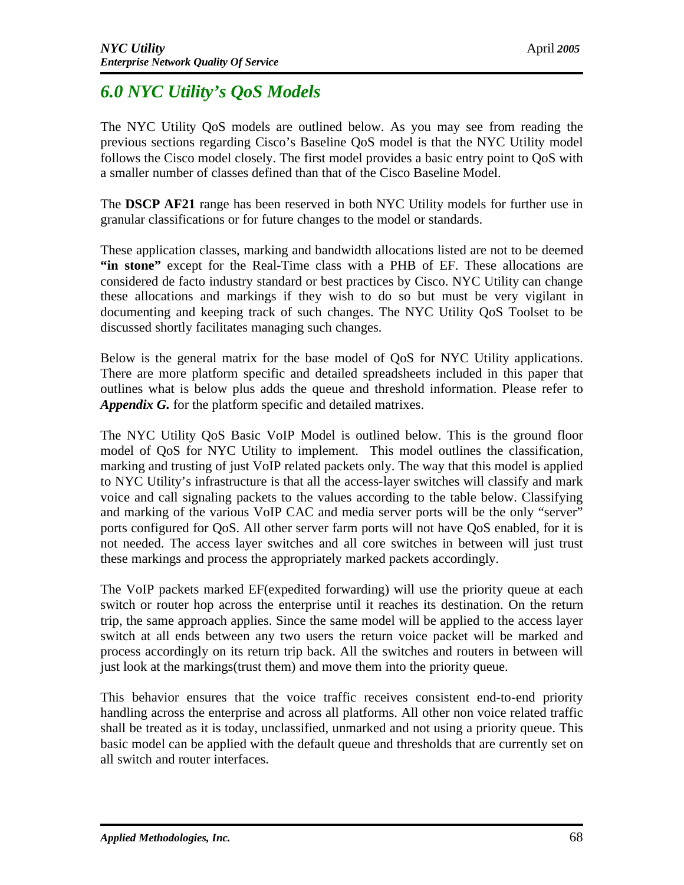# *6.0 NYC Utility's QoS Models*

The NYC Utility QoS models are outlined below. As you may see from reading the previous sections regarding Cisco's Baseline QoS model is that the NYC Utility model follows the Cisco model closely. The first model provides a basic entry point to QoS with a smaller number of classes defined than that of the Cisco Baseline Model.

The **DSCP AF21** range has been reserved in both NYC Utility models for further use in granular classifications or for future changes to the model or standards.

These application classes, marking and bandwidth allocations listed are not to be deemed **"in stone"** except for the Real-Time class with a PHB of EF. These allocations are considered de facto industry standard or best practices by Cisco. NYC Utility can change these allocations and markings if they wish to do so but must be very vigilant in documenting and keeping track of such changes. The NYC Utility QoS Toolset to be discussed shortly facilitates managing such changes.

Below is the general matrix for the base model of QoS for NYC Utility applications. There are more platform specific and detailed spreadsheets included in this paper that outlines what is below plus adds the queue and threshold information. Please refer to ***Appendix G.*** for the platform specific and detailed matrixes.

The NYC Utility QoS Basic VoIP Model is outlined below. This is the ground floor model of QoS for NYC Utility to implement. This model outlines the classification, marking and trusting of just VoIP related packets only. The way that this model is applied to NYC Utility's infrastructure is that all the access-layer switches will classify and mark voice and call signaling packets to the values according to the table below. Classifying and marking of the various VoIP CAC and media server ports will be the only "server" ports configured for QoS. All other server farm ports will not have QoS enabled, for it is not needed. The access layer switches and all core switches in between will just trust these markings and process the appropriately marked packets accordingly.

The VoIP packets marked EF(expedited forwarding) will use the priority queue at each switch or router hop across the enterprise until it reaches its destination. On the return trip, the same approach applies. Since the same model will be applied to the access layer switch at all ends between any two users the return voice packet will be marked and process accordingly on its return trip back. All the switches and routers in between will just look at the markings(trust them) and move them into the priority queue.

This behavior ensures that the voice traffic receives consistent end-to-end priority handling across the enterprise and across all platforms. All other non voice related traffic shall be treated as it is today, unclassified, unmarked and not using a priority queue. This basic model can be applied with the default queue and thresholds that are currently set on all switch and router interfaces.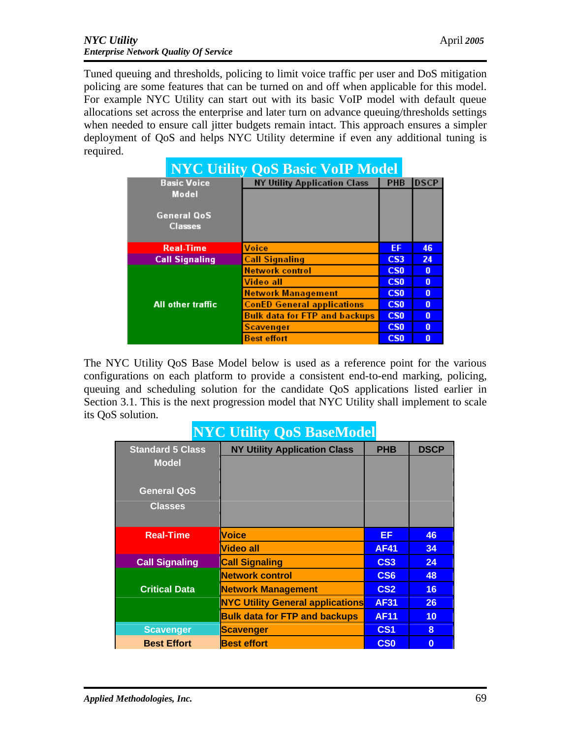Tuned queuing and thresholds, policing to limit voice traffic per user and DoS mitigation policing are some features that can be turned on and off when applicable for this model. For example NYC Utility can start out with its basic VoIP model with default queue allocations set across the enterprise and later turn on advance queuing/thresholds settings when needed to ensure call jitter budgets remain intact. This approach ensures a simpler deployment of QoS and helps NYC Utility determine if even any additional tuning is required.

**NYC Utility QoS Basic VoIP Model**

| Basic Voice Model<br><br>General QoS Classes | NY Utility Application Class | PHB | DSCP |
|---|---|---|---|
| Real-Time | Voice | EF | 46 |
| Call Signaling | Call Signaling | CS3 | 24 |
| All other traffic | Network control | CS0 | 0 |
| | Video all | CS0 | 0 |
| | Network Management | CS0 | 0 |
| | ConED General applications | CS0 | 0 |
| | Bulk data for FTP and backups | CS0 | 0 |
| | Scavenger | CS0 | 0 |
| | Best effort | CS0 | 0 |

The NYC Utility QoS Base Model below is used as a reference point for the various configurations on each platform to provide a consistent end-to-end marking, policing, queuing and scheduling solution for the candidate QoS applications listed earlier in Section 3.1. This is the next progression model that NYC Utility shall implement to scale its QoS solution.

**NYC Utility QoS BaseModel**

| Standard 5 Class Model<br><br>General QoS Classes | NY Utility Application Class | PHB | DSCP |
|---|---|---|---|
| Real-Time | Voice | EF | 46 |
| | Video all | AF41 | 34 |
| Call Signaling | Call Signaling | CS3 | 24 |
| Critical Data | Network control | CS6 | 48 |
| | Network Management | CS2 | 16 |
| | NYC Utility General applications | AF31 | 26 |
| | Bulk data for FTP and backups | AF11 | 10 |
| Scavenger | Scavenger | CS1 | 8 |
| Best Effort | Best effort | CS0 | 0 |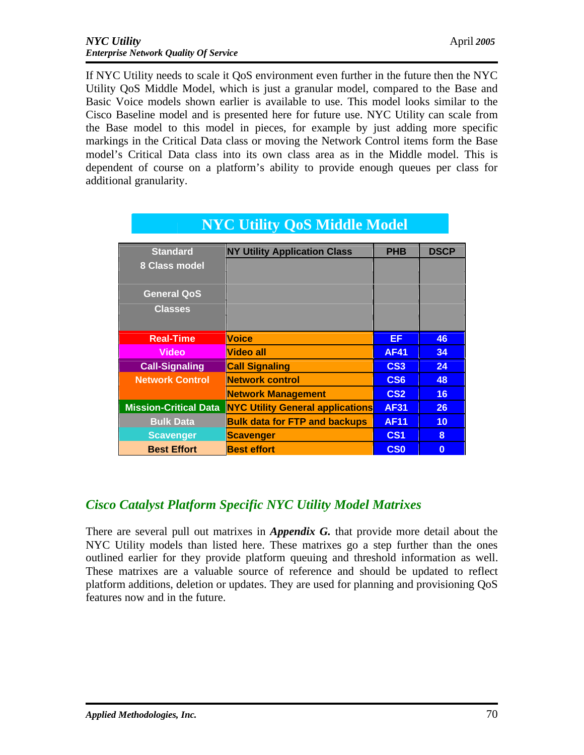If NYC Utility needs to scale it QoS environment even further in the future then the NYC Utility QoS Middle Model, which is just a granular model, compared to the Base and Basic Voice models shown earlier is available to use. This model looks similar to the Cisco Baseline model and is presented here for future use. NYC Utility can scale from the Base model to this model in pieces, for example by just adding more specific markings in the Critical Data class or moving the Network Control items form the Base model's Critical Data class into its own class area as in the Middle model. This is dependent of course on a platform's ability to provide enough queues per class for additional granularity.

**NYC Utility QoS Middle Model**

| Standard 8 Class model General QoS Classes | NY Utility Application Class | PHB | DSCP |
|---|---|---|---|
| Real-Time | Voice | EF | 46 |
| Video | Video all | AF41 | 34 |
| Call-Signaling | Call Signaling | CS3 | 24 |
| Network Control | Network control | CS6 | 48 |
| | Network Management | CS2 | 16 |
| Mission-Critical Data | NYC Utility General applications | AF31 | 26 |
| Bulk Data | Bulk data for FTP and backups | AF11 | 10 |
| Scavenger | Scavenger | CS1 | 8 |
| Best Effort | Best effort | CS0 | 0 |

## *Cisco Catalyst Platform Specific NYC Utility Model Matrixes*

There are several pull out matrixes in ***Appendix G.*** that provide more detail about the NYC Utility models than listed here. These matrixes go a step further than the ones outlined earlier for they provide platform queuing and threshold information as well. These matrixes are a valuable source of reference and should be updated to reflect platform additions, deletion or updates. They are used for planning and provisioning QoS features now and in the future.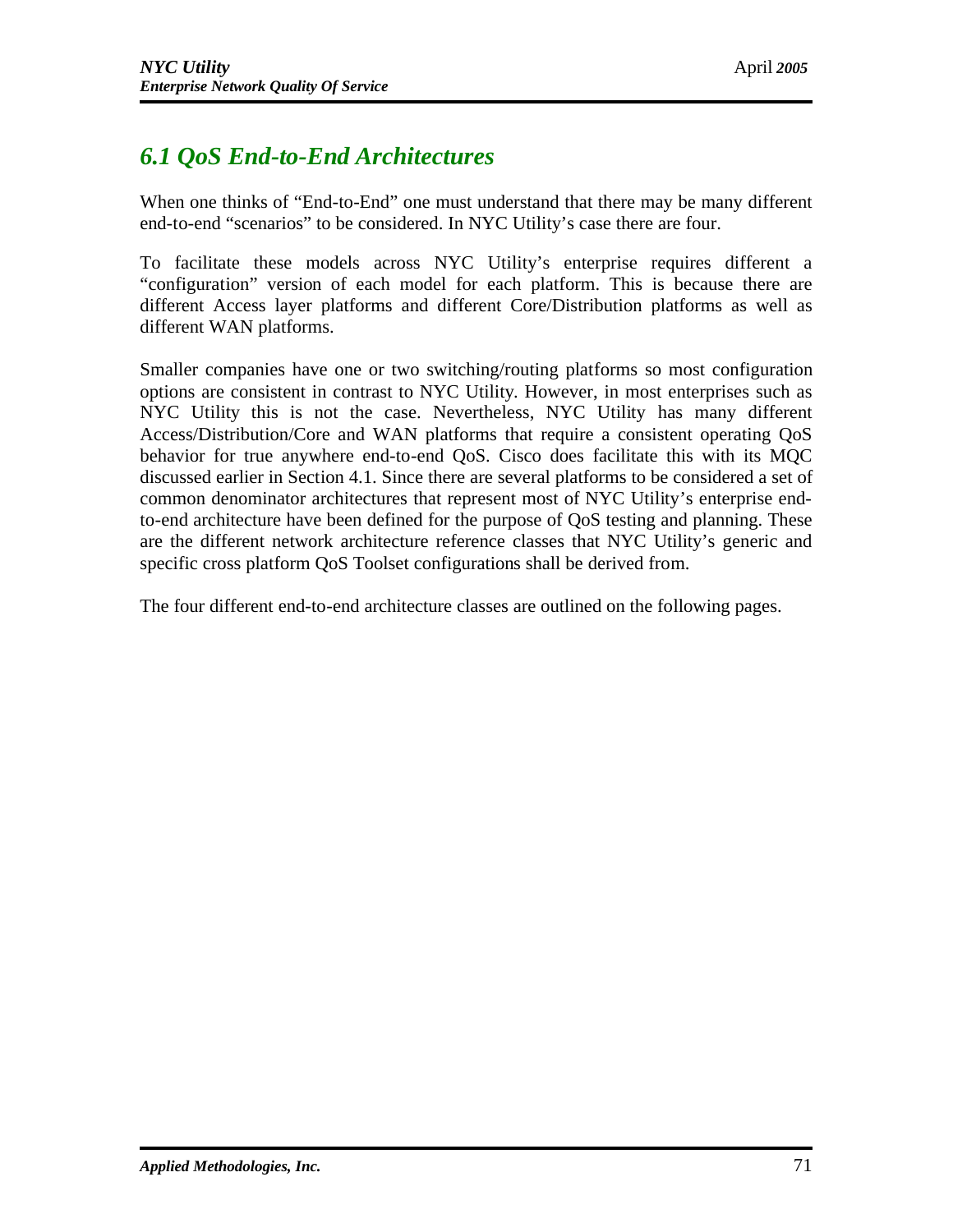## 6.1 QoS End-to-End Architectures

When one thinks of "End-to-End" one must understand that there may be many different end-to-end "scenarios" to be considered. In NYC Utility's case there are four.

To facilitate these models across NYC Utility's enterprise requires different a "configuration" version of each model for each platform. This is because there are different Access layer platforms and different Core/Distribution platforms as well as different WAN platforms.

Smaller companies have one or two switching/routing platforms so most configuration options are consistent in contrast to NYC Utility. However, in most enterprises such as NYC Utility this is not the case. Nevertheless, NYC Utility has many different Access/Distribution/Core and WAN platforms that require a consistent operating QoS behavior for true anywhere end-to-end QoS. Cisco does facilitate this with its MQC discussed earlier in Section 4.1. Since there are several platforms to be considered a set of common denominator architectures that represent most of NYC Utility's enterprise end-to-end architecture have been defined for the purpose of QoS testing and planning. These are the different network architecture reference classes that NYC Utility's generic and specific cross platform QoS Toolset configurations shall be derived from.

The four different end-to-end architecture classes are outlined on the following pages.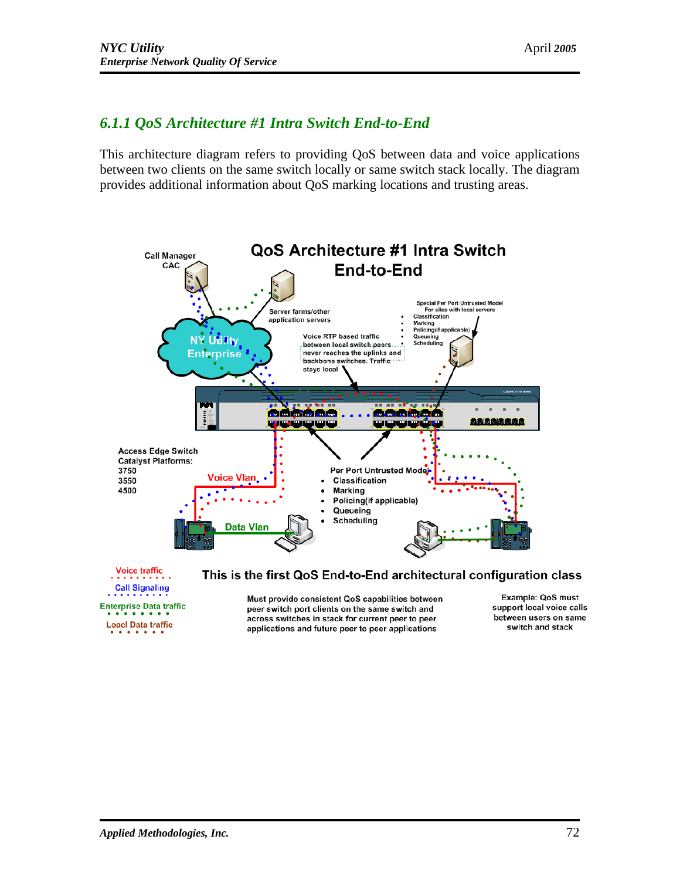## 6.1.1 QoS Architecture #1 Intra Switch End-to-End

This architecture diagram refers to providing QoS between data and voice applications between two clients on the same switch locally or same switch stack locally. The diagram provides additional information about QoS marking locations and trusting areas.

QoS Architecture #1 Intra Switch End-to-End

Call Manager CAC

Server farms/other application servers

Special Per Port Untrusted Model For sites with local servers

- Classification
- Marking
- Policing(if applicable)
- Queueing
- Scheduling

NY Utility Enterprise

Voice RTP based traffic between local switch peers never reaches the uplinks and backbone switches. Traffic stays local

Access Edge Switch Catalyst Platforms:
3750
3550
4500

Voice Vlan

Data Vlan

Per Port Untrusted Model

- Classification
- Marking
- Policing(if applicable)
- Queueing
- Scheduling

Voice traffic

Call Signaling

Enterprise Data traffic

Loacl Data traffic

This is the first QoS End-to-End architectural configuration class

Must provide consistent QoS capabilities between peer switch port clients on the same switch and across switches in stack for current peer to peer applications and future peer to peer applications

Example: QoS must support local voice calls between users on same switch and stack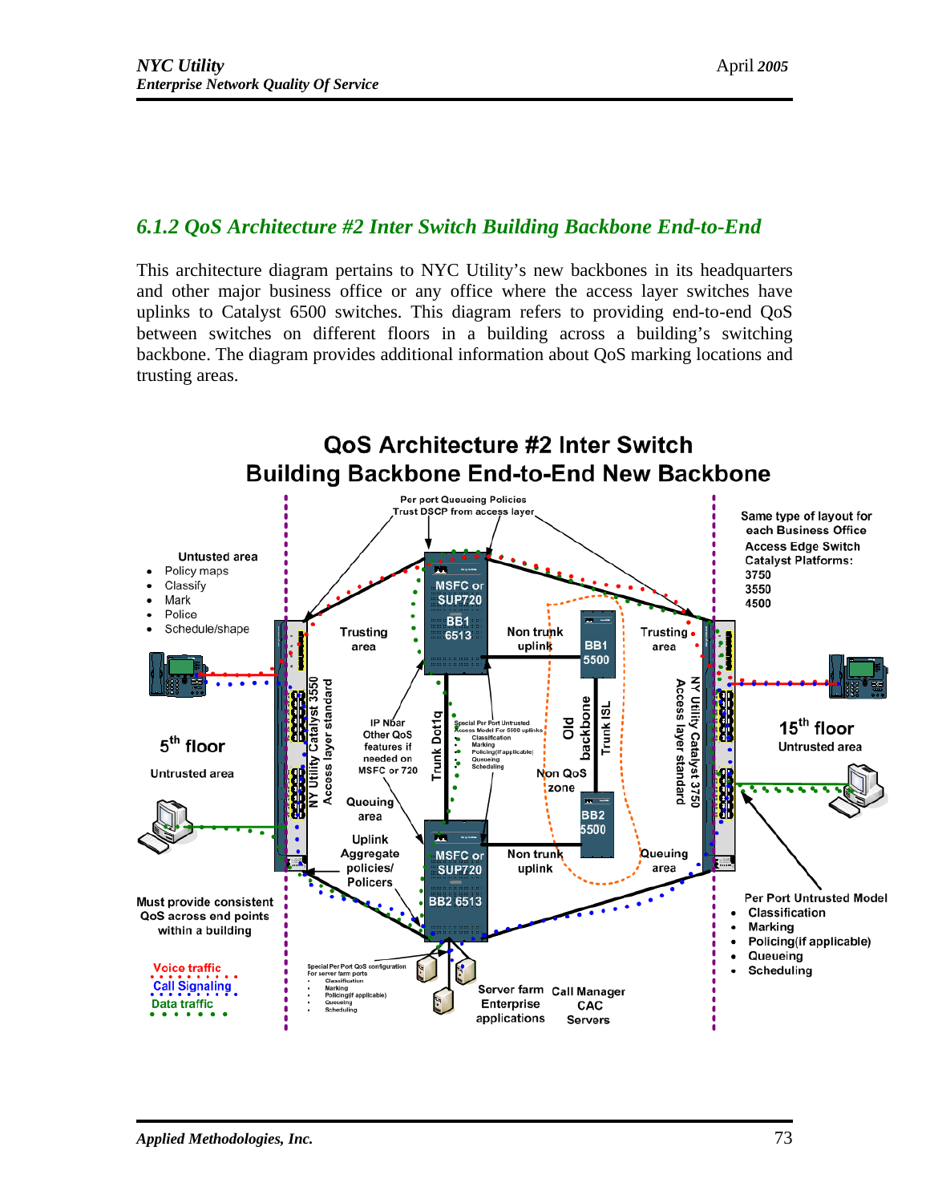## 6.1.2 QoS Architecture #2 Inter Switch Building Backbone End-to-End

This architecture diagram pertains to NYC Utility's new backbones in its headquarters and other major business office or any office where the access layer switches have uplinks to Catalyst 6500 switches. This diagram refers to providing end-to-end QoS between switches on different floors in a building across a building's switching backbone. The diagram provides additional information about QoS marking locations and trusting areas.

**QoS Architecture #2 Inter Switch Building Backbone End-to-End New Backbone**

Per port Queueing Policies
Trust DSCP from access layer

Untusted area
- Policy maps
- Classify
- Mark
- Police
- Schedule/shape

Same type of layout for each Business Office Access Edge Switch Catalyst Platforms:
3750
3550
4500

Trusting area

MSFC or SUP720
BB1 6513

Non trunk uplink

BB1 5500

Trusting area

5th floor
Untrusted area

NY Utility Catalyst 3550 Access layer standard

IP Nbar Other QoS features if needed on MSFC or 720

Trunk Dot1q

Special Per Port Untrusted Access Model For 5500 uplinks
- Classification
- Marking
- Policing(if applicable)
- Queueing
- Scheduling

Old backbone

Trunk ISL

Non QoS zone

NY Utility Catalyst 3750 Access layer standard

15th floor
Untrusted area

Queuing area

Uplink Aggregate policies/ Policers

MSFC or SUP720
BB2 6513

Non trunk uplink

BB2 5500

Queuing area

Must provide consistent QoS across end points within a building

Per Port Untrusted Model
- Classification
- Marking
- Policing(if applicable)
- Queueing
- Scheduling

Voice traffic
Call Signaling
Data traffic

Special Per Port QoS configuration For server farm ports
- Classification
- Marking
- Policing(if applicable)
- Queueing
- Scheduling

Server farm Enterprise applications

Call Manager CAC Servers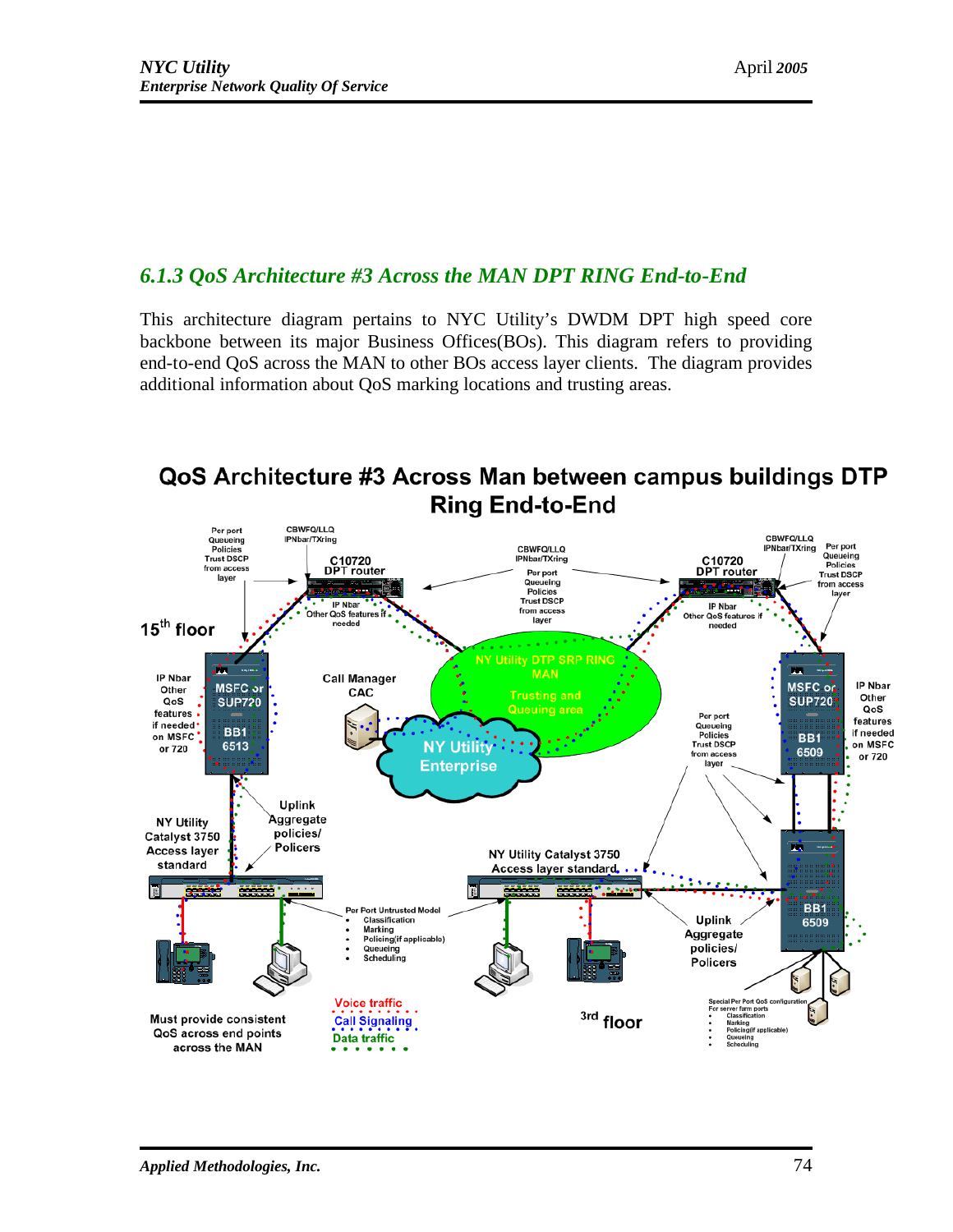### *6.1.3 QoS Architecture #3 Across the MAN DPT RING End-to-End*

This architecture diagram pertains to NYC Utility's DWDM DPT high speed core backbone between its major Business Offices(BOs). This diagram refers to providing end-to-end QoS across the MAN to other BOs access layer clients. The diagram provides additional information about QoS marking locations and trusting areas.

**QoS Architecture #3 Across Man between campus buildings DTP Ring End-to-End**

Per port Queueing Policies Trust DSCP from access layer

CBWFQ/LLQ IPNbar/TXring

C10720 DPT router

IP Nbar Other QoS features if needed

15th floor

IP Nbar Other QoS features if needed on MSFC or 720

MSFC or SUP720

BB1 6513

Call Manager CAC

NY Utility DTP SRP RING MAN

Trusting and Queuing area

NY Utility Enterprise

Uplink Aggregate policies/ Policers

NY Utility Catalyst 3750 Access layer standard

Per Port Untrusted Model
- Classification
- Marking
- Policing(if applicable)
- Queueing
- Scheduling

Must provide consistent QoS across end points across the MAN

Voice traffic

Call Signaling

Data traffic

NY Utility Catalyst 3750 Access layer standard

3rd floor

Uplink Aggregate policies/ Policers

BB1 6509

Special Per Port QoS configuration For server farm ports
- Classification
- Marking
- Policing(if applicable)
- Queueing
- Scheduling

MSFC or SUP720

BB1 6509

IP Nbar Other QoS features if needed on MSFC or 720

Per port Queueing Policies Trust DSCP from access layer

C10720 DPT router

CBWFQ/LLQ IPNbar/TXring

Per port Queueing Policies Trust DSCP from access layer

IP Nbar Other QoS features if needed

CBWFQ/LLQ IPNbar/TXring

Per port Queueing Policies Trust DSCP from access layer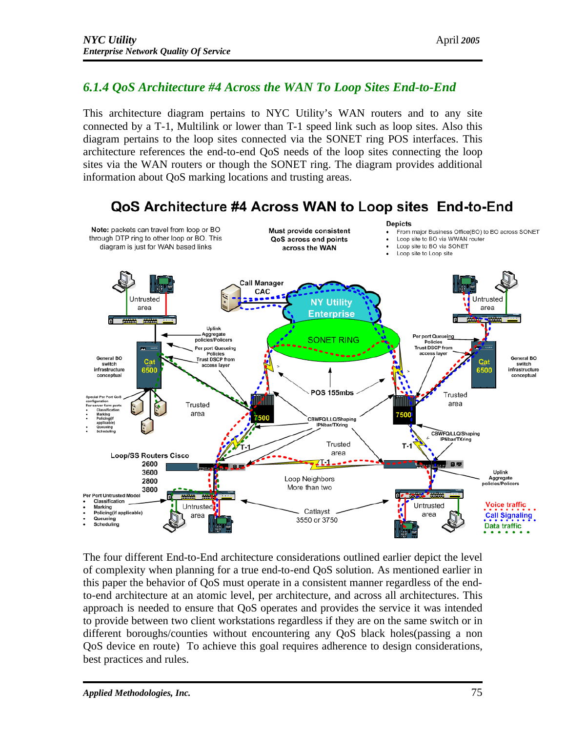## 6.1.4 QoS Architecture #4 Across the WAN To Loop Sites End-to-End

This architecture diagram pertains to NYC Utility's WAN routers and to any site connected by a T-1, Multilink or lower than T-1 speed link such as loop sites. Also this diagram pertains to the loop sites connected via the SONET ring POS interfaces. This architecture references the end-to-end QoS needs of the loop sites connecting the loop sites via the WAN routers or though the SONET ring. The diagram provides additional information about QoS marking locations and trusting areas.

**QoS Architecture #4 Across WAN to Loop sites End-to-End**

**Note:** packets can travel from loop or BO through DTP ring to other loop or BO. This diagram is just for WAN based links

Must provide consistent QoS across end points across the WAN

**Depicts**
- From major Business Office(BO) to BO across SONET
- Loop site to BO via WWAN router
- Loop site to BO via SONET
- Loop site to Loop site

Call Manager CAC

NY Utility Enterprise

SONET RING

POS 155mbs

Untrusted area

Uplink Aggregate policies/Policers

Per port Queueing Policies Trust DSCP from access layer

General BO switch infrastructure conceptual

Cat 6500

Special Per Port QoS configuration For server farm ports
- Classification
- Marking
- Policing(if applicable)
- Queueing
- Scheduling

Trusted area

7500

CBWFQ/LLQ/Shaping IPNbar/TXring

T-1

Loop/SS Routers Cisco 2600 3600 2800 3800

Per Port Untrusted Model
- Classification
- Marking
- Policing(if applicable)
- Queueing
- Scheduling

Loop Neighbors More than two

Catlayst 3550 or 3750

Voice traffic

Call Signaling

Data traffic

The four different End-to-End architecture considerations outlined earlier depict the level of complexity when planning for a true end-to-end QoS solution. As mentioned earlier in this paper the behavior of QoS must operate in a consistent manner regardless of the end-to-end architecture at an atomic level, per architecture, and across all architectures. This approach is needed to ensure that QoS operates and provides the service it was intended to provide between two client workstations regardless if they are on the same switch or in different boroughs/counties without encountering any QoS black holes(passing a non QoS device en route) To achieve this goal requires adherence to design considerations, best practices and rules.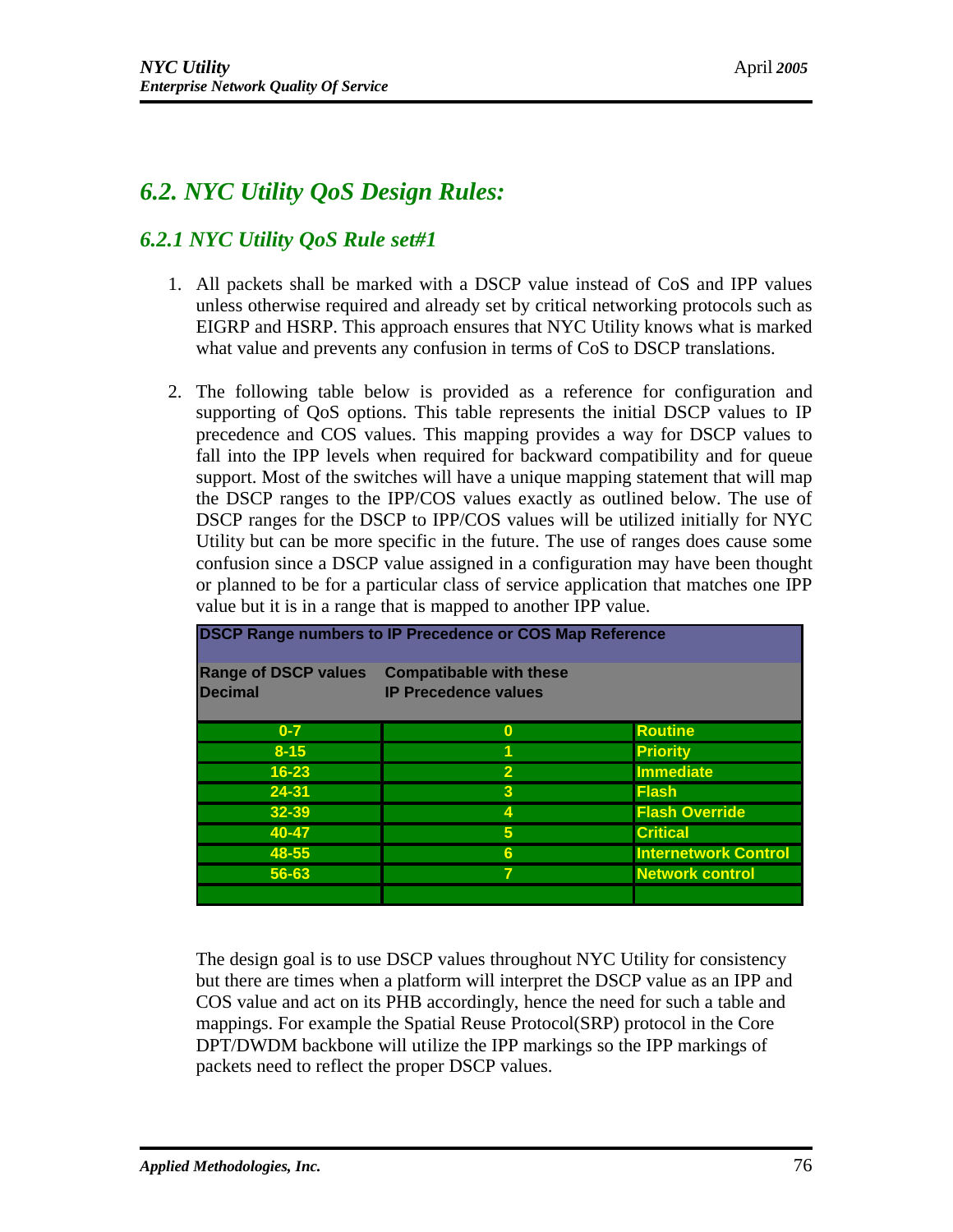## 6.2. NYC Utility QoS Design Rules:

### 6.2.1 NYC Utility QoS Rule set#1

1. All packets shall be marked with a DSCP value instead of CoS and IPP values unless otherwise required and already set by critical networking protocols such as EIGRP and HSRP. This approach ensures that NYC Utility knows what is marked what value and prevents any confusion in terms of CoS to DSCP translations.

2. The following table below is provided as a reference for configuration and supporting of QoS options. This table represents the initial DSCP values to IP precedence and COS values. This mapping provides a way for DSCP values to fall into the IPP levels when required for backward compatibility and for queue support. Most of the switches will have a unique mapping statement that will map the DSCP ranges to the IPP/COS values exactly as outlined below. The use of DSCP ranges for the DSCP to IPP/COS values will be utilized initially for NYC Utility but can be more specific in the future. The use of ranges does cause some confusion since a DSCP value assigned in a configuration may have been thought or planned to be for a particular class of service application that matches one IPP value but it is in a range that is mapped to another IPP value.

| DSCP Range numbers to IP Precedence or COS Map Reference | | |
|---|---|---|
| **Range of DSCP values Decimal** | **Compatibable with these IP Precedence values** | |
| 0-7 | 0 | Routine |
| 8-15 | 1 | Priority |
| 16-23 | 2 | Immediate |
| 24-31 | 3 | Flash |
| 32-39 | 4 | Flash Override |
| 40-47 | 5 | Critical |
| 48-55 | 6 | Internetwork Control |
| 56-63 | 7 | Network control |
| | | |

The design goal is to use DSCP values throughout NYC Utility for consistency but there are times when a platform will interpret the DSCP value as an IPP and COS value and act on its PHB accordingly, hence the need for such a table and mappings. For example the Spatial Reuse Protocol(SRP) protocol in the Core DPT/DWDM backbone will utilize the IPP markings so the IPP markings of packets need to reflect the proper DSCP values.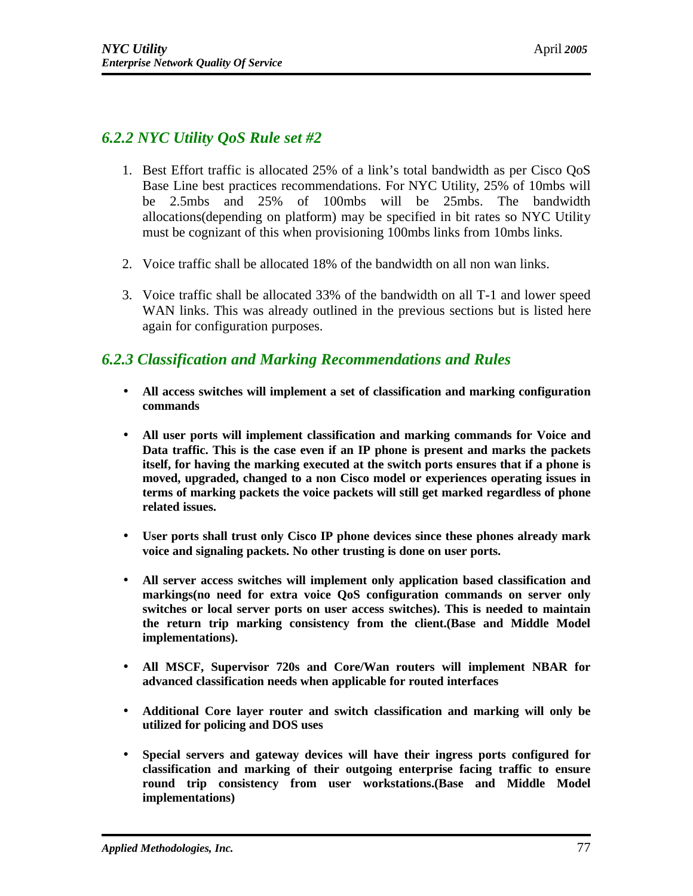### *6.2.2 NYC Utility QoS Rule set #2*

1. Best Effort traffic is allocated 25% of a link's total bandwidth as per Cisco QoS Base Line best practices recommendations. For NYC Utility, 25% of 10mbs will be 2.5mbs and 25% of 100mbs will be 25mbs. The bandwidth allocations(depending on platform) may be specified in bit rates so NYC Utility must be cognizant of this when provisioning 100mbs links from 10mbs links.

2. Voice traffic shall be allocated 18% of the bandwidth on all non wan links.

3. Voice traffic shall be allocated 33% of the bandwidth on all T-1 and lower speed WAN links. This was already outlined in the previous sections but is listed here again for configuration purposes.

### *6.2.3 Classification and Marking Recommendations and Rules*

- **All access switches will implement a set of classification and marking configuration commands**

- **All user ports will implement classification and marking commands for Voice and Data traffic. This is the case even if an IP phone is present and marks the packets itself, for having the marking executed at the switch ports ensures that if a phone is moved, upgraded, changed to a non Cisco model or experiences operating issues in terms of marking packets the voice packets will still get marked regardless of phone related issues.**

- **User ports shall trust only Cisco IP phone devices since these phones already mark voice and signaling packets. No other trusting is done on user ports.**

- **All server access switches will implement only application based classification and markings(no need for extra voice QoS configuration commands on server only switches or local server ports on user access switches). This is needed to maintain the return trip marking consistency from the client.(Base and Middle Model implementations).**

- **All MSCF, Supervisor 720s and Core/Wan routers will implement NBAR for advanced classification needs when applicable for routed interfaces**

- **Additional Core layer router and switch classification and marking will only be utilized for policing and DOS uses**

- **Special servers and gateway devices will have their ingress ports configured for classification and marking of their outgoing enterprise facing traffic to ensure round trip consistency from user workstations.(Base and Middle Model implementations)**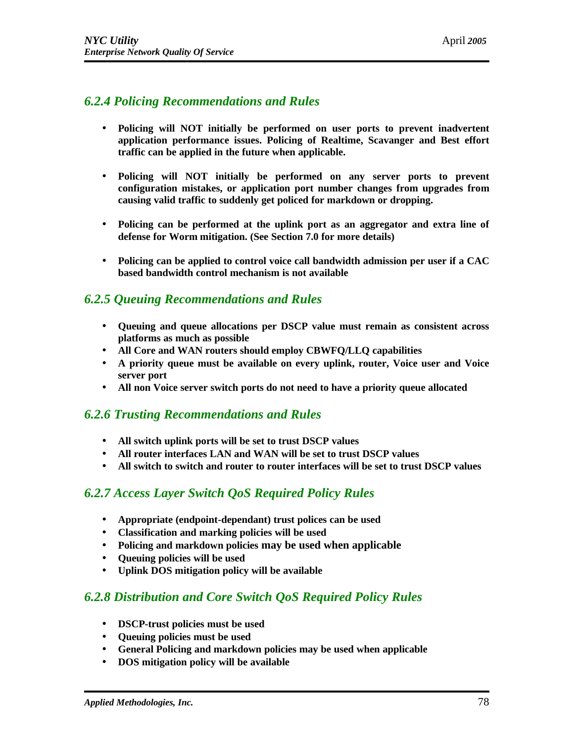### *6.2.4 Policing Recommendations and Rules*

- **Policing will NOT initially be performed on user ports to prevent inadvertent application performance issues. Policing of Realtime, Scavanger and Best effort traffic can be applied in the future when applicable.**

- **Policing will NOT initially be performed on any server ports to prevent configuration mistakes, or application port number changes from upgrades from causing valid traffic to suddenly get policed for markdown or dropping.**

- **Policing can be performed at the uplink port as an aggregator and extra line of defense for Worm mitigation. (See Section 7.0 for more details)**

- **Policing can be applied to control voice call bandwidth admission per user if a CAC based bandwidth control mechanism is not available**

### *6.2.5 Queuing Recommendations and Rules*

- **Queuing and queue allocations per DSCP value must remain as consistent across platforms as much as possible**
- **All Core and WAN routers should employ CBWFQ/LLQ capabilities**
- **A priority queue must be available on every uplink, router, Voice user and Voice server port**
- **All non Voice server switch ports do not need to have a priority queue allocated**

### *6.2.6 Trusting Recommendations and Rules*

- **All switch uplink ports will be set to trust DSCP values**
- **All router interfaces LAN and WAN will be set to trust DSCP values**
- **All switch to switch and router to router interfaces will be set to trust DSCP values**

### *6.2.7 Access Layer Switch QoS Required Policy Rules*

- **Appropriate (endpoint-dependant) trust polices can be used**
- **Classification and marking policies will be used**
- **Policing and markdown policies may be used when applicable**
- **Queuing policies will be used**
- **Uplink DOS mitigation policy will be available**

### *6.2.8 Distribution and Core Switch QoS Required Policy Rules*

- **DSCP-trust policies must be used**
- **Queuing policies must be used**
- **General Policing and markdown policies may be used when applicable**
- **DOS mitigation policy will be available**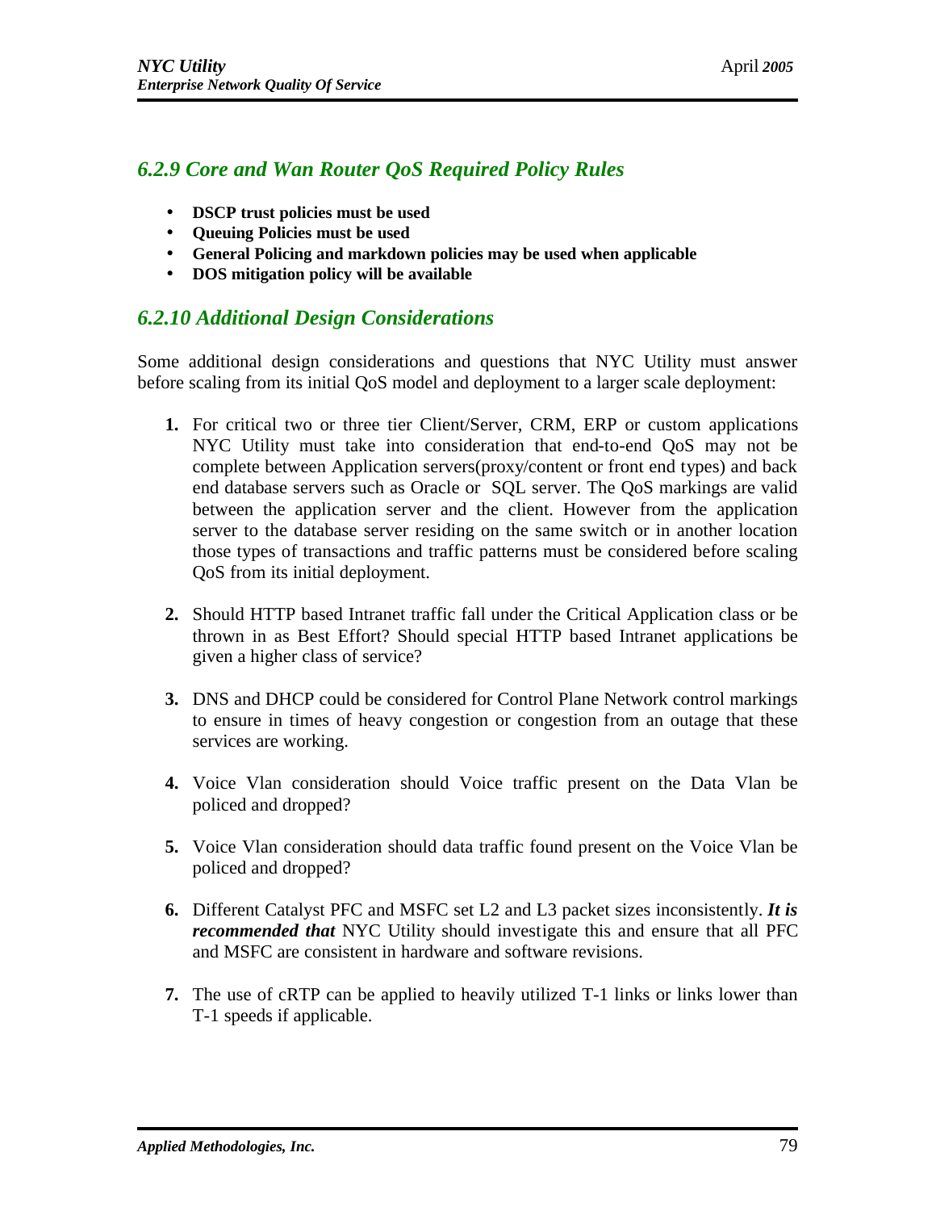### *6.2.9 Core and Wan Router QoS Required Policy Rules*

- **DSCP trust policies must be used**
- **Queuing Policies must be used**
- **General Policing and markdown policies may be used when applicable**
- **DOS mitigation policy will be available**

### *6.2.10 Additional Design Considerations*

Some additional design considerations and questions that NYC Utility must answer before scaling from its initial QoS model and deployment to a larger scale deployment:

1. For critical two or three tier Client/Server, CRM, ERP or custom applications NYC Utility must take into consideration that end-to-end QoS may not be complete between Application servers(proxy/content or front end types) and back end database servers such as Oracle or SQL server. The QoS markings are valid between the application server and the client. However from the application server to the database server residing on the same switch or in another location those types of transactions and traffic patterns must be considered before scaling QoS from its initial deployment.

2. Should HTTP based Intranet traffic fall under the Critical Application class or be thrown in as Best Effort? Should special HTTP based Intranet applications be given a higher class of service?

3. DNS and DHCP could be considered for Control Plane Network control markings to ensure in times of heavy congestion or congestion from an outage that these services are working.

4. Voice Vlan consideration should Voice traffic present on the Data Vlan be policed and dropped?

5. Voice Vlan consideration should data traffic found present on the Voice Vlan be policed and dropped?

6. Different Catalyst PFC and MSFC set L2 and L3 packet sizes inconsistently. ***It is recommended that*** NYC Utility should investigate this and ensure that all PFC and MSFC are consistent in hardware and software revisions.

7. The use of cRTP can be applied to heavily utilized T-1 links or links lower than T-1 speeds if applicable.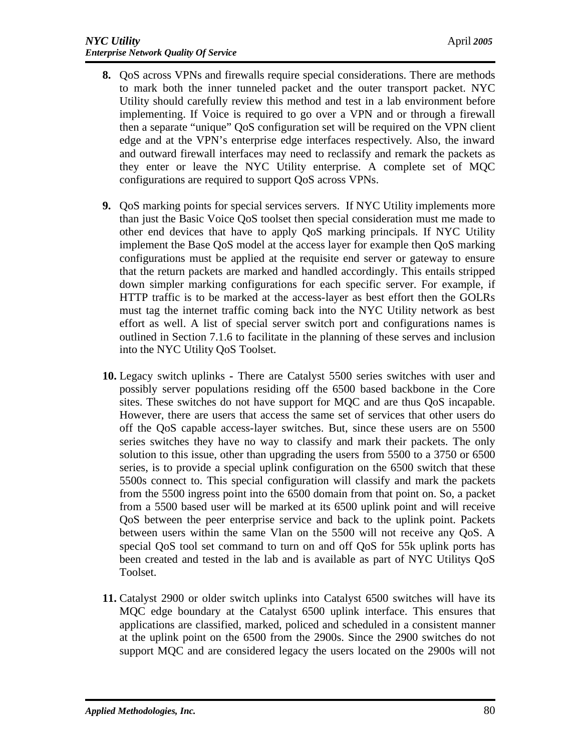8. QoS across VPNs and firewalls require special considerations. There are methods to mark both the inner tunneled packet and the outer transport packet. NYC Utility should carefully review this method and test in a lab environment before implementing. If Voice is required to go over a VPN and or through a firewall then a separate "unique" QoS configuration set will be required on the VPN client edge and at the VPN's enterprise edge interfaces respectively. Also, the inward and outward firewall interfaces may need to reclassify and remark the packets as they enter or leave the NYC Utility enterprise. A complete set of MQC configurations are required to support QoS across VPNs.

9. QoS marking points for special services servers. If NYC Utility implements more than just the Basic Voice QoS toolset then special consideration must me made to other end devices that have to apply QoS marking principals. If NYC Utility implement the Base QoS model at the access layer for example then QoS marking configurations must be applied at the requisite end server or gateway to ensure that the return packets are marked and handled accordingly. This entails stripped down simpler marking configurations for each specific server. For example, if HTTP traffic is to be marked at the access-layer as best effort then the GOLRs must tag the internet traffic coming back into the NYC Utility network as best effort as well. A list of special server switch port and configurations names is outlined in Section 7.1.6 to facilitate in the planning of these serves and inclusion into the NYC Utility QoS Toolset.

10. Legacy switch uplinks - There are Catalyst 5500 series switches with user and possibly server populations residing off the 6500 based backbone in the Core sites. These switches do not have support for MQC and are thus QoS incapable. However, there are users that access the same set of services that other users do off the QoS capable access-layer switches. But, since these users are on 5500 series switches they have no way to classify and mark their packets. The only solution to this issue, other than upgrading the users from 5500 to a 3750 or 6500 series, is to provide a special uplink configuration on the 6500 switch that these 5500s connect to. This special configuration will classify and mark the packets from the 5500 ingress point into the 6500 domain from that point on. So, a packet from a 5500 based user will be marked at its 6500 uplink point and will receive QoS between the peer enterprise service and back to the uplink point. Packets between users within the same Vlan on the 5500 will not receive any QoS. A special QoS tool set command to turn on and off QoS for 55k uplink ports has been created and tested in the lab and is available as part of NYC Utilitys QoS Toolset.

11. Catalyst 2900 or older switch uplinks into Catalyst 6500 switches will have its MQC edge boundary at the Catalyst 6500 uplink interface. This ensures that applications are classified, marked, policed and scheduled in a consistent manner at the uplink point on the 6500 from the 2900s. Since the 2900 switches do not support MQC and are considered legacy the users located on the 2900s will not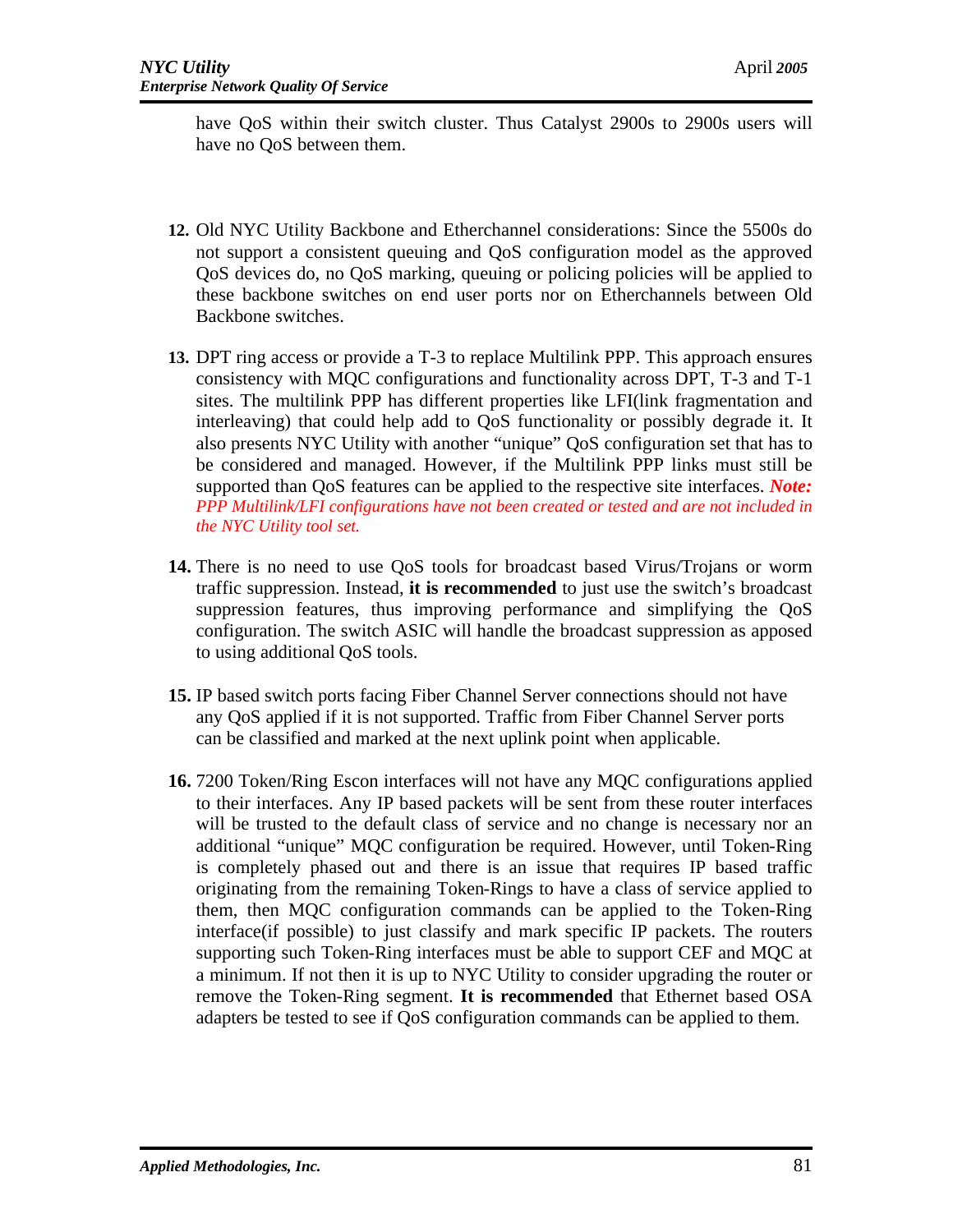have QoS within their switch cluster. Thus Catalyst 2900s to 2900s users will have no QoS between them.

12. Old NYC Utility Backbone and Etherchannel considerations: Since the 5500s do not support a consistent queuing and QoS configuration model as the approved QoS devices do, no QoS marking, queuing or policing policies will be applied to these backbone switches on end user ports nor on Etherchannels between Old Backbone switches.

13. DPT ring access or provide a T-3 to replace Multilink PPP. This approach ensures consistency with MQC configurations and functionality across DPT, T-3 and T-1 sites. The multilink PPP has different properties like LFI(link fragmentation and interleaving) that could help add to QoS functionality or possibly degrade it. It also presents NYC Utility with another "unique" QoS configuration set that has to be considered and managed. However, if the Multilink PPP links must still be supported than QoS features can be applied to the respective site interfaces. ***Note:*** *PPP Multilink/LFI configurations have not been created or tested and are not included in the NYC Utility tool set.*

14. There is no need to use QoS tools for broadcast based Virus/Trojans or worm traffic suppression. Instead, **it is recommended** to just use the switch's broadcast suppression features, thus improving performance and simplifying the QoS configuration. The switch ASIC will handle the broadcast suppression as apposed to using additional QoS tools.

15. IP based switch ports facing Fiber Channel Server connections should not have any QoS applied if it is not supported. Traffic from Fiber Channel Server ports can be classified and marked at the next uplink point when applicable.

16. 7200 Token/Ring Escon interfaces will not have any MQC configurations applied to their interfaces. Any IP based packets will be sent from these router interfaces will be trusted to the default class of service and no change is necessary nor an additional "unique" MQC configuration be required. However, until Token-Ring is completely phased out and there is an issue that requires IP based traffic originating from the remaining Token-Rings to have a class of service applied to them, then MQC configuration commands can be applied to the Token-Ring interface(if possible) to just classify and mark specific IP packets. The routers supporting such Token-Ring interfaces must be able to support CEF and MQC at a minimum. If not then it is up to NYC Utility to consider upgrading the router or remove the Token-Ring segment. **It is recommended** that Ethernet based OSA adapters be tested to see if QoS configuration commands can be applied to them.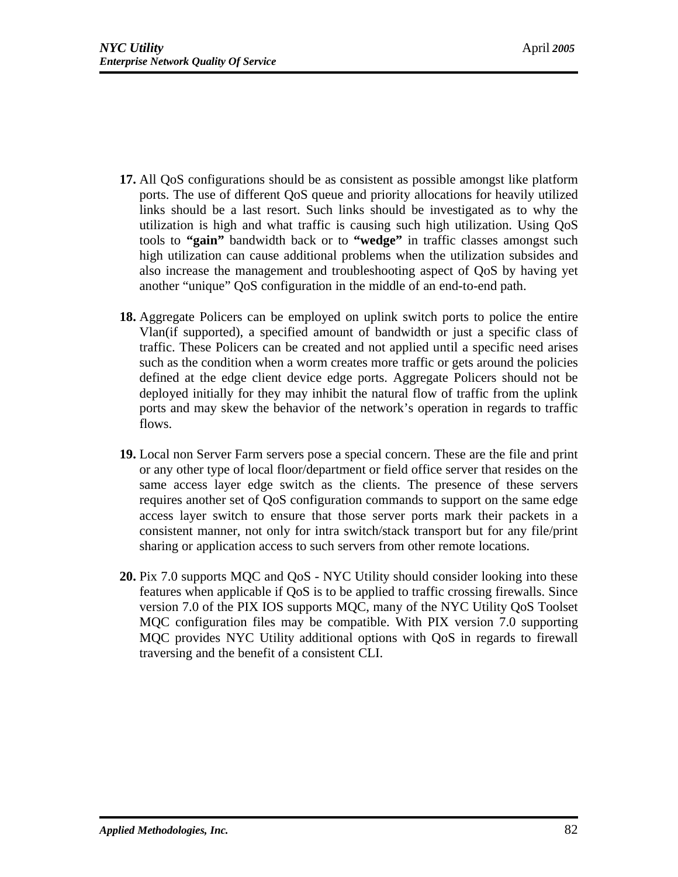17. All QoS configurations should be as consistent as possible amongst like platform ports. The use of different QoS queue and priority allocations for heavily utilized links should be a last resort. Such links should be investigated as to why the utilization is high and what traffic is causing such high utilization. Using QoS tools to **"gain"** bandwidth back or to **"wedge"** in traffic classes amongst such high utilization can cause additional problems when the utilization subsides and also increase the management and troubleshooting aspect of QoS by having yet another "unique" QoS configuration in the middle of an end-to-end path.

18. Aggregate Policers can be employed on uplink switch ports to police the entire Vlan(if supported), a specified amount of bandwidth or just a specific class of traffic. These Policers can be created and not applied until a specific need arises such as the condition when a worm creates more traffic or gets around the policies defined at the edge client device edge ports. Aggregate Policers should not be deployed initially for they may inhibit the natural flow of traffic from the uplink ports and may skew the behavior of the network's operation in regards to traffic flows.

19. Local non Server Farm servers pose a special concern. These are the file and print or any other type of local floor/department or field office server that resides on the same access layer edge switch as the clients. The presence of these servers requires another set of QoS configuration commands to support on the same edge access layer switch to ensure that those server ports mark their packets in a consistent manner, not only for intra switch/stack transport but for any file/print sharing or application access to such servers from other remote locations.

20. Pix 7.0 supports MQC and QoS - NYC Utility should consider looking into these features when applicable if QoS is to be applied to traffic crossing firewalls. Since version 7.0 of the PIX IOS supports MQC, many of the NYC Utility QoS Toolset MQC configuration files may be compatible. With PIX version 7.0 supporting MQC provides NYC Utility additional options with QoS in regards to firewall traversing and the benefit of a consistent CLI.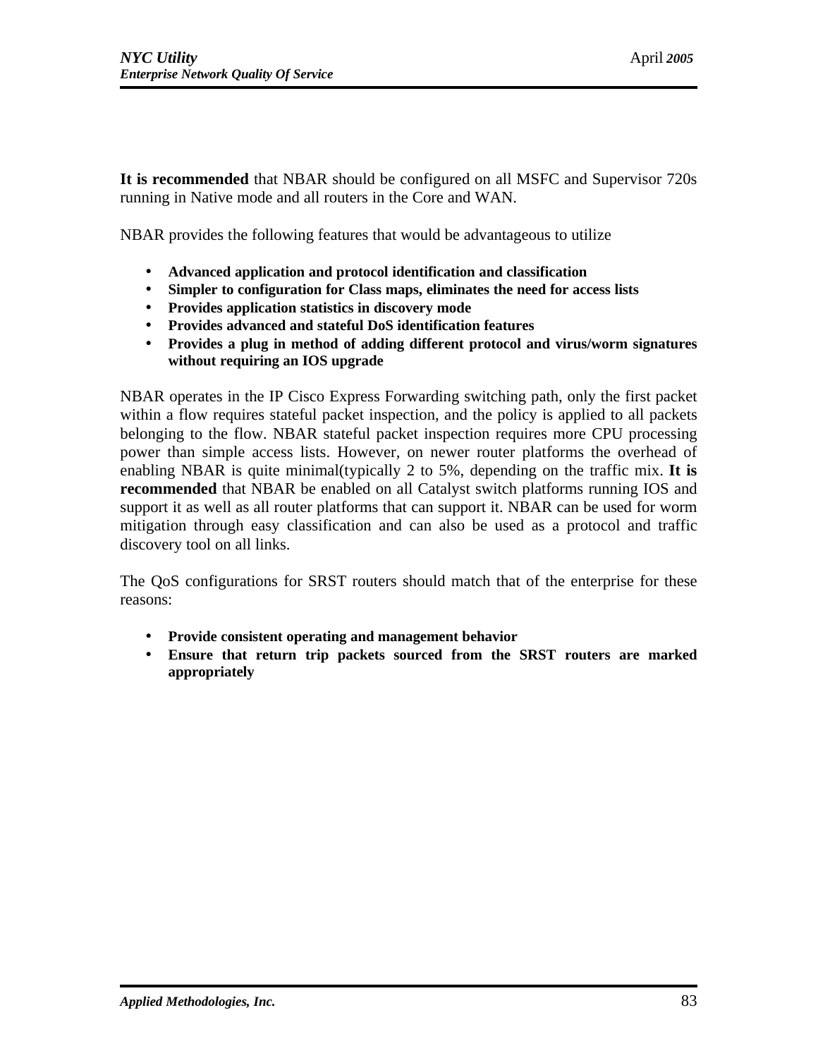**It is recommended** that NBAR should be configured on all MSFC and Supervisor 720s running in Native mode and all routers in the Core and WAN.

NBAR provides the following features that would be advantageous to utilize

- **Advanced application and protocol identification and classification**
- **Simpler to configuration for Class maps, eliminates the need for access lists**
- **Provides application statistics in discovery mode**
- **Provides advanced and stateful DoS identification features**
- **Provides a plug in method of adding different protocol and virus/worm signatures without requiring an IOS upgrade**

NBAR operates in the IP Cisco Express Forwarding switching path, only the first packet within a flow requires stateful packet inspection, and the policy is applied to all packets belonging to the flow. NBAR stateful packet inspection requires more CPU processing power than simple access lists. However, on newer router platforms the overhead of enabling NBAR is quite minimal(typically 2 to 5%, depending on the traffic mix. **It is recommended** that NBAR be enabled on all Catalyst switch platforms running IOS and support it as well as all router platforms that can support it. NBAR can be used for worm mitigation through easy classification and can also be used as a protocol and traffic discovery tool on all links.

The QoS configurations for SRST routers should match that of the enterprise for these reasons:

- **Provide consistent operating and management behavior**
- **Ensure that return trip packets sourced from the SRST routers are marked appropriately**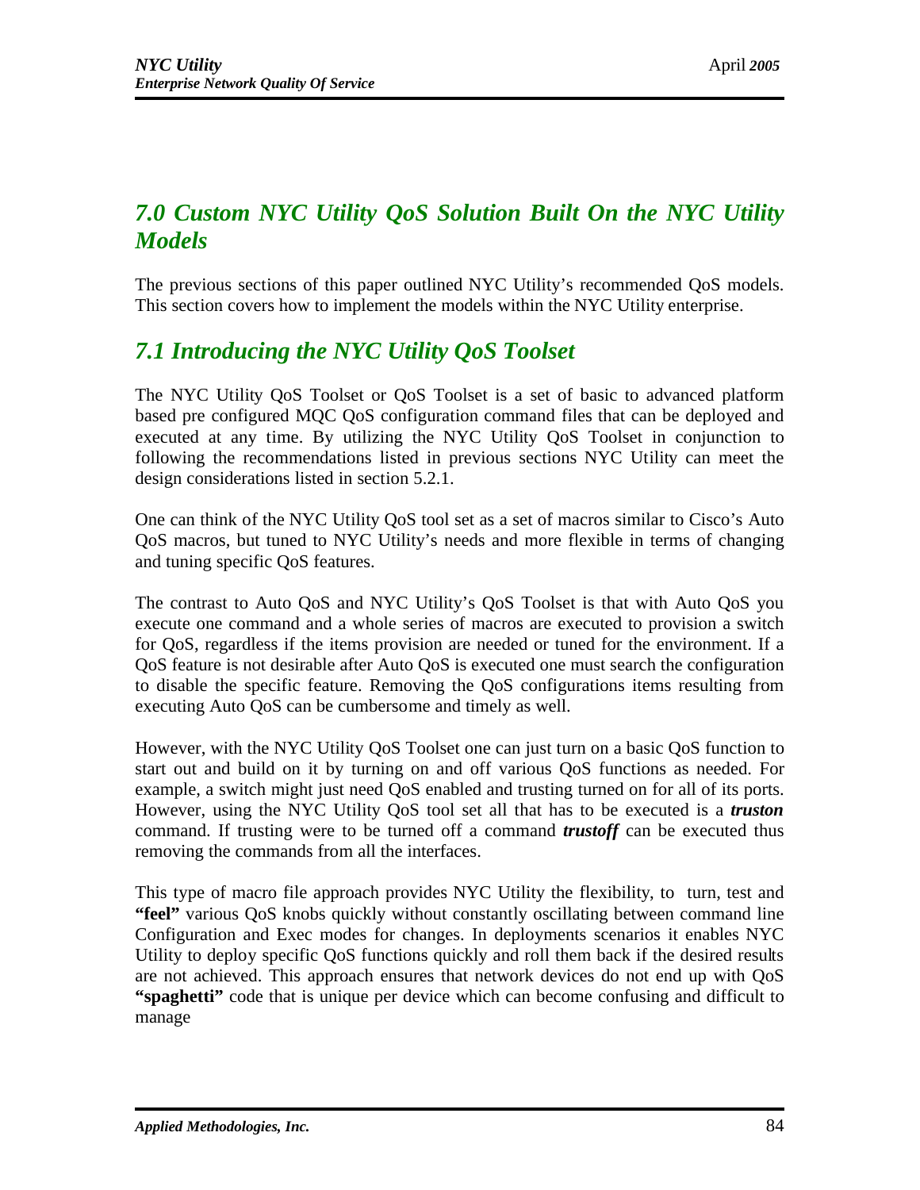## *7.0 Custom NYC Utility QoS Solution Built On the NYC Utility Models*

The previous sections of this paper outlined NYC Utility's recommended QoS models. This section covers how to implement the models within the NYC Utility enterprise.

## *7.1 Introducing the NYC Utility QoS Toolset*

The NYC Utility QoS Toolset or QoS Toolset is a set of basic to advanced platform based pre configured MQC QoS configuration command files that can be deployed and executed at any time. By utilizing the NYC Utility QoS Toolset in conjunction to following the recommendations listed in previous sections NYC Utility can meet the design considerations listed in section 5.2.1.

One can think of the NYC Utility QoS tool set as a set of macros similar to Cisco's Auto QoS macros, but tuned to NYC Utility's needs and more flexible in terms of changing and tuning specific QoS features.

The contrast to Auto QoS and NYC Utility's QoS Toolset is that with Auto QoS you execute one command and a whole series of macros are executed to provision a switch for QoS, regardless if the items provision are needed or tuned for the environment. If a QoS feature is not desirable after Auto QoS is executed one must search the configuration to disable the specific feature. Removing the QoS configurations items resulting from executing Auto QoS can be cumbersome and timely as well.

However, with the NYC Utility QoS Toolset one can just turn on a basic QoS function to start out and build on it by turning on and off various QoS functions as needed. For example, a switch might just need QoS enabled and trusting turned on for all of its ports. However, using the NYC Utility QoS tool set all that has to be executed is a ***truston*** command. If trusting were to be turned off a command ***trustoff*** can be executed thus removing the commands from all the interfaces.

This type of macro file approach provides NYC Utility the flexibility, to turn, test and **"feel"** various QoS knobs quickly without constantly oscillating between command line Configuration and Exec modes for changes. In deployments scenarios it enables NYC Utility to deploy specific QoS functions quickly and roll them back if the desired results are not achieved. This approach ensures that network devices do not end up with QoS **"spaghetti"** code that is unique per device which can become confusing and difficult to manage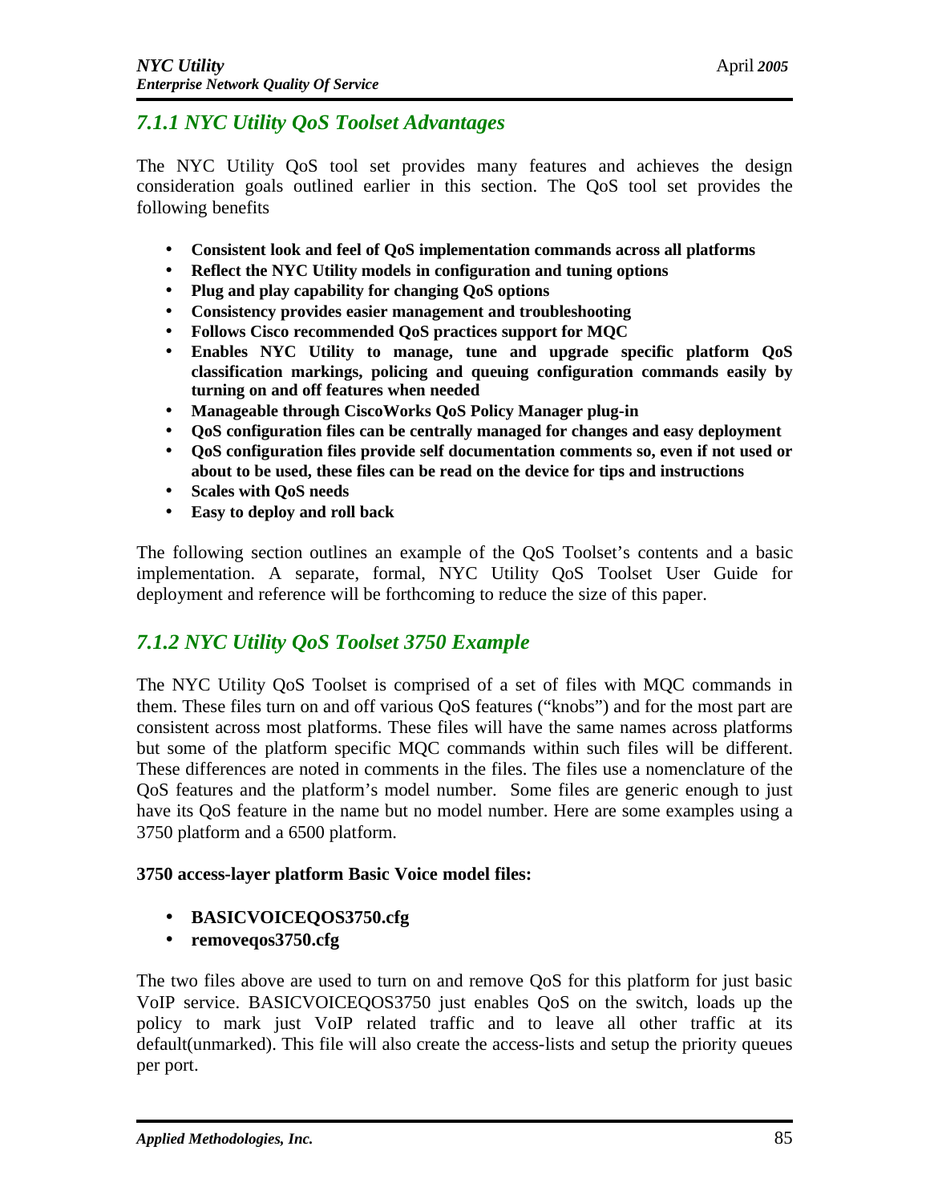## *7.1.1 NYC Utility QoS Toolset Advantages*

The NYC Utility QoS tool set provides many features and achieves the design consideration goals outlined earlier in this section. The QoS tool set provides the following benefits

- **Consistent look and feel of QoS implementation commands across all platforms**
- **Reflect the NYC Utility models in configuration and tuning options**
- **Plug and play capability for changing QoS options**
- **Consistency provides easier management and troubleshooting**
- **Follows Cisco recommended QoS practices support for MQC**
- **Enables NYC Utility to manage, tune and upgrade specific platform QoS classification markings, policing and queuing configuration commands easily by turning on and off features when needed**
- **Manageable through CiscoWorks QoS Policy Manager plug-in**
- **QoS configuration files can be centrally managed for changes and easy deployment**
- **QoS configuration files provide self documentation comments so, even if not used or about to be used, these files can be read on the device for tips and instructions**
- **Scales with QoS needs**
- **Easy to deploy and roll back**

The following section outlines an example of the QoS Toolset's contents and a basic implementation. A separate, formal, NYC Utility QoS Toolset User Guide for deployment and reference will be forthcoming to reduce the size of this paper.

## *7.1.2 NYC Utility QoS Toolset 3750 Example*

The NYC Utility QoS Toolset is comprised of a set of files with MQC commands in them. These files turn on and off various QoS features ("knobs") and for the most part are consistent across most platforms. These files will have the same names across platforms but some of the platform specific MQC commands within such files will be different. These differences are noted in comments in the files. The files use a nomenclature of the QoS features and the platform's model number. Some files are generic enough to just have its QoS feature in the name but no model number. Here are some examples using a 3750 platform and a 6500 platform.

**3750 access-layer platform Basic Voice model files:**

- **BASICVOICEQOS3750.cfg**
- **removeqos3750.cfg**

The two files above are used to turn on and remove QoS for this platform for just basic VoIP service. BASICVOICEQOS3750 just enables QoS on the switch, loads up the policy to mark just VoIP related traffic and to leave all other traffic at its default(unmarked). This file will also create the access-lists and setup the priority queues per port.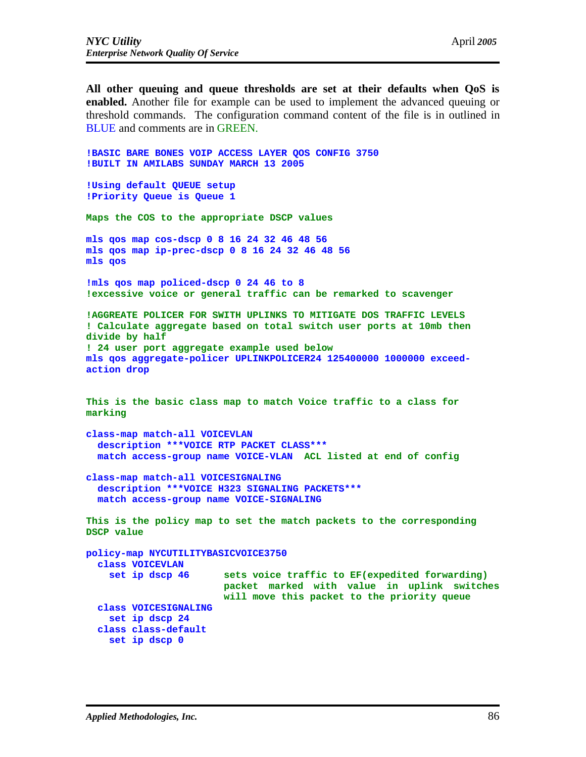**All other queuing and queue thresholds are set at their defaults when QoS is enabled.** Another file for example can be used to implement the advanced queuing or threshold commands. The configuration command content of the file is in outlined in BLUE and comments are in GREEN.

```
!BASIC BARE BONES VOIP ACCESS LAYER QOS CONFIG 3750
!BUILT IN AMILABS SUNDAY MARCH 13 2005

!Using default QUEUE setup
!Priority Queue is Queue 1

Maps the COS to the appropriate DSCP values

mls qos map cos-dscp 0 8 16 24 32 46 48 56
mls qos map ip-prec-dscp 0 8 16 24 32 46 48 56
mls qos

!mls qos map policed-dscp 0 24 46 to 8
!excessive voice or general traffic can be remarked to scavenger

!AGGREATE POLICER FOR SWITH UPLINKS TO MITIGATE DOS TRAFFIC LEVELS
! Calculate aggregate based on total switch user ports at 10mb then
divide by half
! 24 user port aggregate example used below
mls qos aggregate-policer UPLINKPOLICER24 125400000 1000000 exceed-
action drop


This is the basic class map to match Voice traffic to a class for
marking

class-map match-all VOICEVLAN
  description ***VOICE RTP PACKET CLASS***
  match access-group name VOICE-VLAN  ACL listed at end of config

class-map match-all VOICESIGNALING
  description ***VOICE H323 SIGNALING PACKETS***
  match access-group name VOICE-SIGNALING

This is the policy map to set the match packets to the corresponding
DSCP value

policy-map NYCUTILITYBASICVOICE3750
  class VOICEVLAN
    set ip dscp 46       sets voice traffic to EF(expedited forwarding)
                         packet marked with value in uplink switches
                         will move this packet to the priority queue
  class VOICESIGNALING
    set ip dscp 24
  class class-default
    set ip dscp 0
```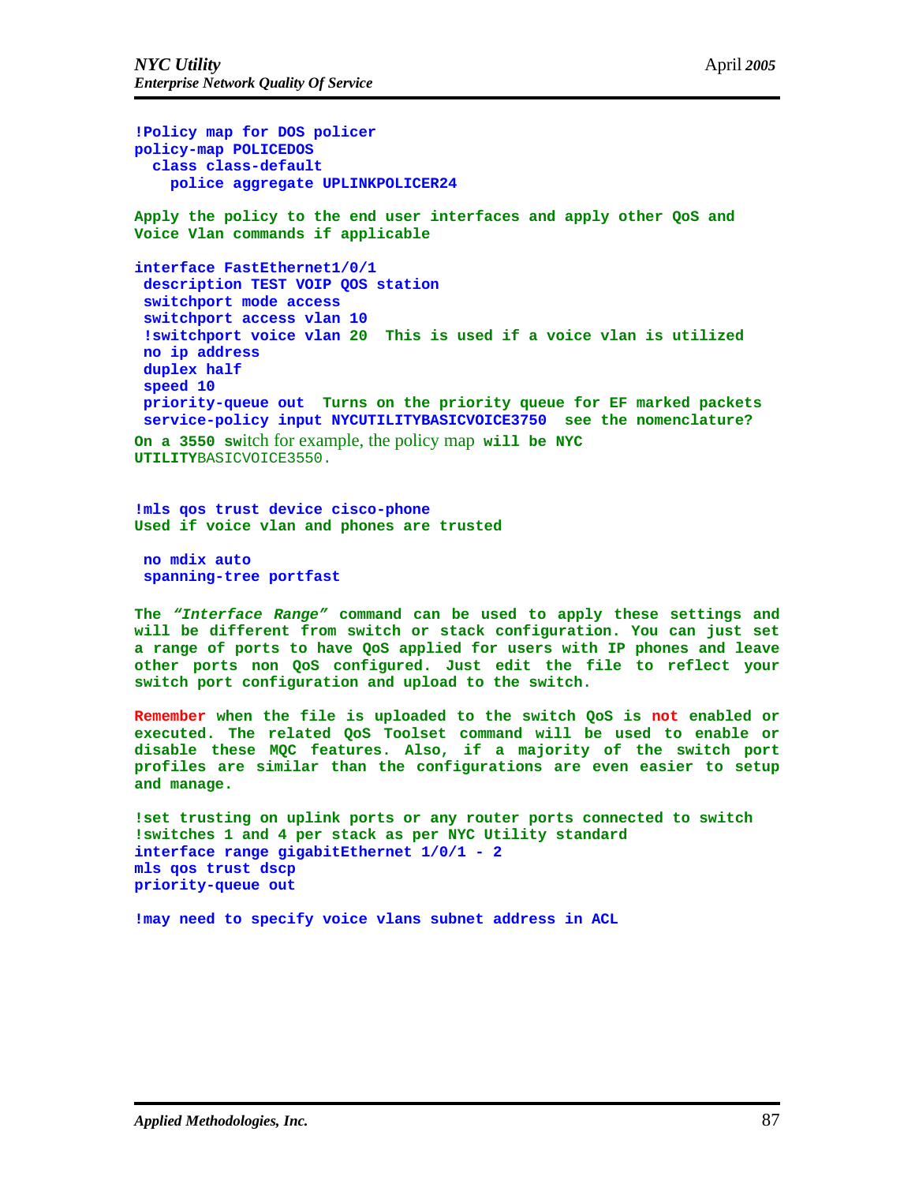```
!Policy map for DOS policer
policy-map POLICEDOS
  class class-default
    police aggregate UPLINKPOLICER24
```

Apply the policy to the end user interfaces and apply other QoS and Voice Vlan commands if applicable

```
interface FastEthernet1/0/1
 description TEST VOIP QOS station
 switchport mode access
 switchport access vlan 10
 !switchport voice vlan 20  This is used if a voice vlan is utilized
 no ip address
 duplex half
 speed 10
 priority-queue out  Turns on the priority queue for EF marked packets
 service-policy input NYCUTILITYBASICVOICE3750  see the nomenclature?
```

On a 3550 switch for example, the policy map will be NYC UTILITYBASICVOICE3550.

```
!mls qos trust device cisco-phone
```

Used if voice vlan and phones are trusted

```
 no mdix auto
 spanning-tree portfast
```

The *"Interface Range"* command can be used to apply these settings and will be different from switch or stack configuration. You can just set a range of ports to have QoS applied for users with IP phones and leave other ports non QoS configured. Just edit the file to reflect your switch port configuration and upload to the switch.

Remember when the file is uploaded to the switch QoS is not enabled or executed. The related QoS Toolset command will be used to enable or disable these MQC features. Also, if a majority of the switch port profiles are similar than the configurations are even easier to setup and manage.

```
!set trusting on uplink ports or any router ports connected to switch
!switches 1 and 4 per stack as per NYC Utility standard
interface range gigabitEthernet 1/0/1 - 2
mls qos trust dscp
priority-queue out

!may need to specify voice vlans subnet address in ACL
```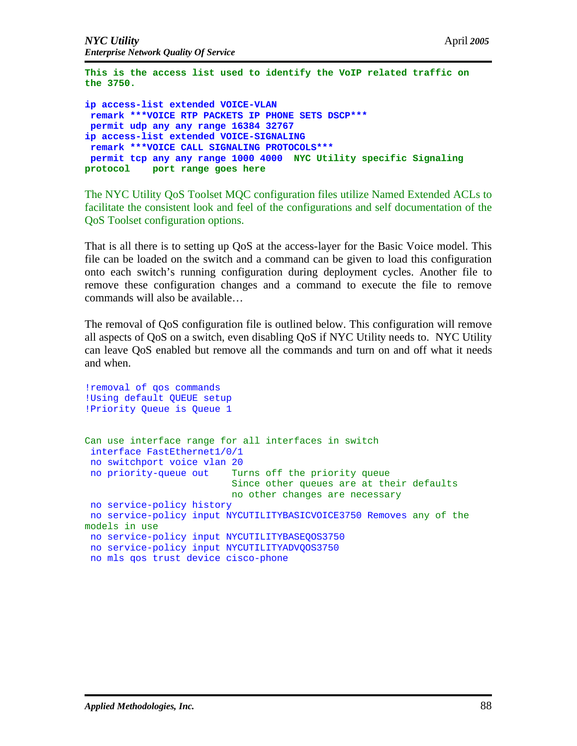**This is the access list used to identify the VoIP related traffic on the 3750.**

```
ip access-list extended VOICE-VLAN
 remark ***VOICE RTP PACKETS IP PHONE SETS DSCP***
 permit udp any any range 16384 32767
ip access-list extended VOICE-SIGNALING
 remark ***VOICE CALL SIGNALING PROTOCOLS***
 permit tcp any any range 1000 4000  NYC Utility specific Signaling
protocol    port range goes here
```

The NYC Utility QoS Toolset MQC configuration files utilize Named Extended ACLs to facilitate the consistent look and feel of the configurations and self documentation of the QoS Toolset configuration options.

That is all there is to setting up QoS at the access-layer for the Basic Voice model. This file can be loaded on the switch and a command can be given to load this configuration onto each switch's running configuration during deployment cycles. Another file to remove these configuration changes and a command to execute the file to remove commands will also be available…

The removal of QoS configuration file is outlined below. This configuration will remove all aspects of QoS on a switch, even disabling QoS if NYC Utility needs to. NYC Utility can leave QoS enabled but remove all the commands and turn on and off what it needs and when.

```
!removal of qos commands
!Using default QUEUE setup
!Priority Queue is Queue 1


Can use interface range for all interfaces in switch
 interface FastEthernet1/0/1
 no switchport voice vlan 20
 no priority-queue out    Turns off the priority queue
                          Since other queues are at their defaults
                          no other changes are necessary
 no service-policy history
 no service-policy input NYCUTILITYBASICVOICE3750 Removes any of the
models in use
 no service-policy input NYCUTILITYBASEQOS3750
 no service-policy input NYCUTILITYADVQOS3750
 no mls qos trust device cisco-phone
```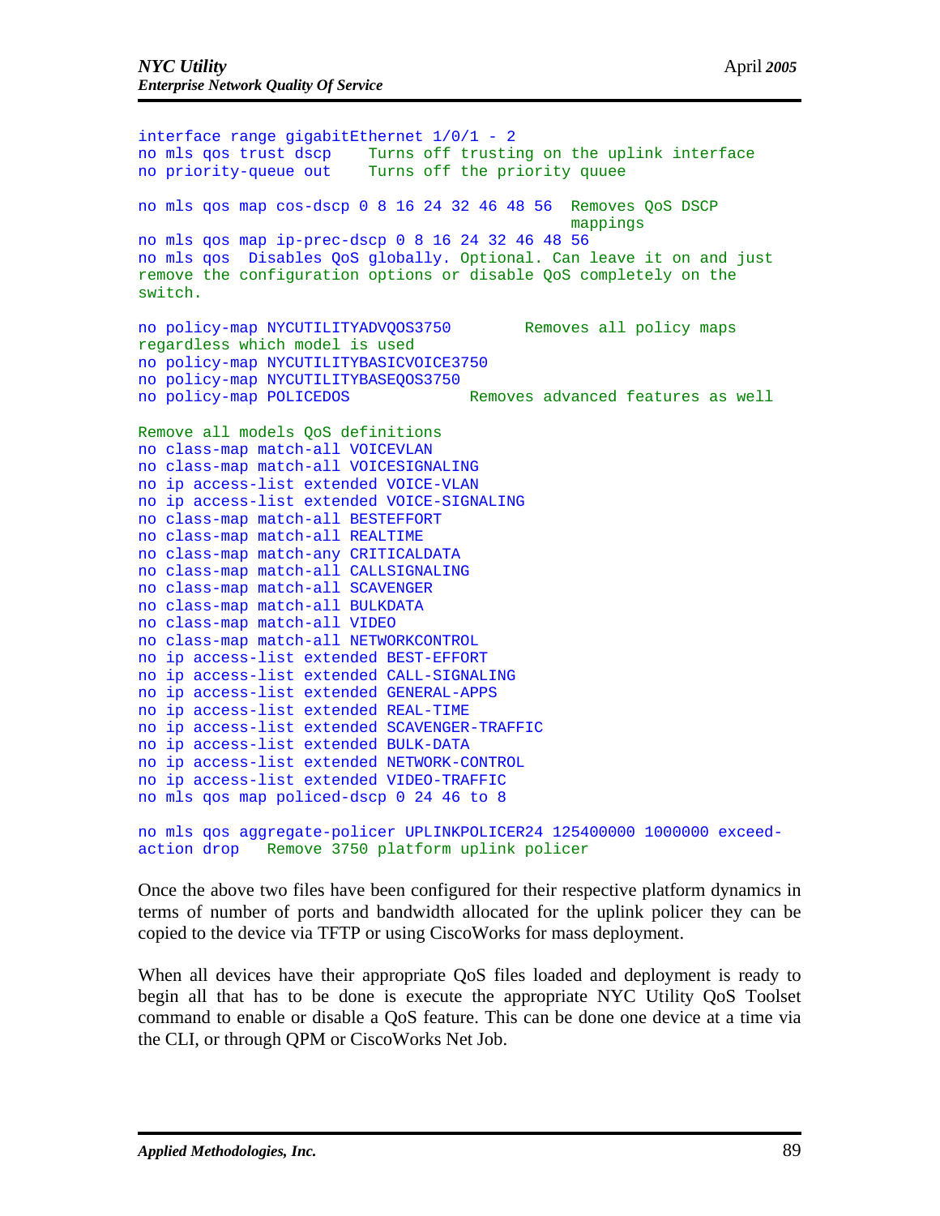```
interface range gigabitEthernet 1/0/1 - 2
no mls qos trust dscp    Turns off trusting on the uplink interface
no priority-queue out    Turns off the priority quuee

no mls qos map cos-dscp 0 8 16 24 32 46 48 56  Removes QoS DSCP
                                                mappings
no mls qos map ip-prec-dscp 0 8 16 24 32 46 48 56
no mls qos  Disables QoS globally. Optional. Can leave it on and just
remove the configuration options or disable QoS completely on the
switch.

no policy-map NYCUTILITYADVQOS3750       Removes all policy maps
regardless which model is used
no policy-map NYCUTILITYBASICVOICE3750
no policy-map NYCUTILITYBASEQOS3750
no policy-map POLICEDOS            Removes advanced features as well

Remove all models QoS definitions
no class-map match-all VOICEVLAN
no class-map match-all VOICESIGNALING
no ip access-list extended VOICE-VLAN
no ip access-list extended VOICE-SIGNALING
no class-map match-all BESTEFFORT
no class-map match-all REALTIME
no class-map match-any CRITICALDATA
no class-map match-all CALLSIGNALING
no class-map match-all SCAVENGER
no class-map match-all BULKDATA
no class-map match-all VIDEO
no class-map match-all NETWORKCONTROL
no ip access-list extended BEST-EFFORT
no ip access-list extended CALL-SIGNALING
no ip access-list extended GENERAL-APPS
no ip access-list extended REAL-TIME
no ip access-list extended SCAVENGER-TRAFFIC
no ip access-list extended BULK-DATA
no ip access-list extended NETWORK-CONTROL
no ip access-list extended VIDEO-TRAFFIC
no mls qos map policed-dscp 0 24 46 to 8

no mls qos aggregate-policer UPLINKPOLICER24 125400000 1000000 exceed-
action drop   Remove 3750 platform uplink policer
```

Once the above two files have been configured for their respective platform dynamics in terms of number of ports and bandwidth allocated for the uplink policer they can be copied to the device via TFTP or using CiscoWorks for mass deployment.

When all devices have their appropriate QoS files loaded and deployment is ready to begin all that has to be done is execute the appropriate NYC Utility QoS Toolset command to enable or disable a QoS feature. This can be done one device at a time via the CLI, or through QPM or CiscoWorks Net Job.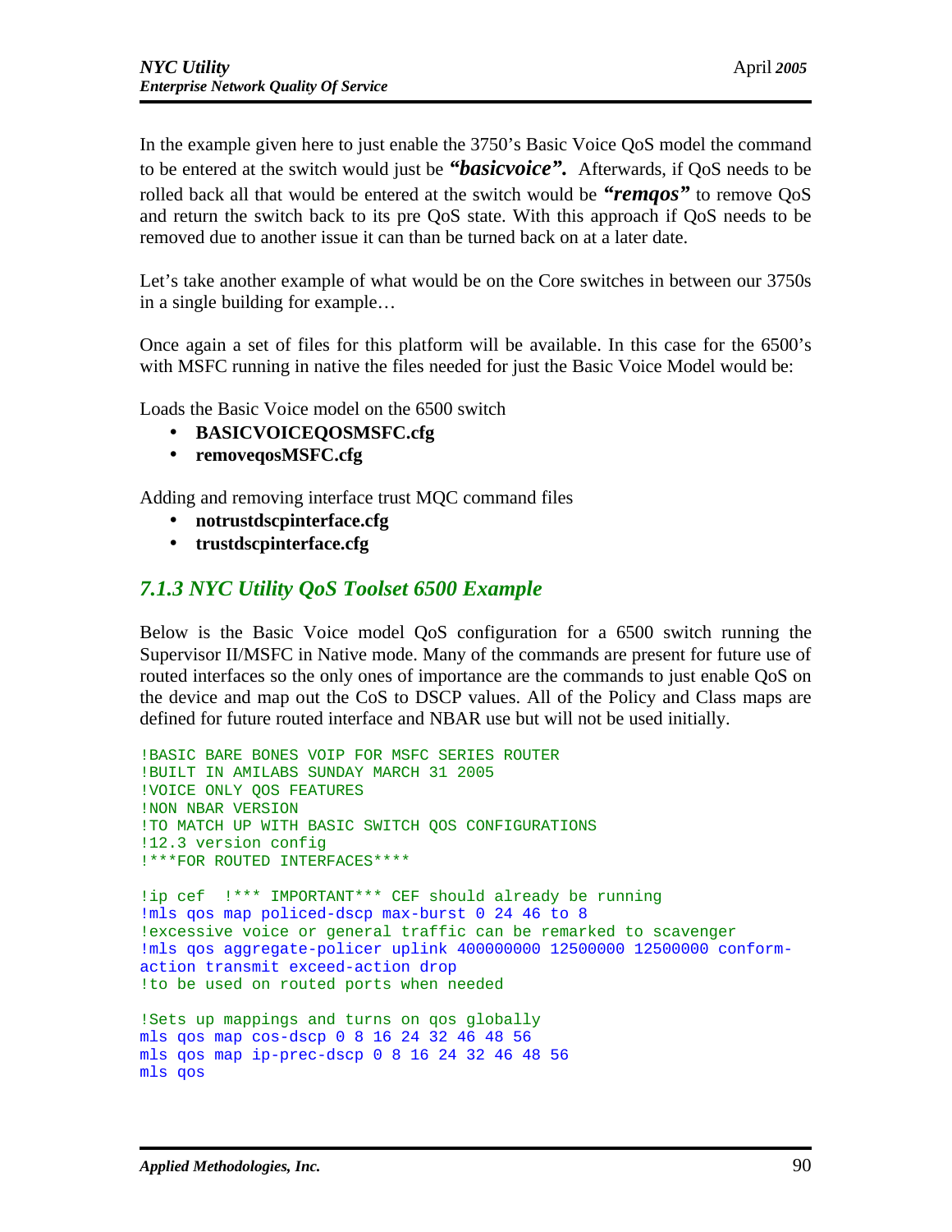In the example given here to just enable the 3750's Basic Voice QoS model the command to be entered at the switch would just be ***"basicvoice".*** Afterwards, if QoS needs to be rolled back all that would be entered at the switch would be ***"remqos"*** to remove QoS and return the switch back to its pre QoS state. With this approach if QoS needs to be removed due to another issue it can than be turned back on at a later date.

Let's take another example of what would be on the Core switches in between our 3750s in a single building for example…

Once again a set of files for this platform will be available. In this case for the 6500's with MSFC running in native the files needed for just the Basic Voice Model would be:

Loads the Basic Voice model on the 6500 switch

- **BASICVOICEQOSMSFC.cfg**
- **removeqosMSFC.cfg**

Adding and removing interface trust MQC command files

- **notrustdscpinterface.cfg**
- **trustdscpinterface.cfg**

### *7.1.3 NYC Utility QoS Toolset 6500 Example*

Below is the Basic Voice model QoS configuration for a 6500 switch running the Supervisor II/MSFC in Native mode. Many of the commands are present for future use of routed interfaces so the only ones of importance are the commands to just enable QoS on the device and map out the CoS to DSCP values. All of the Policy and Class maps are defined for future routed interface and NBAR use but will not be used initially.

```
!BASIC BARE BONES VOIP FOR MSFC SERIES ROUTER
!BUILT IN AMILABS SUNDAY MARCH 31 2005
!VOICE ONLY QOS FEATURES
!NON NBAR VERSION
!TO MATCH UP WITH BASIC SWITCH QOS CONFIGURATIONS
!12.3 version config
!***FOR ROUTED INTERFACES****

!ip cef  !*** IMPORTANT*** CEF should already be running
!mls qos map policed-dscp max-burst 0 24 46 to 8
!excessive voice or general traffic can be remarked to scavenger
!mls qos aggregate-policer uplink 400000000 12500000 12500000 conform-
action transmit exceed-action drop
!to be used on routed ports when needed

!Sets up mappings and turns on qos globally
mls qos map cos-dscp 0 8 16 24 32 46 48 56
mls qos map ip-prec-dscp 0 8 16 24 32 46 48 56
mls qos
```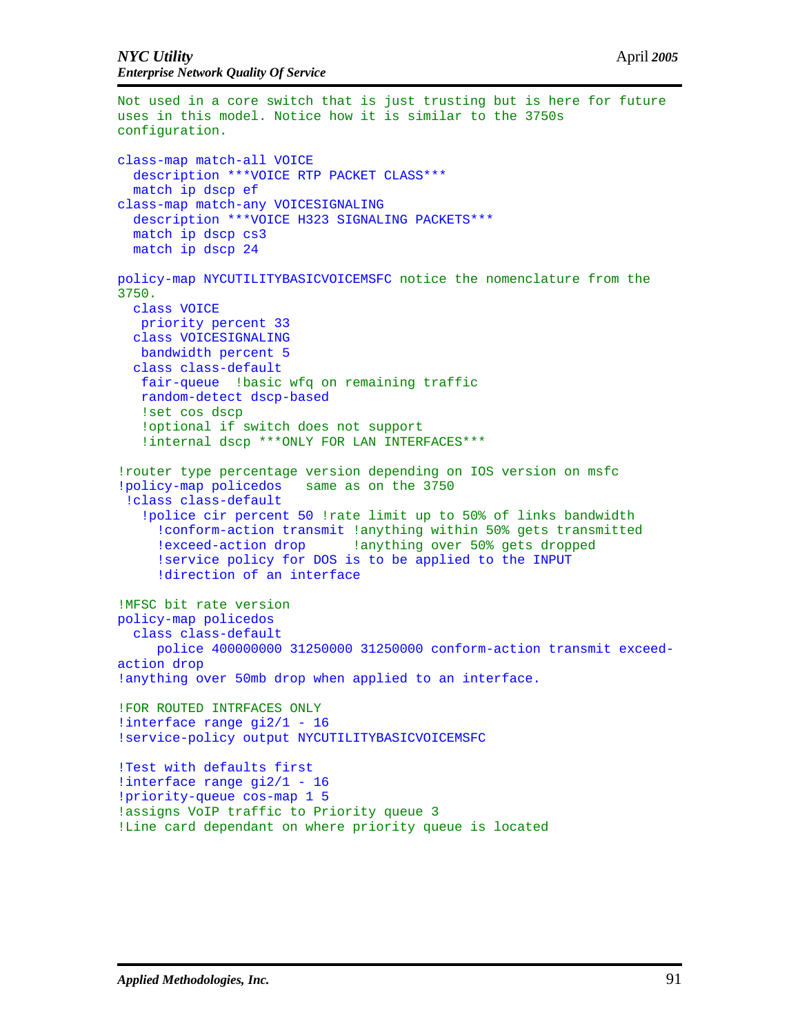```
Not used in a core switch that is just trusting but is here for future
uses in this model. Notice how it is similar to the 3750s
configuration.

class-map match-all VOICE
  description ***VOICE RTP PACKET CLASS***
  match ip dscp ef
class-map match-any VOICESIGNALING
  description ***VOICE H323 SIGNALING PACKETS***
  match ip dscp cs3
  match ip dscp 24

policy-map NYCUTILITYBASICVOICEMSFC notice the nomenclature from the
3750.
  class VOICE
   priority percent 33
  class VOICESIGNALING
   bandwidth percent 5
  class class-default
   fair-queue  !basic wfq on remaining traffic
   random-detect dscp-based
   !set cos dscp
   !optional if switch does not support
   !internal dscp ***ONLY FOR LAN INTERFACES***

!router type percentage version depending on IOS version on msfc
!policy-map policedos   same as on the 3750
 !class class-default
   !police cir percent 50 !rate limit up to 50% of links bandwidth
     !conform-action transmit !anything within 50% gets transmitted
     !exceed-action drop      !anything over 50% gets dropped
     !service policy for DOS is to be applied to the INPUT
     !direction of an interface

!MFSC bit rate version
policy-map policedos
  class class-default
     police 400000000 31250000 31250000 conform-action transmit exceed-
action drop
!anything over 50mb drop when applied to an interface.

!FOR ROUTED INTRFACES ONLY
!interface range gi2/1 - 16
!service-policy output NYCUTILITYBASICVOICEMSFC

!Test with defaults first
!interface range gi2/1 - 16
!priority-queue cos-map 1 5
!assigns VoIP traffic to Priority queue 3
!Line card dependant on where priority queue is located
```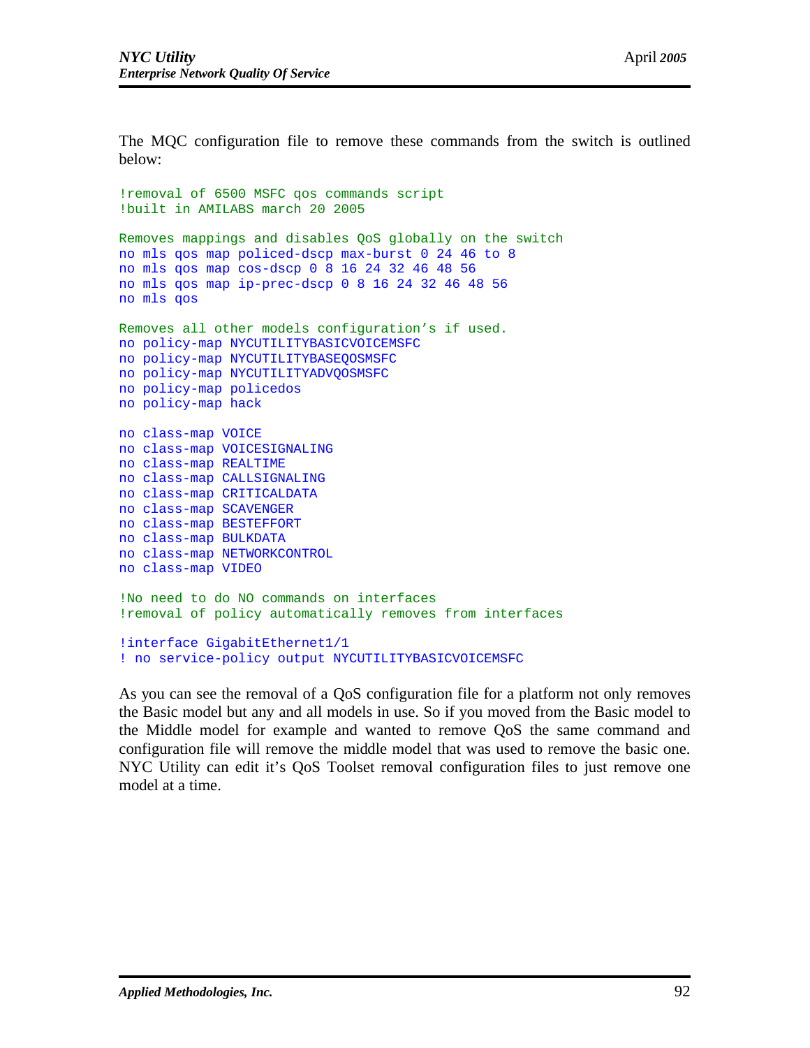The MQC configuration file to remove these commands from the switch is outlined below:

```
!removal of 6500 MSFC qos commands script
!built in AMILABS march 20 2005

Removes mappings and disables QoS globally on the switch
no mls qos map policed-dscp max-burst 0 24 46 to 8
no mls qos map cos-dscp 0 8 16 24 32 46 48 56
no mls qos map ip-prec-dscp 0 8 16 24 32 46 48 56
no mls qos

Removes all other models configuration’s if used.
no policy-map NYCUTILITYBASICVOICEMSFC
no policy-map NYCUTILITYBASEQOSMSFC
no policy-map NYCUTILITYADVQOSMSFC
no policy-map policedos
no policy-map hack

no class-map VOICE
no class-map VOICESIGNALING
no class-map REALTIME
no class-map CALLSIGNALING
no class-map CRITICALDATA
no class-map SCAVENGER
no class-map BESTEFFORT
no class-map BULKDATA
no class-map NETWORKCONTROL
no class-map VIDEO

!No need to do NO commands on interfaces
!removal of policy automatically removes from interfaces

!interface GigabitEthernet1/1
! no service-policy output NYCUTILITYBASICVOICEMSFC
```

As you can see the removal of a QoS configuration file for a platform not only removes the Basic model but any and all models in use. So if you moved from the Basic model to the Middle model for example and wanted to remove QoS the same command and configuration file will remove the middle model that was used to remove the basic one. NYC Utility can edit it’s QoS Toolset removal configuration files to just remove one model at a time.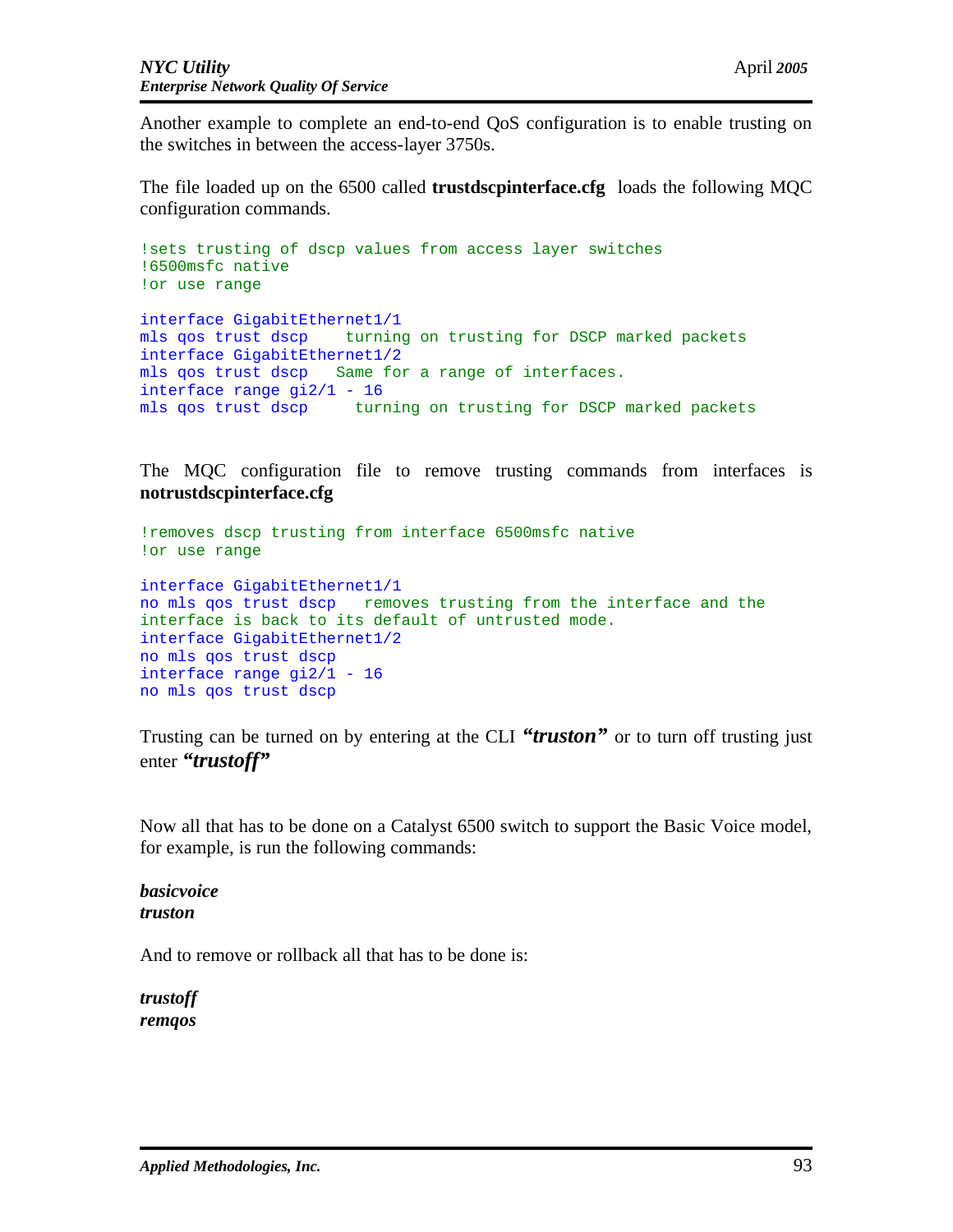Another example to complete an end-to-end QoS configuration is to enable trusting on the switches in between the access-layer 3750s.

The file loaded up on the 6500 called **trustdscpinterface.cfg** loads the following MQC configuration commands.

```
!sets trusting of dscp values from access layer switches
!6500msfc native
!or use range

interface GigabitEthernet1/1
mls qos trust dscp    turning on trusting for DSCP marked packets
interface GigabitEthernet1/2
mls qos trust dscp   Same for a range of interfaces.
interface range gi2/1 - 16
mls qos trust dscp     turning on trusting for DSCP marked packets
```

The MQC configuration file to remove trusting commands from interfaces is **notrustdscpinterface.cfg**

```
!removes dscp trusting from interface 6500msfc native
!or use range

interface GigabitEthernet1/1
no mls qos trust dscp   removes trusting from the interface and the
interface is back to its default of untrusted mode.
interface GigabitEthernet1/2
no mls qos trust dscp
interface range gi2/1 - 16
no mls qos trust dscp
```

Trusting can be turned on by entering at the CLI ***"truston"*** or to turn off trusting just enter ***"trustoff"***

Now all that has to be done on a Catalyst 6500 switch to support the Basic Voice model, for example, is run the following commands:

***basicvoice***
***truston***

And to remove or rollback all that has to be done is:

***trustoff***
***remqos***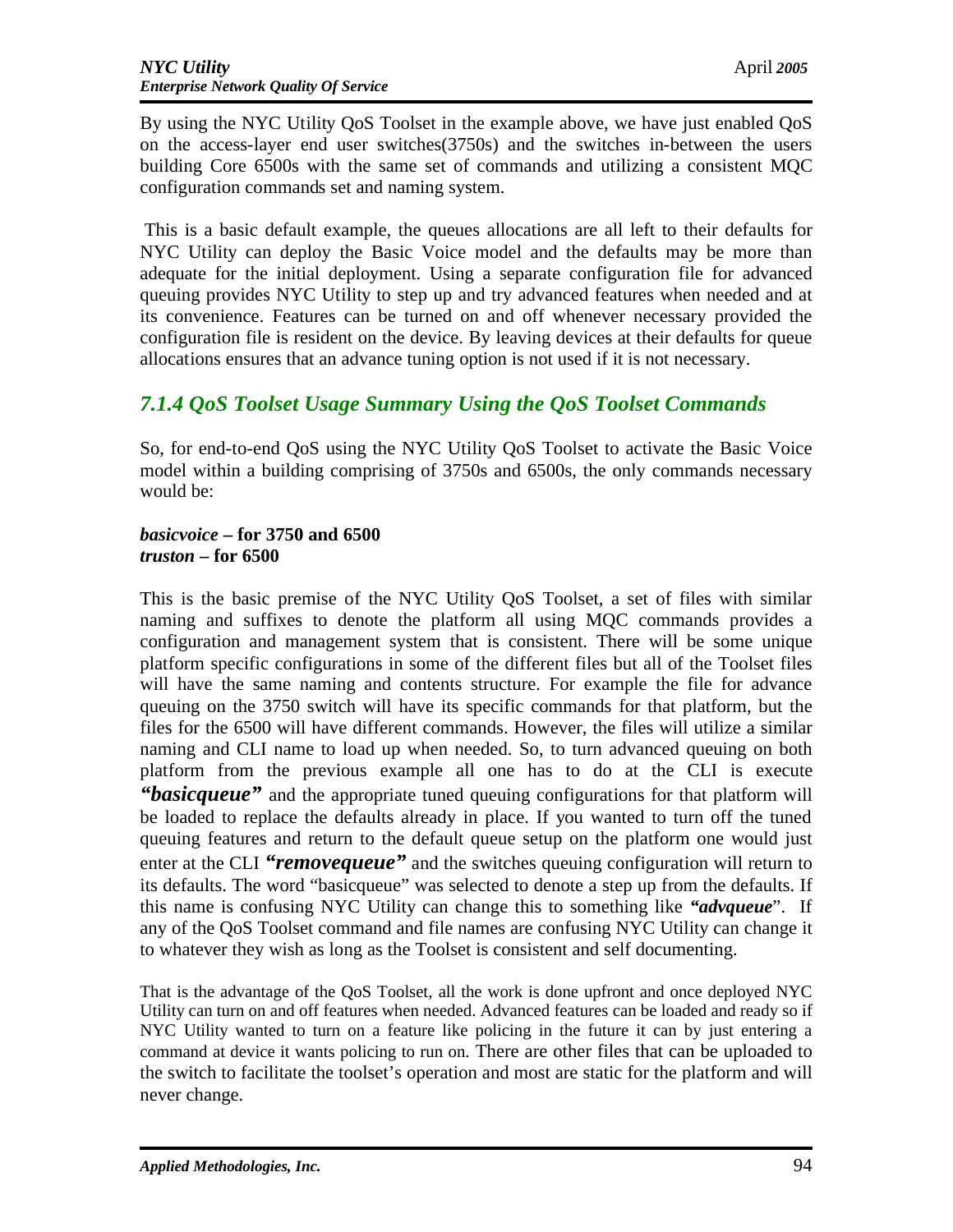By using the NYC Utility QoS Toolset in the example above, we have just enabled QoS on the access-layer end user switches(3750s) and the switches in-between the users building Core 6500s with the same set of commands and utilizing a consistent MQC configuration commands set and naming system.

This is a basic default example, the queues allocations are all left to their defaults for NYC Utility can deploy the Basic Voice model and the defaults may be more than adequate for the initial deployment. Using a separate configuration file for advanced queuing provides NYC Utility to step up and try advanced features when needed and at its convenience. Features can be turned on and off whenever necessary provided the configuration file is resident on the device. By leaving devices at their defaults for queue allocations ensures that an advance tuning option is not used if it is not necessary.

### *7.1.4 QoS Toolset Usage Summary Using the QoS Toolset Commands*

So, for end-to-end QoS using the NYC Utility QoS Toolset to activate the Basic Voice model within a building comprising of 3750s and 6500s, the only commands necessary would be:

***basicvoice* – for 3750 and 6500**
***truston* – for 6500**

This is the basic premise of the NYC Utility QoS Toolset, a set of files with similar naming and suffixes to denote the platform all using MQC commands provides a configuration and management system that is consistent. There will be some unique platform specific configurations in some of the different files but all of the Toolset files will have the same naming and contents structure. For example the file for advance queuing on the 3750 switch will have its specific commands for that platform, but the files for the 6500 will have different commands. However, the files will utilize a similar naming and CLI name to load up when needed. So, to turn advanced queuing on both platform from the previous example all one has to do at the CLI is execute ***"basicqueue"*** and the appropriate tuned queuing configurations for that platform will be loaded to replace the defaults already in place. If you wanted to turn off the tuned queuing features and return to the default queue setup on the platform one would just enter at the CLI ***"removequeue"*** and the switches queuing configuration will return to its defaults. The word "basicqueue" was selected to denote a step up from the defaults. If this name is confusing NYC Utility can change this to something like ***"advqueue"***. If any of the QoS Toolset command and file names are confusing NYC Utility can change it to whatever they wish as long as the Toolset is consistent and self documenting.

That is the advantage of the QoS Toolset, all the work is done upfront and once deployed NYC Utility can turn on and off features when needed. Advanced features can be loaded and ready so if NYC Utility wanted to turn on a feature like policing in the future it can by just entering a command at device it wants policing to run on. There are other files that can be uploaded to the switch to facilitate the toolset's operation and most are static for the platform and will never change.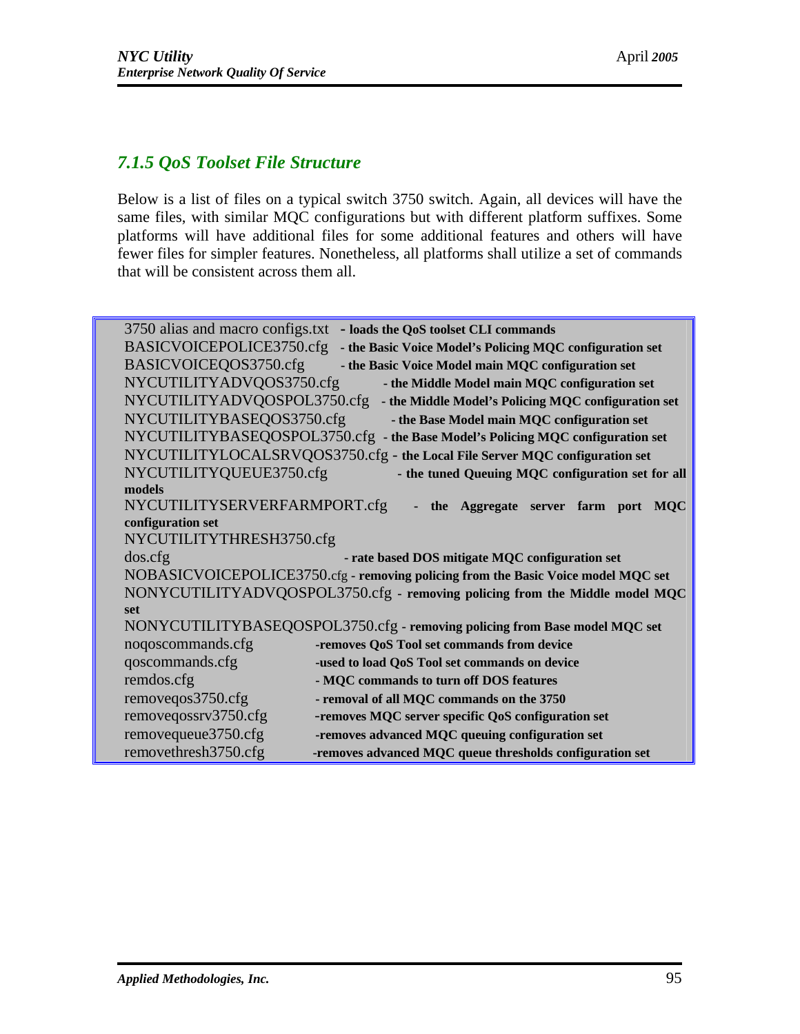## *7.1.5 QoS Toolset File Structure*

Below is a list of files on a typical switch 3750 switch. Again, all devices will have the same files, with similar MQC configurations but with different platform suffixes. Some platforms will have additional files for some additional features and others will have fewer files for simpler features. Nonetheless, all platforms shall utilize a set of commands that will be consistent across them all.

| File | Description |
|---|---|
| 3750 alias and macro configs.txt | **- loads the QoS toolset CLI commands** |
| BASICVOICEPOLICE3750.cfg | **- the Basic Voice Model's Policing MQC configuration set** |
| BASICVOICEQOS3750.cfg | **- the Basic Voice Model main MQC configuration set** |
| NYCUTILITYADVQOS3750.cfg | **- the Middle Model main MQC configuration set** |
| NYCUTILITYADVQOSPOL3750.cfg | **- the Middle Model's Policing MQC configuration set** |
| NYCUTILITYBASEQOS3750.cfg | **- the Base Model main MQC configuration set** |
| NYCUTILITYBASEQOSPOL3750.cfg | **- the Base Model's Policing MQC configuration set** |
| NYCUTILITYLOCALSRVQOS3750.cfg | **- the Local File Server MQC configuration set** |
| NYCUTILITYQUEUE3750.cfg | **- the tuned Queuing MQC configuration set for all models** |
| NYCUTILITYSERVERFARMPORT.cfg | **- the Aggregate server farm port MQC configuration set** |
| NYCUTILITYTHRESH3750.cfg | |
| dos.cfg | **- rate based DOS mitigate MQC configuration set** |
| NOBASICVOICEPOLICE3750.cfg | **- removing policing from the Basic Voice model MQC set** |
| NONYCUTILITYADVQOSPOL3750.cfg | **- removing policing from the Middle model MQC set** |
| NONYCUTILITYBASEQOSPOL3750.cfg | **- removing policing from Base model MQC set** |
| noqoscommands.cfg | **-removes QoS Tool set commands from device** |
| qoscommands.cfg | **-used to load QoS Tool set commands on device** |
| remdos.cfg | **- MQC commands to turn off DOS features** |
| removeqos3750.cfg | **- removal of all MQC commands on the 3750** |
| removeqossrv3750.cfg | **-removes MQC server specific QoS configuration set** |
| removequeue3750.cfg | **-removes advanced MQC queuing configuration set** |
| removethresh3750.cfg | **-removes advanced MQC queue thresholds configuration set** |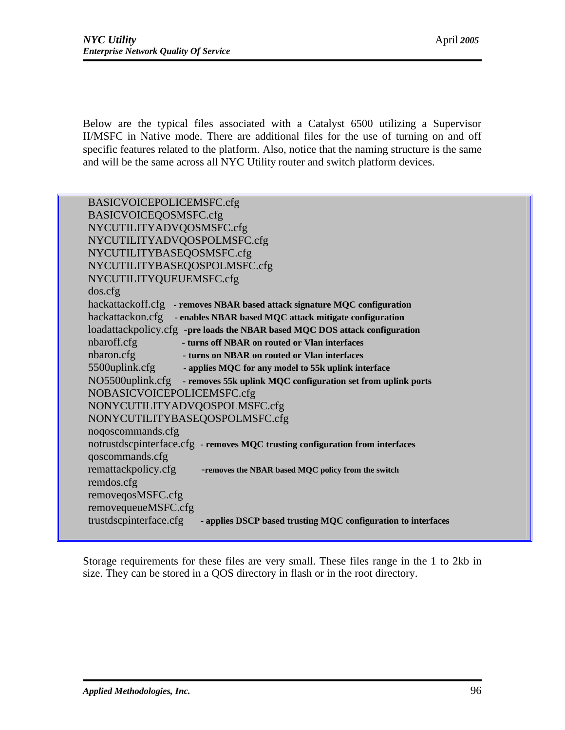Below are the typical files associated with a Catalyst 6500 utilizing a Supervisor II/MSFC in Native mode. There are additional files for the use of turning on and off specific features related to the platform. Also, notice that the naming structure is the same and will be the same across all NYC Utility router and switch platform devices.

```
BASICVOICEPOLICEMSFC.cfg
BASICVOICEQOSMSFC.cfg
NYCUTILITYADVQOSMSFC.cfg
NYCUTILITYADVQOSPOLMSFC.cfg
NYCUTILITYBASEQOSMSFC.cfg
NYCUTILITYBASEQOSPOLMSFC.cfg
NYCUTILITYQUEUEMSFC.cfg
dos.cfg
hackattackoff.cfg     - removes NBAR based attack signature MQC configuration
hackattackon.cfg      - enables NBAR based MQC attack mitigate configuration
loadattackpolicy.cfg  -pre loads the NBAR based MQC DOS attack configuration
nbaroff.cfg           - turns off NBAR on routed or Vlan interfaces
nbaron.cfg            - turns on NBAR on routed or Vlan interfaces
5500uplink.cfg        - applies MQC for any model to 55k uplink interface
NO5500uplink.cfg      - removes 55k uplink MQC configuration set from uplink ports
NOBASICVOICEPOLICEMSFC.cfg
NONYCUTILITYADVQOSPOLMSFC.cfg
NONYCUTILITYBASEQOSPOLMSFC.cfg
noqoscommands.cfg
notrustdscpinterface.cfg  - removes MQC trusting configuration from interfaces
qoscommands.cfg
remattackpolicy.cfg   -removes the NBAR based MQC policy from the switch
remdos.cfg
removeqosMSFC.cfg
removequeueMSFC.cfg
trustdscpinterface.cfg  - applies DSCP based trusting MQC configuration to interfaces
```

Storage requirements for these files are very small. These files range in the 1 to 2kb in size. They can be stored in a QOS directory in flash or in the root directory.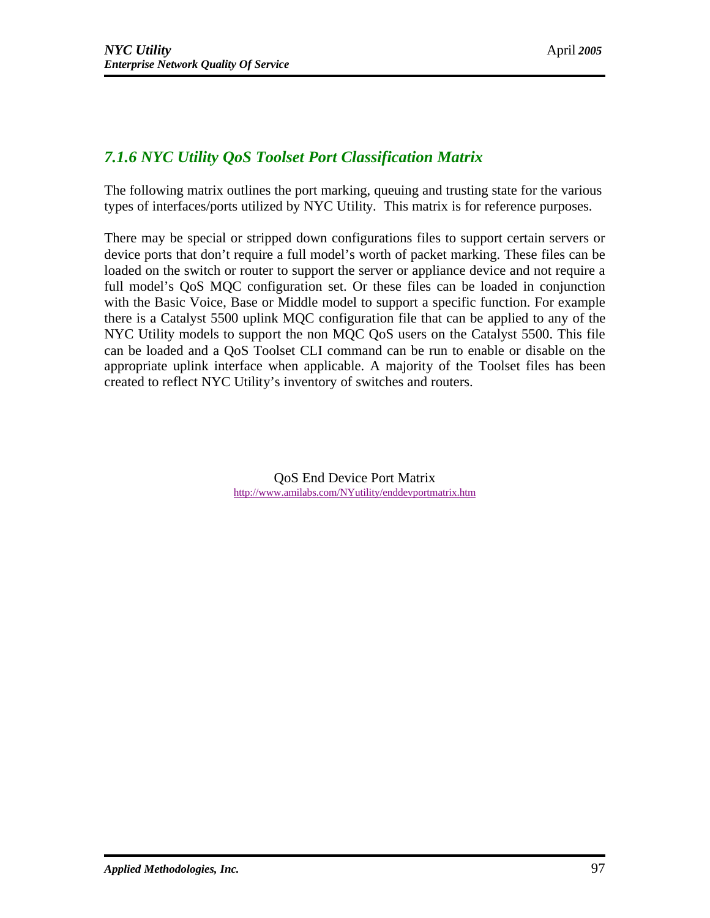### *7.1.6 NYC Utility QoS Toolset Port Classification Matrix*

The following matrix outlines the port marking, queuing and trusting state for the various types of interfaces/ports utilized by NYC Utility. This matrix is for reference purposes.

There may be special or stripped down configurations files to support certain servers or device ports that don't require a full model's worth of packet marking. These files can be loaded on the switch or router to support the server or appliance device and not require a full model's QoS MQC configuration set. Or these files can be loaded in conjunction with the Basic Voice, Base or Middle model to support a specific function. For example there is a Catalyst 5500 uplink MQC configuration file that can be applied to any of the NYC Utility models to support the non MQC QoS users on the Catalyst 5500. This file can be loaded and a QoS Toolset CLI command can be run to enable or disable on the appropriate uplink interface when applicable. A majority of the Toolset files has been created to reflect NYC Utility's inventory of switches and routers.

QoS End Device Port Matrix
http://www.amilabs.com/NYutility/enddevportmatrix.htm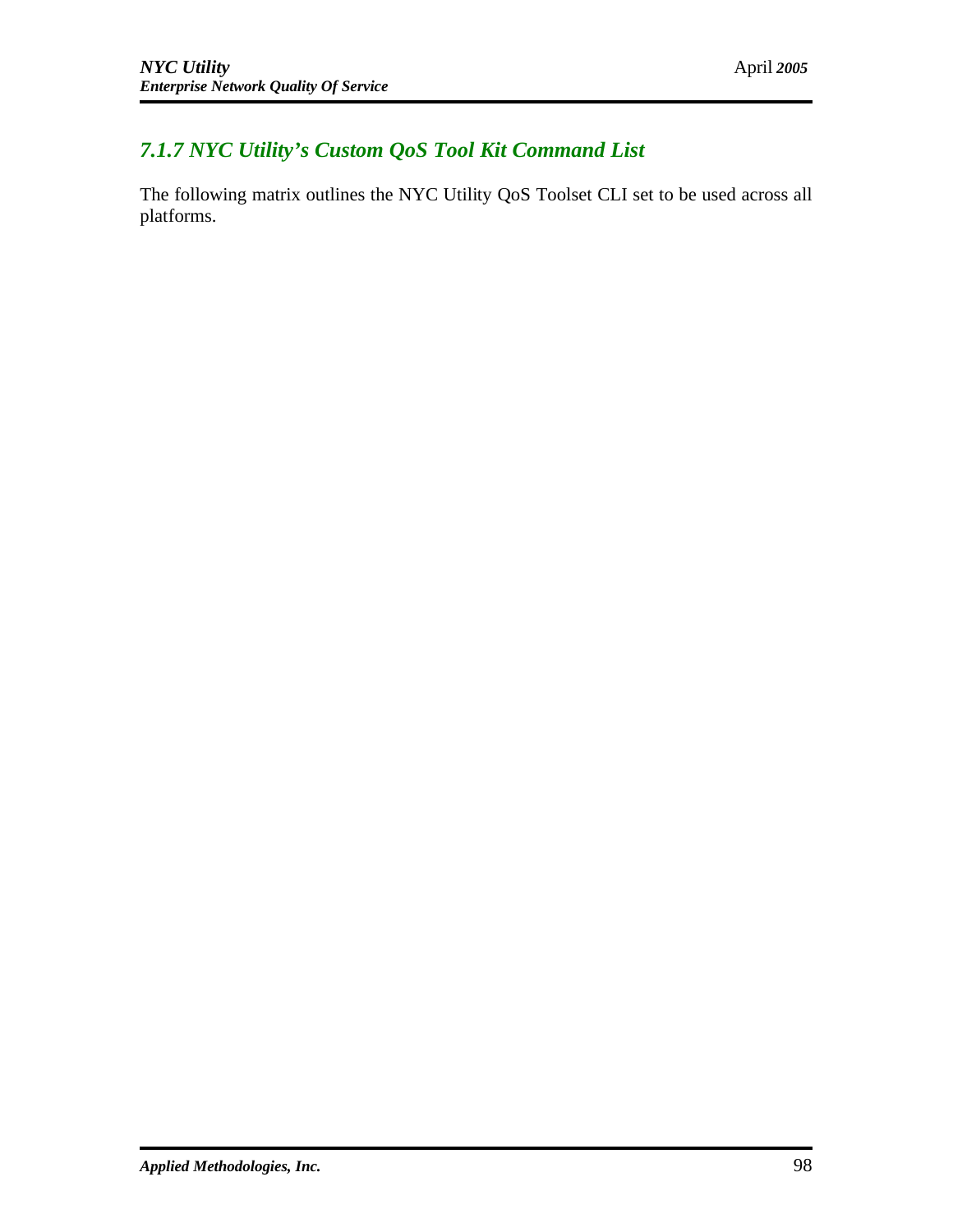### *7.1.7 NYC Utility's Custom QoS Tool Kit Command List*

The following matrix outlines the NYC Utility QoS Toolset CLI set to be used across all platforms.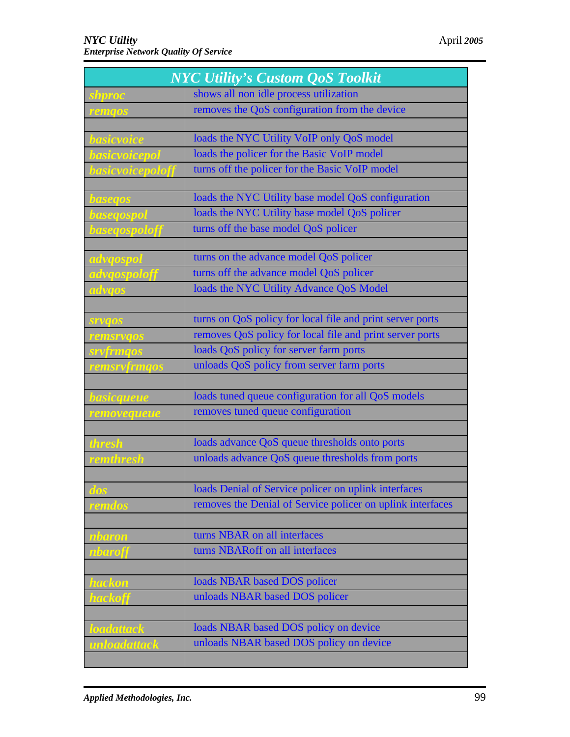| NYC Utility's Custom QoS Toolkit | |
|---|---|
| *shproc* | shows all non idle process utilization |
| *remqos* | removes the QoS configuration from the device |
| | |
| *basicvoice* | loads the NYC Utility VoIP only QoS model |
| *basicvoicepol* | loads the policer for the Basic VoIP model |
| *basicvoicepoloff* | turns off the policer for the Basic VoIP model |
| | |
| *baseqos* | loads the NYC Utility base model QoS configuration |
| *baseqospol* | loads the NYC Utility base model QoS policer |
| *baseqospoloff* | turns off the base model QoS policer |
| | |
| *advqospol* | turns on the advance model QoS policer |
| *advqospoloff* | turns off the advance model QoS policer |
| *advqos* | loads the NYC Utility Advance QoS Model |
| | |
| *srvqos* | turns on QoS policy for local file and print server ports |
| *remsrvqos* | removes QoS policy for local file and print server ports |
| *srvfrmqos* | loads QoS policy for server farm ports |
| *remsrvfrmqos* | unloads QoS policy from server farm ports |
| | |
| *basicqueue* | loads tuned queue configuration for all QoS models |
| *removequeue* | removes tuned queue configuration |
| | |
| *thresh* | loads advance QoS queue thresholds onto ports |
| *remthresh* | unloads advance QoS queue thresholds from ports |
| | |
| *dos* | loads Denial of Service policer on uplink interfaces |
| *remdos* | removes the Denial of Service policer on uplink interfaces |
| | |
| *nbaron* | turns NBAR on all interfaces |
| *nbaroff* | turns NBARoff on all interfaces |
| | |
| *hackon* | loads NBAR based DOS policer |
| *hackoff* | unloads NBAR based DOS policer |
| | |
| *loadattack* | loads NBAR based DOS policy on device |
| *unloadattack* | unloads NBAR based DOS policy on device |
| | |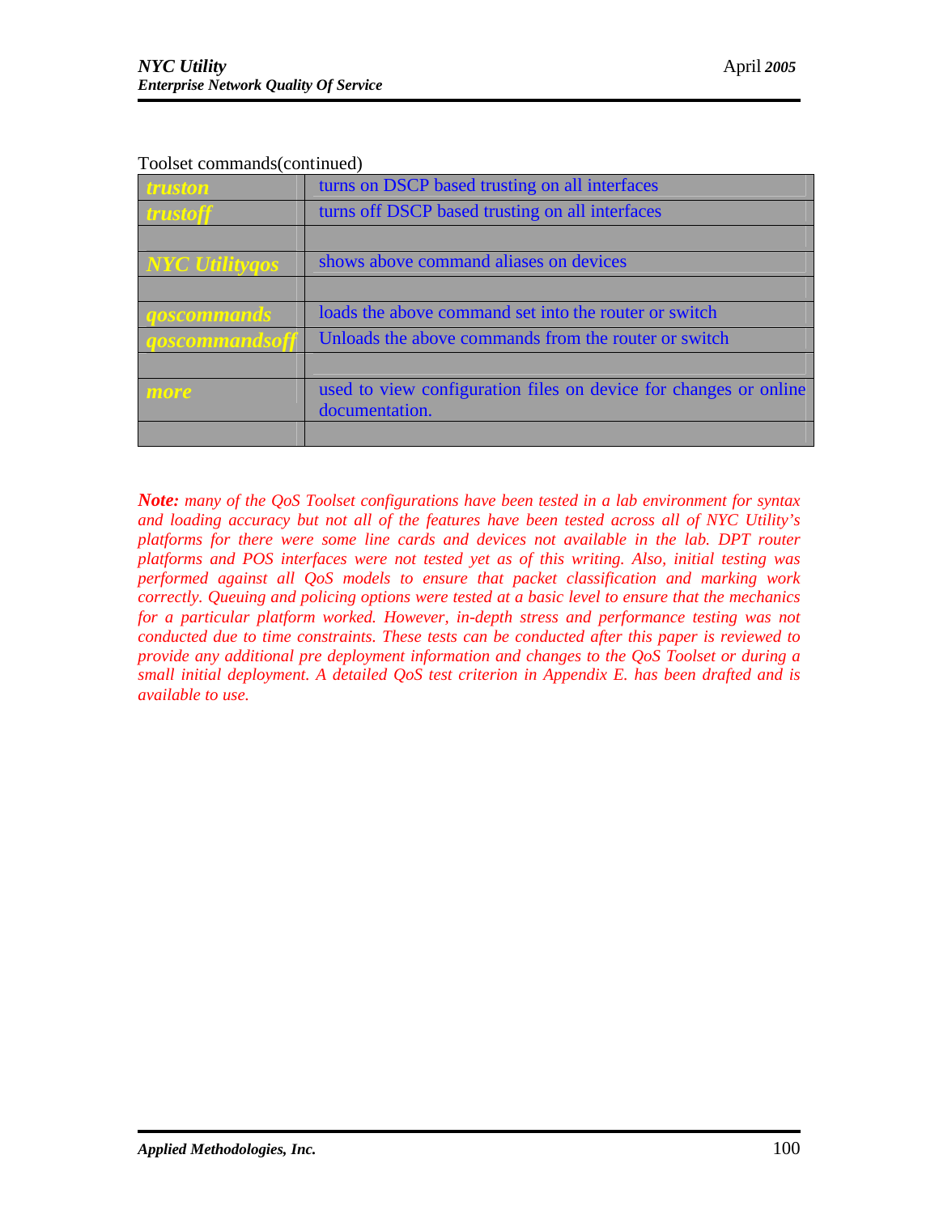Toolset commands(continued)

| | |
|---|---|
| ***truston*** | turns on DSCP based trusting on all interfaces |
| ***trustoff*** | turns off DSCP based trusting on all interfaces |
| | |
| ***NYC Utilityqos*** | shows above command aliases on devices |
| | |
| ***qoscommands*** | loads the above command set into the router or switch |
| ***qoscommandsoff*** | Unloads the above commands from the router or switch |
| | |
| ***more*** | used to view configuration files on device for changes or online documentation. |
| | |

***Note:*** *many of the QoS Toolset configurations have been tested in a lab environment for syntax and loading accuracy but not all of the features have been tested across all of NYC Utility's platforms for there were some line cards and devices not available in the lab. DPT router platforms and POS interfaces were not tested yet as of this writing. Also, initial testing was performed against all QoS models to ensure that packet classification and marking work correctly. Queuing and policing options were tested at a basic level to ensure that the mechanics for a particular platform worked. However, in-depth stress and performance testing was not conducted due to time constraints. These tests can be conducted after this paper is reviewed to provide any additional pre deployment information and changes to the QoS Toolset or during a small initial deployment. A detailed QoS test criterion in Appendix E. has been drafted and is available to use.*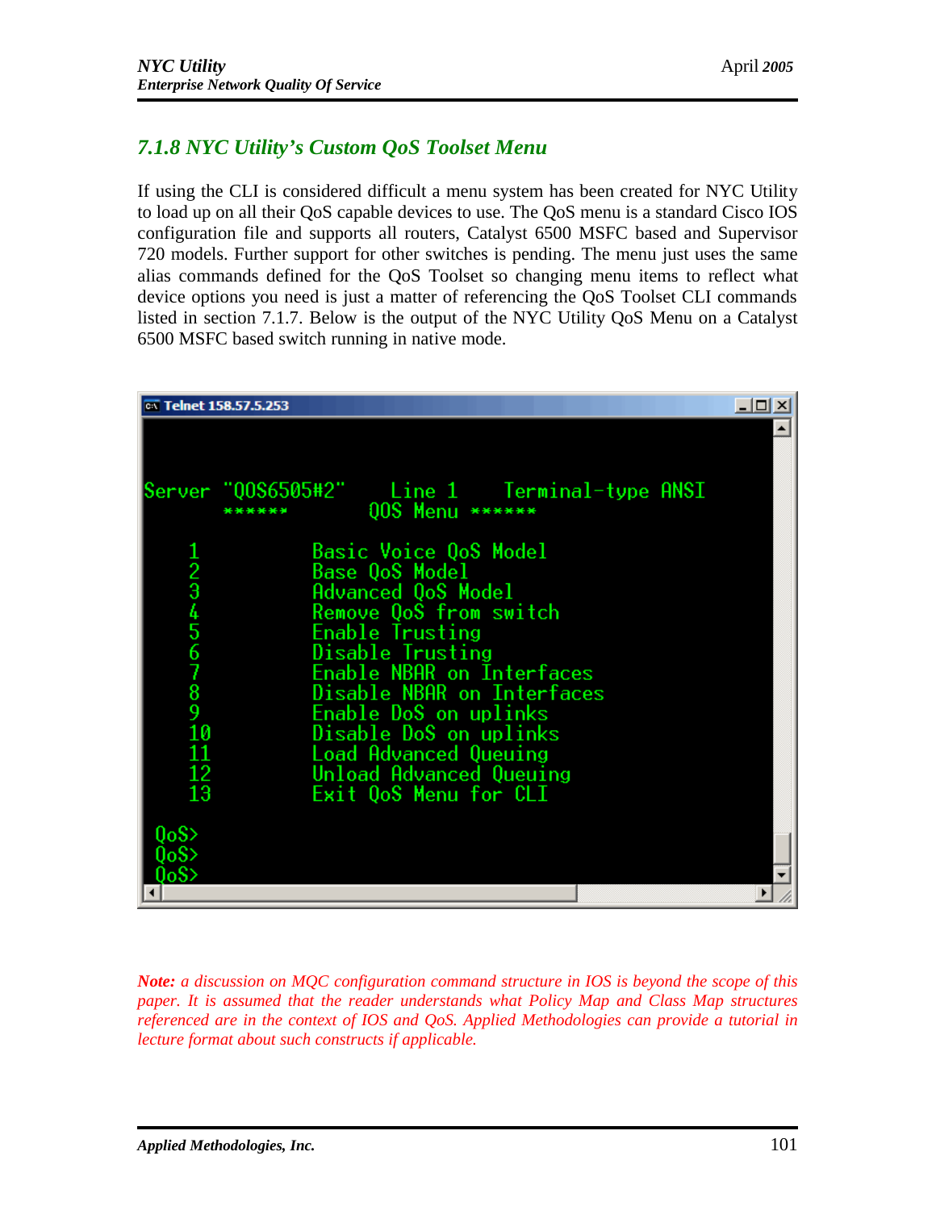### 7.1.8 NYC Utility's Custom QoS Toolset Menu

If using the CLI is considered difficult a menu system has been created for NYC Utility to load up on all their QoS capable devices to use. The QoS menu is a standard Cisco IOS configuration file and supports all routers, Catalyst 6500 MSFC based and Supervisor 720 models. Further support for other switches is pending. The menu just uses the same alias commands defined for the QoS Toolset so changing menu items to reflect what device options you need is just a matter of referencing the QoS Toolset CLI commands listed in section 7.1.7. Below is the output of the NYC Utility QoS Menu on a Catalyst 6500 MSFC based switch running in native mode.

```
Telnet 158.57.5.253

Server "QOS6505#2"    Line 1    Terminal-type ANSI
      ******          QOS Menu ******

     1          Basic Voice QoS Model
     2          Base QoS Model
     3          Advanced QoS Model
     4          Remove QoS from switch
     5          Enable Trusting
     6          Disable Trusting
     7          Enable NBAR on Interfaces
     8          Disable NBAR on Interfaces
     9          Enable DoS on uplinks
     10         Disable DoS on uplinks
     11         Load Advanced Queuing
     12         Unload Advanced Queuing
     13         Exit QoS Menu for CLI

 QoS>
 QoS>
 QoS>
```

***Note:** a discussion on MQC configuration command structure in IOS is beyond the scope of this paper. It is assumed that the reader understands what Policy Map and Class Map structures referenced are in the context of IOS and QoS. Applied Methodologies can provide a tutorial in lecture format about such constructs if applicable.*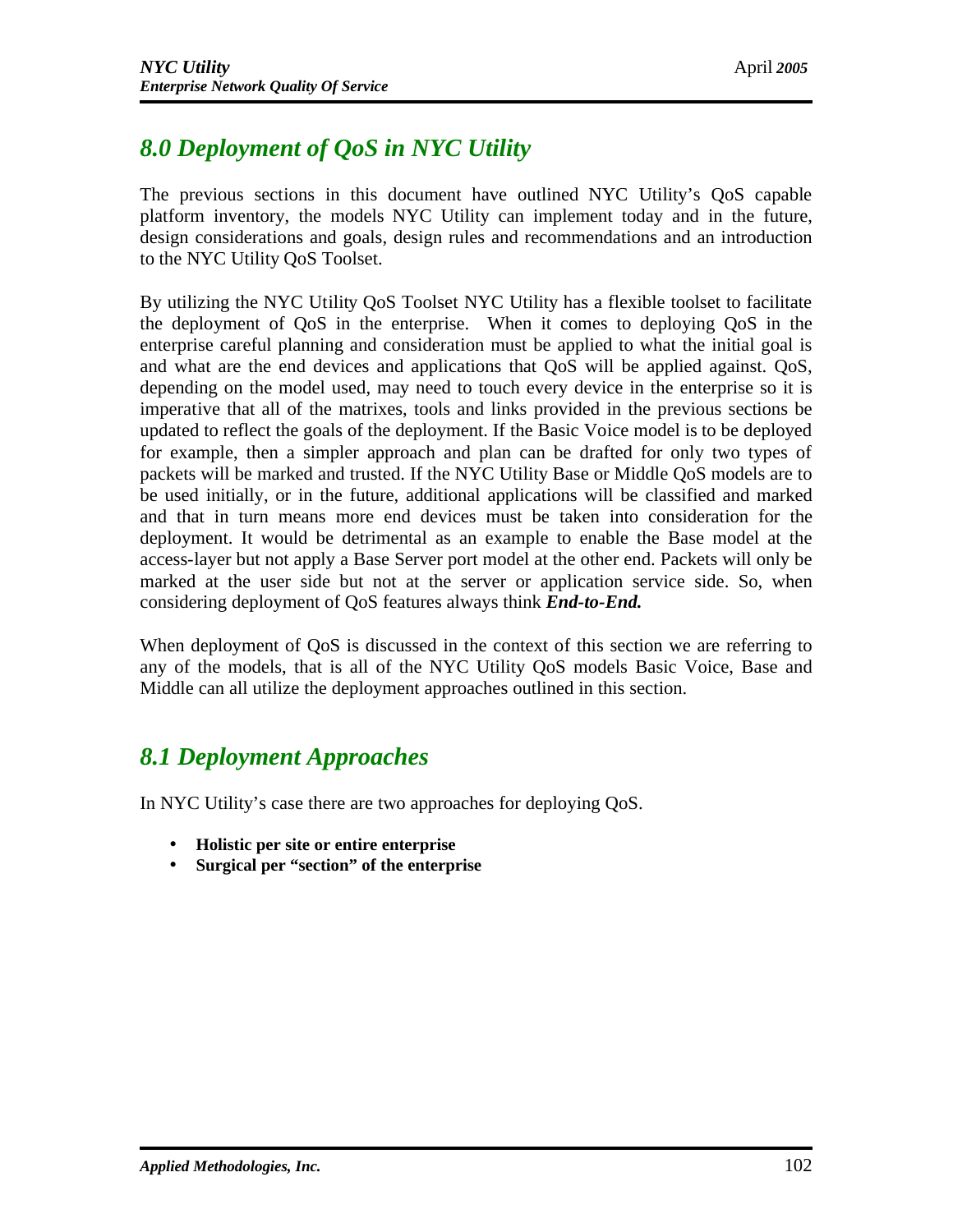## *8.0 Deployment of QoS in NYC Utility*

The previous sections in this document have outlined NYC Utility's QoS capable platform inventory, the models NYC Utility can implement today and in the future, design considerations and goals, design rules and recommendations and an introduction to the NYC Utility QoS Toolset.

By utilizing the NYC Utility QoS Toolset NYC Utility has a flexible toolset to facilitate the deployment of QoS in the enterprise. When it comes to deploying QoS in the enterprise careful planning and consideration must be applied to what the initial goal is and what are the end devices and applications that QoS will be applied against. QoS, depending on the model used, may need to touch every device in the enterprise so it is imperative that all of the matrixes, tools and links provided in the previous sections be updated to reflect the goals of the deployment. If the Basic Voice model is to be deployed for example, then a simpler approach and plan can be drafted for only two types of packets will be marked and trusted. If the NYC Utility Base or Middle QoS models are to be used initially, or in the future, additional applications will be classified and marked and that in turn means more end devices must be taken into consideration for the deployment. It would be detrimental as an example to enable the Base model at the access-layer but not apply a Base Server port model at the other end. Packets will only be marked at the user side but not at the server or application service side. So, when considering deployment of QoS features always think ***End-to-End.***

When deployment of QoS is discussed in the context of this section we are referring to any of the models, that is all of the NYC Utility QoS models Basic Voice, Base and Middle can all utilize the deployment approaches outlined in this section.

## *8.1 Deployment Approaches*

In NYC Utility's case there are two approaches for deploying QoS.

- **Holistic per site or entire enterprise**
- **Surgical per "section" of the enterprise**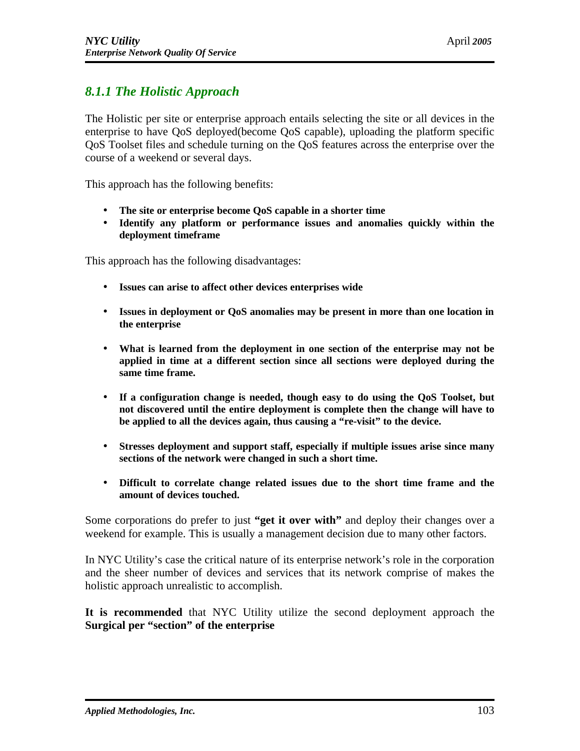### *8.1.1 The Holistic Approach*

The Holistic per site or enterprise approach entails selecting the site or all devices in the enterprise to have QoS deployed(become QoS capable), uploading the platform specific QoS Toolset files and schedule turning on the QoS features across the enterprise over the course of a weekend or several days.

This approach has the following benefits:

- **The site or enterprise become QoS capable in a shorter time**
- **Identify any platform or performance issues and anomalies quickly within the deployment timeframe**

This approach has the following disadvantages:

- **Issues can arise to affect other devices enterprises wide**
- **Issues in deployment or QoS anomalies may be present in more than one location in the enterprise**
- **What is learned from the deployment in one section of the enterprise may not be applied in time at a different section since all sections were deployed during the same time frame.**
- **If a configuration change is needed, though easy to do using the QoS Toolset, but not discovered until the entire deployment is complete then the change will have to be applied to all the devices again, thus causing a "re-visit" to the device.**
- **Stresses deployment and support staff, especially if multiple issues arise since many sections of the network were changed in such a short time.**
- **Difficult to correlate change related issues due to the short time frame and the amount of devices touched.**

Some corporations do prefer to just **"get it over with"** and deploy their changes over a weekend for example. This is usually a management decision due to many other factors.

In NYC Utility's case the critical nature of its enterprise network's role in the corporation and the sheer number of devices and services that its network comprise of makes the holistic approach unrealistic to accomplish.

**It is recommended** that NYC Utility utilize the second deployment approach the **Surgical per "section" of the enterprise**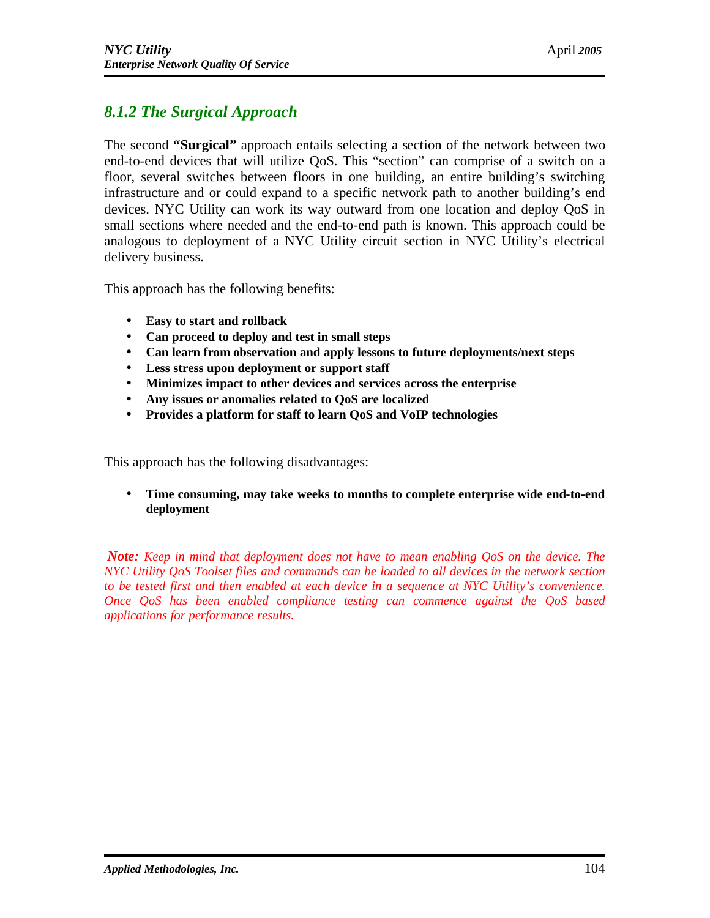### *8.1.2 The Surgical Approach*

The second **"Surgical"** approach entails selecting a section of the network between two end-to-end devices that will utilize QoS. This "section" can comprise of a switch on a floor, several switches between floors in one building, an entire building's switching infrastructure and or could expand to a specific network path to another building's end devices. NYC Utility can work its way outward from one location and deploy QoS in small sections where needed and the end-to-end path is known. This approach could be analogous to deployment of a NYC Utility circuit section in NYC Utility's electrical delivery business.

This approach has the following benefits:

- **Easy to start and rollback**
- **Can proceed to deploy and test in small steps**
- **Can learn from observation and apply lessons to future deployments/next steps**
- **Less stress upon deployment or support staff**
- **Minimizes impact to other devices and services across the enterprise**
- **Any issues or anomalies related to QoS are localized**
- **Provides a platform for staff to learn QoS and VoIP technologies**

This approach has the following disadvantages:

- **Time consuming, may take weeks to months to complete enterprise wide end-to-end deployment**

***Note:*** *Keep in mind that deployment does not have to mean enabling QoS on the device. The NYC Utility QoS Toolset files and commands can be loaded to all devices in the network section to be tested first and then enabled at each device in a sequence at NYC Utility's convenience. Once QoS has been enabled compliance testing can commence against the QoS based applications for performance results.*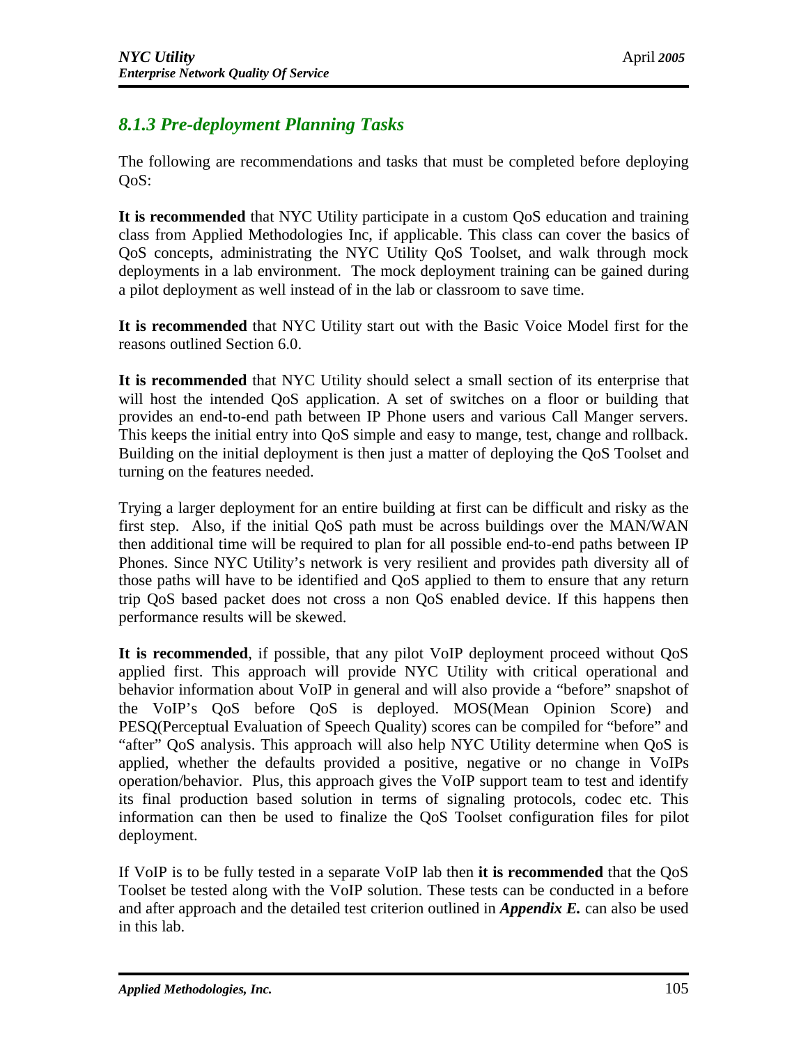### *8.1.3 Pre-deployment Planning Tasks*

The following are recommendations and tasks that must be completed before deploying QoS:

**It is recommended** that NYC Utility participate in a custom QoS education and training class from Applied Methodologies Inc, if applicable. This class can cover the basics of QoS concepts, administrating the NYC Utility QoS Toolset, and walk through mock deployments in a lab environment. The mock deployment training can be gained during a pilot deployment as well instead of in the lab or classroom to save time.

**It is recommended** that NYC Utility start out with the Basic Voice Model first for the reasons outlined Section 6.0.

**It is recommended** that NYC Utility should select a small section of its enterprise that will host the intended QoS application. A set of switches on a floor or building that provides an end-to-end path between IP Phone users and various Call Manger servers. This keeps the initial entry into QoS simple and easy to mange, test, change and rollback. Building on the initial deployment is then just a matter of deploying the QoS Toolset and turning on the features needed.

Trying a larger deployment for an entire building at first can be difficult and risky as the first step. Also, if the initial QoS path must be across buildings over the MAN/WAN then additional time will be required to plan for all possible end-to-end paths between IP Phones. Since NYC Utility's network is very resilient and provides path diversity all of those paths will have to be identified and QoS applied to them to ensure that any return trip QoS based packet does not cross a non QoS enabled device. If this happens then performance results will be skewed.

**It is recommended**, if possible, that any pilot VoIP deployment proceed without QoS applied first. This approach will provide NYC Utility with critical operational and behavior information about VoIP in general and will also provide a "before" snapshot of the VoIP's QoS before QoS is deployed. MOS(Mean Opinion Score) and PESQ(Perceptual Evaluation of Speech Quality) scores can be compiled for "before" and "after" QoS analysis. This approach will also help NYC Utility determine when QoS is applied, whether the defaults provided a positive, negative or no change in VoIPs operation/behavior. Plus, this approach gives the VoIP support team to test and identify its final production based solution in terms of signaling protocols, codec etc. This information can then be used to finalize the QoS Toolset configuration files for pilot deployment.

If VoIP is to be fully tested in a separate VoIP lab then **it is recommended** that the QoS Toolset be tested along with the VoIP solution. These tests can be conducted in a before and after approach and the detailed test criterion outlined in ***Appendix E.*** can also be used in this lab.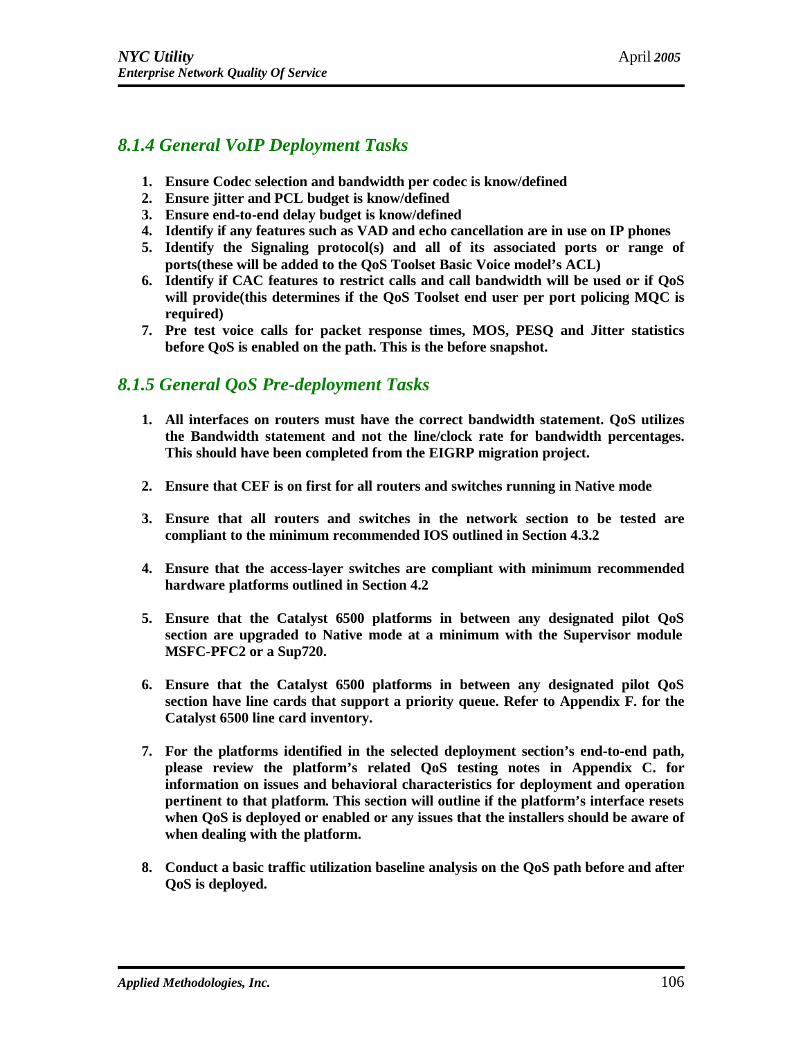### *8.1.4 General VoIP Deployment Tasks*

1. **Ensure Codec selection and bandwidth per codec is know/defined**
2. **Ensure jitter and PCL budget is know/defined**
3. **Ensure end-to-end delay budget is know/defined**
4. **Identify if any features such as VAD and echo cancellation are in use on IP phones**
5. **Identify the Signaling protocol(s) and all of its associated ports or range of ports(these will be added to the QoS Toolset Basic Voice model's ACL)**
6. **Identify if CAC features to restrict calls and call bandwidth will be used or if QoS will provide(this determines if the QoS Toolset end user per port policing MQC is required)**
7. **Pre test voice calls for packet response times, MOS, PESQ and Jitter statistics before QoS is enabled on the path. This is the before snapshot.**

### *8.1.5 General QoS Pre-deployment Tasks*

1. **All interfaces on routers must have the correct bandwidth statement. QoS utilizes the Bandwidth statement and not the line/clock rate for bandwidth percentages. This should have been completed from the EIGRP migration project.**

2. **Ensure that CEF is on first for all routers and switches running in Native mode**

3. **Ensure that all routers and switches in the network section to be tested are compliant to the minimum recommended IOS outlined in Section 4.3.2**

4. **Ensure that the access-layer switches are compliant with minimum recommended hardware platforms outlined in Section 4.2**

5. **Ensure that the Catalyst 6500 platforms in between any designated pilot QoS section are upgraded to Native mode at a minimum with the Supervisor module MSFC-PFC2 or a Sup720.**

6. **Ensure that the Catalyst 6500 platforms in between any designated pilot QoS section have line cards that support a priority queue. Refer to Appendix F. for the Catalyst 6500 line card inventory.**

7. **For the platforms identified in the selected deployment section's end-to-end path, please review the platform's related QoS testing notes in Appendix C. for information on issues and behavioral characteristics for deployment and operation pertinent to that platform. This section will outline if the platform's interface resets when QoS is deployed or enabled or any issues that the installers should be aware of when dealing with the platform.**

8. **Conduct a basic traffic utilization baseline analysis on the QoS path before and after QoS is deployed.**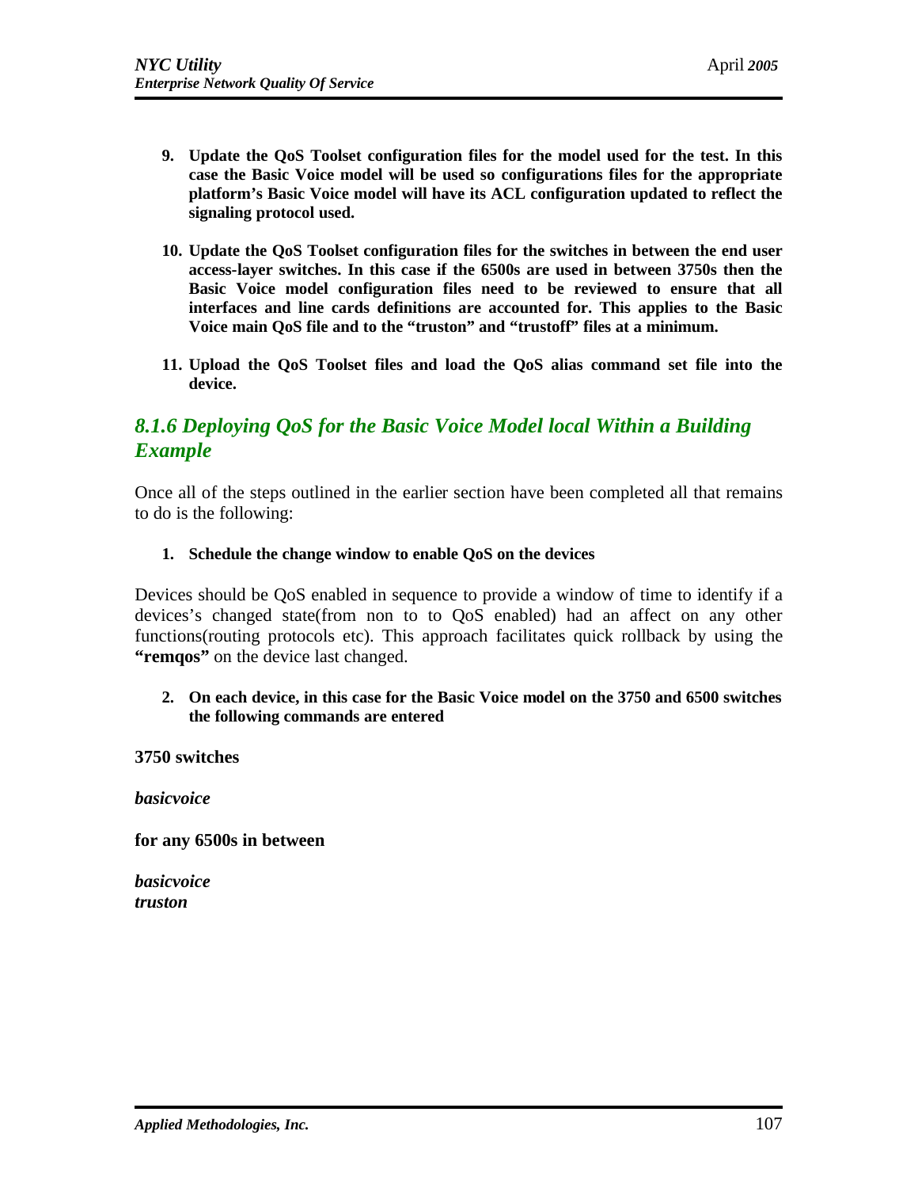9. **Update the QoS Toolset configuration files for the model used for the test. In this case the Basic Voice model will be used so configurations files for the appropriate platform's Basic Voice model will have its ACL configuration updated to reflect the signaling protocol used.**

10. **Update the QoS Toolset configuration files for the switches in between the end user access-layer switches. In this case if the 6500s are used in between 3750s then the Basic Voice model configuration files need to be reviewed to ensure that all interfaces and line cards definitions are accounted for. This applies to the Basic Voice main QoS file and to the "truston" and "trustoff" files at a minimum.**

11. **Upload the QoS Toolset files and load the QoS alias command set file into the device.**

## *8.1.6 Deploying QoS for the Basic Voice Model local Within a Building Example*

Once all of the steps outlined in the earlier section have been completed all that remains to do is the following:

1. **Schedule the change window to enable QoS on the devices**

Devices should be QoS enabled in sequence to provide a window of time to identify if a devices's changed state(from non to to QoS enabled) had an affect on any other functions(routing protocols etc). This approach facilitates quick rollback by using the **"remqos"** on the device last changed.

2. **On each device, in this case for the Basic Voice model on the 3750 and 6500 switches the following commands are entered**

**3750 switches**

***basicvoice***

**for any 6500s in between**

***basicvoice***
***truston***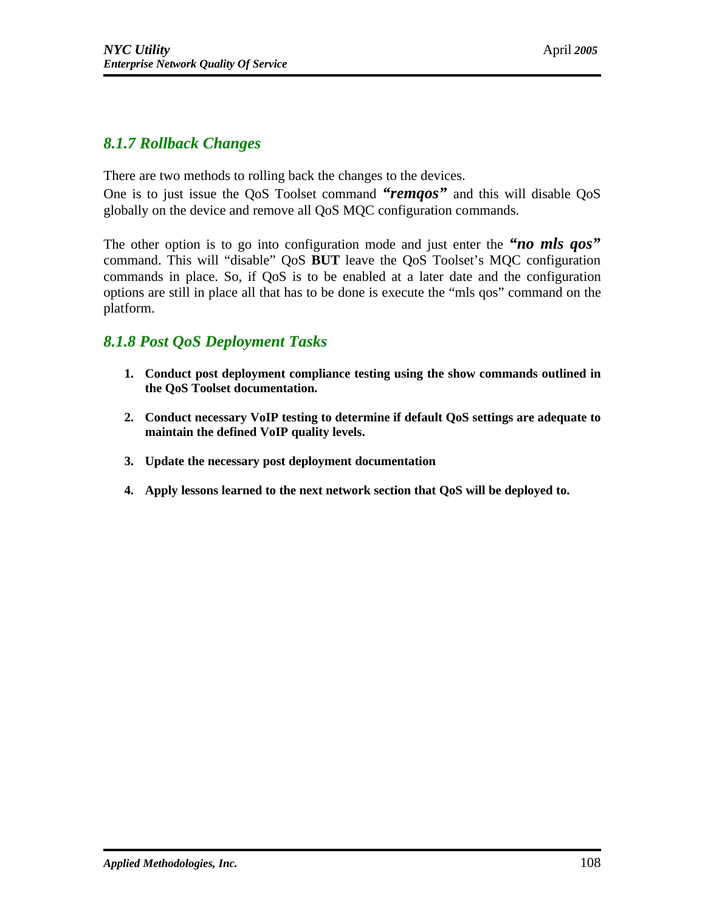### *8.1.7 Rollback Changes*

There are two methods to rolling back the changes to the devices.
One is to just issue the QoS Toolset command ***"remqos"*** and this will disable QoS globally on the device and remove all QoS MQC configuration commands.

The other option is to go into configuration mode and just enter the ***"no mls qos"*** command. This will "disable" QoS **BUT** leave the QoS Toolset's MQC configuration commands in place. So, if QoS is to be enabled at a later date and the configuration options are still in place all that has to be done is execute the "mls qos" command on the platform.

### *8.1.8 Post QoS Deployment Tasks*

1. **Conduct post deployment compliance testing using the show commands outlined in the QoS Toolset documentation.**

2. **Conduct necessary VoIP testing to determine if default QoS settings are adequate to maintain the defined VoIP quality levels.**

3. **Update the necessary post deployment documentation**

4. **Apply lessons learned to the next network section that QoS will be deployed to.**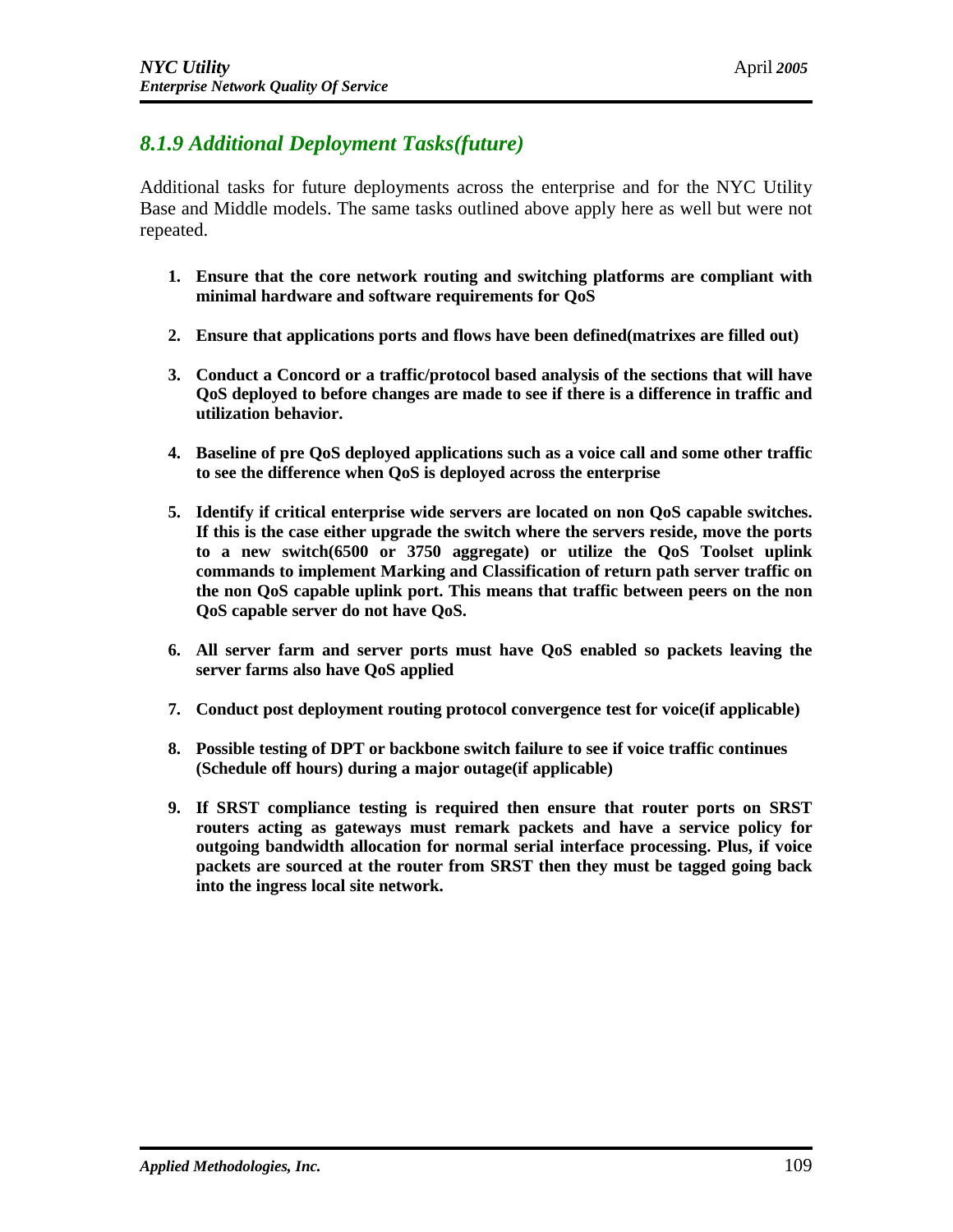### *8.1.9 Additional Deployment Tasks(future)*

Additional tasks for future deployments across the enterprise and for the NYC Utility Base and Middle models. The same tasks outlined above apply here as well but were not repeated.

1. **Ensure that the core network routing and switching platforms are compliant with minimal hardware and software requirements for QoS**

2. **Ensure that applications ports and flows have been defined(matrixes are filled out)**

3. **Conduct a Concord or a traffic/protocol based analysis of the sections that will have QoS deployed to before changes are made to see if there is a difference in traffic and utilization behavior.**

4. **Baseline of pre QoS deployed applications such as a voice call and some other traffic to see the difference when QoS is deployed across the enterprise**

5. **Identify if critical enterprise wide servers are located on non QoS capable switches. If this is the case either upgrade the switch where the servers reside, move the ports to a new switch(6500 or 3750 aggregate) or utilize the QoS Toolset uplink commands to implement Marking and Classification of return path server traffic on the non QoS capable uplink port. This means that traffic between peers on the non QoS capable server do not have QoS.**

6. **All server farm and server ports must have QoS enabled so packets leaving the server farms also have QoS applied**

7. **Conduct post deployment routing protocol convergence test for voice(if applicable)**

8. **Possible testing of DPT or backbone switch failure to see if voice traffic continues (Schedule off hours) during a major outage(if applicable)**

9. **If SRST compliance testing is required then ensure that router ports on SRST routers acting as gateways must remark packets and have a service policy for outgoing bandwidth allocation for normal serial interface processing. Plus, if voice packets are sourced at the router from SRST then they must be tagged going back into the ingress local site network.**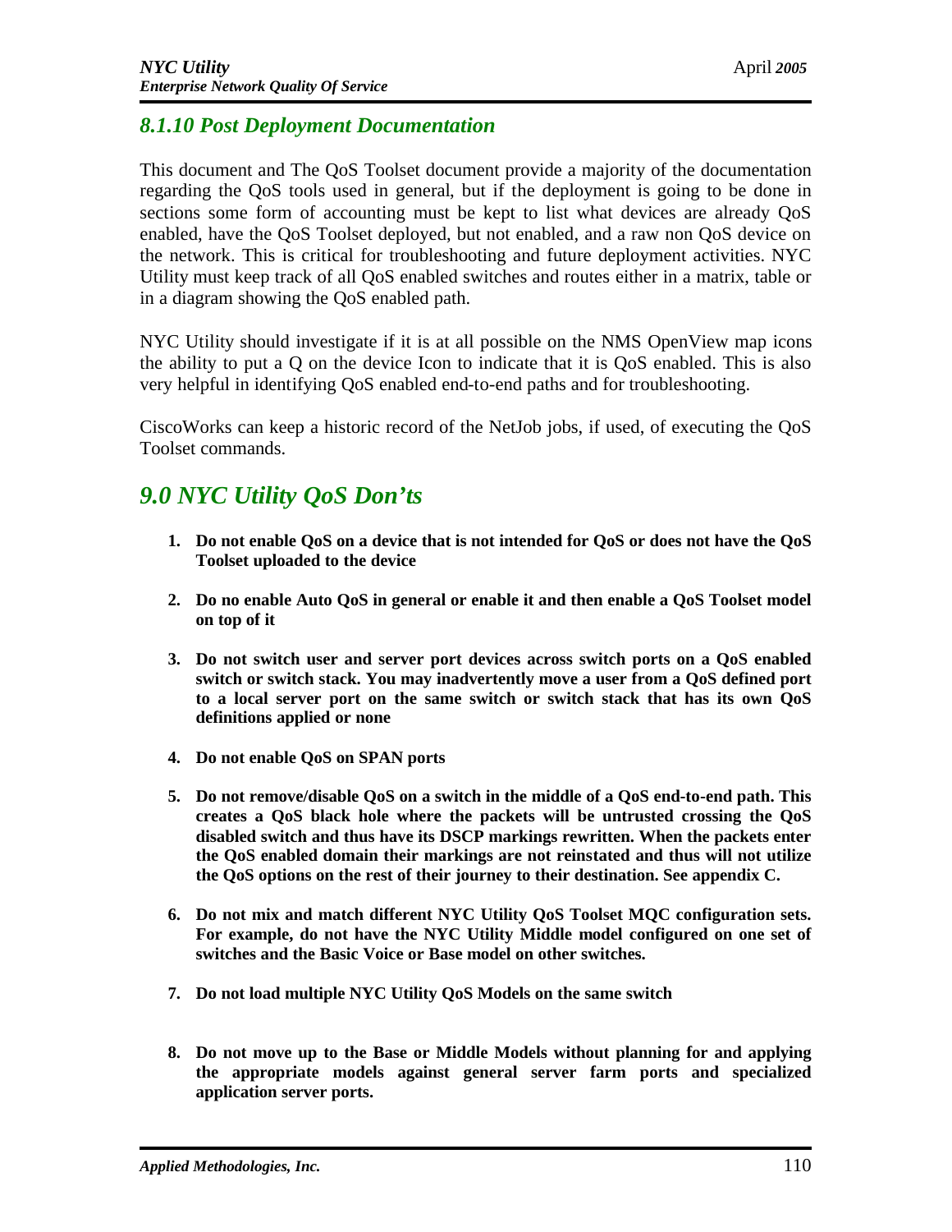### *8.1.10 Post Deployment Documentation*

This document and The QoS Toolset document provide a majority of the documentation regarding the QoS tools used in general, but if the deployment is going to be done in sections some form of accounting must be kept to list what devices are already QoS enabled, have the QoS Toolset deployed, but not enabled, and a raw non QoS device on the network. This is critical for troubleshooting and future deployment activities. NYC Utility must keep track of all QoS enabled switches and routes either in a matrix, table or in a diagram showing the QoS enabled path.

NYC Utility should investigate if it is at all possible on the NMS OpenView map icons the ability to put a Q on the device Icon to indicate that it is QoS enabled. This is also very helpful in identifying QoS enabled end-to-end paths and for troubleshooting.

CiscoWorks can keep a historic record of the NetJob jobs, if used, of executing the QoS Toolset commands.

## *9.0 NYC Utility QoS Don'ts*

1. **Do not enable QoS on a device that is not intended for QoS or does not have the QoS Toolset uploaded to the device**
2. **Do no enable Auto QoS in general or enable it and then enable a QoS Toolset model on top of it**
3. **Do not switch user and server port devices across switch ports on a QoS enabled switch or switch stack. You may inadvertently move a user from a QoS defined port to a local server port on the same switch or switch stack that has its own QoS definitions applied or none**
4. **Do not enable QoS on SPAN ports**
5. **Do not remove/disable QoS on a switch in the middle of a QoS end-to-end path. This creates a QoS black hole where the packets will be untrusted crossing the QoS disabled switch and thus have its DSCP markings rewritten. When the packets enter the QoS enabled domain their markings are not reinstated and thus will not utilize the QoS options on the rest of their journey to their destination. See appendix C.**
6. **Do not mix and match different NYC Utility QoS Toolset MQC configuration sets. For example, do not have the NYC Utility Middle model configured on one set of switches and the Basic Voice or Base model on other switches.**
7. **Do not load multiple NYC Utility QoS Models on the same switch**
8. **Do not move up to the Base or Middle Models without planning for and applying the appropriate models against general server farm ports and specialized application server ports.**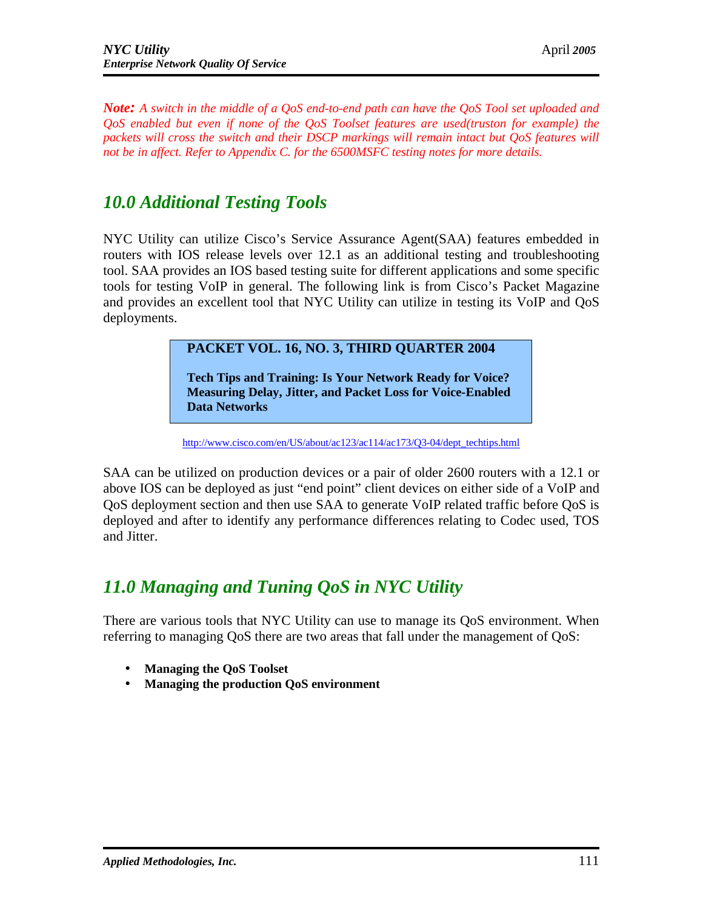***Note:*** *A switch in the middle of a QoS end-to-end path can have the QoS Tool set uploaded and QoS enabled but even if none of the QoS Toolset features are used(truston for example) the packets will cross the switch and their DSCP markings will remain intact but QoS features will not be in affect. Refer to Appendix C. for the 6500MSFC testing notes for more details.*

## 10.0 Additional Testing Tools

NYC Utility can utilize Cisco's Service Assurance Agent(SAA) features embedded in routers with IOS release levels over 12.1 as an additional testing and troubleshooting tool. SAA provides an IOS based testing suite for different applications and some specific tools for testing VoIP in general. The following link is from Cisco's Packet Magazine and provides an excellent tool that NYC Utility can utilize in testing its VoIP and QoS deployments.

**PACKET VOL. 16, NO. 3, THIRD QUARTER 2004**

**Tech Tips and Training: Is Your Network Ready for Voice? Measuring Delay, Jitter, and Packet Loss for Voice-Enabled Data Networks**

http://www.cisco.com/en/US/about/ac123/ac114/ac173/Q3-04/dept_techtips.html

SAA can be utilized on production devices or a pair of older 2600 routers with a 12.1 or above IOS can be deployed as just "end point" client devices on either side of a VoIP and QoS deployment section and then use SAA to generate VoIP related traffic before QoS is deployed and after to identify any performance differences relating to Codec used, TOS and Jitter.

## 11.0 Managing and Tuning QoS in NYC Utility

There are various tools that NYC Utility can use to manage its QoS environment. When referring to managing QoS there are two areas that fall under the management of QoS:

- **Managing the QoS Toolset**
- **Managing the production QoS environment**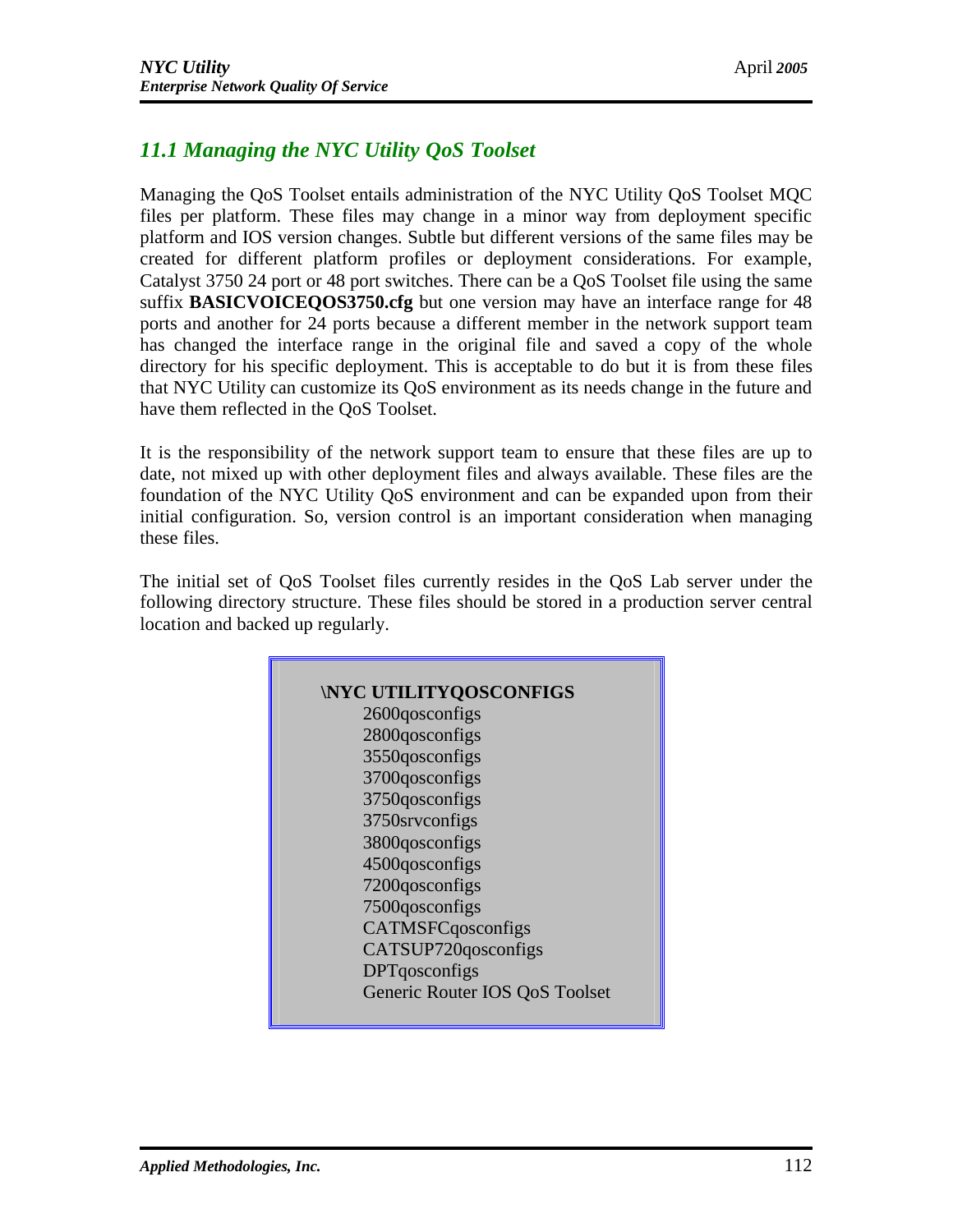## 11.1 Managing the NYC Utility QoS Toolset

Managing the QoS Toolset entails administration of the NYC Utility QoS Toolset MQC files per platform. These files may change in a minor way from deployment specific platform and IOS version changes. Subtle but different versions of the same files may be created for different platform profiles or deployment considerations. For example, Catalyst 3750 24 port or 48 port switches. There can be a QoS Toolset file using the same suffix **BASICVOICEQOS3750.cfg** but one version may have an interface range for 48 ports and another for 24 ports because a different member in the network support team has changed the interface range in the original file and saved a copy of the whole directory for his specific deployment. This is acceptable to do but it is from these files that NYC Utility can customize its QoS environment as its needs change in the future and have them reflected in the QoS Toolset.

It is the responsibility of the network support team to ensure that these files are up to date, not mixed up with other deployment files and always available. These files are the foundation of the NYC Utility QoS environment and can be expanded upon from their initial configuration. So, version control is an important consideration when managing these files.

The initial set of QoS Toolset files currently resides in the QoS Lab server under the following directory structure. These files should be stored in a production server central location and backed up regularly.

**\NYC UTILITYQOSCONFIGS**

- 2600qosconfigs
- 2800qosconfigs
- 3550qosconfigs
- 3700qosconfigs
- 3750qosconfigs
- 3750srvconfigs
- 3800qosconfigs
- 4500qosconfigs
- 7200qosconfigs
- 7500qosconfigs
- CATMSFCqosconfigs
- CATSUP720qosconfigs
- DPTqosconfigs
- Generic Router IOS QoS Toolset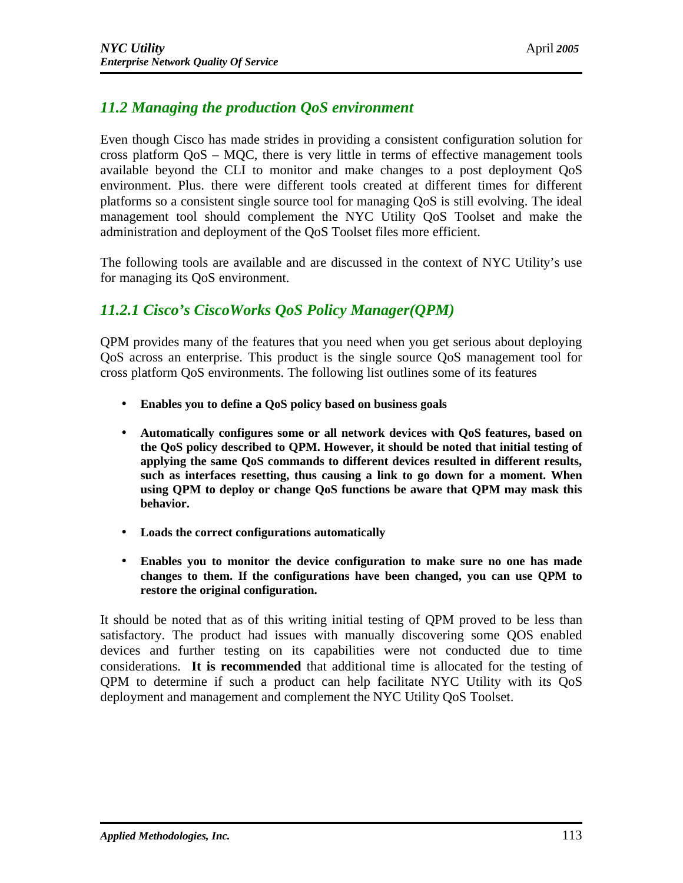## *11.2 Managing the production QoS environment*

Even though Cisco has made strides in providing a consistent configuration solution for cross platform QoS – MQC, there is very little in terms of effective management tools available beyond the CLI to monitor and make changes to a post deployment QoS environment. Plus. there were different tools created at different times for different platforms so a consistent single source tool for managing QoS is still evolving. The ideal management tool should complement the NYC Utility QoS Toolset and make the administration and deployment of the QoS Toolset files more efficient.

The following tools are available and are discussed in the context of NYC Utility's use for managing its QoS environment.

### *11.2.1 Cisco's CiscoWorks QoS Policy Manager(QPM)*

QPM provides many of the features that you need when you get serious about deploying QoS across an enterprise. This product is the single source QoS management tool for cross platform QoS environments. The following list outlines some of its features

- **Enables you to define a QoS policy based on business goals**
- **Automatically configures some or all network devices with QoS features, based on the QoS policy described to QPM. However, it should be noted that initial testing of applying the same QoS commands to different devices resulted in different results, such as interfaces resetting, thus causing a link to go down for a moment. When using QPM to deploy or change QoS functions be aware that QPM may mask this behavior.**
- **Loads the correct configurations automatically**
- **Enables you to monitor the device configuration to make sure no one has made changes to them. If the configurations have been changed, you can use QPM to restore the original configuration.**

It should be noted that as of this writing initial testing of QPM proved to be less than satisfactory. The product had issues with manually discovering some QOS enabled devices and further testing on its capabilities were not conducted due to time considerations. **It is recommended** that additional time is allocated for the testing of QPM to determine if such a product can help facilitate NYC Utility with its QoS deployment and management and complement the NYC Utility QoS Toolset.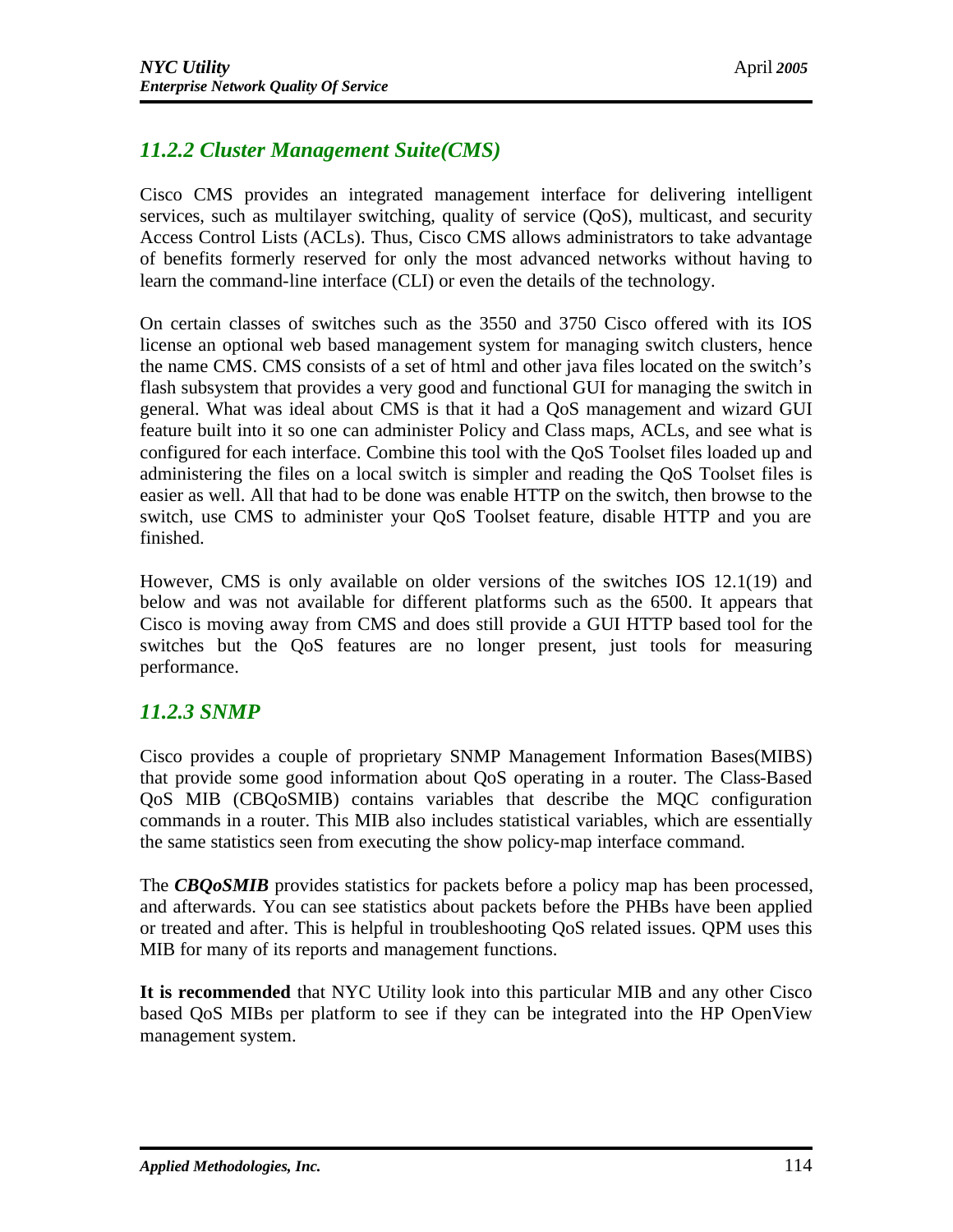### 11.2.2 Cluster Management Suite(CMS)

Cisco CMS provides an integrated management interface for delivering intelligent services, such as multilayer switching, quality of service (QoS), multicast, and security Access Control Lists (ACLs). Thus, Cisco CMS allows administrators to take advantage of benefits formerly reserved for only the most advanced networks without having to learn the command-line interface (CLI) or even the details of the technology.

On certain classes of switches such as the 3550 and 3750 Cisco offered with its IOS license an optional web based management system for managing switch clusters, hence the name CMS. CMS consists of a set of html and other java files located on the switch's flash subsystem that provides a very good and functional GUI for managing the switch in general. What was ideal about CMS is that it had a QoS management and wizard GUI feature built into it so one can administer Policy and Class maps, ACLs, and see what is configured for each interface. Combine this tool with the QoS Toolset files loaded up and administering the files on a local switch is simpler and reading the QoS Toolset files is easier as well. All that had to be done was enable HTTP on the switch, then browse to the switch, use CMS to administer your QoS Toolset feature, disable HTTP and you are finished.

However, CMS is only available on older versions of the switches IOS 12.1(19) and below and was not available for different platforms such as the 6500. It appears that Cisco is moving away from CMS and does still provide a GUI HTTP based tool for the switches but the QoS features are no longer present, just tools for measuring performance.

### 11.2.3 SNMP

Cisco provides a couple of proprietary SNMP Management Information Bases(MIBS) that provide some good information about QoS operating in a router. The Class-Based QoS MIB (CBQoSMIB) contains variables that describe the MQC configuration commands in a router. This MIB also includes statistical variables, which are essentially the same statistics seen from executing the show policy-map interface command.

The ***CBQoSMIB*** provides statistics for packets before a policy map has been processed, and afterwards. You can see statistics about packets before the PHBs have been applied or treated and after. This is helpful in troubleshooting QoS related issues. QPM uses this MIB for many of its reports and management functions.

**It is recommended** that NYC Utility look into this particular MIB and any other Cisco based QoS MIBs per platform to see if they can be integrated into the HP OpenView management system.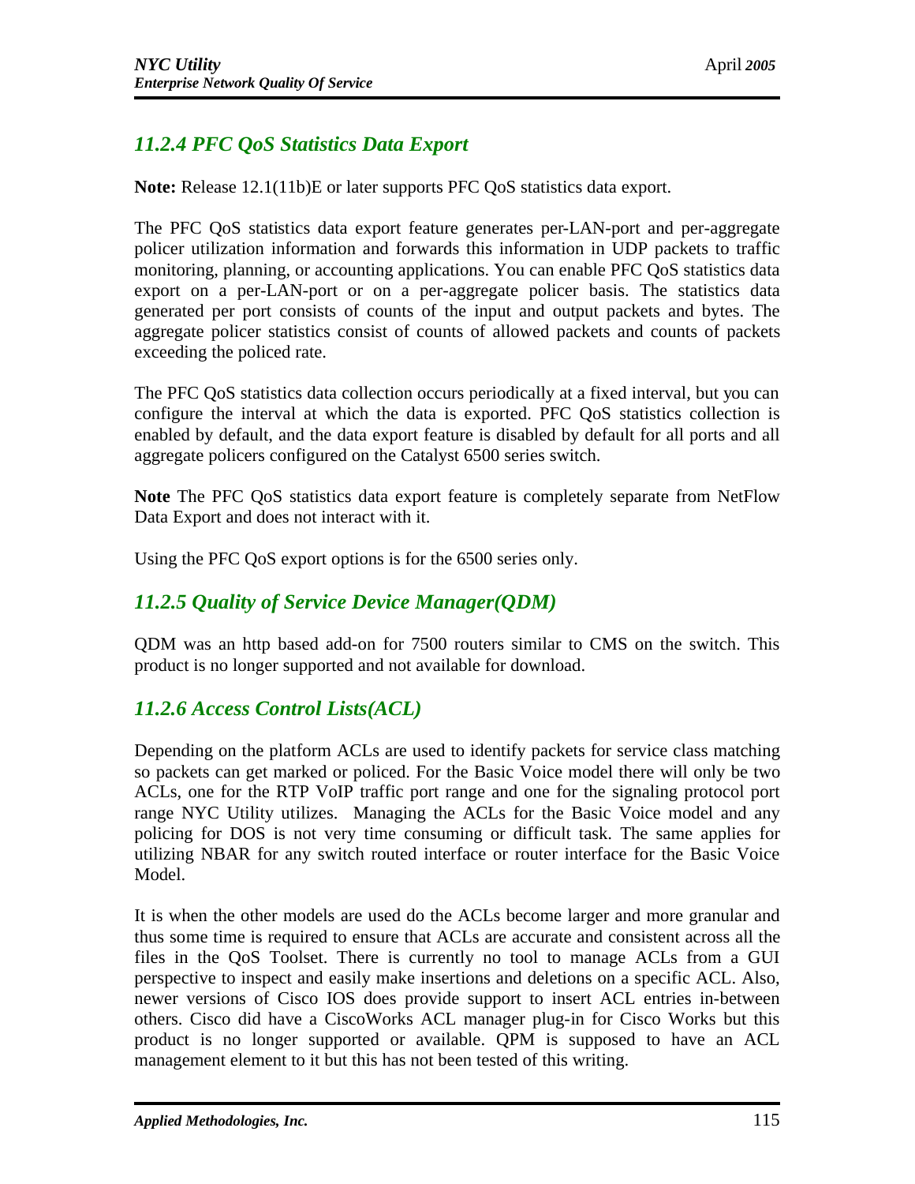### *11.2.4 PFC QoS Statistics Data Export*

**Note:** Release 12.1(11b)E or later supports PFC QoS statistics data export.

The PFC QoS statistics data export feature generates per-LAN-port and per-aggregate policer utilization information and forwards this information in UDP packets to traffic monitoring, planning, or accounting applications. You can enable PFC QoS statistics data export on a per-LAN-port or on a per-aggregate policer basis. The statistics data generated per port consists of counts of the input and output packets and bytes. The aggregate policer statistics consist of counts of allowed packets and counts of packets exceeding the policed rate.

The PFC QoS statistics data collection occurs periodically at a fixed interval, but you can configure the interval at which the data is exported. PFC QoS statistics collection is enabled by default, and the data export feature is disabled by default for all ports and all aggregate policers configured on the Catalyst 6500 series switch.

**Note** The PFC QoS statistics data export feature is completely separate from NetFlow Data Export and does not interact with it.

Using the PFC QoS export options is for the 6500 series only.

### *11.2.5 Quality of Service Device Manager(QDM)*

QDM was an http based add-on for 7500 routers similar to CMS on the switch. This product is no longer supported and not available for download.

### *11.2.6 Access Control Lists(ACL)*

Depending on the platform ACLs are used to identify packets for service class matching so packets can get marked or policed. For the Basic Voice model there will only be two ACLs, one for the RTP VoIP traffic port range and one for the signaling protocol port range NYC Utility utilizes. Managing the ACLs for the Basic Voice model and any policing for DOS is not very time consuming or difficult task. The same applies for utilizing NBAR for any switch routed interface or router interface for the Basic Voice Model.

It is when the other models are used do the ACLs become larger and more granular and thus some time is required to ensure that ACLs are accurate and consistent across all the files in the QoS Toolset. There is currently no tool to manage ACLs from a GUI perspective to inspect and easily make insertions and deletions on a specific ACL. Also, newer versions of Cisco IOS does provide support to insert ACL entries in-between others. Cisco did have a CiscoWorks ACL manager plug-in for Cisco Works but this product is no longer supported or available. QPM is supposed to have an ACL management element to it but this has not been tested of this writing.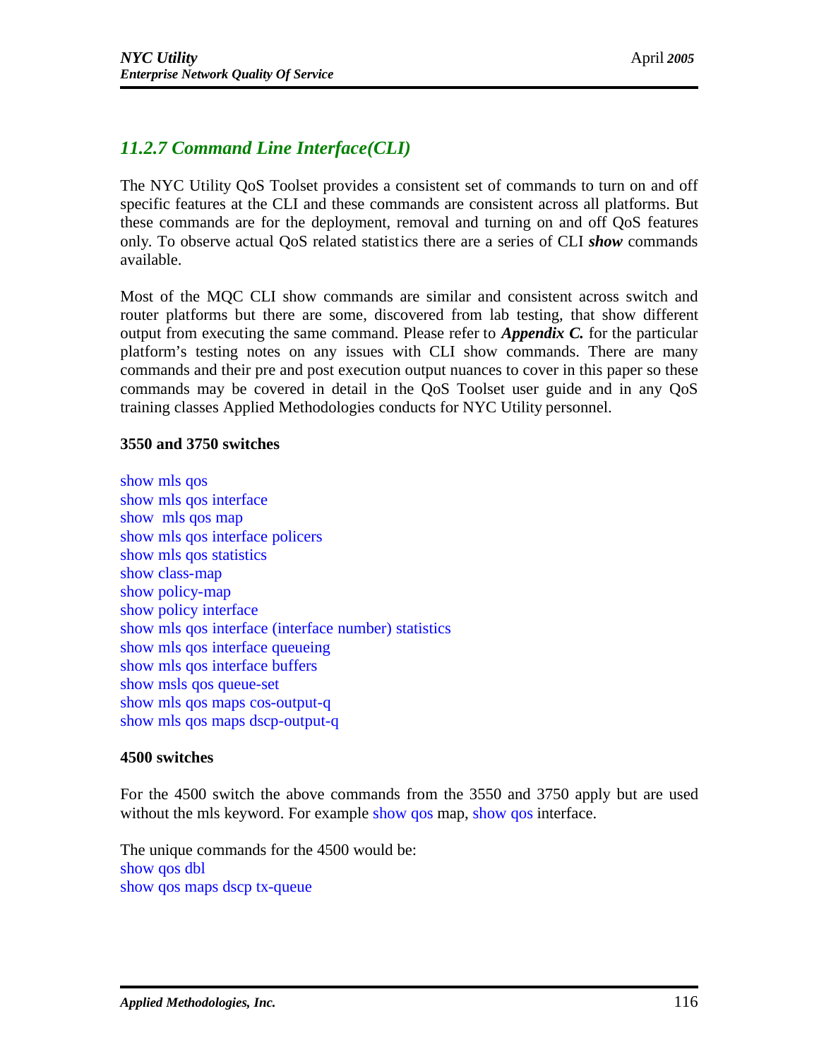### *11.2.7 Command Line Interface(CLI)*

The NYC Utility QoS Toolset provides a consistent set of commands to turn on and off specific features at the CLI and these commands are consistent across all platforms. But these commands are for the deployment, removal and turning on and off QoS features only. To observe actual QoS related statistics there are a series of CLI ***show*** commands available.

Most of the MQC CLI show commands are similar and consistent across switch and router platforms but there are some, discovered from lab testing, that show different output from executing the same command. Please refer to ***Appendix C.*** for the particular platform's testing notes on any issues with CLI show commands. There are many commands and their pre and post execution output nuances to cover in this paper so these commands may be covered in detail in the QoS Toolset user guide and in any QoS training classes Applied Methodologies conducts for NYC Utility personnel.

**3550 and 3750 switches**

show mls qos
show mls qos interface
show  mls qos map
show mls qos interface policers
show mls qos statistics
show class-map
show policy-map
show policy interface
show mls qos interface (interface number) statistics
show mls qos interface queueing
show mls qos interface buffers
show msls qos queue-set
show mls qos maps cos-output-q
show mls qos maps dscp-output-q

**4500 switches**

For the 4500 switch the above commands from the 3550 and 3750 apply but are used without the mls keyword. For example show qos map, show qos interface.

The unique commands for the 4500 would be:
show qos dbl
show qos maps dscp tx-queue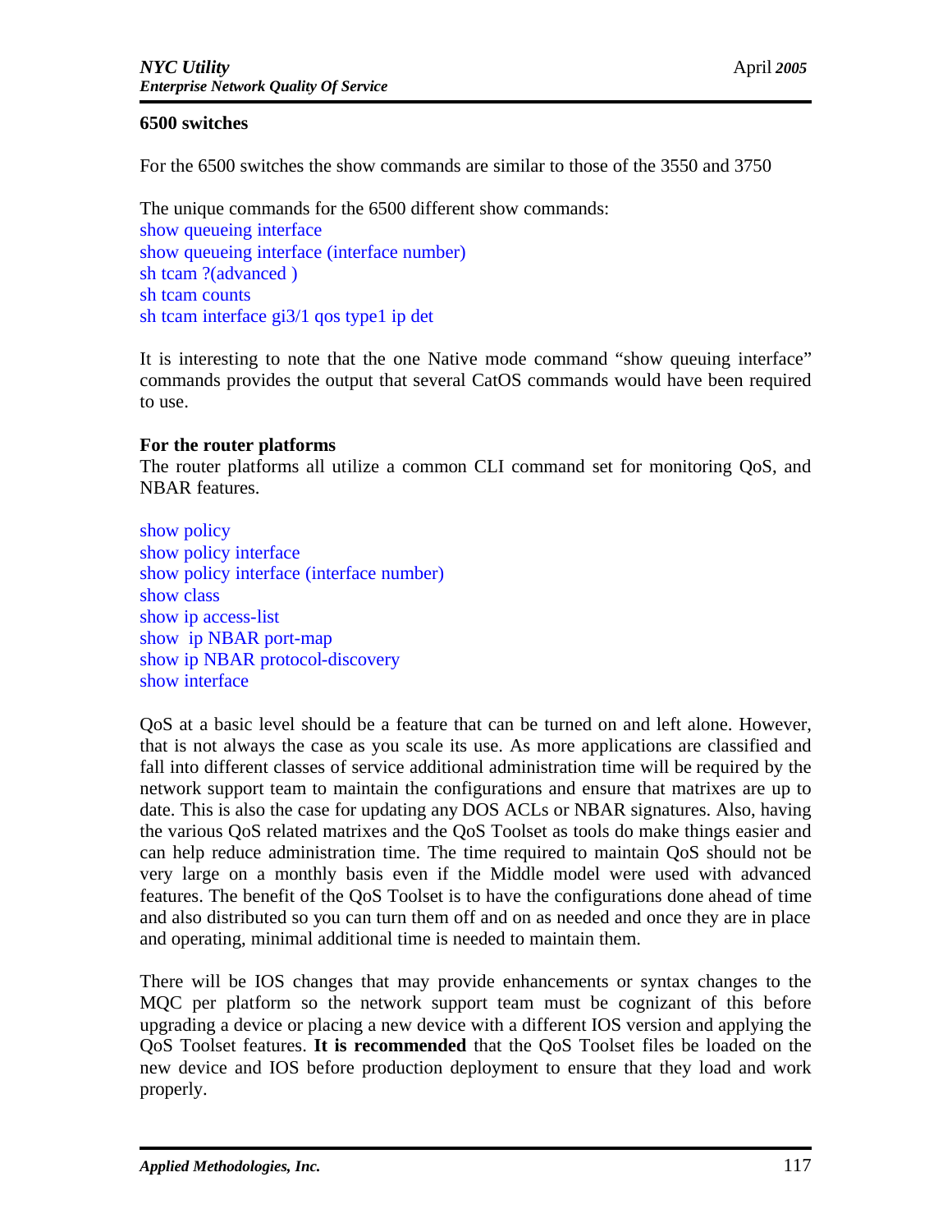**6500 switches**

For the 6500 switches the show commands are similar to those of the 3550 and 3750

The unique commands for the 6500 different show commands:
show queueing interface
show queueing interface (interface number)
sh tcam ?(advanced )
sh tcam counts
sh tcam interface gi3/1 qos type1 ip det

It is interesting to note that the one Native mode command "show queuing interface" commands provides the output that several CatOS commands would have been required to use.

**For the router platforms**
The router platforms all utilize a common CLI command set for monitoring QoS, and NBAR features.

show policy
show policy interface
show policy interface (interface number)
show class
show ip access-list
show  ip NBAR port-map
show ip NBAR protocol-discovery
show interface

QoS at a basic level should be a feature that can be turned on and left alone. However, that is not always the case as you scale its use. As more applications are classified and fall into different classes of service additional administration time will be required by the network support team to maintain the configurations and ensure that matrixes are up to date. This is also the case for updating any DOS ACLs or NBAR signatures. Also, having the various QoS related matrixes and the QoS Toolset as tools do make things easier and can help reduce administration time. The time required to maintain QoS should not be very large on a monthly basis even if the Middle model were used with advanced features. The benefit of the QoS Toolset is to have the configurations done ahead of time and also distributed so you can turn them off and on as needed and once they are in place and operating, minimal additional time is needed to maintain them.

There will be IOS changes that may provide enhancements or syntax changes to the MQC per platform so the network support team must be cognizant of this before upgrading a device or placing a new device with a different IOS version and applying the QoS Toolset features. **It is recommended** that the QoS Toolset files be loaded on the new device and IOS before production deployment to ensure that they load and work properly.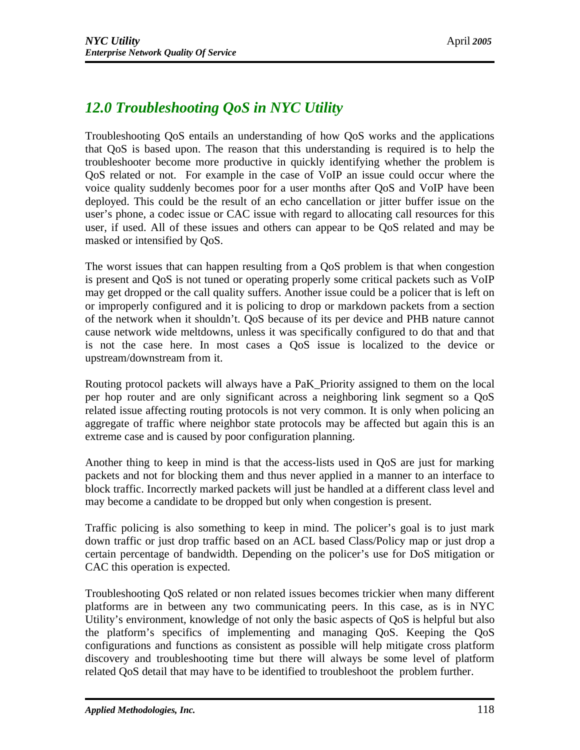## 12.0 Troubleshooting QoS in NYC Utility

Troubleshooting QoS entails an understanding of how QoS works and the applications that QoS is based upon. The reason that this understanding is required is to help the troubleshooter become more productive in quickly identifying whether the problem is QoS related or not. For example in the case of VoIP an issue could occur where the voice quality suddenly becomes poor for a user months after QoS and VoIP have been deployed. This could be the result of an echo cancellation or jitter buffer issue on the user's phone, a codec issue or CAC issue with regard to allocating call resources for this user, if used. All of these issues and others can appear to be QoS related and may be masked or intensified by QoS.

The worst issues that can happen resulting from a QoS problem is that when congestion is present and QoS is not tuned or operating properly some critical packets such as VoIP may get dropped or the call quality suffers. Another issue could be a policer that is left on or improperly configured and it is policing to drop or markdown packets from a section of the network when it shouldn't. QoS because of its per device and PHB nature cannot cause network wide meltdowns, unless it was specifically configured to do that and that is not the case here. In most cases a QoS issue is localized to the device or upstream/downstream from it.

Routing protocol packets will always have a PaK_Priority assigned to them on the local per hop router and are only significant across a neighboring link segment so a QoS related issue affecting routing protocols is not very common. It is only when policing an aggregate of traffic where neighbor state protocols may be affected but again this is an extreme case and is caused by poor configuration planning.

Another thing to keep in mind is that the access-lists used in QoS are just for marking packets and not for blocking them and thus never applied in a manner to an interface to block traffic. Incorrectly marked packets will just be handled at a different class level and may become a candidate to be dropped but only when congestion is present.

Traffic policing is also something to keep in mind. The policer's goal is to just mark down traffic or just drop traffic based on an ACL based Class/Policy map or just drop a certain percentage of bandwidth. Depending on the policer's use for DoS mitigation or CAC this operation is expected.

Troubleshooting QoS related or non related issues becomes trickier when many different platforms are in between any two communicating peers. In this case, as is in NYC Utility's environment, knowledge of not only the basic aspects of QoS is helpful but also the platform's specifics of implementing and managing QoS. Keeping the QoS configurations and functions as consistent as possible will help mitigate cross platform discovery and troubleshooting time but there will always be some level of platform related QoS detail that may have to be identified to troubleshoot the problem further.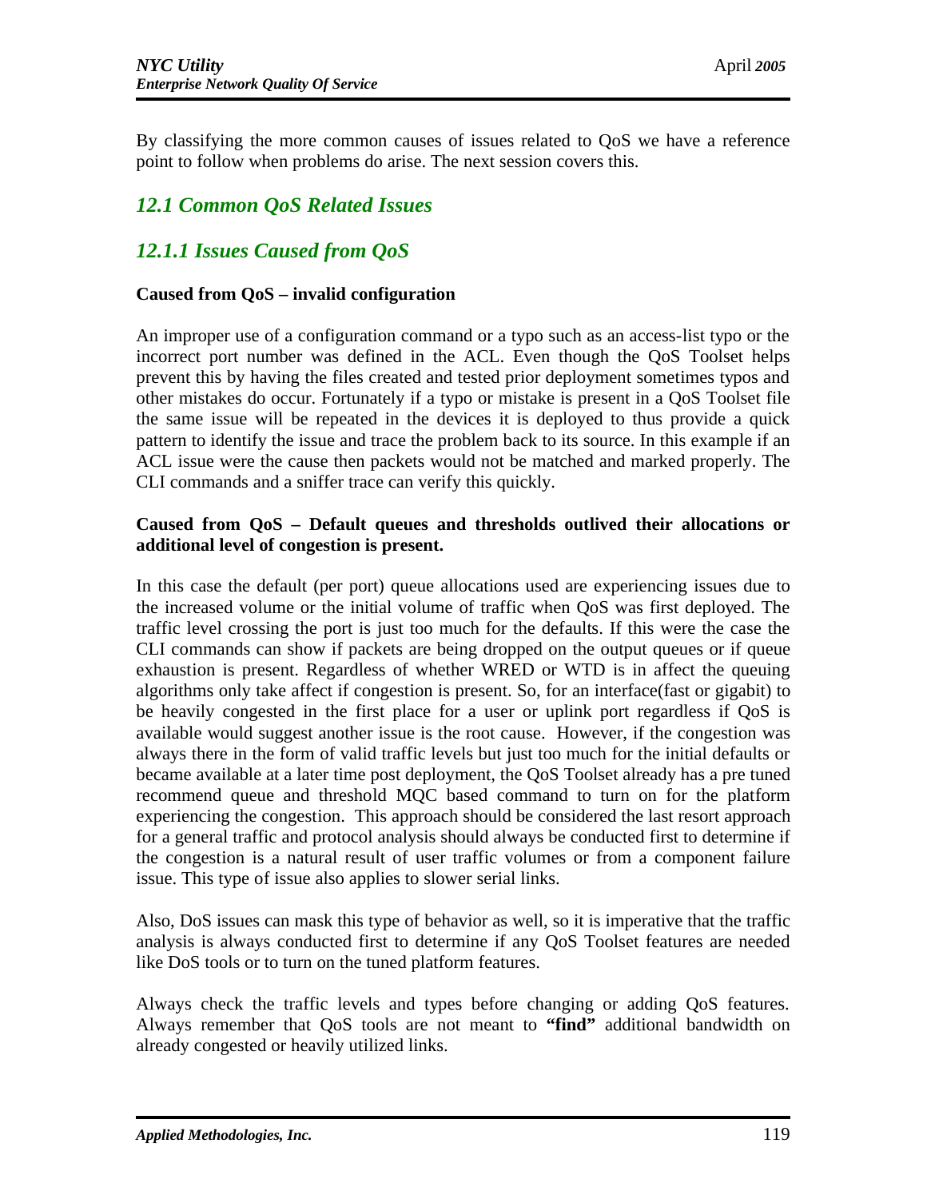By classifying the more common causes of issues related to QoS we have a reference point to follow when problems do arise. The next session covers this.

## *12.1 Common QoS Related Issues*

### *12.1.1 Issues Caused from QoS*

**Caused from QoS – invalid configuration**

An improper use of a configuration command or a typo such as an access-list typo or the incorrect port number was defined in the ACL. Even though the QoS Toolset helps prevent this by having the files created and tested prior deployment sometimes typos and other mistakes do occur. Fortunately if a typo or mistake is present in a QoS Toolset file the same issue will be repeated in the devices it is deployed to thus provide a quick pattern to identify the issue and trace the problem back to its source. In this example if an ACL issue were the cause then packets would not be matched and marked properly. The CLI commands and a sniffer trace can verify this quickly.

**Caused from QoS – Default queues and thresholds outlived their allocations or additional level of congestion is present.**

In this case the default (per port) queue allocations used are experiencing issues due to the increased volume or the initial volume of traffic when QoS was first deployed. The traffic level crossing the port is just too much for the defaults. If this were the case the CLI commands can show if packets are being dropped on the output queues or if queue exhaustion is present. Regardless of whether WRED or WTD is in affect the queuing algorithms only take affect if congestion is present. So, for an interface(fast or gigabit) to be heavily congested in the first place for a user or uplink port regardless if QoS is available would suggest another issue is the root cause. However, if the congestion was always there in the form of valid traffic levels but just too much for the initial defaults or became available at a later time post deployment, the QoS Toolset already has a pre tuned recommend queue and threshold MQC based command to turn on for the platform experiencing the congestion. This approach should be considered the last resort approach for a general traffic and protocol analysis should always be conducted first to determine if the congestion is a natural result of user traffic volumes or from a component failure issue. This type of issue also applies to slower serial links.

Also, DoS issues can mask this type of behavior as well, so it is imperative that the traffic analysis is always conducted first to determine if any QoS Toolset features are needed like DoS tools or to turn on the tuned platform features.

Always check the traffic levels and types before changing or adding QoS features. Always remember that QoS tools are not meant to **"find"** additional bandwidth on already congested or heavily utilized links.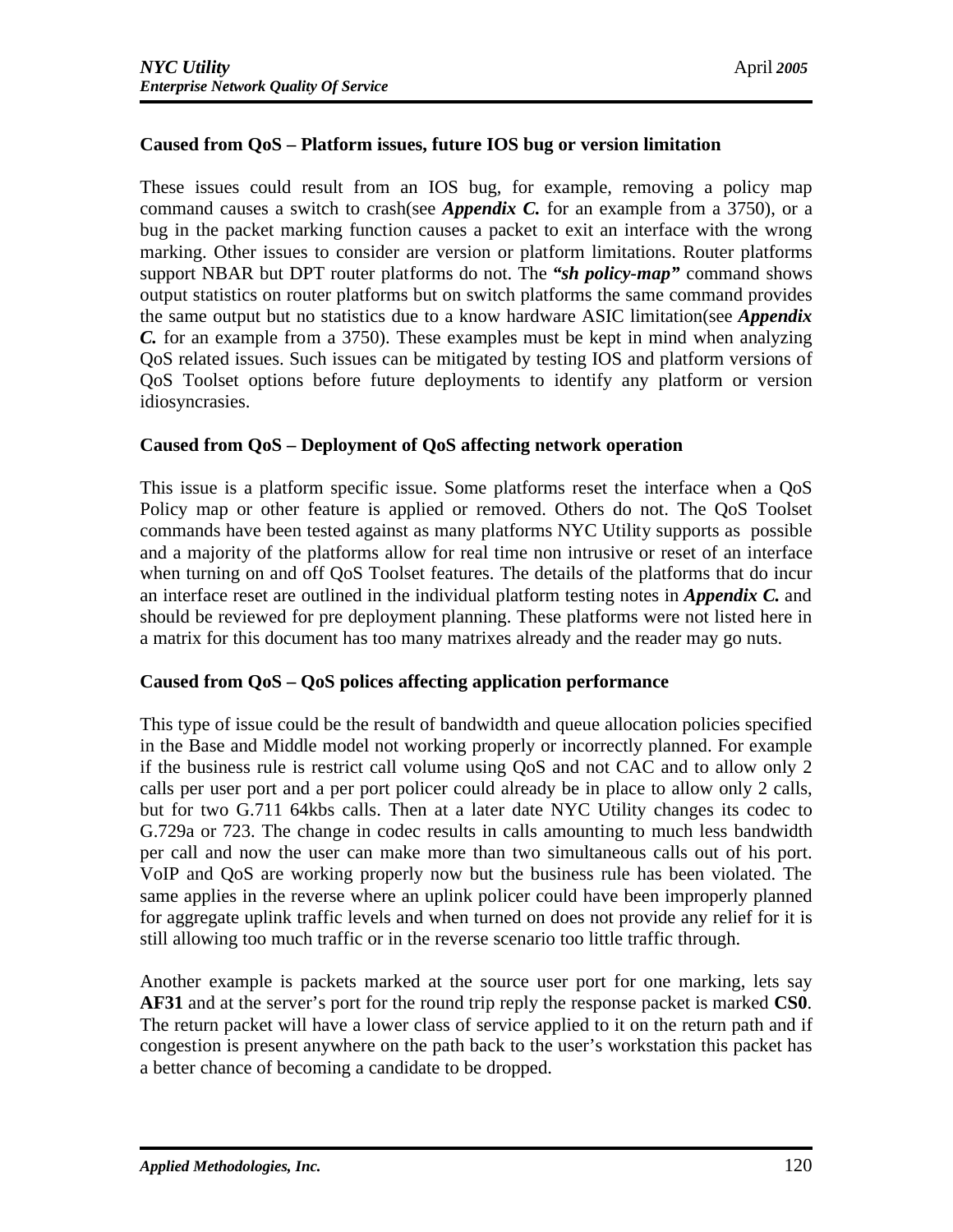**Caused from QoS – Platform issues, future IOS bug or version limitation**

These issues could result from an IOS bug, for example, removing a policy map command causes a switch to crash(see ***Appendix C.*** for an example from a 3750), or a bug in the packet marking function causes a packet to exit an interface with the wrong marking. Other issues to consider are version or platform limitations. Router platforms support NBAR but DPT router platforms do not. The ***"sh policy-map"*** command shows output statistics on router platforms but on switch platforms the same command provides the same output but no statistics due to a know hardware ASIC limitation(see ***Appendix C.*** for an example from a 3750). These examples must be kept in mind when analyzing QoS related issues. Such issues can be mitigated by testing IOS and platform versions of QoS Toolset options before future deployments to identify any platform or version idiosyncrasies.

**Caused from QoS – Deployment of QoS affecting network operation**

This issue is a platform specific issue. Some platforms reset the interface when a QoS Policy map or other feature is applied or removed. Others do not. The QoS Toolset commands have been tested against as many platforms NYC Utility supports as possible and a majority of the platforms allow for real time non intrusive or reset of an interface when turning on and off QoS Toolset features. The details of the platforms that do incur an interface reset are outlined in the individual platform testing notes in ***Appendix C.*** and should be reviewed for pre deployment planning. These platforms were not listed here in a matrix for this document has too many matrixes already and the reader may go nuts.

**Caused from QoS – QoS polices affecting application performance**

This type of issue could be the result of bandwidth and queue allocation policies specified in the Base and Middle model not working properly or incorrectly planned. For example if the business rule is restrict call volume using QoS and not CAC and to allow only 2 calls per user port and a per port policer could already be in place to allow only 2 calls, but for two G.711 64kbs calls. Then at a later date NYC Utility changes its codec to G.729a or 723. The change in codec results in calls amounting to much less bandwidth per call and now the user can make more than two simultaneous calls out of his port. VoIP and QoS are working properly now but the business rule has been violated. The same applies in the reverse where an uplink policer could have been improperly planned for aggregate uplink traffic levels and when turned on does not provide any relief for it is still allowing too much traffic or in the reverse scenario too little traffic through.

Another example is packets marked at the source user port for one marking, lets say **AF31** and at the server's port for the round trip reply the response packet is marked **CS0**. The return packet will have a lower class of service applied to it on the return path and if congestion is present anywhere on the path back to the user's workstation this packet has a better chance of becoming a candidate to be dropped.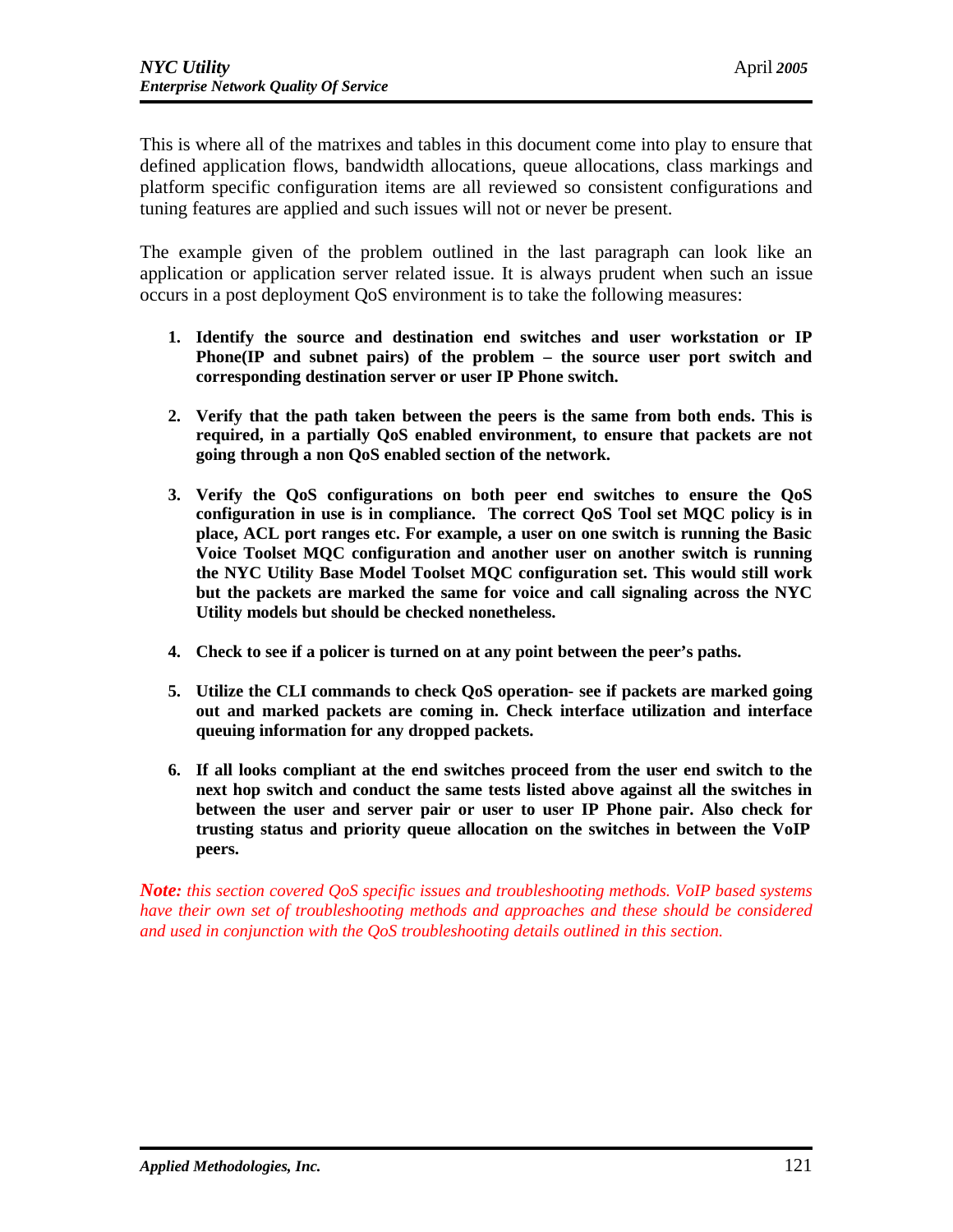This is where all of the matrixes and tables in this document come into play to ensure that defined application flows, bandwidth allocations, queue allocations, class markings and platform specific configuration items are all reviewed so consistent configurations and tuning features are applied and such issues will not or never be present.

The example given of the problem outlined in the last paragraph can look like an application or application server related issue. It is always prudent when such an issue occurs in a post deployment QoS environment is to take the following measures:

1. **Identify the source and destination end switches and user workstation or IP Phone(IP and subnet pairs) of the problem – the source user port switch and corresponding destination server or user IP Phone switch.**

2. **Verify that the path taken between the peers is the same from both ends. This is required, in a partially QoS enabled environment, to ensure that packets are not going through a non QoS enabled section of the network.**

3. **Verify the QoS configurations on both peer end switches to ensure the QoS configuration in use is in compliance. The correct QoS Tool set MQC policy is in place, ACL port ranges etc. For example, a user on one switch is running the Basic Voice Toolset MQC configuration and another user on another switch is running the NYC Utility Base Model Toolset MQC configuration set. This would still work but the packets are marked the same for voice and call signaling across the NYC Utility models but should be checked nonetheless.**

4. **Check to see if a policer is turned on at any point between the peer's paths.**

5. **Utilize the CLI commands to check QoS operation- see if packets are marked going out and marked packets are coming in. Check interface utilization and interface queuing information for any dropped packets.**

6. **If all looks compliant at the end switches proceed from the user end switch to the next hop switch and conduct the same tests listed above against all the switches in between the user and server pair or user to user IP Phone pair. Also check for trusting status and priority queue allocation on the switches in between the VoIP peers.**

***Note:*** *this section covered QoS specific issues and troubleshooting methods. VoIP based systems have their own set of troubleshooting methods and approaches and these should be considered and used in conjunction with the QoS troubleshooting details outlined in this section.*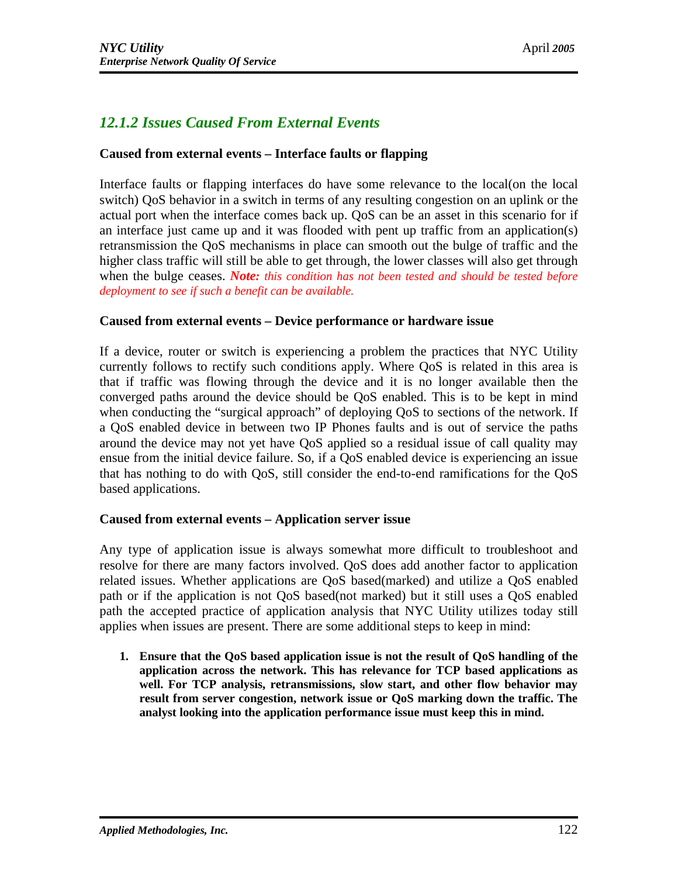## *12.1.2 Issues Caused From External Events*

**Caused from external events – Interface faults or flapping**

Interface faults or flapping interfaces do have some relevance to the local(on the local switch) QoS behavior in a switch in terms of any resulting congestion on an uplink or the actual port when the interface comes back up. QoS can be an asset in this scenario for if an interface just came up and it was flooded with pent up traffic from an application(s) retransmission the QoS mechanisms in place can smooth out the bulge of traffic and the higher class traffic will still be able to get through, the lower classes will also get through when the bulge ceases. ***Note:*** *this condition has not been tested and should be tested before deployment to see if such a benefit can be available.*

**Caused from external events – Device performance or hardware issue**

If a device, router or switch is experiencing a problem the practices that NYC Utility currently follows to rectify such conditions apply. Where QoS is related in this area is that if traffic was flowing through the device and it is no longer available then the converged paths around the device should be QoS enabled. This is to be kept in mind when conducting the "surgical approach" of deploying QoS to sections of the network. If a QoS enabled device in between two IP Phones faults and is out of service the paths around the device may not yet have QoS applied so a residual issue of call quality may ensue from the initial device failure. So, if a QoS enabled device is experiencing an issue that has nothing to do with QoS, still consider the end-to-end ramifications for the QoS based applications.

**Caused from external events – Application server issue**

Any type of application issue is always somewhat more difficult to troubleshoot and resolve for there are many factors involved. QoS does add another factor to application related issues. Whether applications are QoS based(marked) and utilize a QoS enabled path or if the application is not QoS based(not marked) but it still uses a QoS enabled path the accepted practice of application analysis that NYC Utility utilizes today still applies when issues are present. There are some additional steps to keep in mind:

1. **Ensure that the QoS based application issue is not the result of QoS handling of the application across the network. This has relevance for TCP based applications as well. For TCP analysis, retransmissions, slow start, and other flow behavior may result from server congestion, network issue or QoS marking down the traffic. The analyst looking into the application performance issue must keep this in mind.**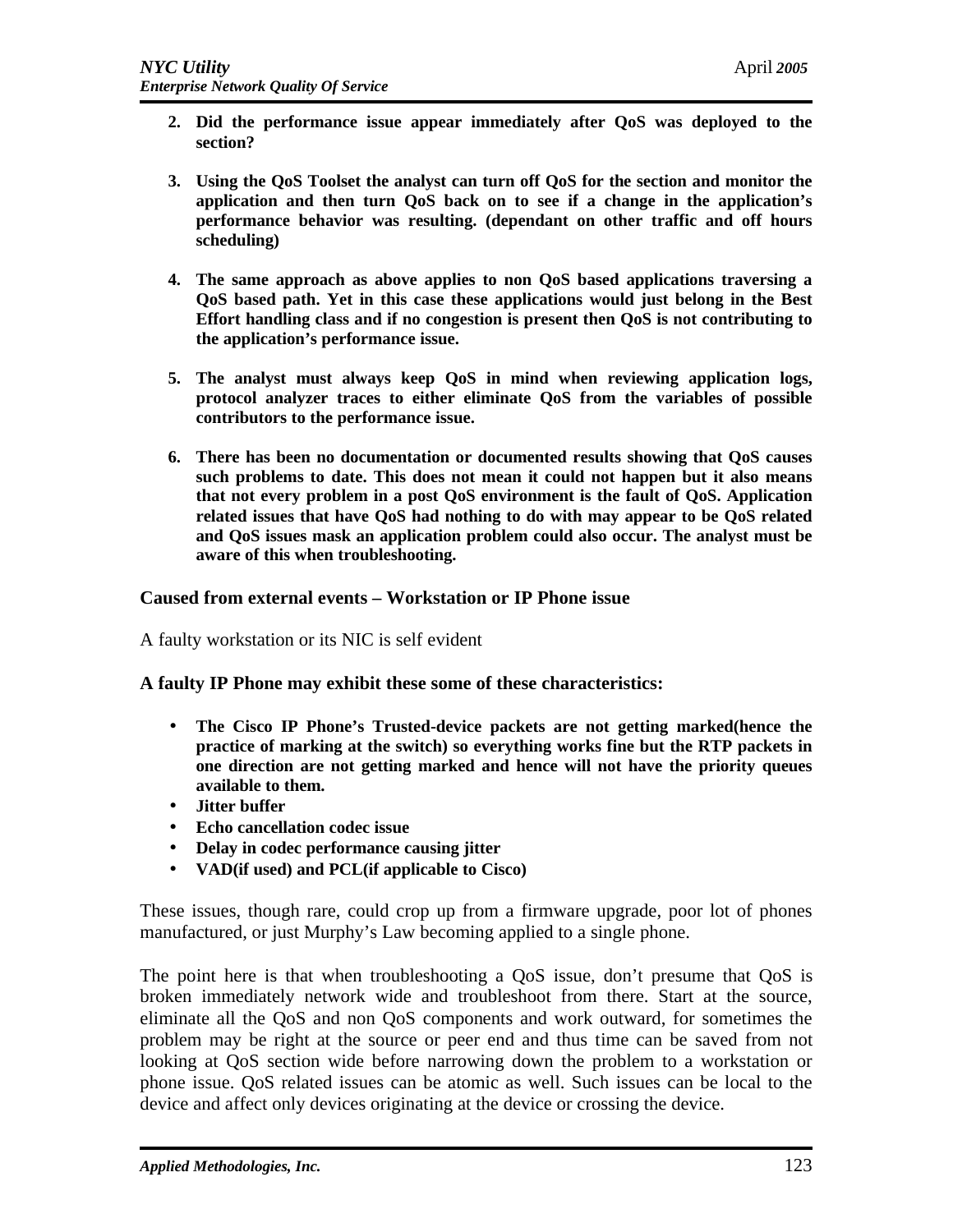2. **Did the performance issue appear immediately after QoS was deployed to the section?**

3. **Using the QoS Toolset the analyst can turn off QoS for the section and monitor the application and then turn QoS back on to see if a change in the application's performance behavior was resulting. (dependant on other traffic and off hours scheduling)**

4. **The same approach as above applies to non QoS based applications traversing a QoS based path. Yet in this case these applications would just belong in the Best Effort handling class and if no congestion is present then QoS is not contributing to the application's performance issue.**

5. **The analyst must always keep QoS in mind when reviewing application logs, protocol analyzer traces to either eliminate QoS from the variables of possible contributors to the performance issue.**

6. **There has been no documentation or documented results showing that QoS causes such problems to date. This does not mean it could not happen but it also means that not every problem in a post QoS environment is the fault of QoS. Application related issues that have QoS had nothing to do with may appear to be QoS related and QoS issues mask an application problem could also occur. The analyst must be aware of this when troubleshooting.**

### Caused from external events – Workstation or IP Phone issue

A faulty workstation or its NIC is self evident

**A faulty IP Phone may exhibit these some of these characteristics:**

- **The Cisco IP Phone's Trusted-device packets are not getting marked(hence the practice of marking at the switch) so everything works fine but the RTP packets in one direction are not getting marked and hence will not have the priority queues available to them.**
- **Jitter buffer**
- **Echo cancellation codec issue**
- **Delay in codec performance causing jitter**
- **VAD(if used) and PCL(if applicable to Cisco)**

These issues, though rare, could crop up from a firmware upgrade, poor lot of phones manufactured, or just Murphy's Law becoming applied to a single phone.

The point here is that when troubleshooting a QoS issue, don't presume that QoS is broken immediately network wide and troubleshoot from there. Start at the source, eliminate all the QoS and non QoS components and work outward, for sometimes the problem may be right at the source or peer end and thus time can be saved from not looking at QoS section wide before narrowing down the problem to a workstation or phone issue. QoS related issues can be atomic as well. Such issues can be local to the device and affect only devices originating at the device or crossing the device.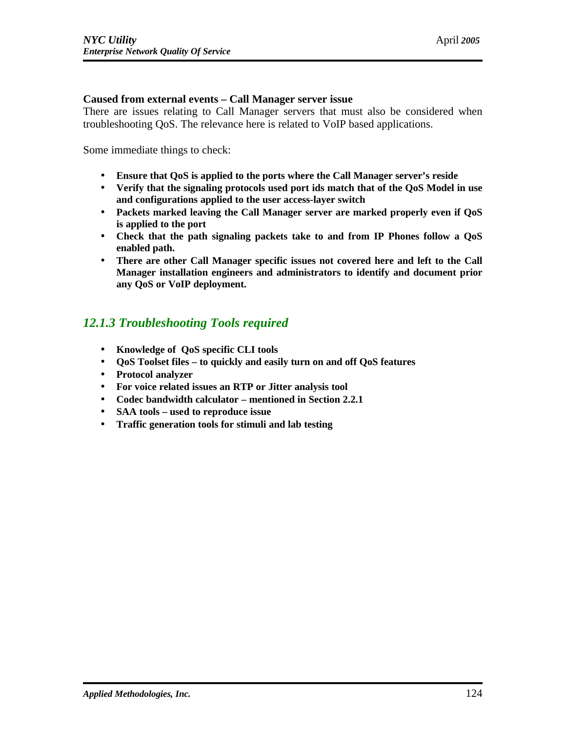**Caused from external events – Call Manager server issue**

There are issues relating to Call Manager servers that must also be considered when troubleshooting QoS. The relevance here is related to VoIP based applications.

Some immediate things to check:

- **Ensure that QoS is applied to the ports where the Call Manager server's reside**
- **Verify that the signaling protocols used port ids match that of the QoS Model in use and configurations applied to the user access-layer switch**
- **Packets marked leaving the Call Manager server are marked properly even if QoS is applied to the port**
- **Check that the path signaling packets take to and from IP Phones follow a QoS enabled path.**
- **There are other Call Manager specific issues not covered here and left to the Call Manager installation engineers and administrators to identify and document prior any QoS or VoIP deployment.**

### *12.1.3 Troubleshooting Tools required*

- **Knowledge of QoS specific CLI tools**
- **QoS Toolset files – to quickly and easily turn on and off QoS features**
- **Protocol analyzer**
- **For voice related issues an RTP or Jitter analysis tool**
- **Codec bandwidth calculator – mentioned in Section 2.2.1**
- **SAA tools – used to reproduce issue**
- **Traffic generation tools for stimuli and lab testing**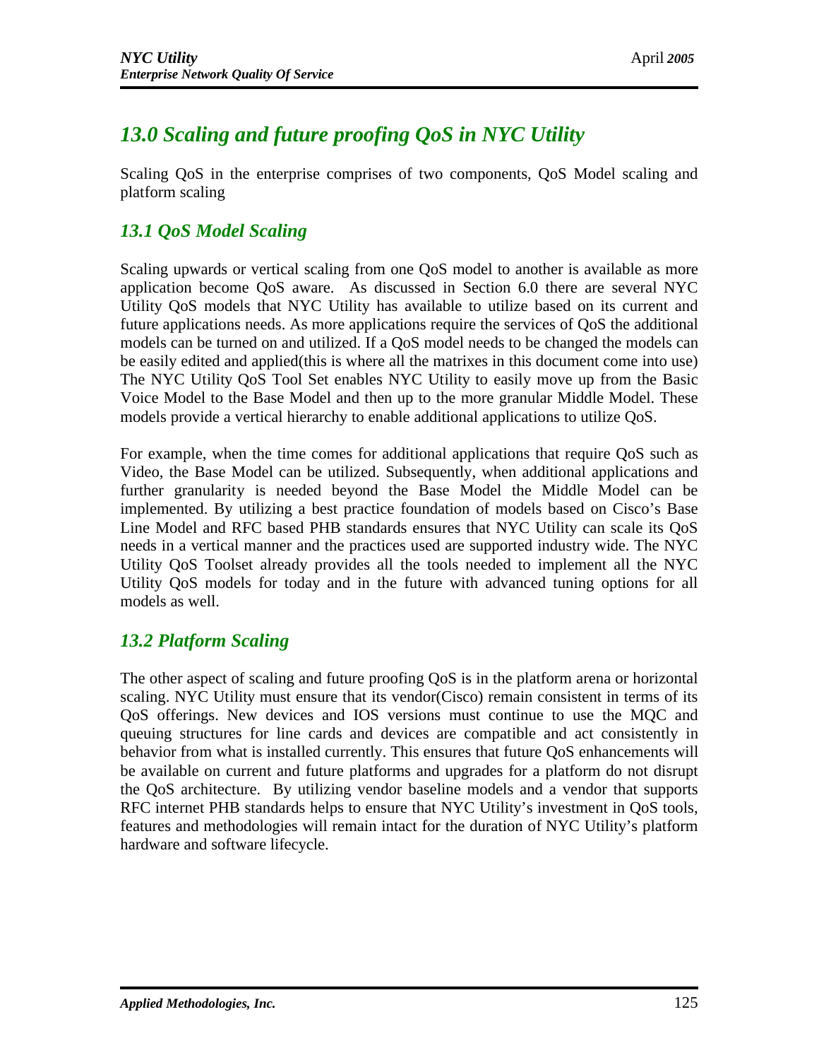# *13.0 Scaling and future proofing QoS in NYC Utility*

Scaling QoS in the enterprise comprises of two components, QoS Model scaling and platform scaling

## *13.1 QoS Model Scaling*

Scaling upwards or vertical scaling from one QoS model to another is available as more application become QoS aware. As discussed in Section 6.0 there are several NYC Utility QoS models that NYC Utility has available to utilize based on its current and future applications needs. As more applications require the services of QoS the additional models can be turned on and utilized. If a QoS model needs to be changed the models can be easily edited and applied(this is where all the matrixes in this document come into use) The NYC Utility QoS Tool Set enables NYC Utility to easily move up from the Basic Voice Model to the Base Model and then up to the more granular Middle Model. These models provide a vertical hierarchy to enable additional applications to utilize QoS.

For example, when the time comes for additional applications that require QoS such as Video, the Base Model can be utilized. Subsequently, when additional applications and further granularity is needed beyond the Base Model the Middle Model can be implemented. By utilizing a best practice foundation of models based on Cisco's Base Line Model and RFC based PHB standards ensures that NYC Utility can scale its QoS needs in a vertical manner and the practices used are supported industry wide. The NYC Utility QoS Toolset already provides all the tools needed to implement all the NYC Utility QoS models for today and in the future with advanced tuning options for all models as well.

## *13.2 Platform Scaling*

The other aspect of scaling and future proofing QoS is in the platform arena or horizontal scaling. NYC Utility must ensure that its vendor(Cisco) remain consistent in terms of its QoS offerings. New devices and IOS versions must continue to use the MQC and queuing structures for line cards and devices are compatible and act consistently in behavior from what is installed currently. This ensures that future QoS enhancements will be available on current and future platforms and upgrades for a platform do not disrupt the QoS architecture. By utilizing vendor baseline models and a vendor that supports RFC internet PHB standards helps to ensure that NYC Utility's investment in QoS tools, features and methodologies will remain intact for the duration of NYC Utility's platform hardware and software lifecycle.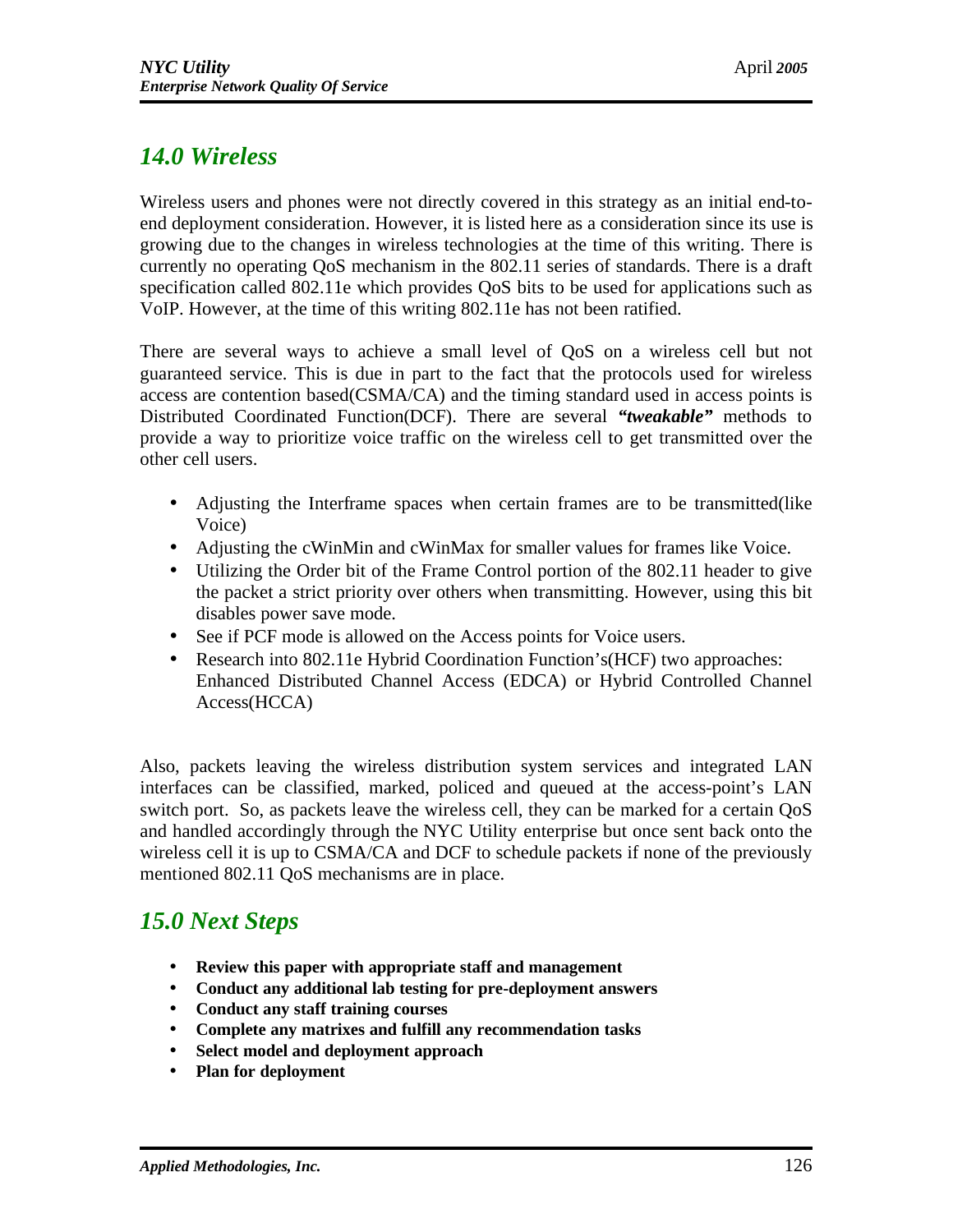## *14.0 Wireless*

Wireless users and phones were not directly covered in this strategy as an initial end-to-end deployment consideration. However, it is listed here as a consideration since its use is growing due to the changes in wireless technologies at the time of this writing. There is currently no operating QoS mechanism in the 802.11 series of standards. There is a draft specification called 802.11e which provides QoS bits to be used for applications such as VoIP. However, at the time of this writing 802.11e has not been ratified.

There are several ways to achieve a small level of QoS on a wireless cell but not guaranteed service. This is due in part to the fact that the protocols used for wireless access are contention based(CSMA/CA) and the timing standard used in access points is Distributed Coordinated Function(DCF). There are several ***"tweakable"*** methods to provide a way to prioritize voice traffic on the wireless cell to get transmitted over the other cell users.

- Adjusting the Interframe spaces when certain frames are to be transmitted(like Voice)
- Adjusting the cWinMin and cWinMax for smaller values for frames like Voice.
- Utilizing the Order bit of the Frame Control portion of the 802.11 header to give the packet a strict priority over others when transmitting. However, using this bit disables power save mode.
- See if PCF mode is allowed on the Access points for Voice users.
- Research into 802.11e Hybrid Coordination Function's(HCF) two approaches: Enhanced Distributed Channel Access (EDCA) or Hybrid Controlled Channel Access(HCCA)

Also, packets leaving the wireless distribution system services and integrated LAN interfaces can be classified, marked, policed and queued at the access-point's LAN switch port. So, as packets leave the wireless cell, they can be marked for a certain QoS and handled accordingly through the NYC Utility enterprise but once sent back onto the wireless cell it is up to CSMA/CA and DCF to schedule packets if none of the previously mentioned 802.11 QoS mechanisms are in place.

## *15.0 Next Steps*

- **Review this paper with appropriate staff and management**
- **Conduct any additional lab testing for pre-deployment answers**
- **Conduct any staff training courses**
- **Complete any matrixes and fulfill any recommendation tasks**
- **Select model and deployment approach**
- **Plan for deployment**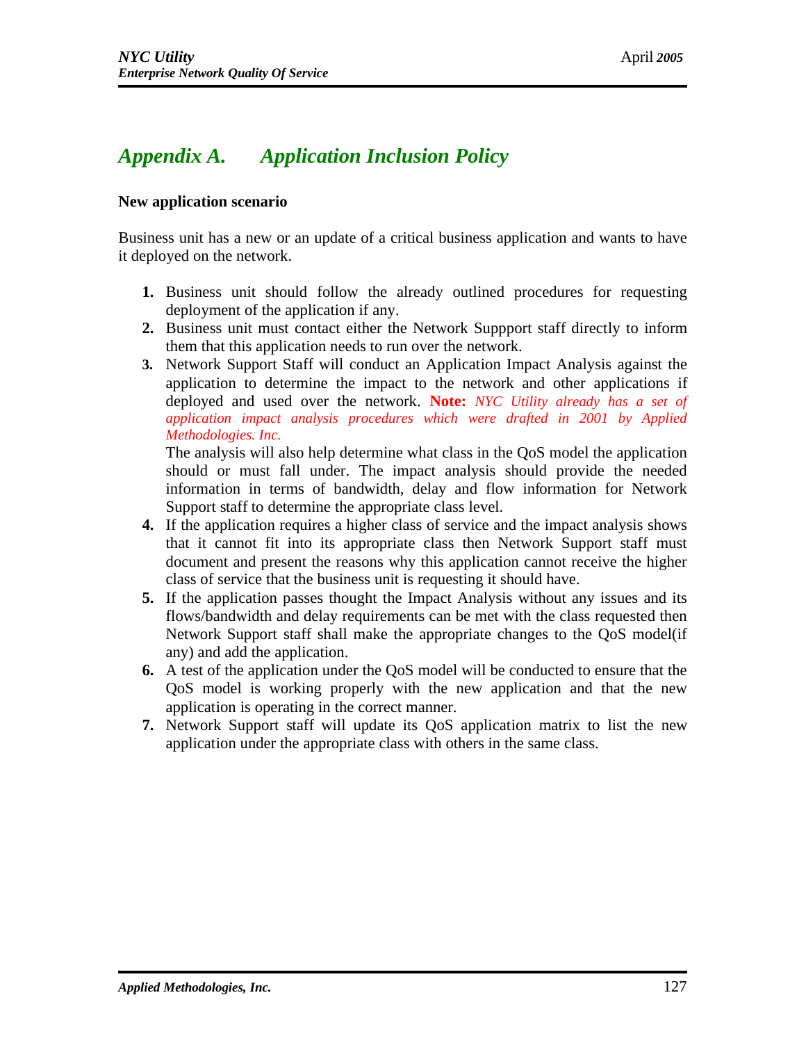# *Appendix A. Application Inclusion Policy*

**New application scenario**

Business unit has a new or an update of a critical business application and wants to have it deployed on the network.

1. Business unit should follow the already outlined procedures for requesting deployment of the application if any.
2. Business unit must contact either the Network Suppport staff directly to inform them that this application needs to run over the network.
3. Network Support Staff will conduct an Application Impact Analysis against the application to determine the impact to the network and other applications if deployed and used over the network. **Note:** *NYC Utility already has a set of application impact analysis procedures which were drafted in 2001 by Applied Methodologies. Inc.*

   The analysis will also help determine what class in the QoS model the application should or must fall under. The impact analysis should provide the needed information in terms of bandwidth, delay and flow information for Network Support staff to determine the appropriate class level.
4. If the application requires a higher class of service and the impact analysis shows that it cannot fit into its appropriate class then Network Support staff must document and present the reasons why this application cannot receive the higher class of service that the business unit is requesting it should have.
5. If the application passes thought the Impact Analysis without any issues and its flows/bandwidth and delay requirements can be met with the class requested then Network Support staff shall make the appropriate changes to the QoS model(if any) and add the application.
6. A test of the application under the QoS model will be conducted to ensure that the QoS model is working properly with the new application and that the new application is operating in the correct manner.
7. Network Support staff will update its QoS application matrix to list the new application under the appropriate class with others in the same class.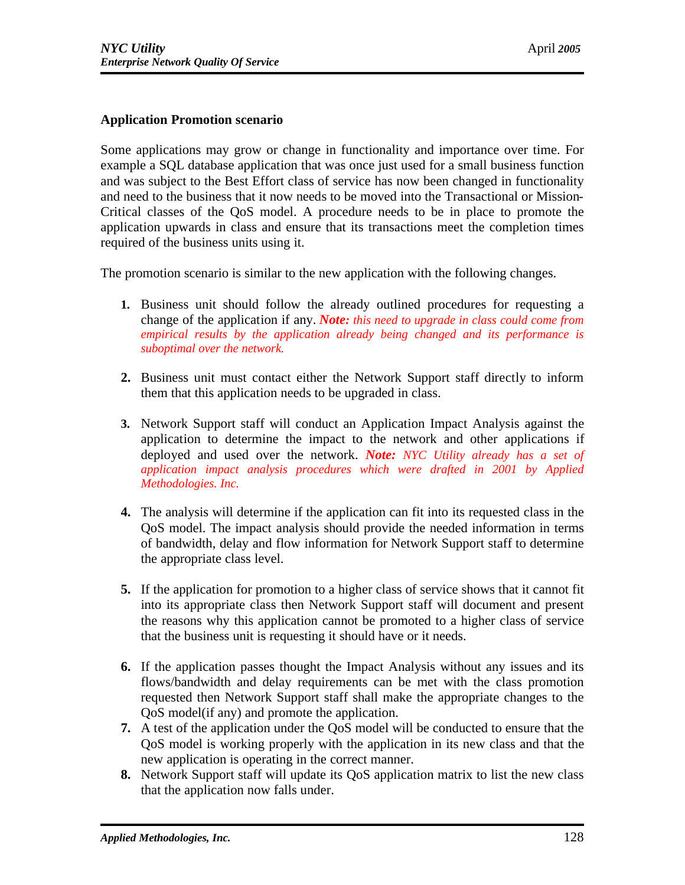**Application Promotion scenario**

Some applications may grow or change in functionality and importance over time. For example a SQL database application that was once just used for a small business function and was subject to the Best Effort class of service has now been changed in functionality and need to the business that it now needs to be moved into the Transactional or Mission-Critical classes of the QoS model. A procedure needs to be in place to promote the application upwards in class and ensure that its transactions meet the completion times required of the business units using it.

The promotion scenario is similar to the new application with the following changes.

1. Business unit should follow the already outlined procedures for requesting a change of the application if any. ***Note:*** *this need to upgrade in class could come from empirical results by the application already being changed and its performance is suboptimal over the network.*

2. Business unit must contact either the Network Support staff directly to inform them that this application needs to be upgraded in class.

3. Network Support staff will conduct an Application Impact Analysis against the application to determine the impact to the network and other applications if deployed and used over the network. ***Note:*** *NYC Utility already has a set of application impact analysis procedures which were drafted in 2001 by Applied Methodologies. Inc.*

4. The analysis will determine if the application can fit into its requested class in the QoS model. The impact analysis should provide the needed information in terms of bandwidth, delay and flow information for Network Support staff to determine the appropriate class level.

5. If the application for promotion to a higher class of service shows that it cannot fit into its appropriate class then Network Support staff will document and present the reasons why this application cannot be promoted to a higher class of service that the business unit is requesting it should have or it needs.

6. If the application passes thought the Impact Analysis without any issues and its flows/bandwidth and delay requirements can be met with the class promotion requested then Network Support staff shall make the appropriate changes to the QoS model(if any) and promote the application.
7. A test of the application under the QoS model will be conducted to ensure that the QoS model is working properly with the application in its new class and that the new application is operating in the correct manner.
8. Network Support staff will update its QoS application matrix to list the new class that the application now falls under.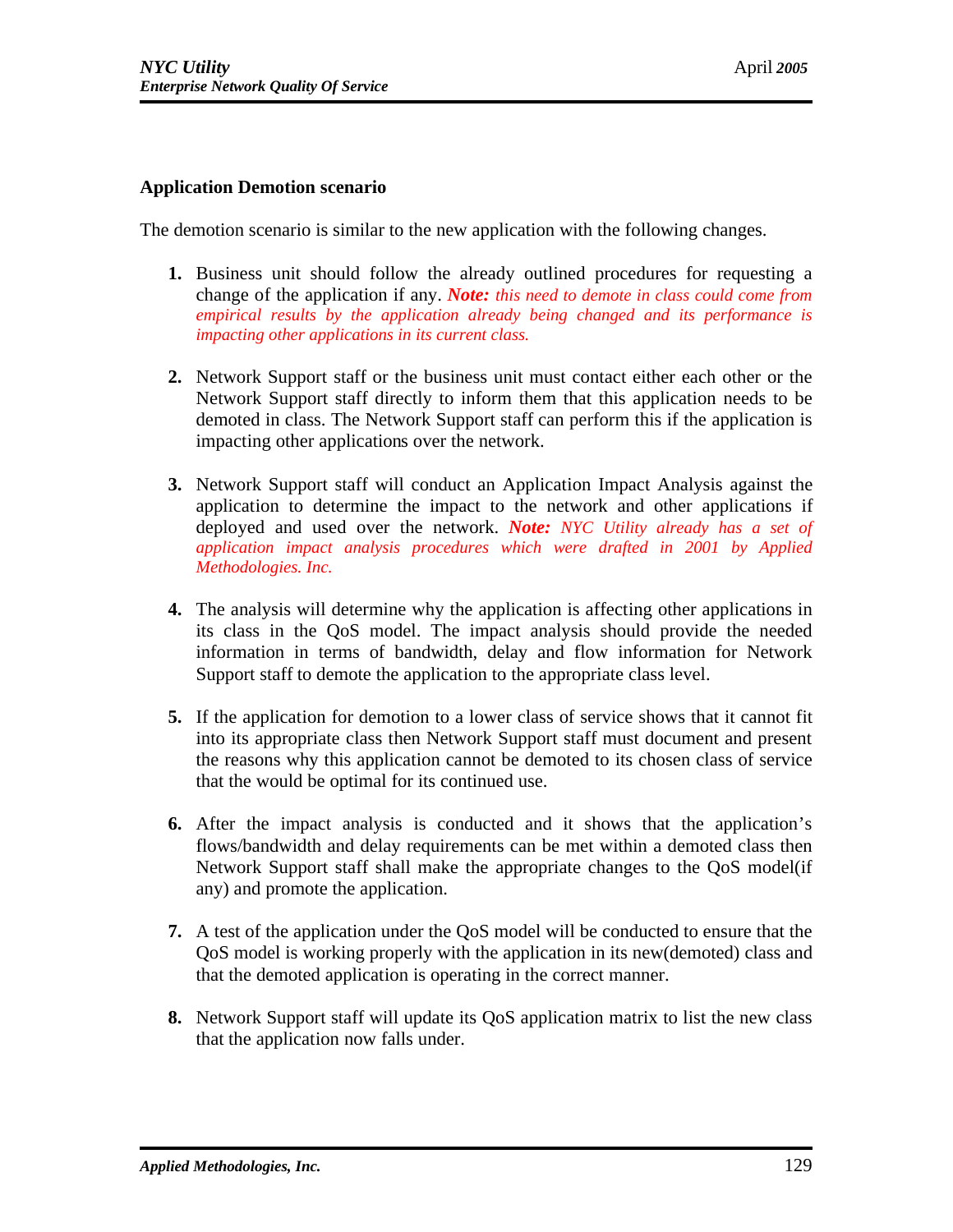**Application Demotion scenario**

The demotion scenario is similar to the new application with the following changes.

1. Business unit should follow the already outlined procedures for requesting a change of the application if any. ***Note:*** *this need to demote in class could come from empirical results by the application already being changed and its performance is impacting other applications in its current class.*

2. Network Support staff or the business unit must contact either each other or the Network Support staff directly to inform them that this application needs to be demoted in class. The Network Support staff can perform this if the application is impacting other applications over the network.

3. Network Support staff will conduct an Application Impact Analysis against the application to determine the impact to the network and other applications if deployed and used over the network. ***Note:*** *NYC Utility already has a set of application impact analysis procedures which were drafted in 2001 by Applied Methodologies. Inc.*

4. The analysis will determine why the application is affecting other applications in its class in the QoS model. The impact analysis should provide the needed information in terms of bandwidth, delay and flow information for Network Support staff to demote the application to the appropriate class level.

5. If the application for demotion to a lower class of service shows that it cannot fit into its appropriate class then Network Support staff must document and present the reasons why this application cannot be demoted to its chosen class of service that the would be optimal for its continued use.

6. After the impact analysis is conducted and it shows that the application's flows/bandwidth and delay requirements can be met within a demoted class then Network Support staff shall make the appropriate changes to the QoS model(if any) and promote the application.

7. A test of the application under the QoS model will be conducted to ensure that the QoS model is working properly with the application in its new(demoted) class and that the demoted application is operating in the correct manner.

8. Network Support staff will update its QoS application matrix to list the new class that the application now falls under.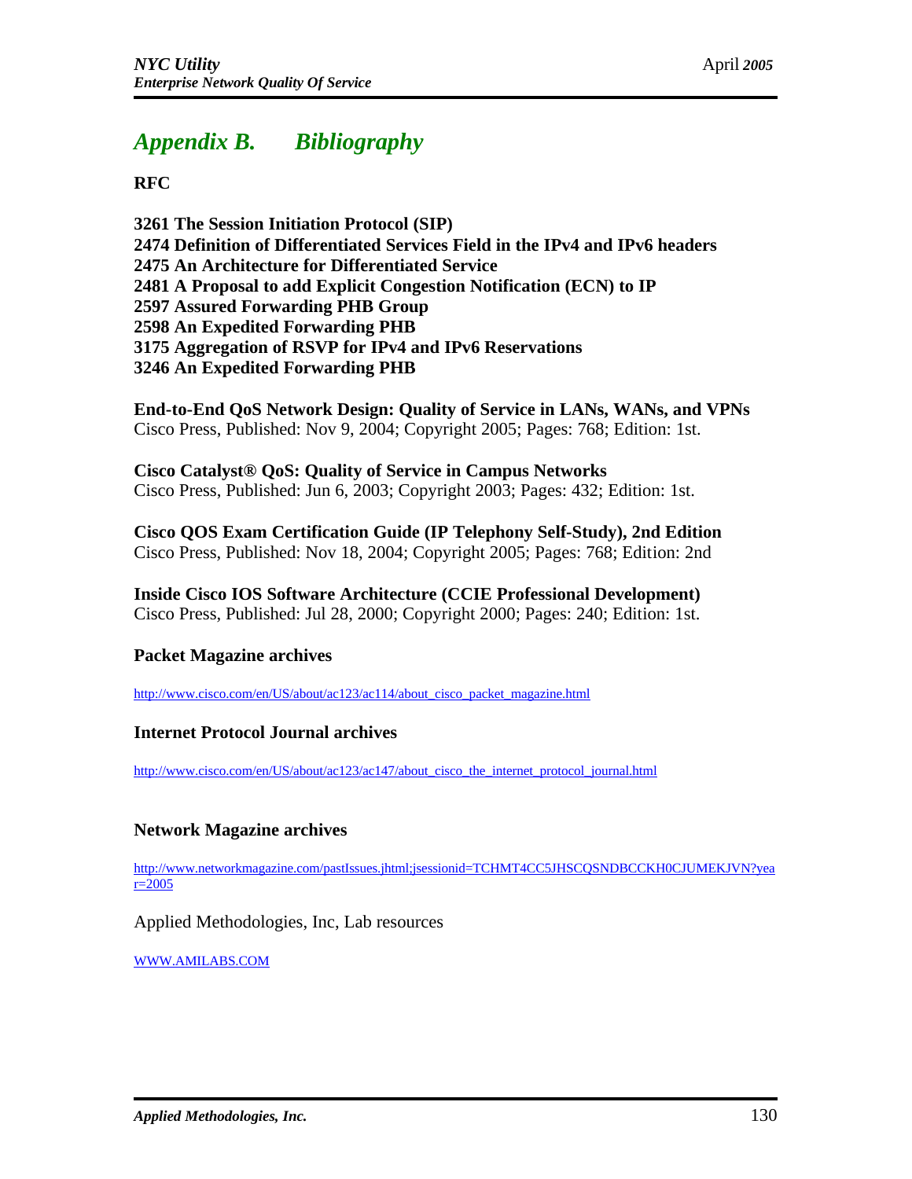# *Appendix B. Bibliography*

**RFC**

**3261 The Session Initiation Protocol (SIP)**
**2474 Definition of Differentiated Services Field in the IPv4 and IPv6 headers**
**2475 An Architecture for Differentiated Service**
**2481 A Proposal to add Explicit Congestion Notification (ECN) to IP**
**2597 Assured Forwarding PHB Group**
**2598 An Expedited Forwarding PHB**
**3175 Aggregation of RSVP for IPv4 and IPv6 Reservations**
**3246 An Expedited Forwarding PHB**

**End-to-End QoS Network Design: Quality of Service in LANs, WANs, and VPNs**
Cisco Press, Published: Nov 9, 2004; Copyright 2005; Pages: 768; Edition: 1st.

**Cisco Catalyst® QoS: Quality of Service in Campus Networks**
Cisco Press, Published: Jun 6, 2003; Copyright 2003; Pages: 432; Edition: 1st.

**Cisco QOS Exam Certification Guide (IP Telephony Self-Study), 2nd Edition**
Cisco Press, Published: Nov 18, 2004; Copyright 2005; Pages: 768; Edition: 2nd

**Inside Cisco IOS Software Architecture (CCIE Professional Development)**
Cisco Press, Published: Jul 28, 2000; Copyright 2000; Pages: 240; Edition: 1st.

**Packet Magazine archives**

http://www.cisco.com/en/US/about/ac123/ac114/about_cisco_packet_magazine.html

**Internet Protocol Journal archives**

http://www.cisco.com/en/US/about/ac123/ac147/about_cisco_the_internet_protocol_journal.html

**Network Magazine archives**

http://www.networkmagazine.com/pastIssues.jhtml;jsessionid=TCHMT4CC5JHSCQSNDBCCKH0CJUMEKJVN?year=2005

Applied Methodologies, Inc, Lab resources

WWW.AMILABS.COM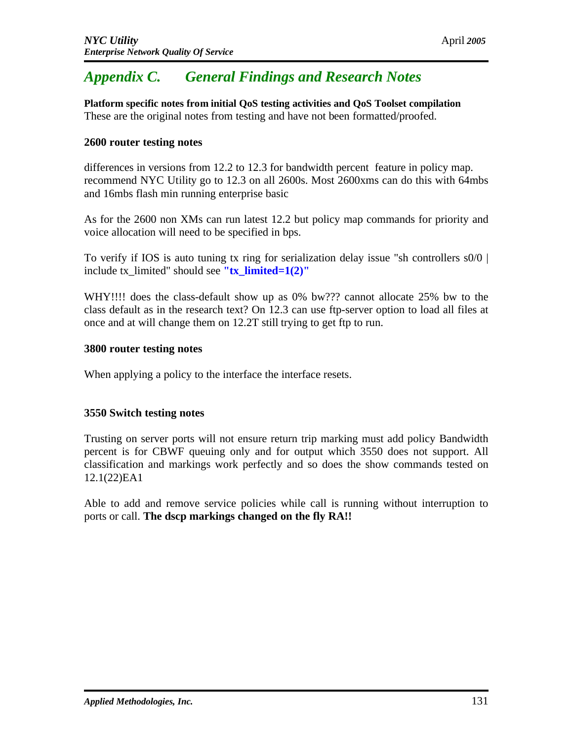# *Appendix C. General Findings and Research Notes*

**Platform specific notes from initial QoS testing activities and QoS Toolset compilation**
These are the original notes from testing and have not been formatted/proofed.

**2600 router testing notes**

differences in versions from 12.2 to 12.3 for bandwidth percent feature in policy map. recommend NYC Utility go to 12.3 on all 2600s. Most 2600xms can do this with 64mbs and 16mbs flash min running enterprise basic

As for the 2600 non XMs can run latest 12.2 but policy map commands for priority and voice allocation will need to be specified in bps.

To verify if IOS is auto tuning tx ring for serialization delay issue "sh controllers s0/0 | include tx_limited" should see **"tx_limited=1(2)"**

WHY!!!! does the class-default show up as 0% bw??? cannot allocate 25% bw to the class default as in the research text? On 12.3 can use ftp-server option to load all files at once and at will change them on 12.2T still trying to get ftp to run.

**3800 router testing notes**

When applying a policy to the interface the interface resets.

**3550 Switch testing notes**

Trusting on server ports will not ensure return trip marking must add policy Bandwidth percent is for CBWF queuing only and for output which 3550 does not support. All classification and markings work perfectly and so does the show commands tested on 12.1(22)EA1

Able to add and remove service policies while call is running without interruption to ports or call. **The dscp markings changed on the fly RA!!**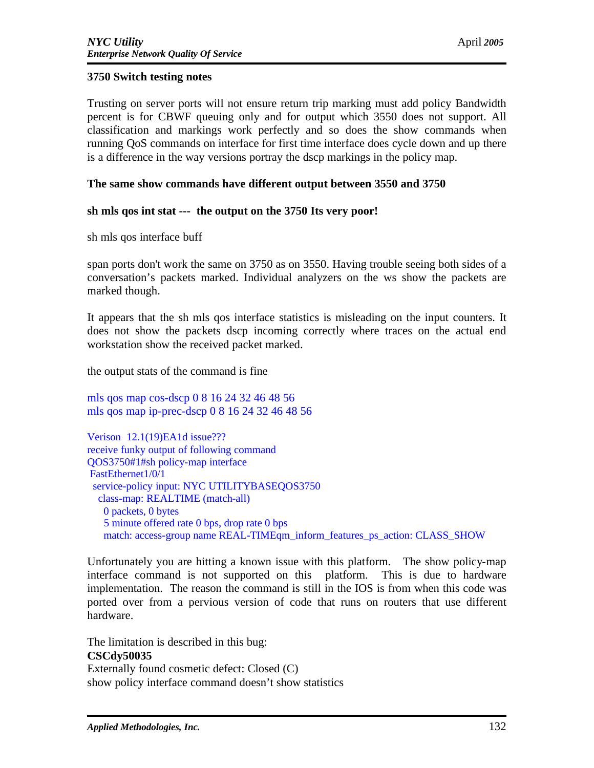**3750 Switch testing notes**

Trusting on server ports will not ensure return trip marking must add policy Bandwidth percent is for CBWF queuing only and for output which 3550 does not support. All classification and markings work perfectly and so does the show commands when running QoS commands on interface for first time interface does cycle down and up there is a difference in the way versions portray the dscp markings in the policy map.

**The same show commands have different output between 3550 and 3750**

**sh mls qos int stat --- the output on the 3750 Its very poor!**

sh mls qos interface buff

span ports don't work the same on 3750 as on 3550. Having trouble seeing both sides of a conversation's packets marked. Individual analyzers on the ws show the packets are marked though.

It appears that the sh mls qos interface statistics is misleading on the input counters. It does not show the packets dscp incoming correctly where traces on the actual end workstation show the received packet marked.

the output stats of the command is fine

```
mls qos map cos-dscp 0 8 16 24 32 46 48 56
mls qos map ip-prec-dscp 0 8 16 24 32 46 48 56
```

```
Verison  12.1(19)EA1d issue???
receive funky output of following command
QOS3750#1#sh policy-map interface
 FastEthernet1/0/1
  service-policy input: NYC UTILITYBASEQOS3750
    class-map: REALTIME (match-all)
      0 packets, 0 bytes
      5 minute offered rate 0 bps, drop rate 0 bps
      match: access-group name REAL-TIMEqm_inform_features_ps_action: CLASS_SHOW
```

Unfortunately you are hitting a known issue with this platform. The show policy-map interface command is not supported on this platform. This is due to hardware implementation. The reason the command is still in the IOS is from when this code was ported over from a pervious version of code that runs on routers that use different hardware.

The limitation is described in this bug:
**CSCdy50035**
Externally found cosmetic defect: Closed (C)
show policy interface command doesn't show statistics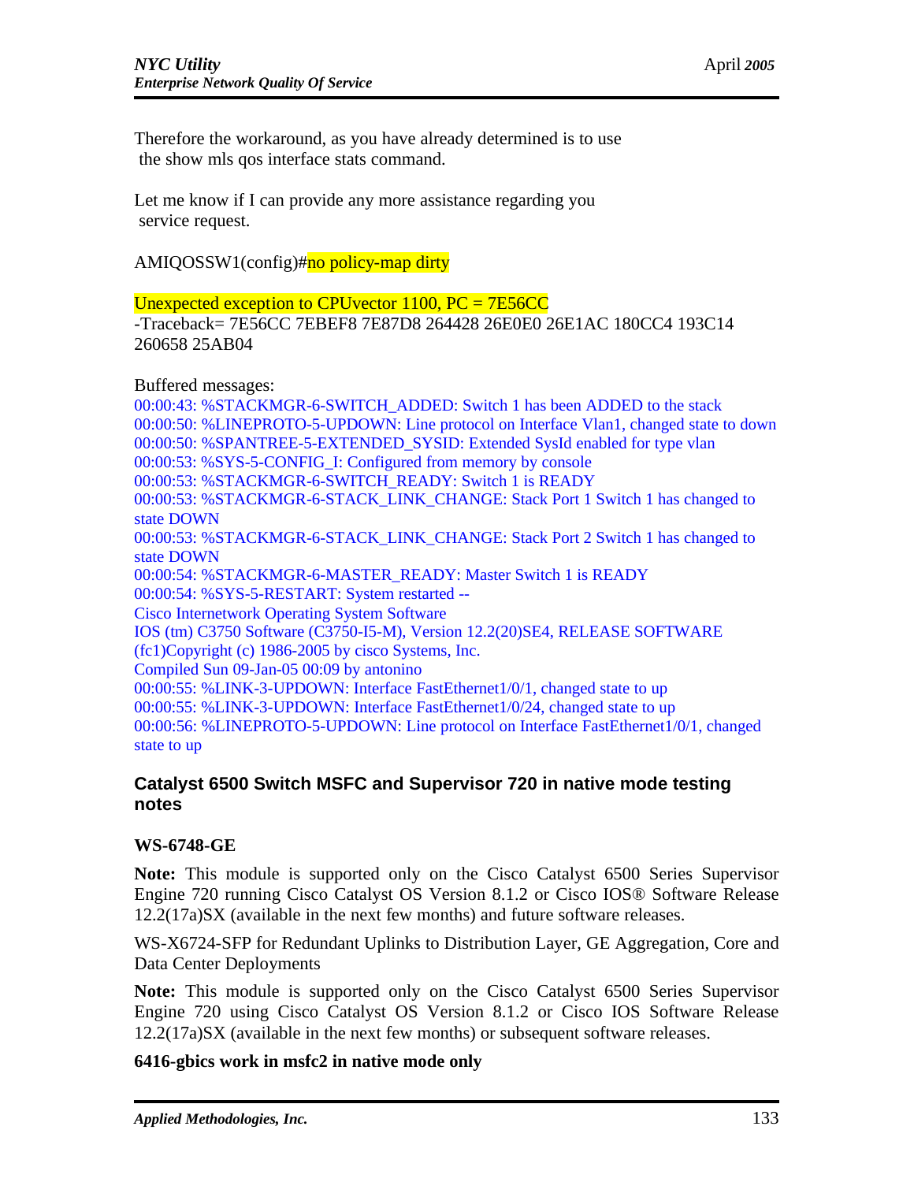Therefore the workaround, as you have already determined is to use
 the show mls qos interface stats command.

Let me know if I can provide any more assistance regarding you
 service request.

AMIQOSSW1(config)#no policy-map dirty

Unexpected exception to CPUvector 1100, PC = 7E56CC
-Traceback= 7E56CC 7EBEF8 7E87D8 264428 26E0E0 26E1AC 180CC4 193C14 260658 25AB04

Buffered messages:
00:00:43: %STACKMGR-6-SWITCH_ADDED: Switch 1 has been ADDED to the stack
00:00:50: %LINEPROTO-5-UPDOWN: Line protocol on Interface Vlan1, changed state to down
00:00:50: %SPANTREE-5-EXTENDED_SYSID: Extended SysId enabled for type vlan
00:00:53: %SYS-5-CONFIG_I: Configured from memory by console
00:00:53: %STACKMGR-6-SWITCH_READY: Switch 1 is READY
00:00:53: %STACKMGR-6-STACK_LINK_CHANGE: Stack Port 1 Switch 1 has changed to state DOWN
00:00:53: %STACKMGR-6-STACK_LINK_CHANGE: Stack Port 2 Switch 1 has changed to state DOWN
00:00:54: %STACKMGR-6-MASTER_READY: Master Switch 1 is READY
00:00:54: %SYS-5-RESTART: System restarted --
Cisco Internetwork Operating System Software
IOS (tm) C3750 Software (C3750-I5-M), Version 12.2(20)SE4, RELEASE SOFTWARE (fc1)Copyright (c) 1986-2005 by cisco Systems, Inc.
Compiled Sun 09-Jan-05 00:09 by antonino
00:00:55: %LINK-3-UPDOWN: Interface FastEthernet1/0/1, changed state to up
00:00:55: %LINK-3-UPDOWN: Interface FastEthernet1/0/24, changed state to up
00:00:56: %LINEPROTO-5-UPDOWN: Line protocol on Interface FastEthernet1/0/1, changed state to up

## Catalyst 6500 Switch MSFC and Supervisor 720 in native mode testing notes

**WS-6748-GE**

**Note:** This module is supported only on the Cisco Catalyst 6500 Series Supervisor Engine 720 running Cisco Catalyst OS Version 8.1.2 or Cisco IOS® Software Release 12.2(17a)SX (available in the next few months) and future software releases.

WS-X6724-SFP for Redundant Uplinks to Distribution Layer, GE Aggregation, Core and Data Center Deployments

**Note:** This module is supported only on the Cisco Catalyst 6500 Series Supervisor Engine 720 using Cisco Catalyst OS Version 8.1.2 or Cisco IOS Software Release 12.2(17a)SX (available in the next few months) or subsequent software releases.

**6416-gbics work in msfc2 in native mode only**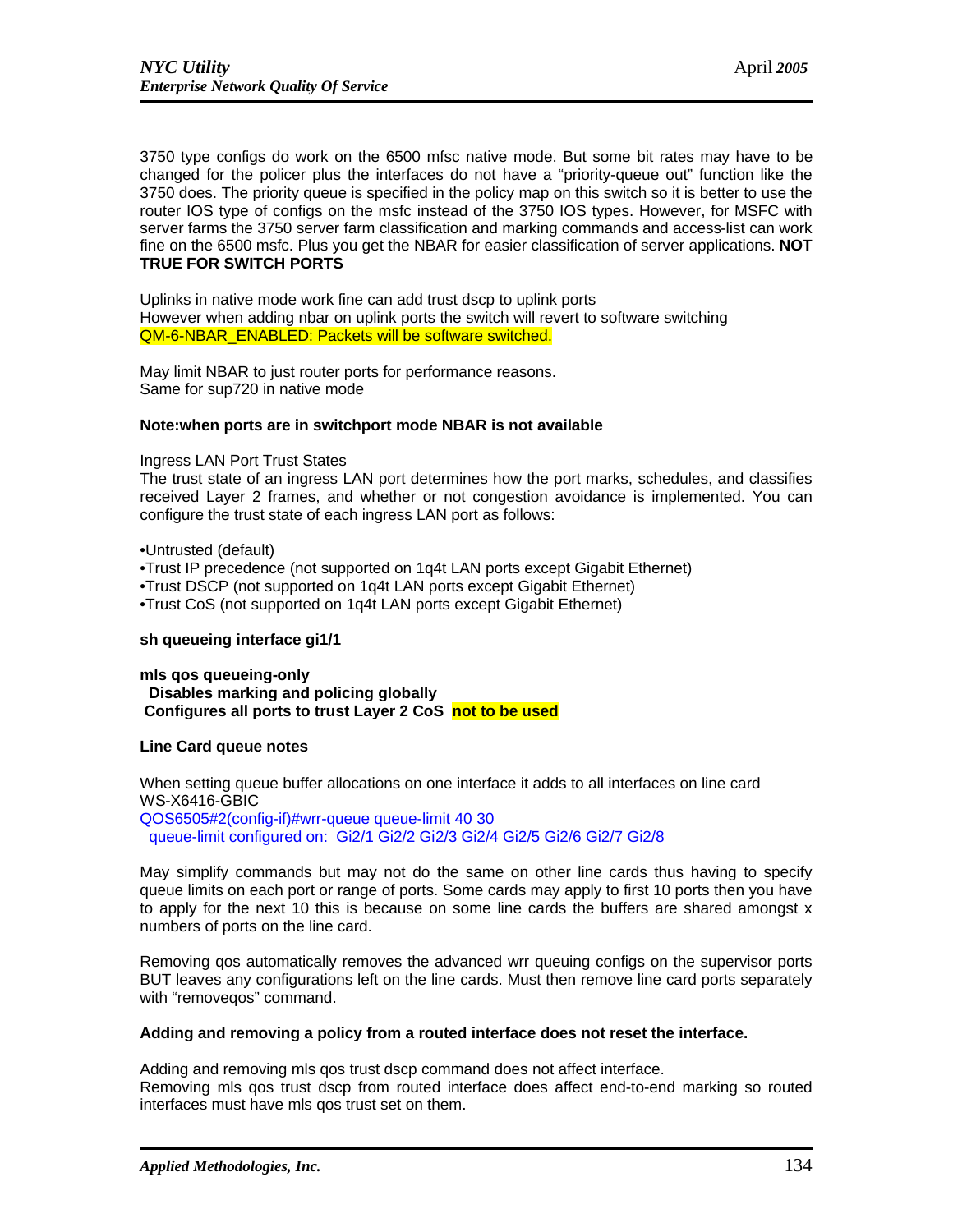3750 type configs do work on the 6500 mfsc native mode. But some bit rates may have to be changed for the policer plus the interfaces do not have a “priority-queue out” function like the 3750 does. The priority queue is specified in the policy map on this switch so it is better to use the router IOS type of configs on the msfc instead of the 3750 IOS types. However, for MSFC with server farms the 3750 server farm classification and marking commands and access-list can work fine on the 6500 msfc. Plus you get the NBAR for easier classification of server applications. **NOT TRUE FOR SWITCH PORTS**

Uplinks in native mode work fine can add trust dscp to uplink ports
However when adding nbar on uplink ports the switch will revert to software switching
QM-6-NBAR_ENABLED: Packets will be software switched.

May limit NBAR to just router ports for performance reasons.
Same for sup720 in native mode

**Note:when ports are in switchport mode NBAR is not available**

Ingress LAN Port Trust States
The trust state of an ingress LAN port determines how the port marks, schedules, and classifies received Layer 2 frames, and whether or not congestion avoidance is implemented. You can configure the trust state of each ingress LAN port as follows:

- Untrusted (default)
- Trust IP precedence (not supported on 1q4t LAN ports except Gigabit Ethernet)
- Trust DSCP (not supported on 1q4t LAN ports except Gigabit Ethernet)
- Trust CoS (not supported on 1q4t LAN ports except Gigabit Ethernet)

**sh queueing interface gi1/1**

**mls qos queueing-only**
**Disables marking and policing globally**
**Configures all ports to trust Layer 2 CoS not to be used**

**Line Card queue notes**

When setting queue buffer allocations on one interface it adds to all interfaces on line card WS-X6416-GBIC

```
QOS6505#2(config-if)#wrr-queue queue-limit 40 30
  queue-limit configured on:  Gi2/1 Gi2/2 Gi2/3 Gi2/4 Gi2/5 Gi2/6 Gi2/7 Gi2/8
```

May simplify commands but may not do the same on other line cards thus having to specify queue limits on each port or range of ports. Some cards may apply to first 10 ports then you have to apply for the next 10 this is because on some line cards the buffers are shared amongst x numbers of ports on the line card.

Removing qos automatically removes the advanced wrr queuing configs on the supervisor ports BUT leaves any configurations left on the line cards. Must then remove line card ports separately with “removeqos” command.

**Adding and removing a policy from a routed interface does not reset the interface.**

Adding and removing mls qos trust dscp command does not affect interface.
Removing mls qos trust dscp from routed interface does affect end-to-end marking so routed interfaces must have mls qos trust set on them.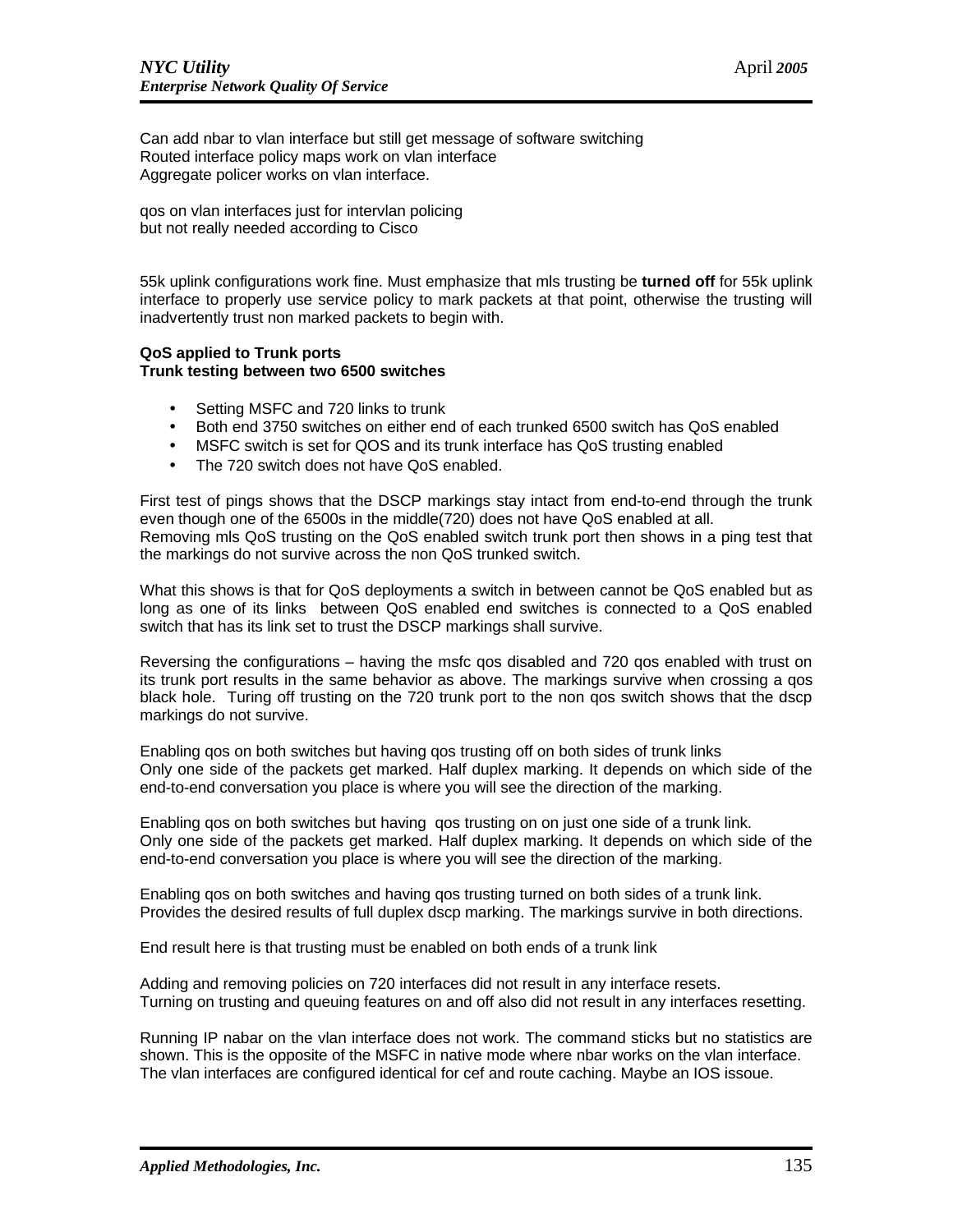Can add nbar to vlan interface but still get message of software switching
Routed interface policy maps work on vlan interface
Aggregate policer works on vlan interface.

qos on vlan interfaces just for intervlan policing
but not really needed according to Cisco

55k uplink configurations work fine. Must emphasize that mls trusting be **turned off** for 55k uplink interface to properly use service policy to mark packets at that point, otherwise the trusting will inadvertently trust non marked packets to begin with.

**QoS applied to Trunk ports**
**Trunk testing between two 6500 switches**

- Setting MSFC and 720 links to trunk
- Both end 3750 switches on either end of each trunked 6500 switch has QoS enabled
- MSFC switch is set for QOS and its trunk interface has QoS trusting enabled
- The 720 switch does not have QoS enabled.

First test of pings shows that the DSCP markings stay intact from end-to-end through the trunk even though one of the 6500s in the middle(720) does not have QoS enabled at all.
Removing mls QoS trusting on the QoS enabled switch trunk port then shows in a ping test that the markings do not survive across the non QoS trunked switch.

What this shows is that for QoS deployments a switch in between cannot be QoS enabled but as long as one of its links between QoS enabled end switches is connected to a QoS enabled switch that has its link set to trust the DSCP markings shall survive.

Reversing the configurations – having the msfc qos disabled and 720 qos enabled with trust on its trunk port results in the same behavior as above. The markings survive when crossing a qos black hole. Turing off trusting on the 720 trunk port to the non qos switch shows that the dscp markings do not survive.

Enabling qos on both switches but having qos trusting off on both sides of trunk links
Only one side of the packets get marked. Half duplex marking. It depends on which side of the end-to-end conversation you place is where you will see the direction of the marking.

Enabling qos on both switches but having qos trusting on on just one side of a trunk link.
Only one side of the packets get marked. Half duplex marking. It depends on which side of the end-to-end conversation you place is where you will see the direction of the marking.

Enabling qos on both switches and having qos trusting turned on both sides of a trunk link.
Provides the desired results of full duplex dscp marking. The markings survive in both directions.

End result here is that trusting must be enabled on both ends of a trunk link

Adding and removing policies on 720 interfaces did not result in any interface resets.
Turning on trusting and queuing features on and off also did not result in any interfaces resetting.

Running IP nabar on the vlan interface does not work. The command sticks but no statistics are shown. This is the opposite of the MSFC in native mode where nbar works on the vlan interface.
The vlan interfaces are configured identical for cef and route caching. Maybe an IOS issoue.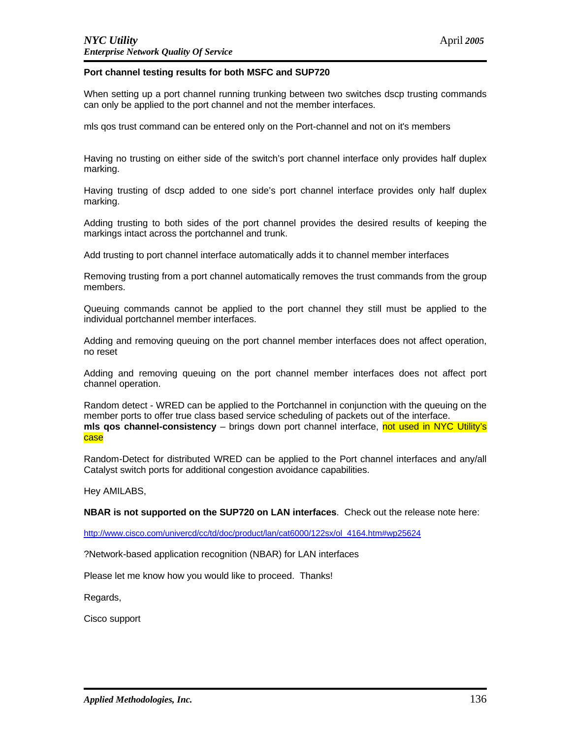**Port channel testing results for both MSFC and SUP720**

When setting up a port channel running trunking between two switches dscp trusting commands can only be applied to the port channel and not the member interfaces.

mls qos trust command can be entered only on the Port-channel and not on it's members

Having no trusting on either side of the switch's port channel interface only provides half duplex marking.

Having trusting of dscp added to one side's port channel interface provides only half duplex marking.

Adding trusting to both sides of the port channel provides the desired results of keeping the markings intact across the portchannel and trunk.

Add trusting to port channel interface automatically adds it to channel member interfaces

Removing trusting from a port channel automatically removes the trust commands from the group members.

Queuing commands cannot be applied to the port channel they still must be applied to the individual portchannel member interfaces.

Adding and removing queuing on the port channel member interfaces does not affect operation, no reset

Adding and removing queuing on the port channel member interfaces does not affect port channel operation.

Random detect - WRED can be applied to the Portchannel in conjunction with the queuing on the member ports to offer true class based service scheduling of packets out of the interface.
**mls qos channel-consistency** – brings down port channel interface, not used in NYC Utility's case

Random-Detect for distributed WRED can be applied to the Port channel interfaces and any/all Catalyst switch ports for additional congestion avoidance capabilities.

Hey AMILABS,

**NBAR is not supported on the SUP720 on LAN interfaces**. Check out the release note here:

http://www.cisco.com/univercd/cc/td/doc/product/lan/cat6000/122sx/ol_4164.htm#wp25624

?Network-based application recognition (NBAR) for LAN interfaces

Please let me know how you would like to proceed. Thanks!

Regards,

Cisco support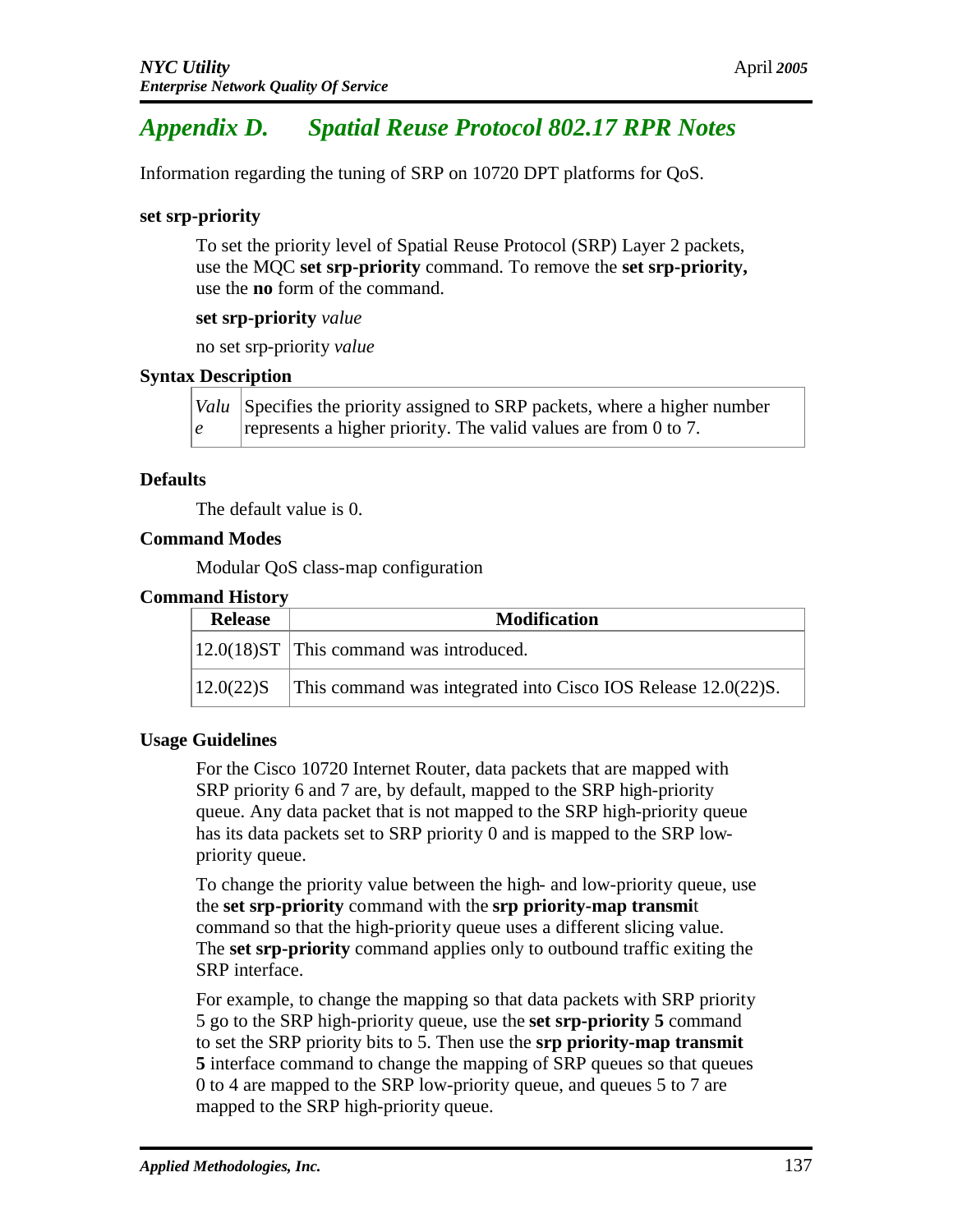# *Appendix D. Spatial Reuse Protocol 802.17 RPR Notes*

Information regarding the tuning of SRP on 10720 DPT platforms for QoS.

**set srp-priority**

To set the priority level of Spatial Reuse Protocol (SRP) Layer 2 packets, use the MQC **set srp-priority** command. To remove the **set srp-priority,** use the **no** form of the command.

**set srp-priority** *value*

no set srp-priority *value*

**Syntax Description**

| | |
|---|---|
| *Value* | Specifies the priority assigned to SRP packets, where a higher number represents a higher priority. The valid values are from 0 to 7. |

**Defaults**

The default value is 0.

**Command Modes**

Modular QoS class-map configuration

**Command History**

| Release | Modification |
|---|---|
| 12.0(18)ST | This command was introduced. |
| 12.0(22)S | This command was integrated into Cisco IOS Release 12.0(22)S. |

**Usage Guidelines**

For the Cisco 10720 Internet Router, data packets that are mapped with SRP priority 6 and 7 are, by default, mapped to the SRP high-priority queue. Any data packet that is not mapped to the SRP high-priority queue has its data packets set to SRP priority 0 and is mapped to the SRP low-priority queue.

To change the priority value between the high- and low-priority queue, use the **set srp-priority** command with the **srp priority-map transmit** command so that the high-priority queue uses a different slicing value. The **set srp-priority** command applies only to outbound traffic exiting the SRP interface.

For example, to change the mapping so that data packets with SRP priority 5 go to the SRP high-priority queue, use the **set srp-priority 5** command to set the SRP priority bits to 5. Then use the **srp priority-map transmit 5** interface command to change the mapping of SRP queues so that queues 0 to 4 are mapped to the SRP low-priority queue, and queues 5 to 7 are mapped to the SRP high-priority queue.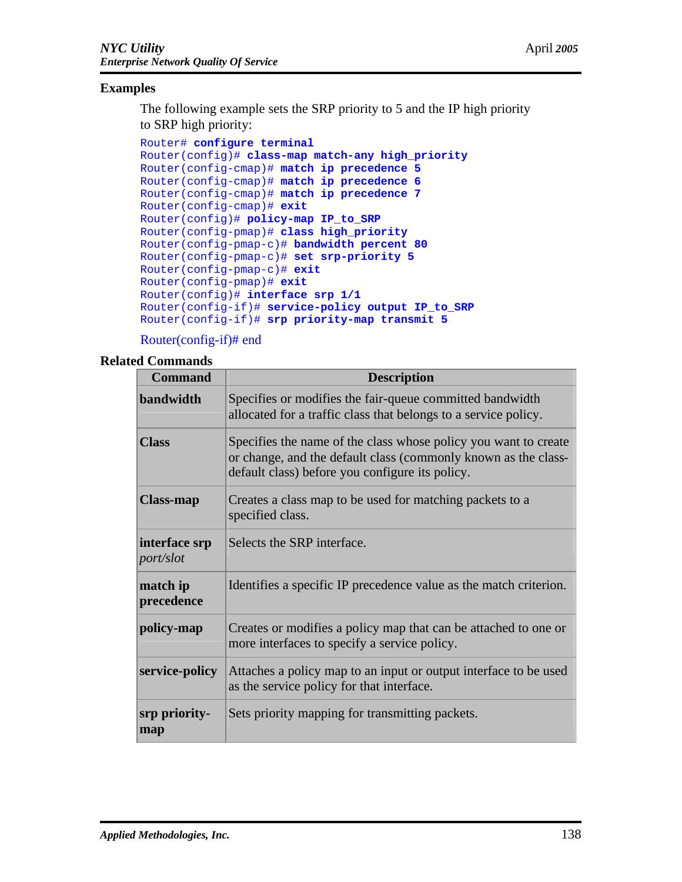### Examples

The following example sets the SRP priority to 5 and the IP high priority to SRP high priority:

```
Router# configure terminal
Router(config)# class-map match-any high_priority
Router(config-cmap)# match ip precedence 5
Router(config-cmap)# match ip precedence 6
Router(config-cmap)# match ip precedence 7
Router(config-cmap)# exit
Router(config)# policy-map IP_to_SRP
Router(config-pmap)# class high_priority
Router(config-pmap-c)# bandwidth percent 80
Router(config-pmap-c)# set srp-priority 5
Router(config-pmap-c)# exit
Router(config-pmap)# exit
Router(config)# interface srp 1/1
Router(config-if)# service-policy output IP_to_SRP
Router(config-if)# srp priority-map transmit 5
```

Router(config-if)# end

### Related Commands

| Command | Description |
|---|---|
| **bandwidth** | Specifies or modifies the fair-queue committed bandwidth allocated for a traffic class that belongs to a service policy. |
| **Class** | Specifies the name of the class whose policy you want to create or change, and the default class (commonly known as the class-default class) before you configure its policy. |
| **Class-map** | Creates a class map to be used for matching packets to a specified class. |
| **interface srp** *port/slot* | Selects the SRP interface. |
| **match ip precedence** | Identifies a specific IP precedence value as the match criterion. |
| **policy-map** | Creates or modifies a policy map that can be attached to one or more interfaces to specify a service policy. |
| **service-policy** | Attaches a policy map to an input or output interface to be used as the service policy for that interface. |
| **srp priority-map** | Sets priority mapping for transmitting packets. |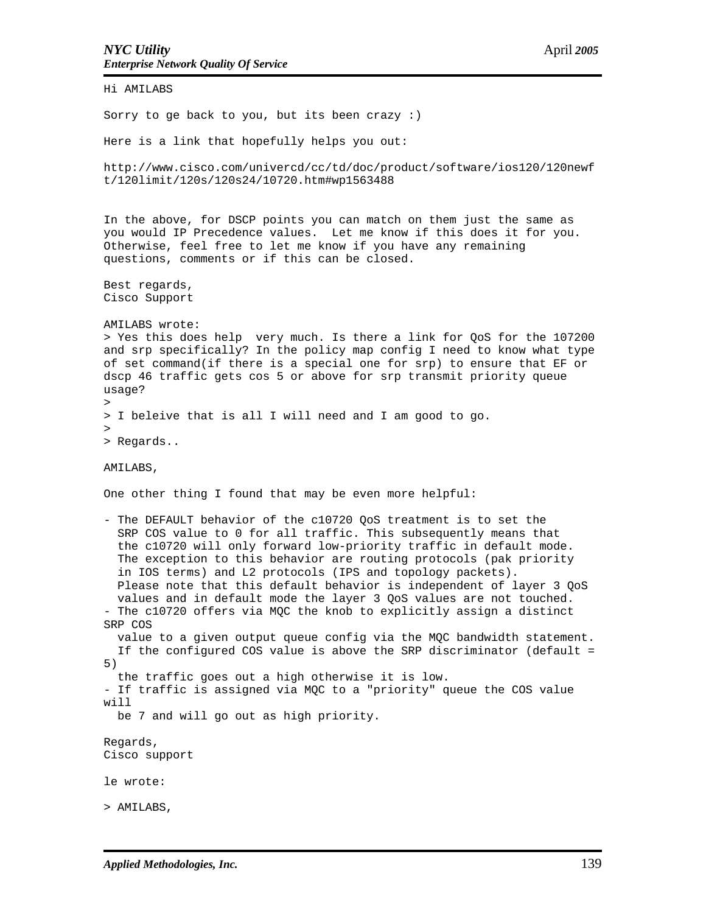Hi AMILABS

Sorry to ge back to you, but its been crazy :)

Here is a link that hopefully helps you out:

http://www.cisco.com/univercd/cc/td/doc/product/software/ios120/120newft/120limit/120s/120s24/10720.htm#wp1563488

In the above, for DSCP points you can match on them just the same as you would IP Precedence values. Let me know if this does it for you. Otherwise, feel free to let me know if you have any remaining questions, comments or if this can be closed.

Best regards,
Cisco Support

AMILABS wrote:

> Yes this does help very much. Is there a link for QoS for the 107200 and srp specifically? In the policy map config I need to know what type of set command(if there is a special one for srp) to ensure that EF or dscp 46 traffic gets cos 5 or above for srp transmit priority queue usage?
>
> I beleive that is all I will need and I am good to go.
>
> Regards..

AMILABS,

One other thing I found that may be even more helpful:

- The DEFAULT behavior of the c10720 QoS treatment is to set the SRP COS value to 0 for all traffic. This subsequently means that the c10720 will only forward low-priority traffic in default mode. The exception to this behavior are routing protocols (pak priority in IOS terms) and L2 protocols (IPS and topology packets). Please note that this default behavior is independent of layer 3 QoS values and in default mode the layer 3 QoS values are not touched.
- The c10720 offers via MQC the knob to explicitly assign a distinct SRP COS value to a given output queue config via the MQC bandwidth statement. If the configured COS value is above the SRP discriminator (default = 5) the traffic goes out a high otherwise it is low.
- If traffic is assigned via MQC to a "priority" queue the COS value will be 7 and will go out as high priority.

Regards,
Cisco support

le wrote:

> AMILABS,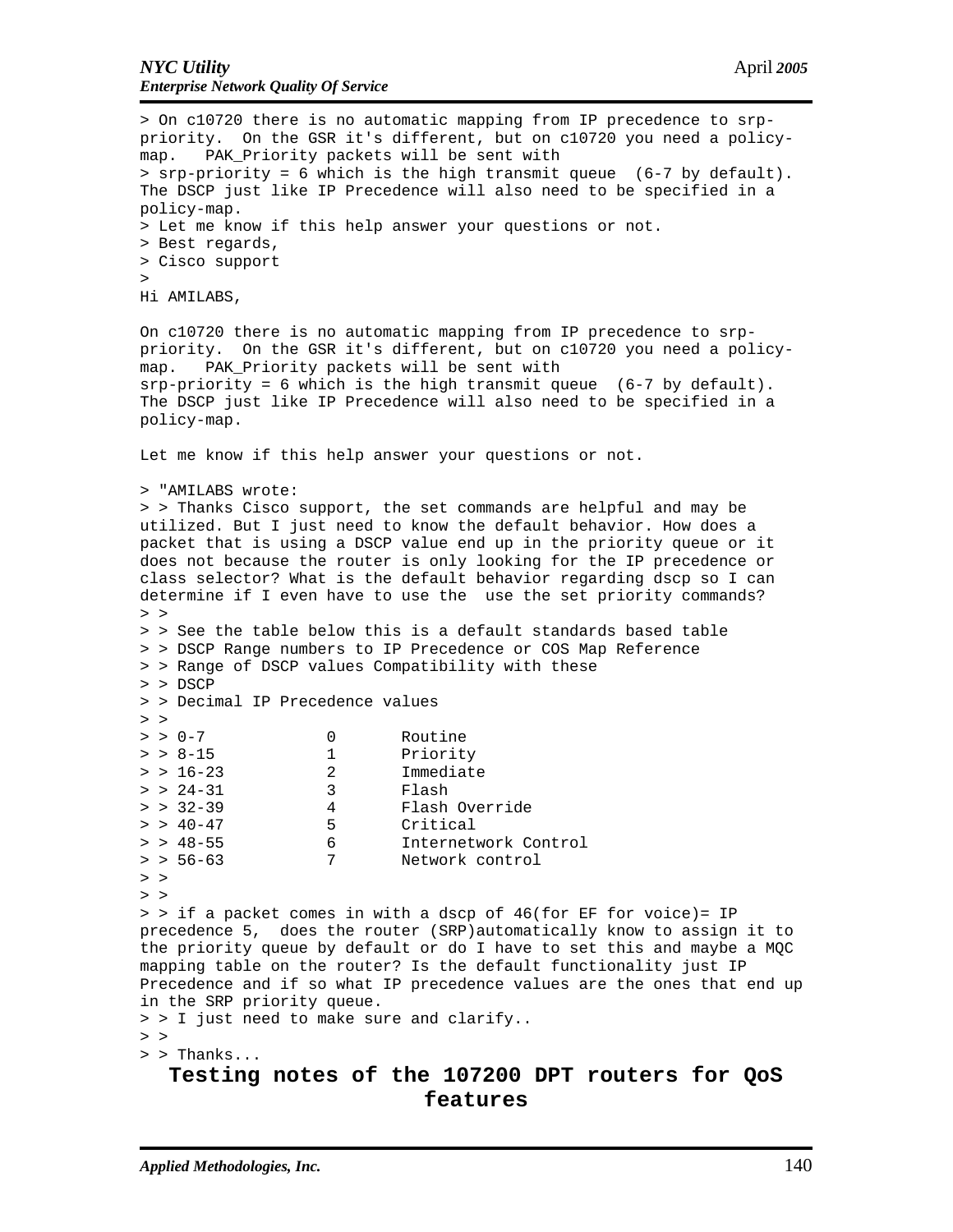> On c10720 there is no automatic mapping from IP precedence to srp-priority. On the GSR it's different, but on c10720 you need a policy-map. PAK_Priority packets will be sent with
> srp-priority = 6 which is the high transmit queue (6-7 by default). The DSCP just like IP Precedence will also need to be specified in a policy-map.
> Let me know if this help answer your questions or not.
> Best regards,
> Cisco support
>
Hi AMILABS,

On c10720 there is no automatic mapping from IP precedence to srp-priority. On the GSR it's different, but on c10720 you need a policy-map. PAK_Priority packets will be sent with
srp-priority = 6 which is the high transmit queue (6-7 by default). The DSCP just like IP Precedence will also need to be specified in a policy-map.

Let me know if this help answer your questions or not.

```
> "AMILABS wrote:
> > Thanks Cisco support, the set commands are helpful and may be utilized. But I just need to know the default behavior. How does a packet that is using a DSCP value end up in the priority queue or it does not because the router is only looking for the IP precedence or class selector? What is the default behavior regarding dscp so I can determine if I even have to use the  use the set priority commands?
> >
> > See the table below this is a default standards based table
> > DSCP Range numbers to IP Precedence or COS Map Reference
> > Range of DSCP values Compatibility with these
> > DSCP
> > Decimal IP Precedence values
> >
> > 0-7            0       Routine
> > 8-15           1       Priority
> > 16-23          2       Immediate
> > 24-31          3       Flash
> > 32-39          4       Flash Override
> > 40-47          5       Critical
> > 48-55          6       Internetwork Control
> > 56-63          7       Network control
> >
> >
> > if a packet comes in with a dscp of 46(for EF for voice)= IP precedence 5,  does the router (SRP)automatically know to assign it to the priority queue by default or do I have to set this and maybe a MQC mapping table on the router? Is the default functionality just IP Precedence and if so what IP precedence values are the ones that end up in the SRP priority queue.
> > I just need to make sure and clarify..
> >
> > Thanks...
```

## Testing notes of the 107200 DPT routers for QoS features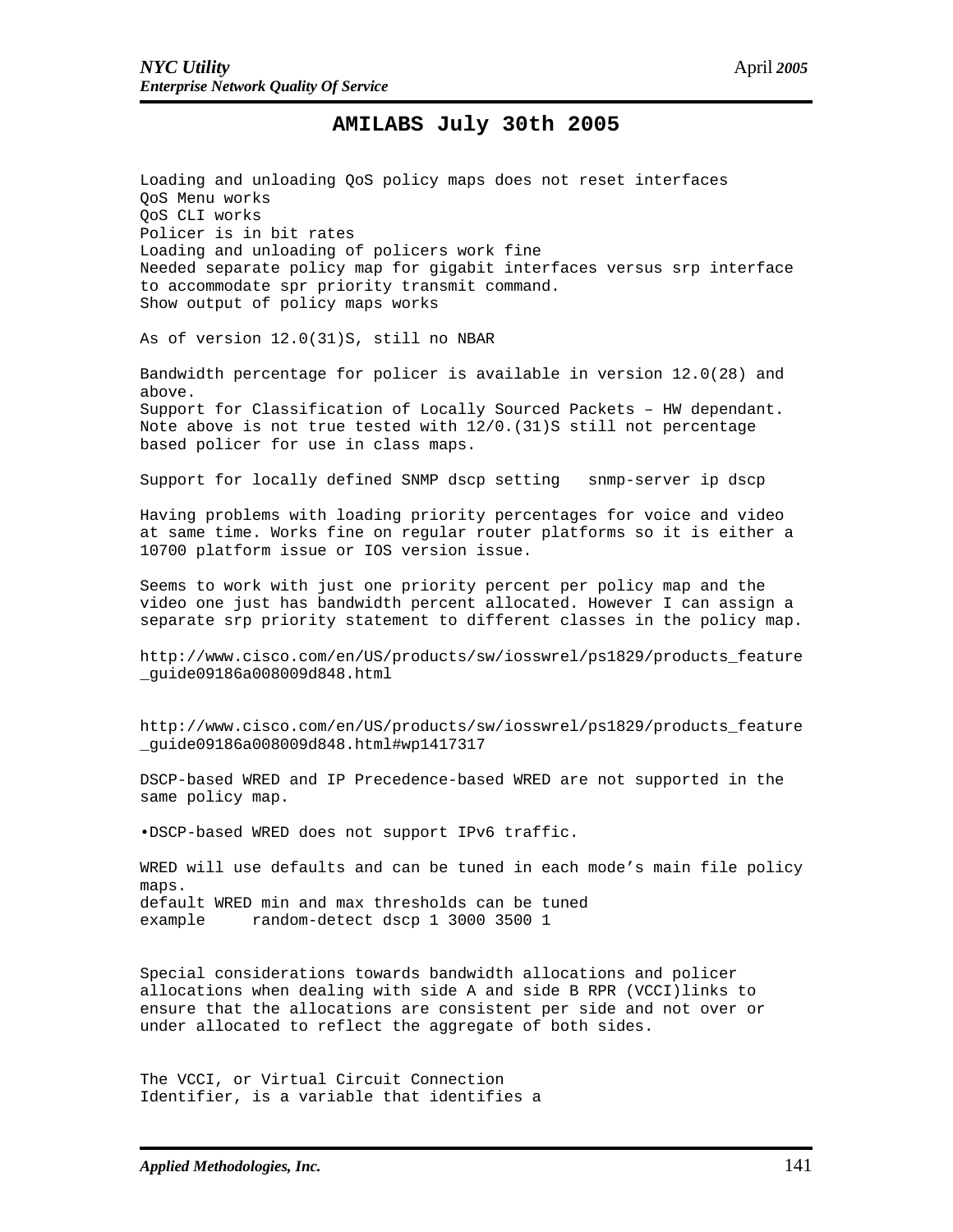# AMILABS July 30th 2005

Loading and unloading QoS policy maps does not reset interfaces
QoS Menu works
QoS CLI works
Policer is in bit rates
Loading and unloading of policers work fine
Needed separate policy map for gigabit interfaces versus srp interface to accommodate spr priority transmit command.
Show output of policy maps works

As of version 12.0(31)S, still no NBAR

Bandwidth percentage for policer is available in version 12.0(28) and above.
Support for Classification of Locally Sourced Packets – HW dependant.
Note above is not true tested with 12/0.(31)S still not percentage based policer for use in class maps.

Support for locally defined SNMP dscp setting   snmp-server ip dscp

Having problems with loading priority percentages for voice and video at same time. Works fine on regular router platforms so it is either a 10700 platform issue or IOS version issue.

Seems to work with just one priority percent per policy map and the video one just has bandwidth percent allocated. However I can assign a separate srp priority statement to different classes in the policy map.

http://www.cisco.com/en/US/products/sw/iosswrel/ps1829/products_feature_guide09186a008009d848.html

http://www.cisco.com/en/US/products/sw/iosswrel/ps1829/products_feature_guide09186a008009d848.html#wp1417317

DSCP-based WRED and IP Precedence-based WRED are not supported in the same policy map.

•DSCP-based WRED does not support IPv6 traffic.

WRED will use defaults and can be tuned in each mode's main file policy maps.
default WRED min and max thresholds can be tuned
example     random-detect dscp 1 3000 3500 1

Special considerations towards bandwidth allocations and policer allocations when dealing with side A and side B RPR (VCCI)links to ensure that the allocations are consistent per side and not over or under allocated to reflect the aggregate of both sides.

The VCCI, or Virtual Circuit Connection Identifier, is a variable that identifies a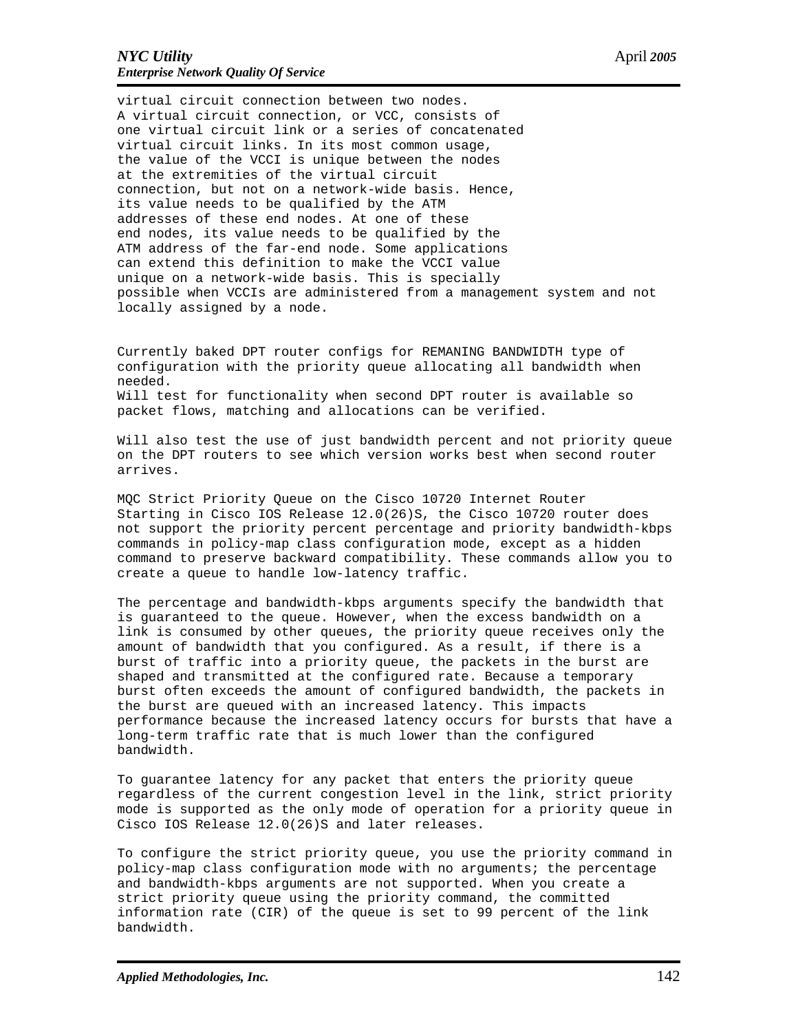virtual circuit connection between two nodes.
A virtual circuit connection, or VCC, consists of
one virtual circuit link or a series of concatenated
virtual circuit links. In its most common usage,
the value of the VCCI is unique between the nodes
at the extremities of the virtual circuit
connection, but not on a network-wide basis. Hence,
its value needs to be qualified by the ATM
addresses of these end nodes. At one of these
end nodes, its value needs to be qualified by the
ATM address of the far-end node. Some applications
can extend this definition to make the VCCI value
unique on a network-wide basis. This is specially
possible when VCCIs are administered from a management system and not
locally assigned by a node.

Currently baked DPT router configs for REMANING BANDWIDTH type of configuration with the priority queue allocating all bandwidth when needed.
Will test for functionality when second DPT router is available so packet flows, matching and allocations can be verified.

Will also test the use of just bandwidth percent and not priority queue on the DPT routers to see which version works best when second router arrives.

MQC Strict Priority Queue on the Cisco 10720 Internet Router
Starting in Cisco IOS Release 12.0(26)S, the Cisco 10720 router does not support the priority percent percentage and priority bandwidth-kbps commands in policy-map class configuration mode, except as a hidden command to preserve backward compatibility. These commands allow you to create a queue to handle low-latency traffic.

The percentage and bandwidth-kbps arguments specify the bandwidth that is guaranteed to the queue. However, when the excess bandwidth on a link is consumed by other queues, the priority queue receives only the amount of bandwidth that you configured. As a result, if there is a burst of traffic into a priority queue, the packets in the burst are shaped and transmitted at the configured rate. Because a temporary burst often exceeds the amount of configured bandwidth, the packets in the burst are queued with an increased latency. This impacts performance because the increased latency occurs for bursts that have a long-term traffic rate that is much lower than the configured bandwidth.

To guarantee latency for any packet that enters the priority queue regardless of the current congestion level in the link, strict priority mode is supported as the only mode of operation for a priority queue in Cisco IOS Release 12.0(26)S and later releases.

To configure the strict priority queue, you use the priority command in policy-map class configuration mode with no arguments; the percentage and bandwidth-kbps arguments are not supported. When you create a strict priority queue using the priority command, the committed information rate (CIR) of the queue is set to 99 percent of the link bandwidth.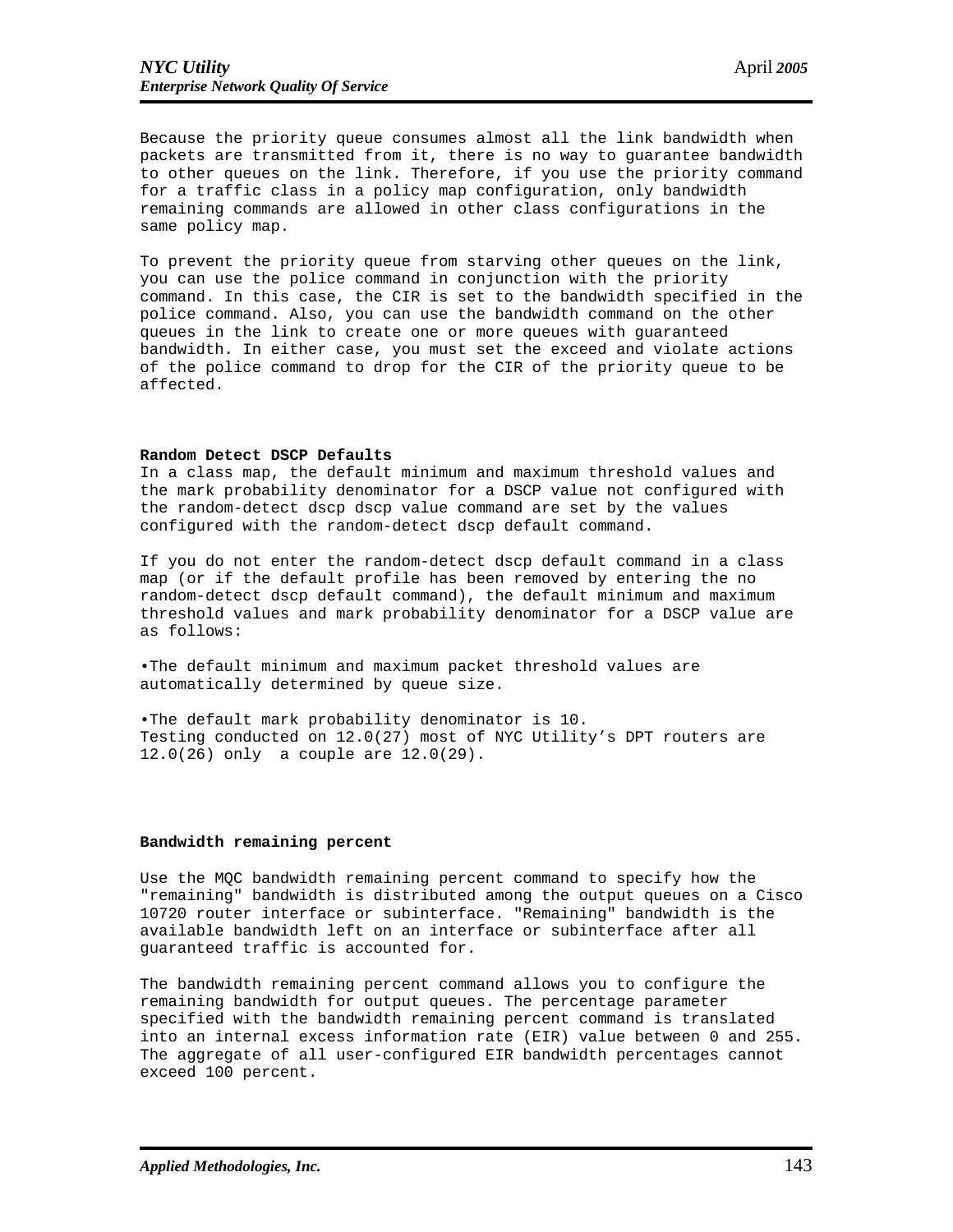Because the priority queue consumes almost all the link bandwidth when packets are transmitted from it, there is no way to guarantee bandwidth to other queues on the link. Therefore, if you use the priority command for a traffic class in a policy map configuration, only bandwidth remaining commands are allowed in other class configurations in the same policy map.

To prevent the priority queue from starving other queues on the link, you can use the police command in conjunction with the priority command. In this case, the CIR is set to the bandwidth specified in the police command. Also, you can use the bandwidth command on the other queues in the link to create one or more queues with guaranteed bandwidth. In either case, you must set the exceed and violate actions of the police command to drop for the CIR of the priority queue to be affected.

**Random Detect DSCP Defaults**

In a class map, the default minimum and maximum threshold values and the mark probability denominator for a DSCP value not configured with the random-detect dscp dscp value command are set by the values configured with the random-detect dscp default command.

If you do not enter the random-detect dscp default command in a class map (or if the default profile has been removed by entering the no random-detect dscp default command), the default minimum and maximum threshold values and mark probability denominator for a DSCP value are as follows:

- The default minimum and maximum packet threshold values are automatically determined by queue size.

- The default mark probability denominator is 10.

Testing conducted on 12.0(27) most of NYC Utility’s DPT routers are 12.0(26) only a couple are 12.0(29).

**Bandwidth remaining percent**

Use the MQC bandwidth remaining percent command to specify how the "remaining" bandwidth is distributed among the output queues on a Cisco 10720 router interface or subinterface. "Remaining" bandwidth is the available bandwidth left on an interface or subinterface after all guaranteed traffic is accounted for.

The bandwidth remaining percent command allows you to configure the remaining bandwidth for output queues. The percentage parameter specified with the bandwidth remaining percent command is translated into an internal excess information rate (EIR) value between 0 and 255. The aggregate of all user-configured EIR bandwidth percentages cannot exceed 100 percent.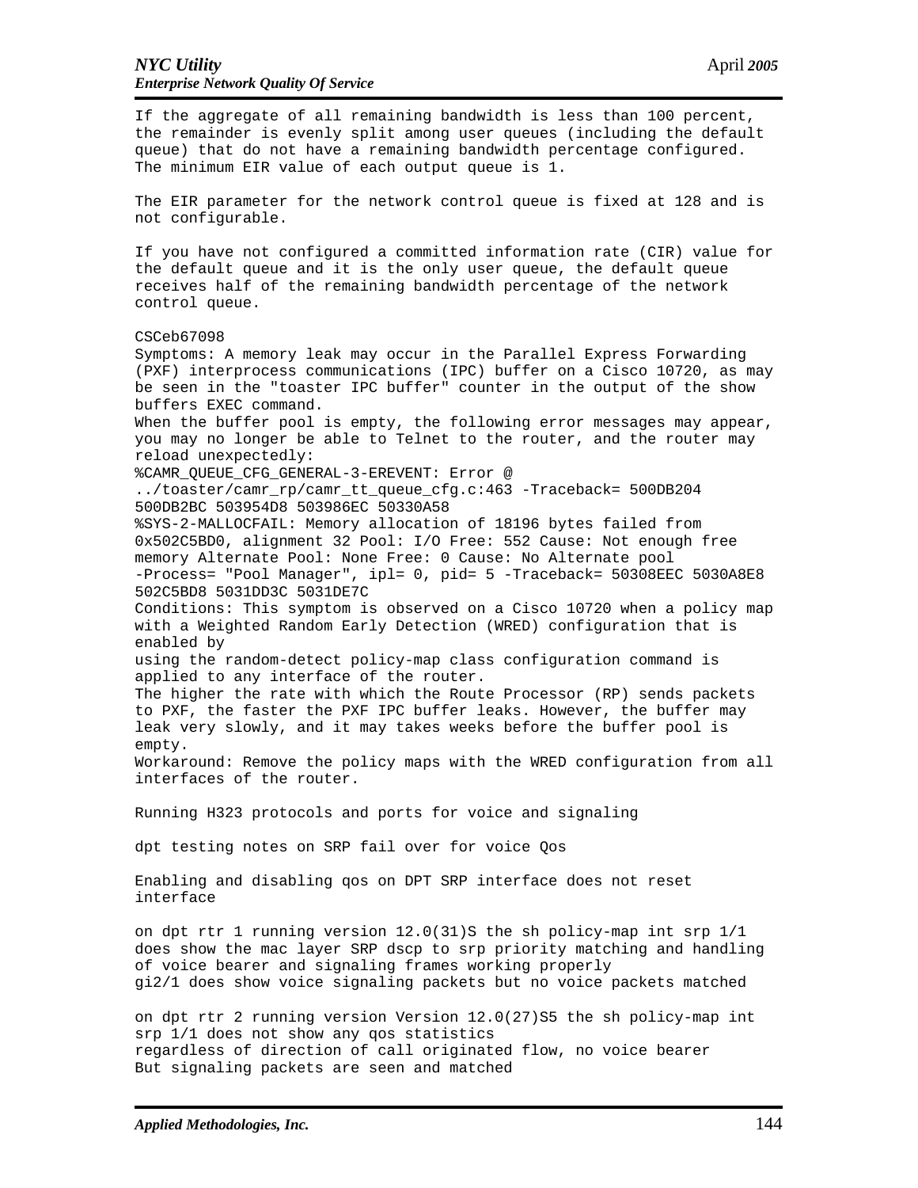If the aggregate of all remaining bandwidth is less than 100 percent, the remainder is evenly split among user queues (including the default queue) that do not have a remaining bandwidth percentage configured. The minimum EIR value of each output queue is 1.

The EIR parameter for the network control queue is fixed at 128 and is not configurable.

If you have not configured a committed information rate (CIR) value for the default queue and it is the only user queue, the default queue receives half of the remaining bandwidth percentage of the network control queue.

CSCeb67098
Symptoms: A memory leak may occur in the Parallel Express Forwarding (PXF) interprocess communications (IPC) buffer on a Cisco 10720, as may be seen in the "toaster IPC buffer" counter in the output of the show buffers EXEC command.
When the buffer pool is empty, the following error messages may appear, you may no longer be able to Telnet to the router, and the router may reload unexpectedly:

```
%CAMR_QUEUE_CFG_GENERAL-3-EREVENT: Error @
../toaster/camr_rp/camr_tt_queue_cfg.c:463 -Traceback= 500DB204
500DB2BC 503954D8 503986EC 50330A58
%SYS-2-MALLOCFAIL: Memory allocation of 18196 bytes failed from
0x502C5BD0, alignment 32 Pool: I/O Free: 552 Cause: Not enough free
memory Alternate Pool: None Free: 0 Cause: No Alternate pool
-Process= "Pool Manager", ipl= 0, pid= 5 -Traceback= 50308EEC 5030A8E8
502C5BD8 5031DD3C 5031DE7C
```

Conditions: This symptom is observed on a Cisco 10720 when a policy map with a Weighted Random Early Detection (WRED) configuration that is enabled by
using the random-detect policy-map class configuration command is applied to any interface of the router.
The higher the rate with which the Route Processor (RP) sends packets to PXF, the faster the PXF IPC buffer leaks. However, the buffer may leak very slowly, and it may takes weeks before the buffer pool is empty.
Workaround: Remove the policy maps with the WRED configuration from all interfaces of the router.

Running H323 protocols and ports for voice and signaling

dpt testing notes on SRP fail over for voice Qos

Enabling and disabling qos on DPT SRP interface does not reset interface

on dpt rtr 1 running version 12.0(31)S the sh policy-map int srp 1/1 does show the mac layer SRP dscp to srp priority matching and handling of voice bearer and signaling frames working properly
gi2/1 does show voice signaling packets but no voice packets matched

on dpt rtr 2 running version Version 12.0(27)S5 the sh policy-map int srp 1/1 does not show any qos statistics
regardless of direction of call originated flow, no voice bearer
But signaling packets are seen and matched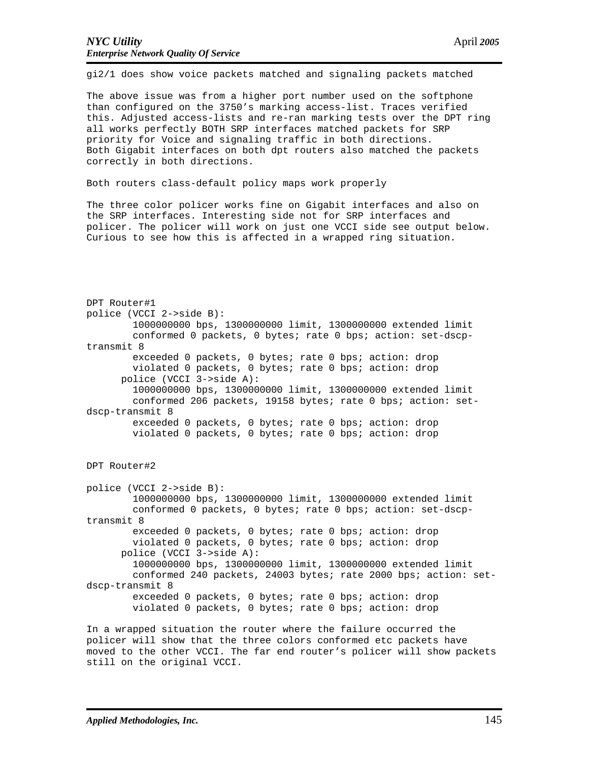gi2/1 does show voice packets matched and signaling packets matched

The above issue was from a higher port number used on the softphone than configured on the 3750's marking access-list. Traces verified this. Adjusted access-lists and re-ran marking tests over the DPT ring all works perfectly BOTH SRP interfaces matched packets for SRP priority for Voice and signaling traffic in both directions. Both Gigabit interfaces on both dpt routers also matched the packets correctly in both directions.

Both routers class-default policy maps work properly

The three color policer works fine on Gigabit interfaces and also on the SRP interfaces. Interesting side not for SRP interfaces and policer. The policer will work on just one VCCI side see output below. Curious to see how this is affected in a wrapped ring situation.

```
DPT Router#1
police (VCCI 2->side B):
        1000000000 bps, 1300000000 limit, 1300000000 extended limit
        conformed 0 packets, 0 bytes; rate 0 bps; action: set-dscp-
transmit 8
        exceeded 0 packets, 0 bytes; rate 0 bps; action: drop
        violated 0 packets, 0 bytes; rate 0 bps; action: drop
      police (VCCI 3->side A):
        1000000000 bps, 1300000000 limit, 1300000000 extended limit
        conformed 206 packets, 19158 bytes; rate 0 bps; action: set-
dscp-transmit 8
        exceeded 0 packets, 0 bytes; rate 0 bps; action: drop
        violated 0 packets, 0 bytes; rate 0 bps; action: drop


DPT Router#2

police (VCCI 2->side B):
        1000000000 bps, 1300000000 limit, 1300000000 extended limit
        conformed 0 packets, 0 bytes; rate 0 bps; action: set-dscp-
transmit 8
        exceeded 0 packets, 0 bytes; rate 0 bps; action: drop
        violated 0 packets, 0 bytes; rate 0 bps; action: drop
      police (VCCI 3->side A):
        1000000000 bps, 1300000000 limit, 1300000000 extended limit
        conformed 240 packets, 24003 bytes; rate 2000 bps; action: set-
dscp-transmit 8
        exceeded 0 packets, 0 bytes; rate 0 bps; action: drop
        violated 0 packets, 0 bytes; rate 0 bps; action: drop
```

In a wrapped situation the router where the failure occurred the policer will show that the three colors conformed etc packets have moved to the other VCCI. The far end router's policer will show packets still on the original VCCI.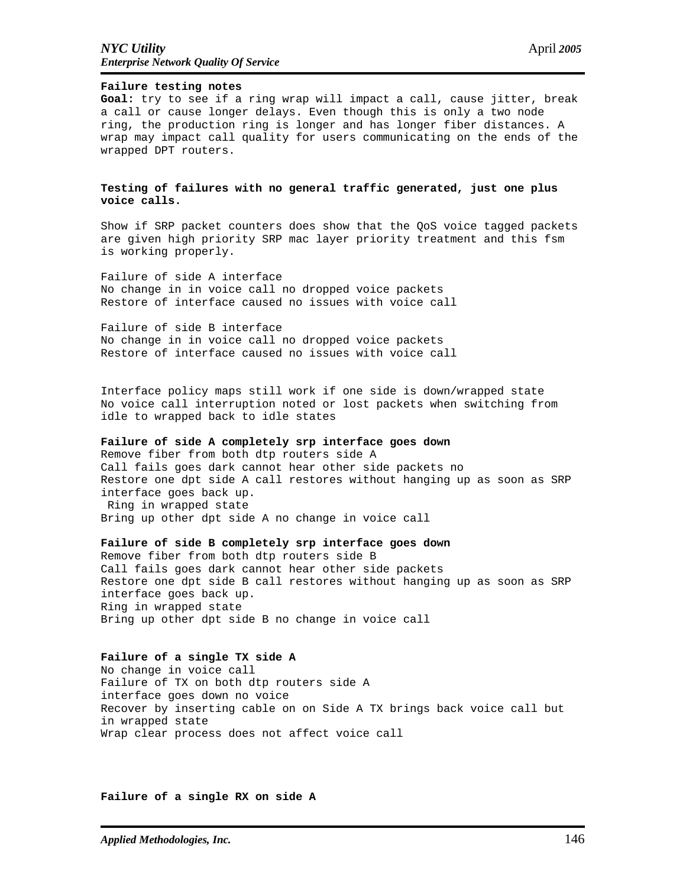**Failure testing notes**

**Goal:** try to see if a ring wrap will impact a call, cause jitter, break a call or cause longer delays. Even though this is only a two node ring, the production ring is longer and has longer fiber distances. A wrap may impact call quality for users communicating on the ends of the wrapped DPT routers.

**Testing of failures with no general traffic generated, just one plus voice calls.**

Show if SRP packet counters does show that the QoS voice tagged packets are given high priority SRP mac layer priority treatment and this fsm is working properly.

Failure of side A interface
No change in in voice call no dropped voice packets
Restore of interface caused no issues with voice call

Failure of side B interface
No change in in voice call no dropped voice packets
Restore of interface caused no issues with voice call

Interface policy maps still work if one side is down/wrapped state
No voice call interruption noted or lost packets when switching from idle to wrapped back to idle states

**Failure of side A completely srp interface goes down**
Remove fiber from both dtp routers side A
Call fails goes dark cannot hear other side packets no
Restore one dpt side A call restores without hanging up as soon as SRP interface goes back up.
Ring in wrapped state
Bring up other dpt side A no change in voice call

**Failure of side B completely srp interface goes down**
Remove fiber from both dtp routers side B
Call fails goes dark cannot hear other side packets
Restore one dpt side B call restores without hanging up as soon as SRP interface goes back up.
Ring in wrapped state
Bring up other dpt side B no change in voice call

**Failure of a single TX side A**
No change in voice call
Failure of TX on both dtp routers side A
interface goes down no voice
Recover by inserting cable on on Side A TX brings back voice call but in wrapped state
Wrap clear process does not affect voice call

**Failure of a single RX on side A**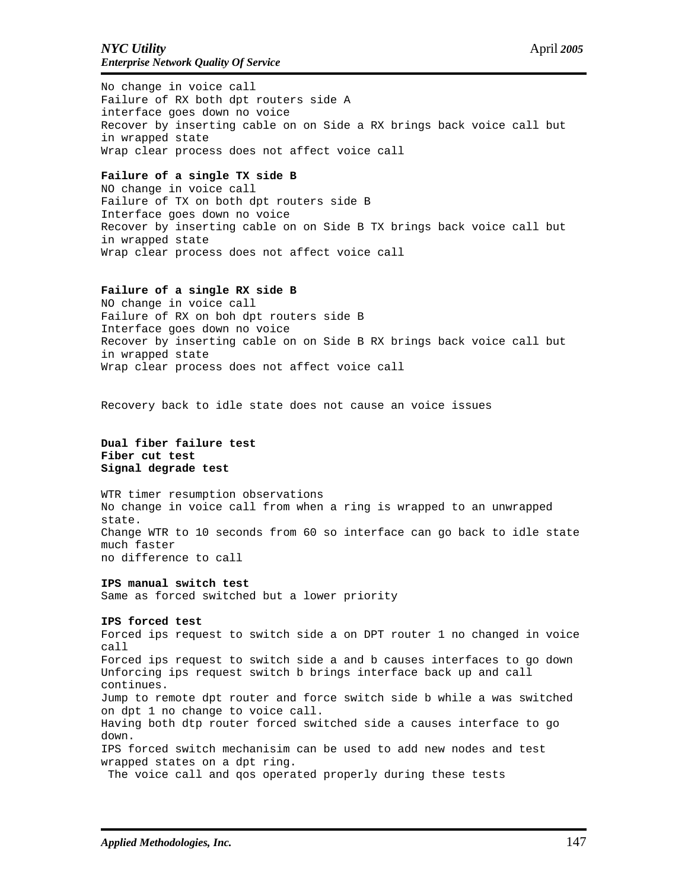No change in voice call
Failure of RX both dpt routers side A
interface goes down no voice
Recover by inserting cable on on Side a RX brings back voice call but in wrapped state
Wrap clear process does not affect voice call

**Failure of a single TX side B**
NO change in voice call
Failure of TX on both dpt routers side B
Interface goes down no voice
Recover by inserting cable on on Side B TX brings back voice call but in wrapped state
Wrap clear process does not affect voice call

**Failure of a single RX side B**
NO change in voice call
Failure of RX on boh dpt routers side B
Interface goes down no voice
Recover by inserting cable on on Side B RX brings back voice call but in wrapped state
Wrap clear process does not affect voice call

Recovery back to idle state does not cause an voice issues

**Dual fiber failure test**
**Fiber cut test**
**Signal degrade test**

WTR timer resumption observations
No change in voice call from when a ring is wrapped to an unwrapped state.
Change WTR to 10 seconds from 60 so interface can go back to idle state much faster
no difference to call

**IPS manual switch test**
Same as forced switched but a lower priority

**IPS forced test**
Forced ips request to switch side a on DPT router 1 no changed in voice call
Forced ips request to switch side a and b causes interfaces to go down
Unforcing ips request switch b brings interface back up and call continues.
Jump to remote dpt router and force switch side b while a was switched on dpt 1 no change to voice call.
Having both dtp router forced switched side a causes interface to go down.
IPS forced switch mechanisim can be used to add new nodes and test wrapped states on a dpt ring.
The voice call and qos operated properly during these tests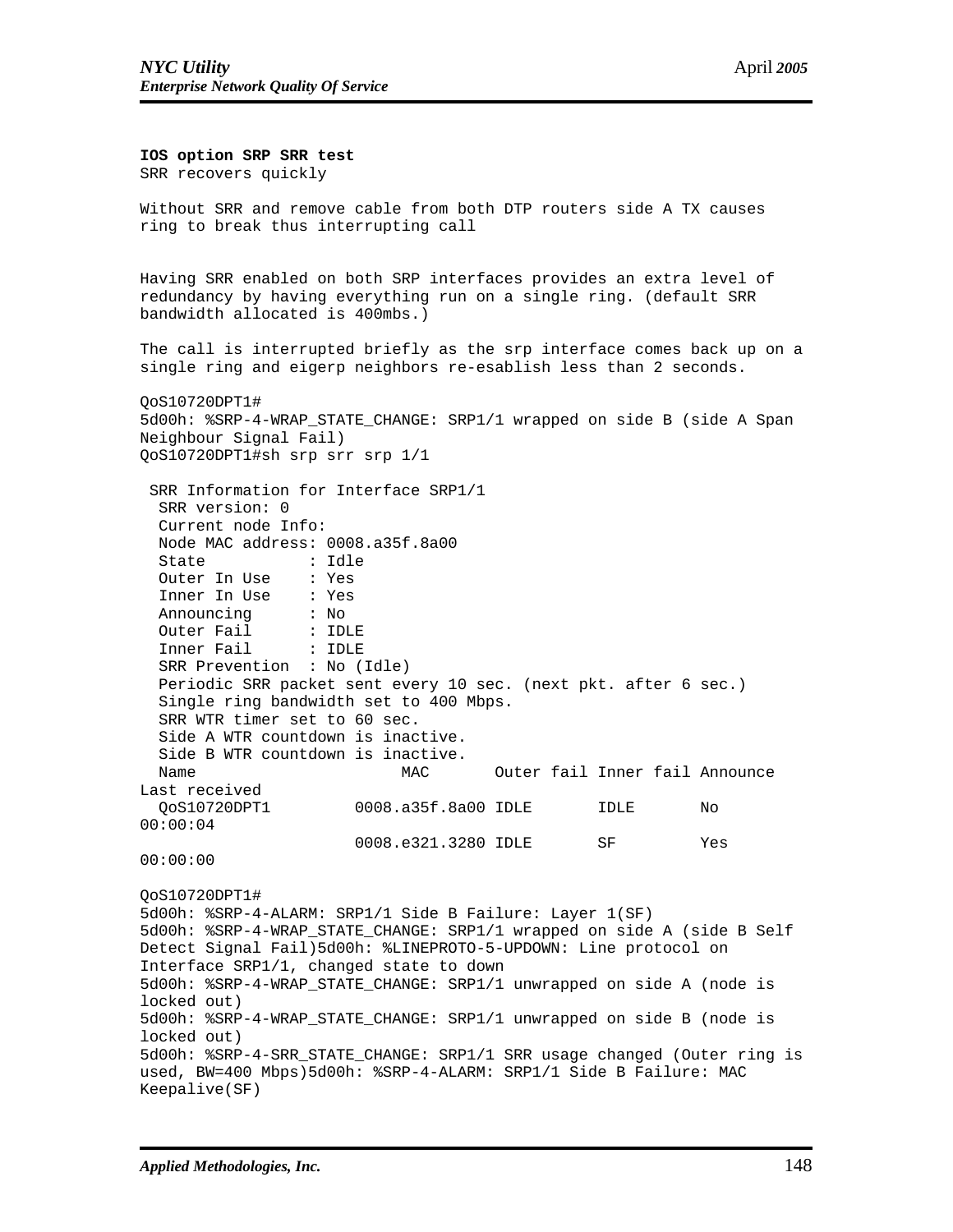**IOS option SRP SRR test**

SRR recovers quickly

Without SRR and remove cable from both DTP routers side A TX causes ring to break thus interrupting call

Having SRR enabled on both SRP interfaces provides an extra level of redundancy by having everything run on a single ring. (default SRR bandwidth allocated is 400mbs.)

The call is interrupted briefly as the srp interface comes back up on a single ring and eigerp neighbors re-esablish less than 2 seconds.

```
QoS10720DPT1#
5d00h: %SRP-4-WRAP_STATE_CHANGE: SRP1/1 wrapped on side B (side A Span
Neighbour Signal Fail)
QoS10720DPT1#sh srp srr srp 1/1

 SRR Information for Interface SRP1/1
  SRR version: 0
  Current node Info:
  Node MAC address: 0008.a35f.8a00
  State           : Idle
  Outer In Use    : Yes
  Inner In Use    : Yes
  Announcing      : No
  Outer Fail      : IDLE
  Inner Fail      : IDLE
  SRR Prevention  : No (Idle)
  Periodic SRR packet sent every 10 sec. (next pkt. after 6 sec.)
  Single ring bandwidth set to 400 Mbps.
  SRR WTR timer set to 60 sec.
  Side A WTR countdown is inactive.
  Side B WTR countdown is inactive.
  Name                    MAC       Outer fail Inner fail Announce
Last received
  QoS10720DPT1         0008.a35f.8a00 IDLE       IDLE       No
00:00:04
                       0008.e321.3280 IDLE       SF         Yes
00:00:00

QoS10720DPT1#
5d00h: %SRP-4-ALARM: SRP1/1 Side B Failure: Layer 1(SF)
5d00h: %SRP-4-WRAP_STATE_CHANGE: SRP1/1 wrapped on side A (side B Self
Detect Signal Fail)5d00h: %LINEPROTO-5-UPDOWN: Line protocol on
Interface SRP1/1, changed state to down
5d00h: %SRP-4-WRAP_STATE_CHANGE: SRP1/1 unwrapped on side A (node is
locked out)
5d00h: %SRP-4-WRAP_STATE_CHANGE: SRP1/1 unwrapped on side B (node is
locked out)
5d00h: %SRP-4-SRR_STATE_CHANGE: SRP1/1 SRR usage changed (Outer ring is
used, BW=400 Mbps)5d00h: %SRP-4-ALARM: SRP1/1 Side B Failure: MAC
Keepalive(SF)
```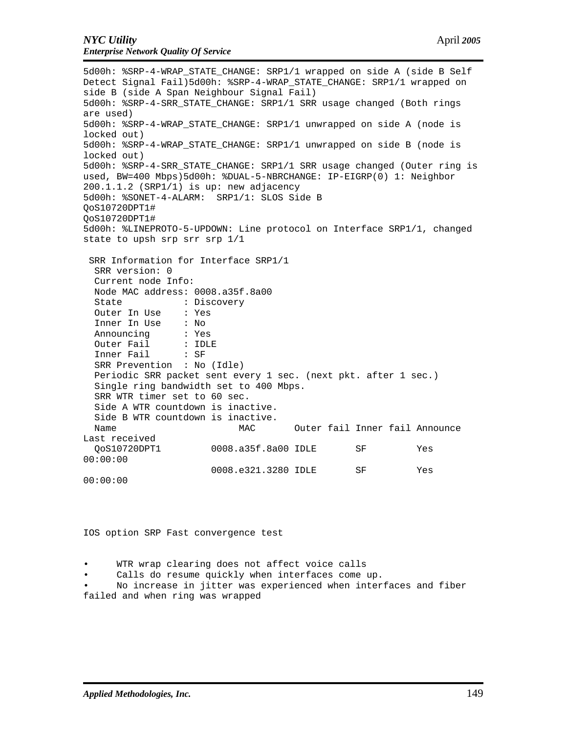```
5d00h: %SRP-4-WRAP_STATE_CHANGE: SRP1/1 wrapped on side A (side B Self
Detect Signal Fail)5d00h: %SRP-4-WRAP_STATE_CHANGE: SRP1/1 wrapped on
side B (side A Span Neighbour Signal Fail)
5d00h: %SRP-4-SRR_STATE_CHANGE: SRP1/1 SRR usage changed (Both rings
are used)
5d00h: %SRP-4-WRAP_STATE_CHANGE: SRP1/1 unwrapped on side A (node is
locked out)
5d00h: %SRP-4-WRAP_STATE_CHANGE: SRP1/1 unwrapped on side B (node is
locked out)
5d00h: %SRP-4-SRR_STATE_CHANGE: SRP1/1 SRR usage changed (Outer ring is
used, BW=400 Mbps)5d00h: %DUAL-5-NBRCHANGE: IP-EIGRP(0) 1: Neighbor
200.1.1.2 (SRP1/1) is up: new adjacency
5d00h: %SONET-4-ALARM:  SRP1/1: SLOS Side B
QoS10720DPT1#
QoS10720DPT1#
5d00h: %LINEPROTO-5-UPDOWN: Line protocol on Interface SRP1/1, changed
state to upsh srp srr srp 1/1

 SRR Information for Interface SRP1/1
  SRR version: 0
  Current node Info:
  Node MAC address: 0008.a35f.8a00
  State          : Discovery
  Outer In Use   : Yes
  Inner In Use   : No
  Announcing     : Yes
  Outer Fail     : IDLE
  Inner Fail     : SF
  SRR Prevention  : No (Idle)
  Periodic SRR packet sent every 1 sec. (next pkt. after 1 sec.)
  Single ring bandwidth set to 400 Mbps.
  SRR WTR timer set to 60 sec.
  Side A WTR countdown is inactive.
  Side B WTR countdown is inactive.
  Name                    MAC       Outer fail Inner fail Announce
Last received
  QoS10720DPT1        0008.a35f.8a00 IDLE       SF         Yes
00:00:00
                      0008.e321.3280 IDLE       SF         Yes
00:00:00
```

IOS option SRP Fast convergence test

- WTR wrap clearing does not affect voice calls
- Calls do resume quickly when interfaces come up.
- No increase in jitter was experienced when interfaces and fiber failed and when ring was wrapped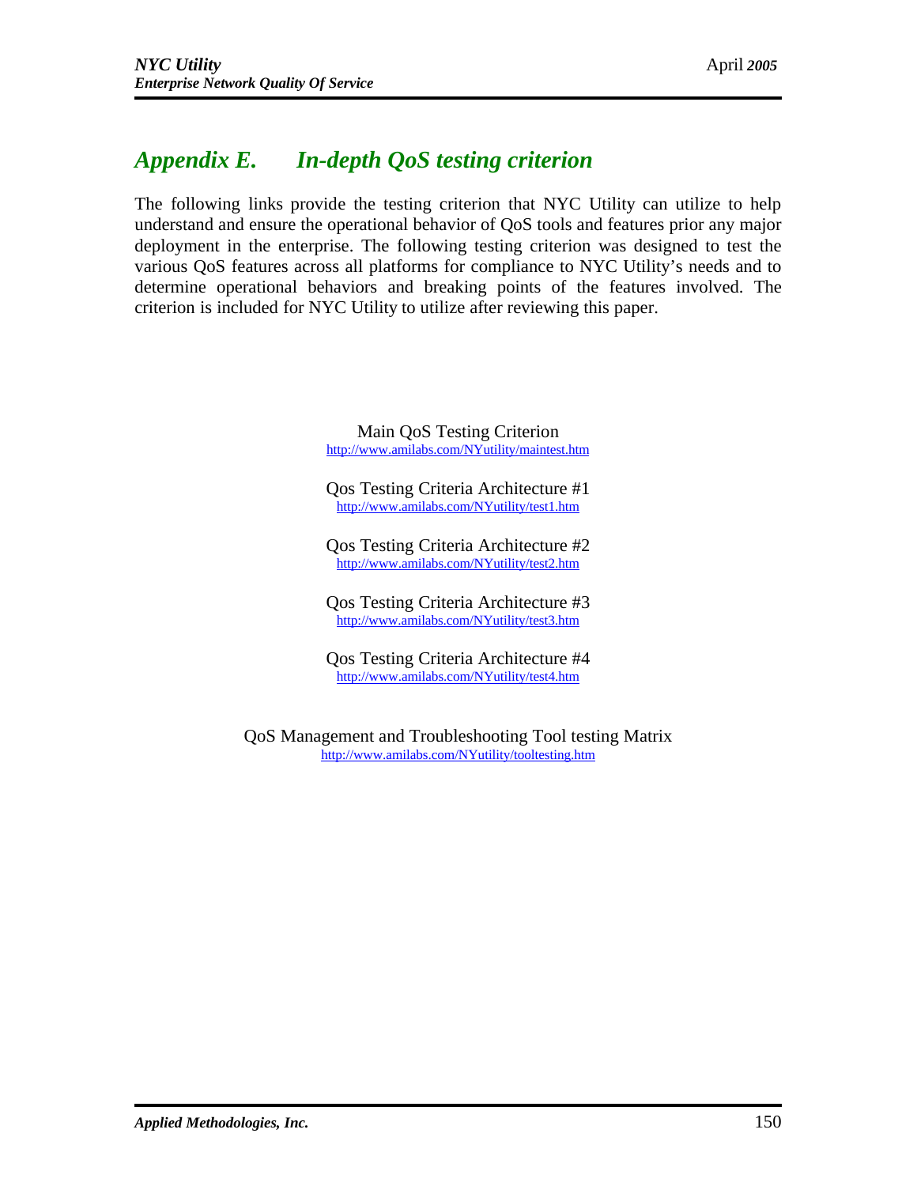# *Appendix E. In-depth QoS testing criterion*

The following links provide the testing criterion that NYC Utility can utilize to help understand and ensure the operational behavior of QoS tools and features prior any major deployment in the enterprise. The following testing criterion was designed to test the various QoS features across all platforms for compliance to NYC Utility's needs and to determine operational behaviors and breaking points of the features involved. The criterion is included for NYC Utility to utilize after reviewing this paper.

Main QoS Testing Criterion
http://www.amilabs.com/NYutility/maintest.htm

Qos Testing Criteria Architecture #1
http://www.amilabs.com/NYutility/test1.htm

Qos Testing Criteria Architecture #2
http://www.amilabs.com/NYutility/test2.htm

Qos Testing Criteria Architecture #3
http://www.amilabs.com/NYutility/test3.htm

Qos Testing Criteria Architecture #4
http://www.amilabs.com/NYutility/test4.htm

QoS Management and Troubleshooting Tool testing Matrix
http://www.amilabs.com/NYutility/tooltesting.htm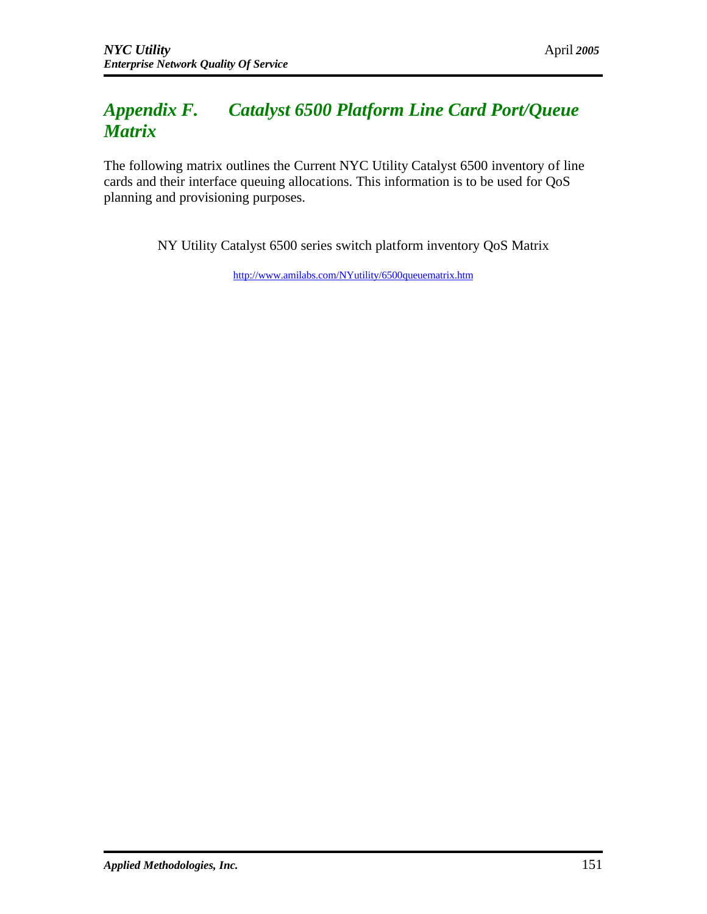# *Appendix F. Catalyst 6500 Platform Line Card Port/Queue Matrix*

The following matrix outlines the Current NYC Utility Catalyst 6500 inventory of line cards and their interface queuing allocations. This information is to be used for QoS planning and provisioning purposes.

NY Utility Catalyst 6500 series switch platform inventory QoS Matrix

http://www.amilabs.com/NYutility/6500queuematrix.htm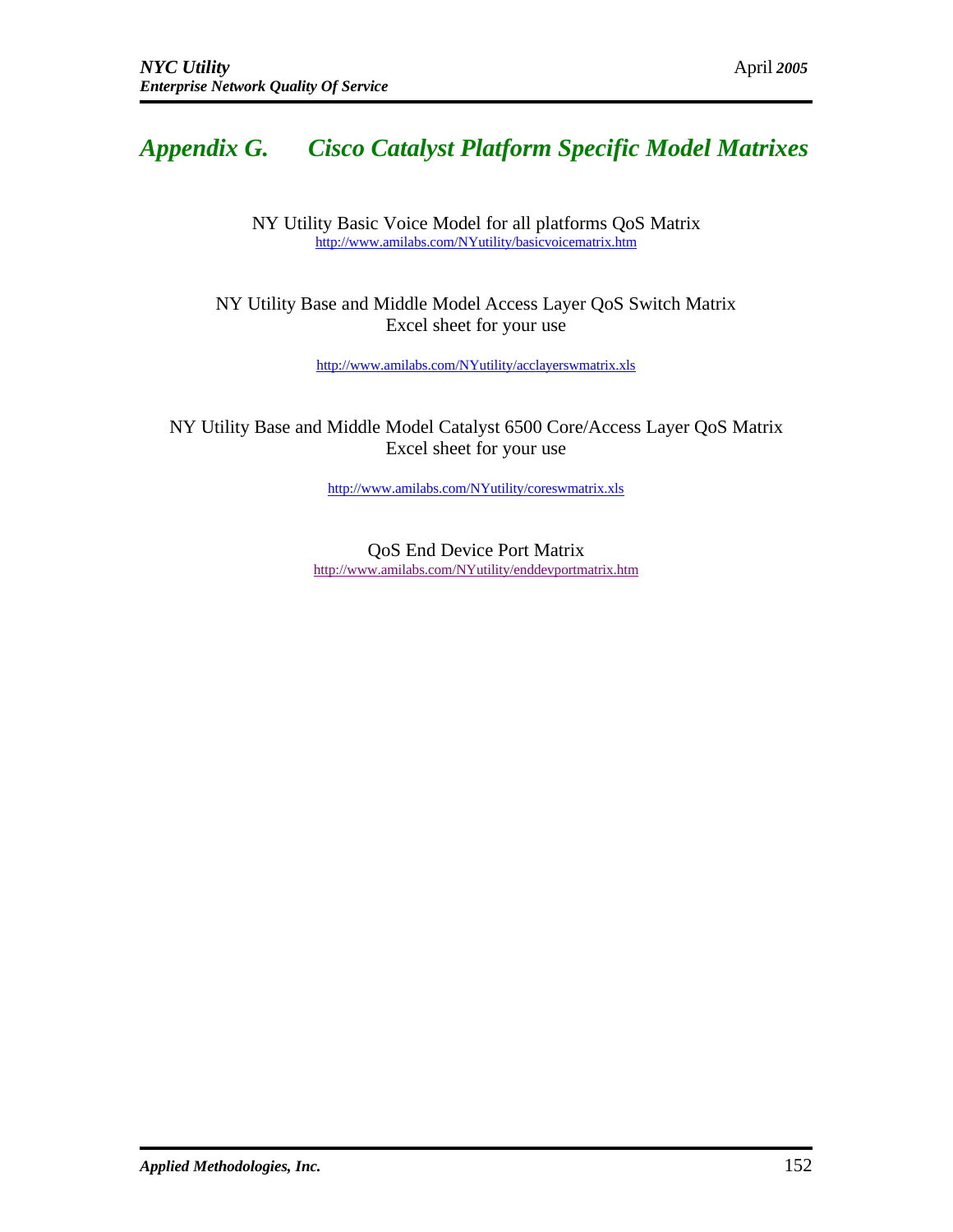# Appendix G. Cisco Catalyst Platform Specific Model Matrixes

NY Utility Basic Voice Model for all platforms QoS Matrix
http://www.amilabs.com/NYutility/basicvoicematrix.htm

NY Utility Base and Middle Model Access Layer QoS Switch Matrix
Excel sheet for your use

http://www.amilabs.com/NYutility/acclayerswmatrix.xls

NY Utility Base and Middle Model Catalyst 6500 Core/Access Layer QoS Matrix
Excel sheet for your use

http://www.amilabs.com/NYutility/coreswmatrix.xls

QoS End Device Port Matrix
http://www.amilabs.com/NYutility/enddevportmatrix.htm